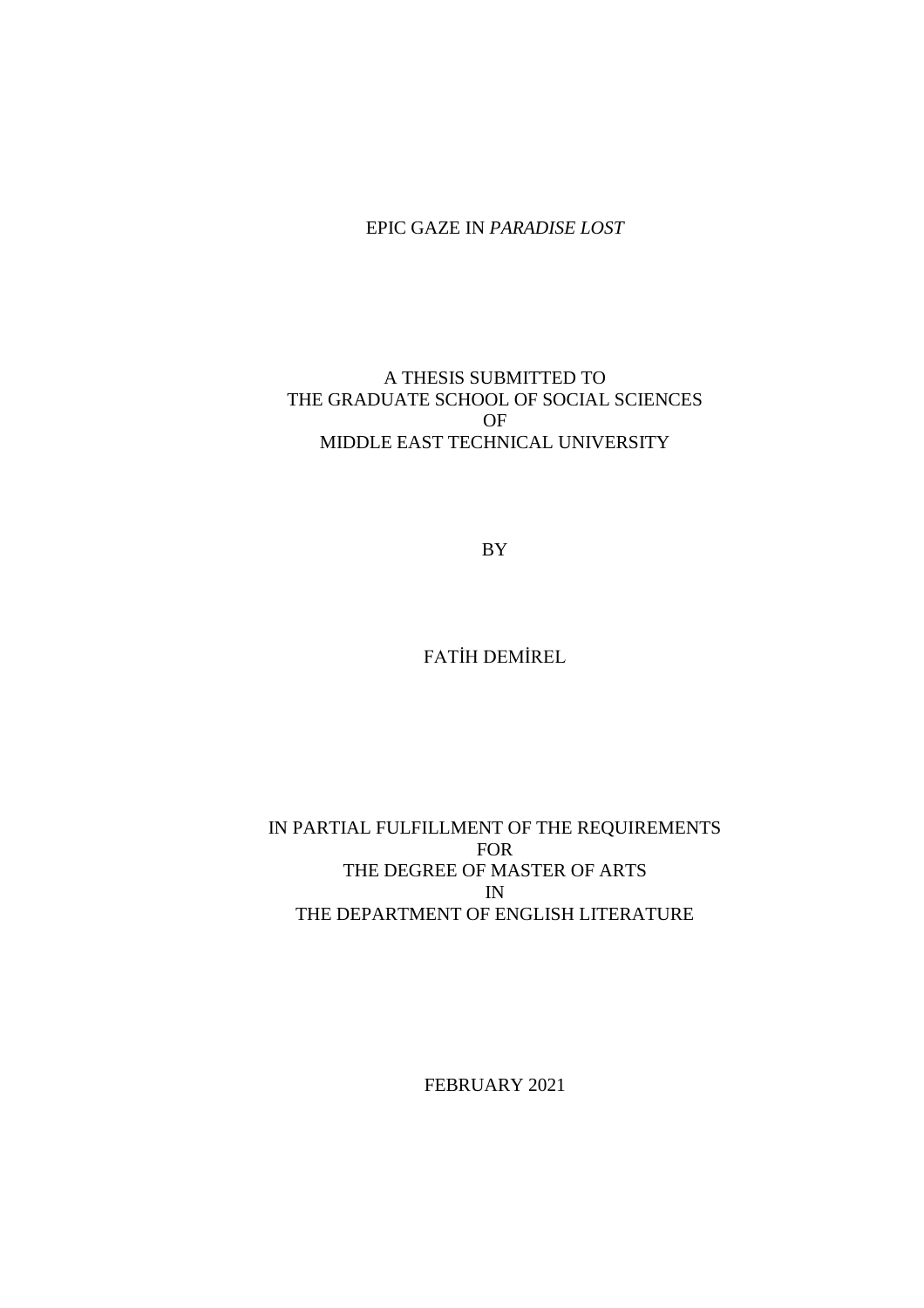# EPIC GAZE IN *PARADISE LOST*

A THESIS SUBMITTED TO
THE GRADUATE SCHOOL OF SOCIAL SCIENCES
OF
MIDDLE EAST TECHNICAL UNIVERSITY

BY

FATİH DEMİREL

IN PARTIAL FULFILLMENT OF THE REQUIREMENTS
FOR
THE DEGREE OF MASTER OF ARTS
IN
THE DEPARTMENT OF ENGLISH LITERATURE

FEBRUARY 2021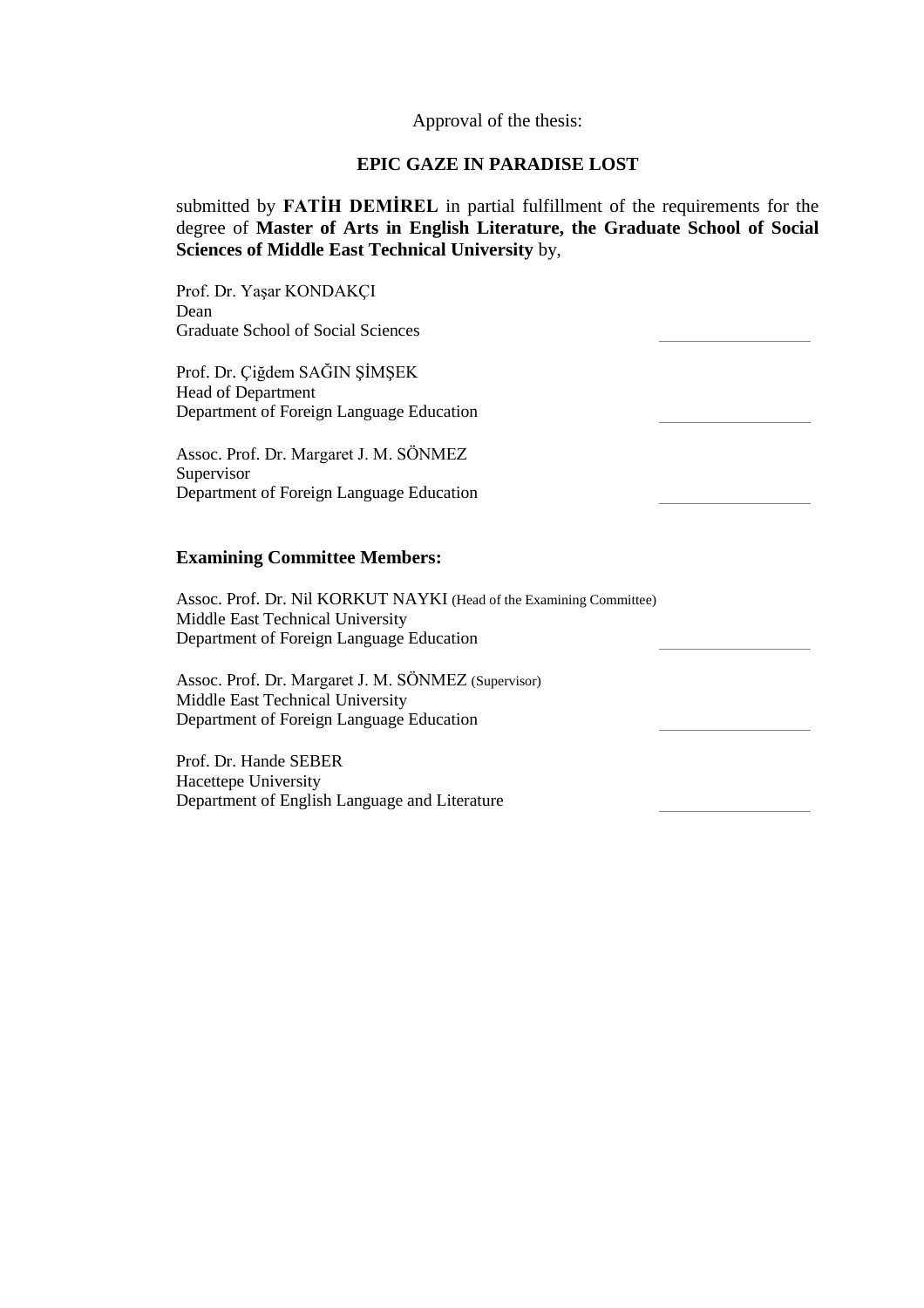Approval of the thesis:

**EPIC GAZE IN PARADISE LOST**

submitted by **FATİH DEMİREL** in partial fulfillment of the requirements for the degree of **Master of Arts in English Literature, the Graduate School of Social Sciences of Middle East Technical University** by,

Prof. Dr. Yaşar KONDAKÇI
Dean
Graduate School of Social Sciences

Prof. Dr. Çiğdem SAĞIN ŞİMŞEK
Head of Department
Department of Foreign Language Education

Assoc. Prof. Dr. Margaret J. M. SÖNMEZ
Supervisor
Department of Foreign Language Education

**Examining Committee Members:**

Assoc. Prof. Dr. Nil KORKUT NAYKI (Head of the Examining Committee)
Middle East Technical University
Department of Foreign Language Education

Assoc. Prof. Dr. Margaret J. M. SÖNMEZ (Supervisor)
Middle East Technical University
Department of Foreign Language Education

Prof. Dr. Hande SEBER
Hacettepe University
Department of English Language and Literature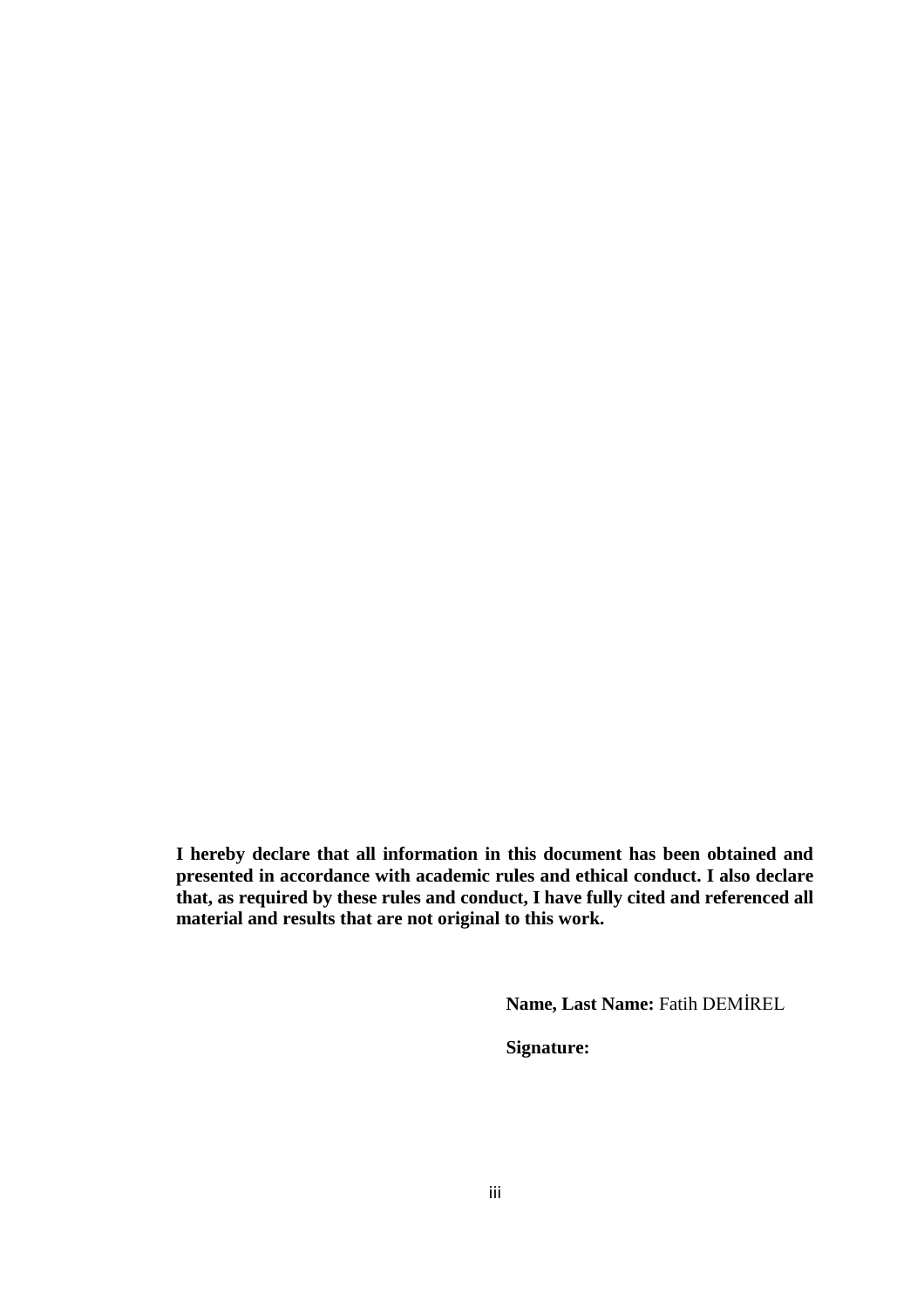**I hereby declare that all information in this document has been obtained and presented in accordance with academic rules and ethical conduct. I also declare that, as required by these rules and conduct, I have fully cited and referenced all material and results that are not original to this work.**

**Name, Last Name:** Fatih DEMİREL

**Signature:**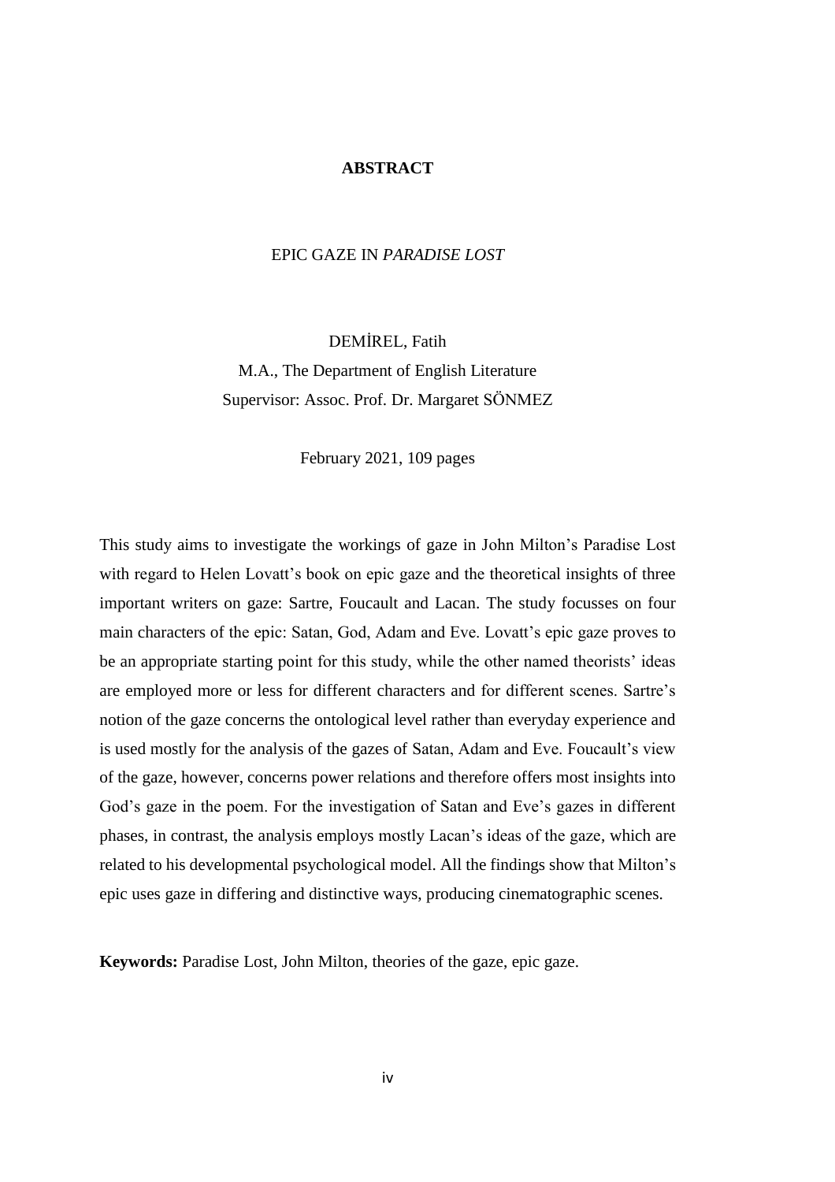# ABSTRACT

EPIC GAZE IN *PARADISE LOST*

DEMİREL, Fatih

M.A., The Department of English Literature

Supervisor: Assoc. Prof. Dr. Margaret SÖNMEZ

February 2021, 109 pages

This study aims to investigate the workings of gaze in John Milton's Paradise Lost with regard to Helen Lovatt's book on epic gaze and the theoretical insights of three important writers on gaze: Sartre, Foucault and Lacan. The study focusses on four main characters of the epic: Satan, God, Adam and Eve. Lovatt's epic gaze proves to be an appropriate starting point for this study, while the other named theorists' ideas are employed more or less for different characters and for different scenes. Sartre's notion of the gaze concerns the ontological level rather than everyday experience and is used mostly for the analysis of the gazes of Satan, Adam and Eve. Foucault's view of the gaze, however, concerns power relations and therefore offers most insights into God's gaze in the poem. For the investigation of Satan and Eve's gazes in different phases, in contrast, the analysis employs mostly Lacan's ideas of the gaze, which are related to his developmental psychological model. All the findings show that Milton's epic uses gaze in differing and distinctive ways, producing cinematographic scenes.

**Keywords:** Paradise Lost, John Milton, theories of the gaze, epic gaze.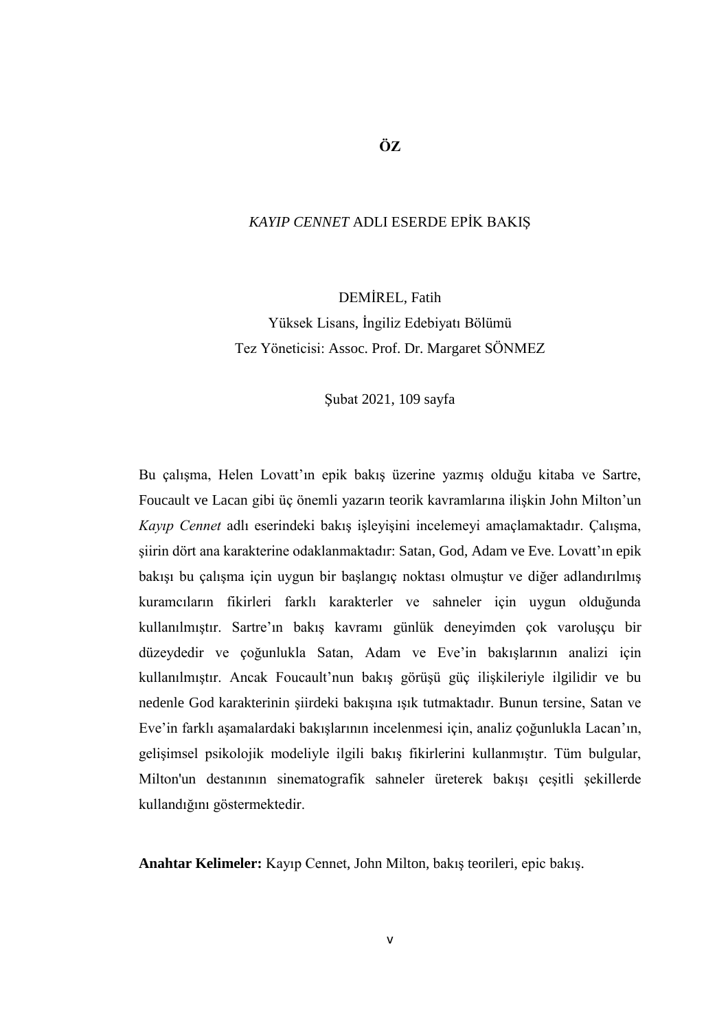# ÖZ

## *KAYIP CENNET* ADLI ESERDE EPİK BAKIŞ

DEMİREL, Fatih
Yüksek Lisans, İngiliz Edebiyatı Bölümü
Tez Yöneticisi: Assoc. Prof. Dr. Margaret SÖNMEZ

Şubat 2021, 109 sayfa

Bu çalışma, Helen Lovatt'ın epik bakış üzerine yazmış olduğu kitaba ve Sartre, Foucault ve Lacan gibi üç önemli yazarın teorik kavramlarına ilişkin John Milton'un *Kayıp Cennet* adlı eserindeki bakış işleyişini incelemeyi amaçlamaktadır. Çalışma, şiirin dört ana karakterine odaklanmaktadır: Satan, God, Adam ve Eve. Lovatt'ın epik bakışı bu çalışma için uygun bir başlangıç noktası olmuştur ve diğer adlandırılmış kuramcıların fikirleri farklı karakterler ve sahneler için uygun olduğunda kullanılmıştır. Sartre'ın bakış kavramı günlük deneyimden çok varoluşçu bir düzeydedir ve çoğunlukla Satan, Adam ve Eve'in bakışlarının analizi için kullanılmıştır. Ancak Foucault'nun bakış görüşü güç ilişkileriyle ilgilidir ve bu nedenle God karakterinin şiirdeki bakışına ışık tutmaktadır. Bunun tersine, Satan ve Eve'in farklı aşamalardaki bakışlarının incelenmesi için, analiz çoğunlukla Lacan'ın, gelişimsel psikolojik modeliyle ilgili bakış fikirlerini kullanmıştır. Tüm bulgular, Milton'un destanının sinematografik sahneler üreterek bakışı çeşitli şekillerde kullandığını göstermektedir.

**Anahtar Kelimeler:** Kayıp Cennet, John Milton, bakış teorileri, epic bakış.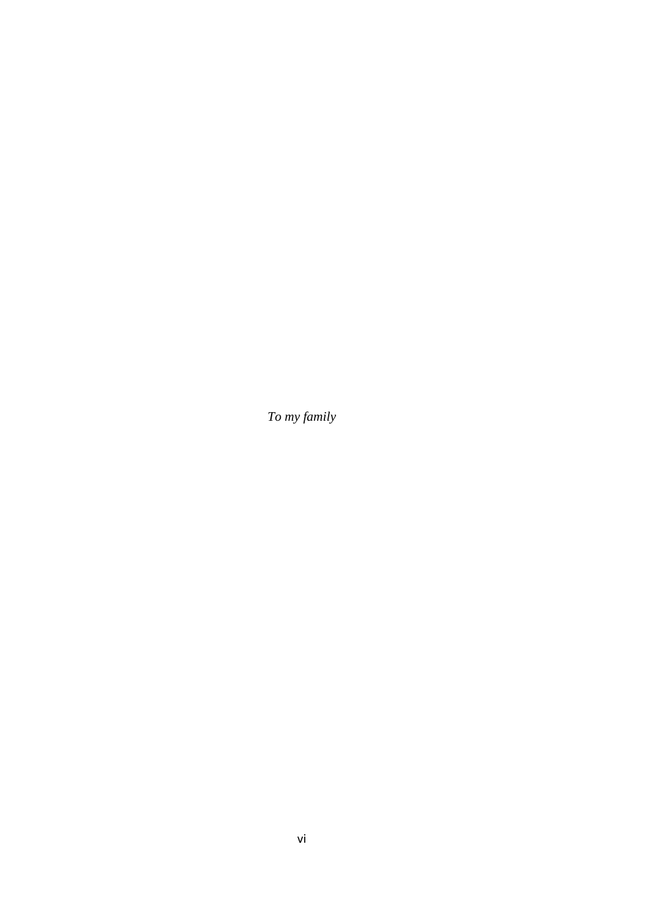*To my family*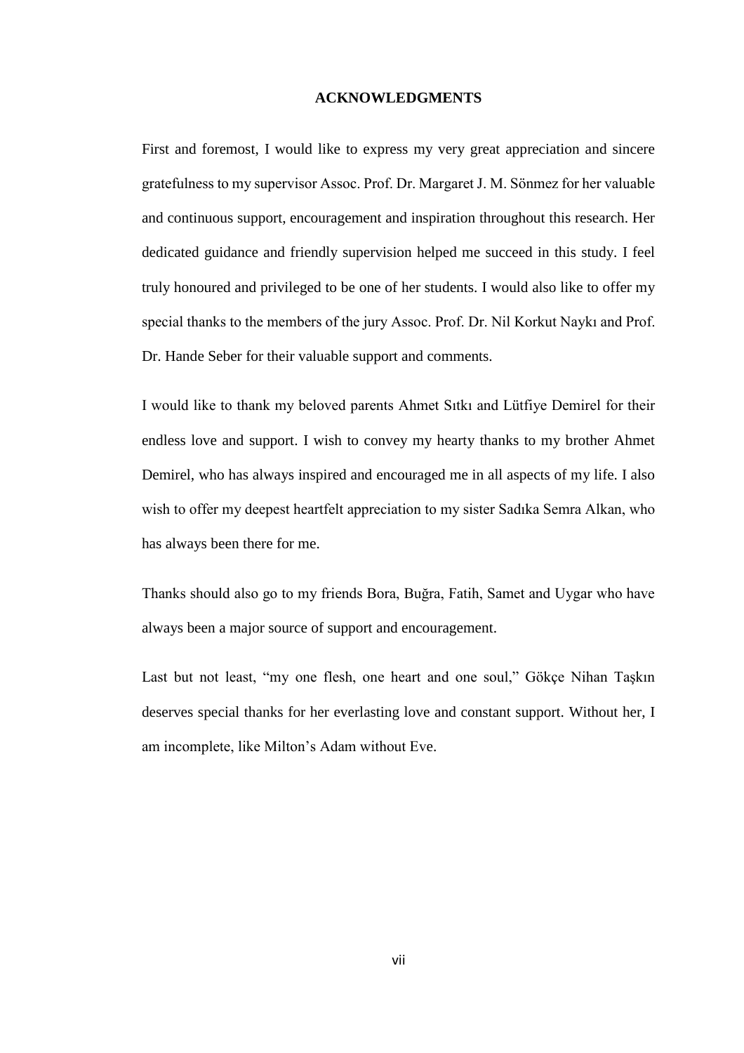# ACKNOWLEDGMENTS

First and foremost, I would like to express my very great appreciation and sincere gratefulness to my supervisor Assoc. Prof. Dr. Margaret J. M. Sönmez for her valuable and continuous support, encouragement and inspiration throughout this research. Her dedicated guidance and friendly supervision helped me succeed in this study. I feel truly honoured and privileged to be one of her students. I would also like to offer my special thanks to the members of the jury Assoc. Prof. Dr. Nil Korkut Naykı and Prof. Dr. Hande Seber for their valuable support and comments.

I would like to thank my beloved parents Ahmet Sıtkı and Lütfiye Demirel for their endless love and support. I wish to convey my hearty thanks to my brother Ahmet Demirel, who has always inspired and encouraged me in all aspects of my life. I also wish to offer my deepest heartfelt appreciation to my sister Sadıka Semra Alkan, who has always been there for me.

Thanks should also go to my friends Bora, Buğra, Fatih, Samet and Uygar who have always been a major source of support and encouragement.

Last but not least, "my one flesh, one heart and one soul," Gökçe Nihan Taşkın deserves special thanks for her everlasting love and constant support. Without her, I am incomplete, like Milton's Adam without Eve.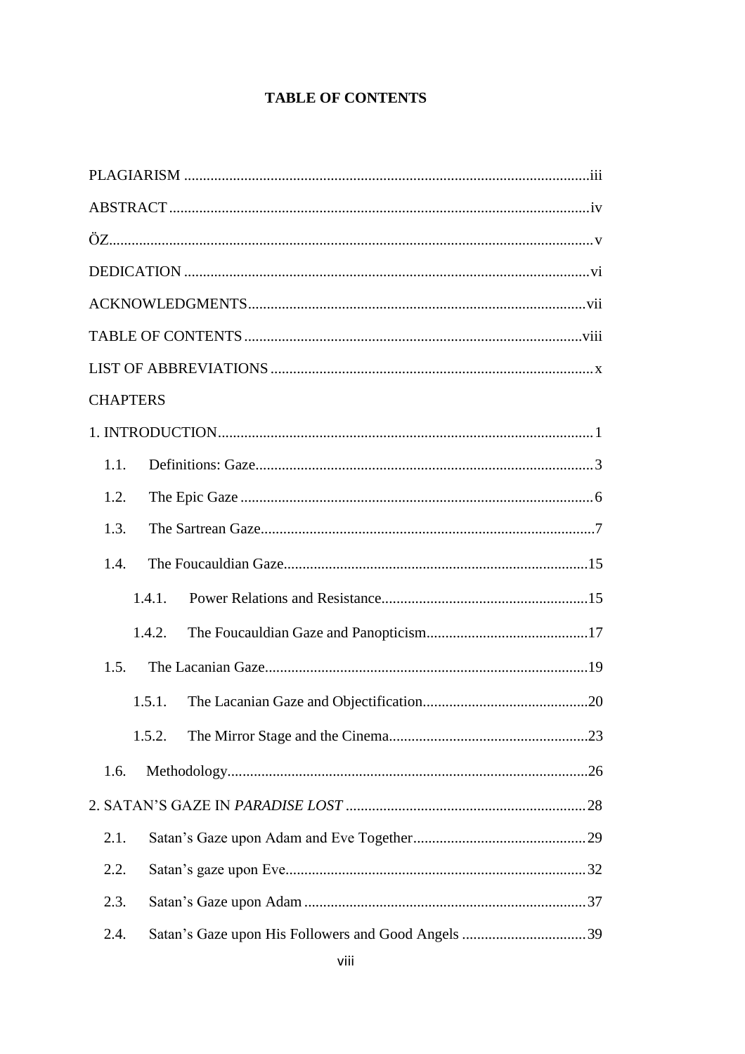# TABLE OF CONTENTS

PLAGIARISM ........................................................................................................iii

ABSTRACT ............................................................................................................iv

ÖZ...............................................................................................................................v

DEDICATION ........................................................................................................vi

ACKNOWLEDGMENTS.......................................................................................vii

TABLE OF CONTENTS.......................................................................................viii

LIST OF ABBREVIATIONS ...................................................................................x

CHAPTERS

1. INTRODUCTION.................................................................................................1

- 1.1. Definitions: Gaze.......................................................................................3
- 1.2. The Epic Gaze ...........................................................................................6
- 1.3. The Sartrean Gaze......................................................................................7
- 1.4. The Foucauldian Gaze..............................................................................15
  - 1.4.1. Power Relations and Resistance.....................................................15
  - 1.4.2. The Foucauldian Gaze and Panopticism.........................................17
- 1.5. The Lacanian Gaze...................................................................................19
  - 1.5.1. The Lacanian Gaze and Objectification..........................................20
  - 1.5.2. The Mirror Stage and the Cinema...................................................23
- 1.6. Methodology.............................................................................................26

2. SATAN'S GAZE IN *PARADISE LOST* ...............................................................28

- 2.1. Satan's Gaze upon Adam and Eve Together............................................29
- 2.2. Satan's gaze upon Eve..............................................................................32
- 2.3. Satan's Gaze upon Adam .........................................................................37
- 2.4. Satan's Gaze upon His Followers and Good Angels ................................39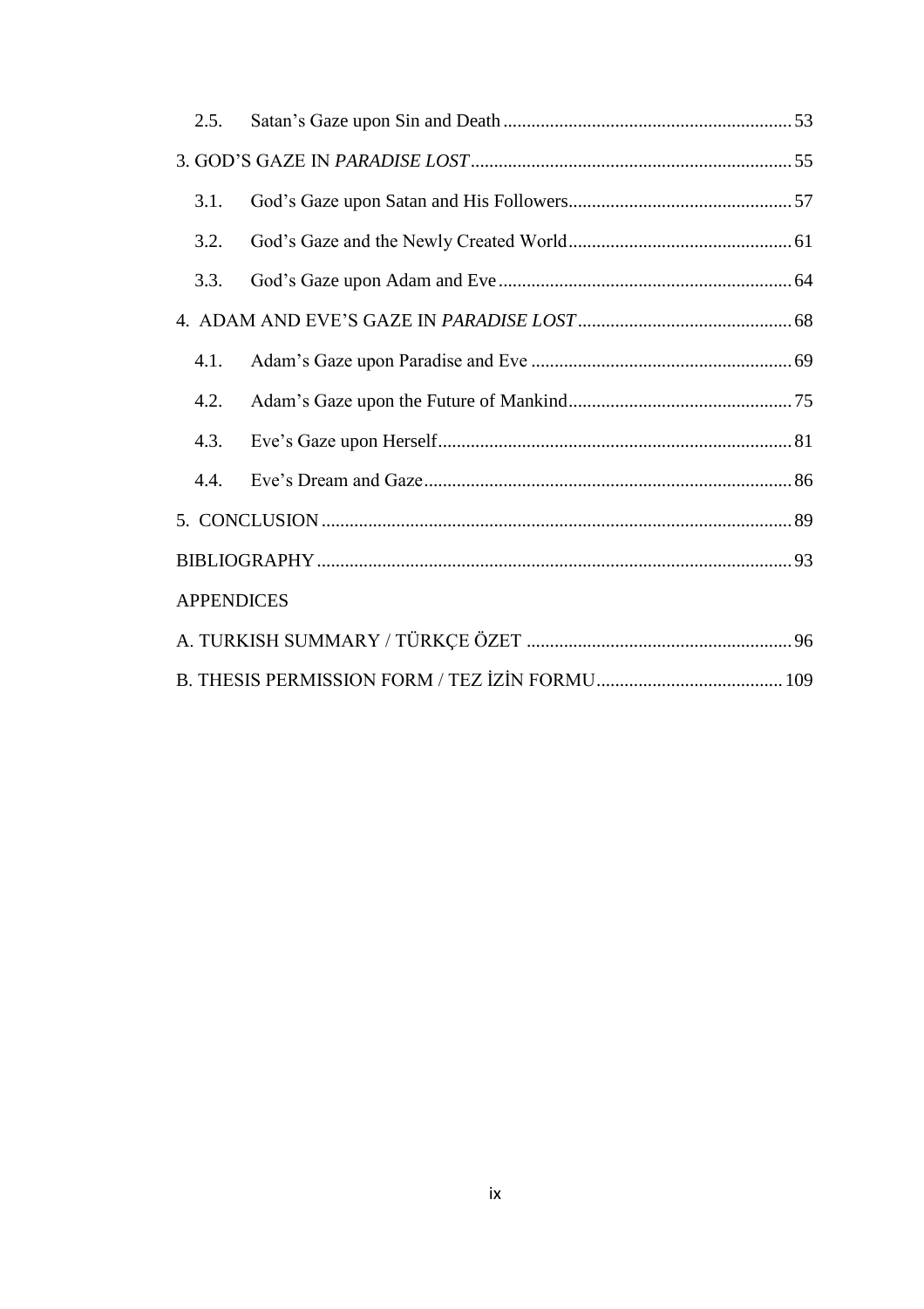2.5. Satan's Gaze upon Sin and Death ............................................................. 53

3. GOD'S GAZE IN *PARADISE LOST* ................................................................... 55

3.1. God's Gaze upon Satan and His Followers................................................ 57

3.2. God's Gaze and the Newly Created World ................................................ 61

3.3. God's Gaze upon Adam and Eve ............................................................... 64

4. ADAM AND EVE'S GAZE IN *PARADISE LOST* ............................................. 68

4.1. Adam's Gaze upon Paradise and Eve ........................................................ 69

4.2. Adam's Gaze upon the Future of Mankind................................................ 75

4.3. Eve's Gaze upon Herself............................................................................ 81

4.4. Eve's Dream and Gaze............................................................................... 86

5. CONCLUSION .................................................................................................... 89

BIBLIOGRAPHY ..................................................................................................... 93

APPENDICES

A. TURKISH SUMMARY / TÜRKÇE ÖZET ......................................................... 96

B. THESIS PERMISSION FORM / TEZ İZİN FORMU........................................ 109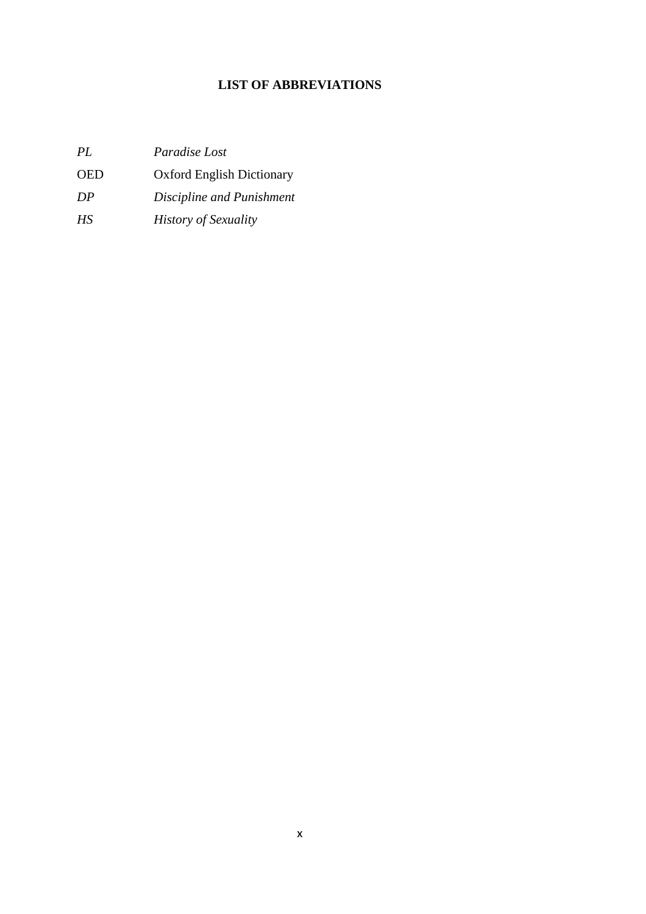# LIST OF ABBREVIATIONS

| | |
|---|---|
| *PL* | *Paradise Lost* |
| OED | Oxford English Dictionary |
| *DP* | *Discipline and Punishment* |
| *HS* | *History of Sexuality* |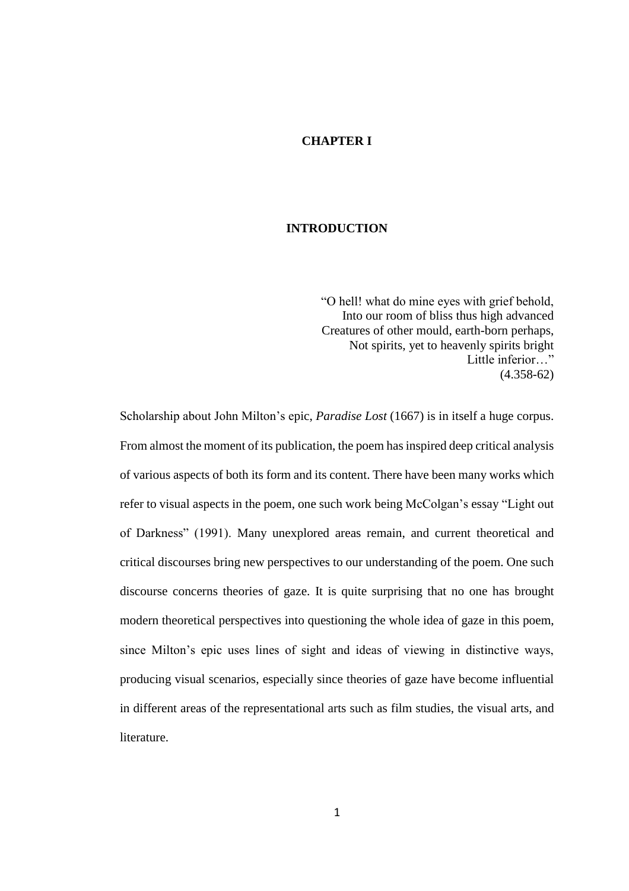# CHAPTER I

## INTRODUCTION

> "O hell! what do mine eyes with grief behold,
> Into our room of bliss thus high advanced
> Creatures of other mould, earth-born perhaps,
> Not spirits, yet to heavenly spirits bright
> Little inferior…"
> (4.358-62)

Scholarship about John Milton's epic, *Paradise Lost* (1667) is in itself a huge corpus. From almost the moment of its publication, the poem has inspired deep critical analysis of various aspects of both its form and its content. There have been many works which refer to visual aspects in the poem, one such work being McColgan's essay "Light out of Darkness" (1991). Many unexplored areas remain, and current theoretical and critical discourses bring new perspectives to our understanding of the poem. One such discourse concerns theories of gaze. It is quite surprising that no one has brought modern theoretical perspectives into questioning the whole idea of gaze in this poem, since Milton's epic uses lines of sight and ideas of viewing in distinctive ways, producing visual scenarios, especially since theories of gaze have become influential in different areas of the representational arts such as film studies, the visual arts, and literature.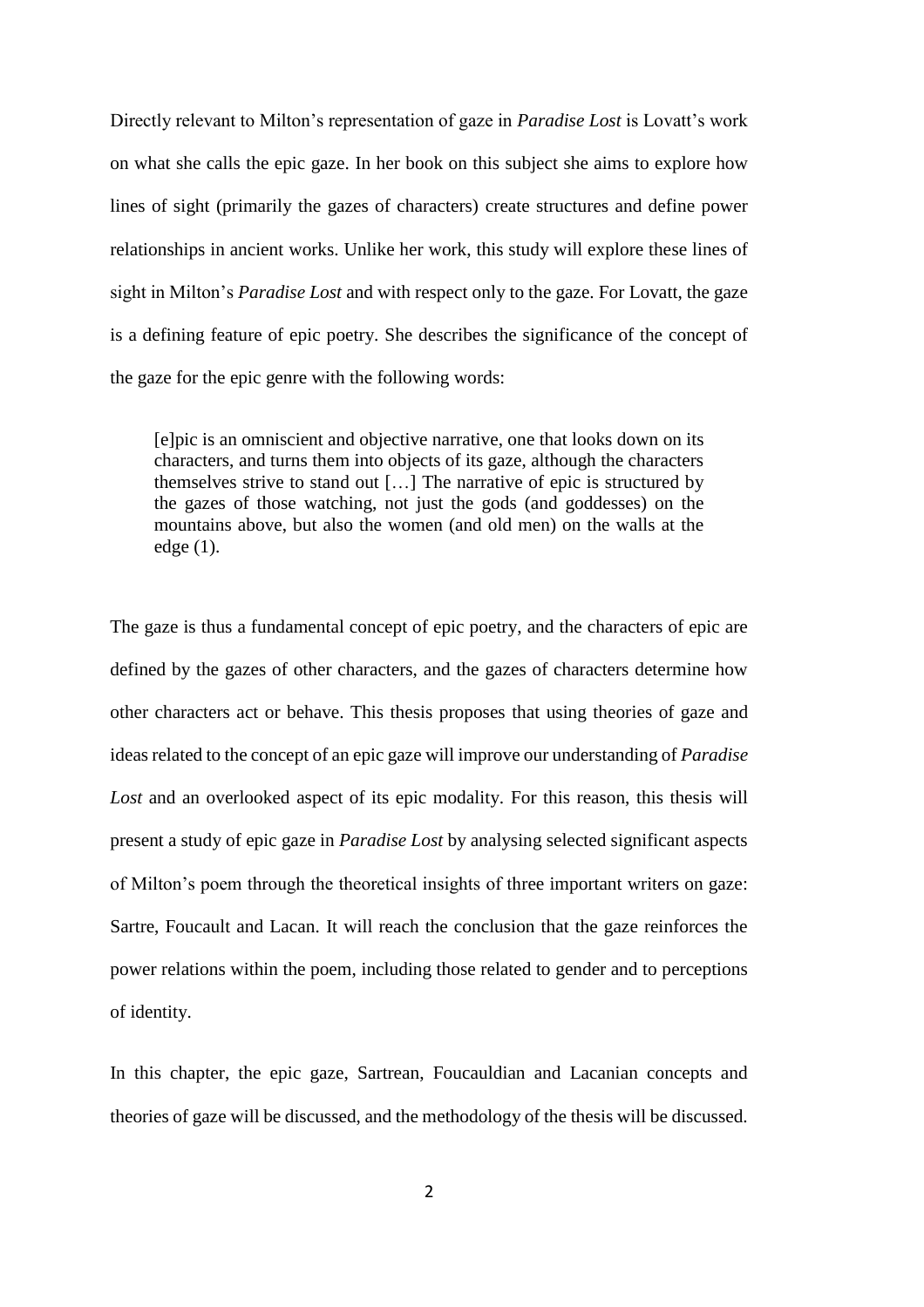Directly relevant to Milton's representation of gaze in *Paradise Lost* is Lovatt's work on what she calls the epic gaze. In her book on this subject she aims to explore how lines of sight (primarily the gazes of characters) create structures and define power relationships in ancient works. Unlike her work, this study will explore these lines of sight in Milton's *Paradise Lost* and with respect only to the gaze. For Lovatt, the gaze is a defining feature of epic poetry. She describes the significance of the concept of the gaze for the epic genre with the following words:

> [e]pic is an omniscient and objective narrative, one that looks down on its characters, and turns them into objects of its gaze, although the characters themselves strive to stand out […] The narrative of epic is structured by the gazes of those watching, not just the gods (and goddesses) on the mountains above, but also the women (and old men) on the walls at the edge (1).

The gaze is thus a fundamental concept of epic poetry, and the characters of epic are defined by the gazes of other characters, and the gazes of characters determine how other characters act or behave. This thesis proposes that using theories of gaze and ideas related to the concept of an epic gaze will improve our understanding of *Paradise Lost* and an overlooked aspect of its epic modality. For this reason, this thesis will present a study of epic gaze in *Paradise Lost* by analysing selected significant aspects of Milton's poem through the theoretical insights of three important writers on gaze: Sartre, Foucault and Lacan. It will reach the conclusion that the gaze reinforces the power relations within the poem, including those related to gender and to perceptions of identity.

In this chapter, the epic gaze, Sartrean, Foucauldian and Lacanian concepts and theories of gaze will be discussed, and the methodology of the thesis will be discussed.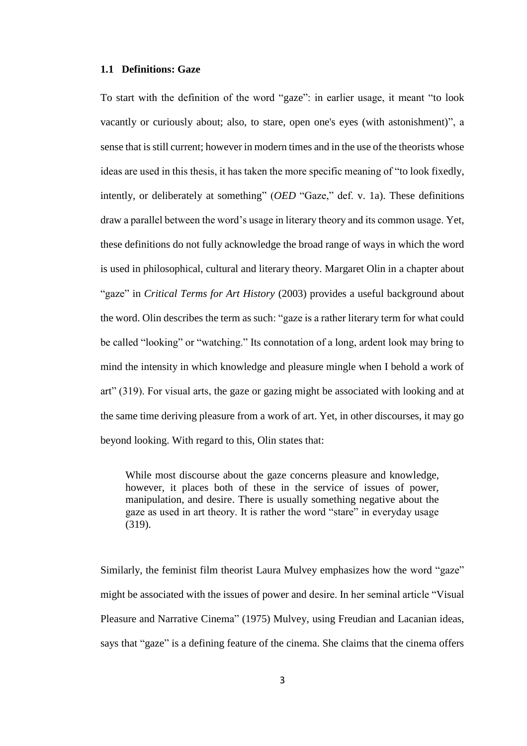### 1.1 Definitions: Gaze

To start with the definition of the word "gaze": in earlier usage, it meant "to look vacantly or curiously about; also, to stare, open one's eyes (with astonishment)", a sense that is still current; however in modern times and in the use of the theorists whose ideas are used in this thesis, it has taken the more specific meaning of "to look fixedly, intently, or deliberately at something" (*OED* "Gaze," def. v. 1a). These definitions draw a parallel between the word's usage in literary theory and its common usage. Yet, these definitions do not fully acknowledge the broad range of ways in which the word is used in philosophical, cultural and literary theory. Margaret Olin in a chapter about "gaze" in *Critical Terms for Art History* (2003) provides a useful background about the word. Olin describes the term as such: "gaze is a rather literary term for what could be called "looking" or "watching." Its connotation of a long, ardent look may bring to mind the intensity in which knowledge and pleasure mingle when I behold a work of art" (319). For visual arts, the gaze or gazing might be associated with looking and at the same time deriving pleasure from a work of art. Yet, in other discourses, it may go beyond looking. With regard to this, Olin states that:

> While most discourse about the gaze concerns pleasure and knowledge, however, it places both of these in the service of issues of power, manipulation, and desire. There is usually something negative about the gaze as used in art theory. It is rather the word "stare" in everyday usage (319).

Similarly, the feminist film theorist Laura Mulvey emphasizes how the word "gaze" might be associated with the issues of power and desire. In her seminal article "Visual Pleasure and Narrative Cinema" (1975) Mulvey, using Freudian and Lacanian ideas, says that "gaze" is a defining feature of the cinema. She claims that the cinema offers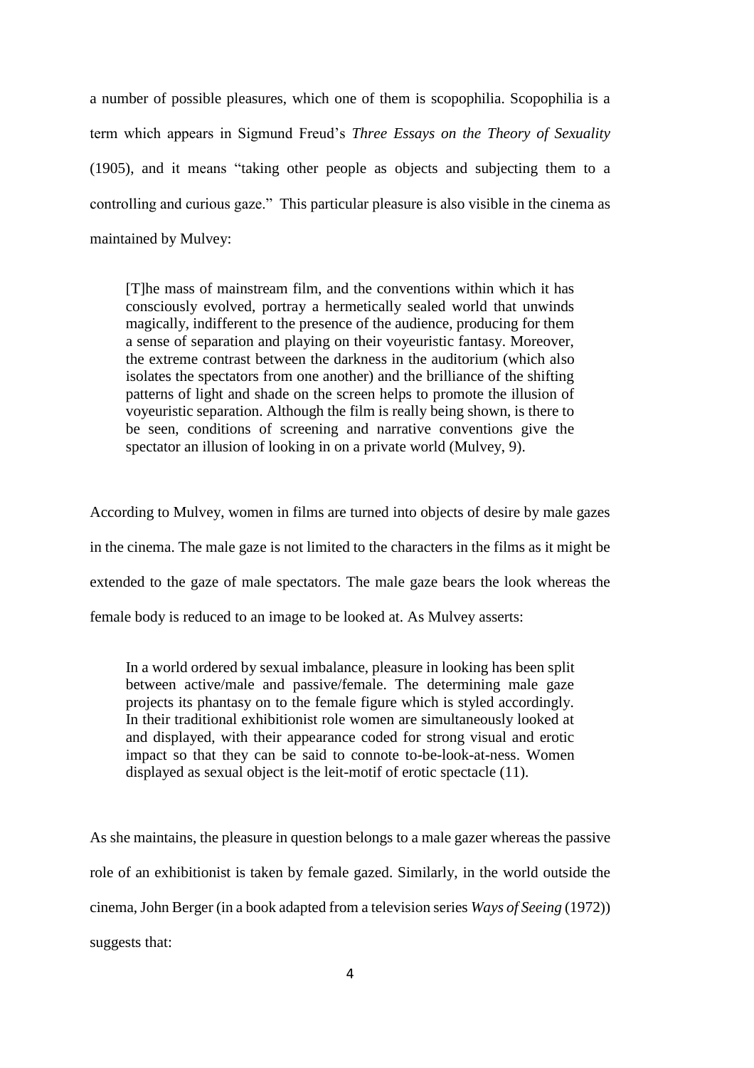a number of possible pleasures, which one of them is scopophilia. Scopophilia is a term which appears in Sigmund Freud's *Three Essays on the Theory of Sexuality* (1905), and it means "taking other people as objects and subjecting them to a controlling and curious gaze." This particular pleasure is also visible in the cinema as maintained by Mulvey:

> [T]he mass of mainstream film, and the conventions within which it has consciously evolved, portray a hermetically sealed world that unwinds magically, indifferent to the presence of the audience, producing for them a sense of separation and playing on their voyeuristic fantasy. Moreover, the extreme contrast between the darkness in the auditorium (which also isolates the spectators from one another) and the brilliance of the shifting patterns of light and shade on the screen helps to promote the illusion of voyeuristic separation. Although the film is really being shown, is there to be seen, conditions of screening and narrative conventions give the spectator an illusion of looking in on a private world (Mulvey, 9).

According to Mulvey, women in films are turned into objects of desire by male gazes in the cinema. The male gaze is not limited to the characters in the films as it might be extended to the gaze of male spectators. The male gaze bears the look whereas the female body is reduced to an image to be looked at. As Mulvey asserts:

> In a world ordered by sexual imbalance, pleasure in looking has been split between active/male and passive/female. The determining male gaze projects its phantasy on to the female figure which is styled accordingly. In their traditional exhibitionist role women are simultaneously looked at and displayed, with their appearance coded for strong visual and erotic impact so that they can be said to connote to-be-look-at-ness. Women displayed as sexual object is the leit-motif of erotic spectacle (11).

As she maintains, the pleasure in question belongs to a male gazer whereas the passive role of an exhibitionist is taken by female gazed. Similarly, in the world outside the cinema, John Berger (in a book adapted from a television series *Ways of Seeing* (1972)) suggests that: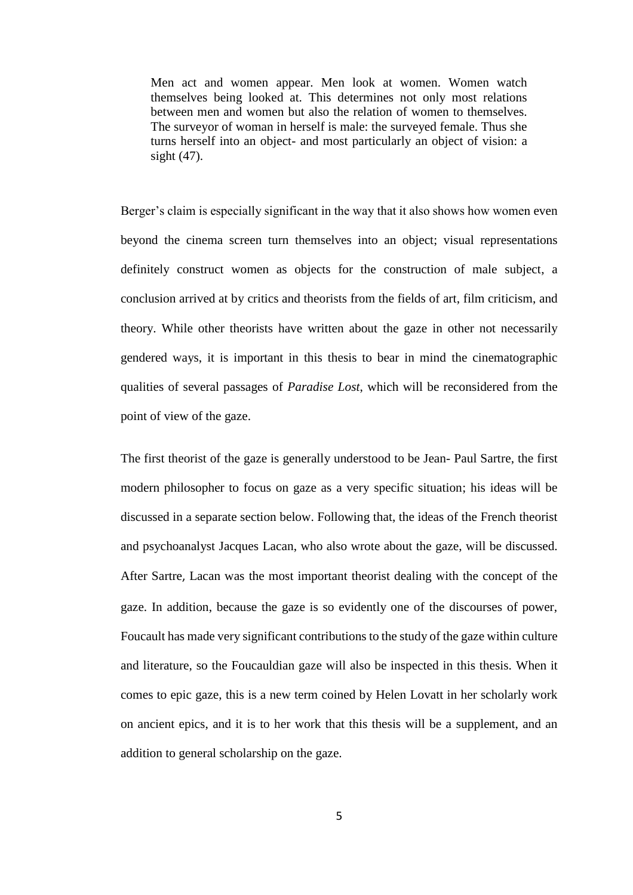> Men act and women appear. Men look at women. Women watch themselves being looked at. This determines not only most relations between men and women but also the relation of women to themselves. The surveyor of woman in herself is male: the surveyed female. Thus she turns herself into an object- and most particularly an object of vision: a sight (47).

Berger's claim is especially significant in the way that it also shows how women even beyond the cinema screen turn themselves into an object; visual representations definitely construct women as objects for the construction of male subject, a conclusion arrived at by critics and theorists from the fields of art, film criticism, and theory. While other theorists have written about the gaze in other not necessarily gendered ways, it is important in this thesis to bear in mind the cinematographic qualities of several passages of *Paradise Lost*, which will be reconsidered from the point of view of the gaze.

The first theorist of the gaze is generally understood to be Jean- Paul Sartre, the first modern philosopher to focus on gaze as a very specific situation; his ideas will be discussed in a separate section below. Following that, the ideas of the French theorist and psychoanalyst Jacques Lacan, who also wrote about the gaze, will be discussed. After Sartre, Lacan was the most important theorist dealing with the concept of the gaze. In addition, because the gaze is so evidently one of the discourses of power, Foucault has made very significant contributions to the study of the gaze within culture and literature, so the Foucauldian gaze will also be inspected in this thesis. When it comes to epic gaze, this is a new term coined by Helen Lovatt in her scholarly work on ancient epics, and it is to her work that this thesis will be a supplement, and an addition to general scholarship on the gaze.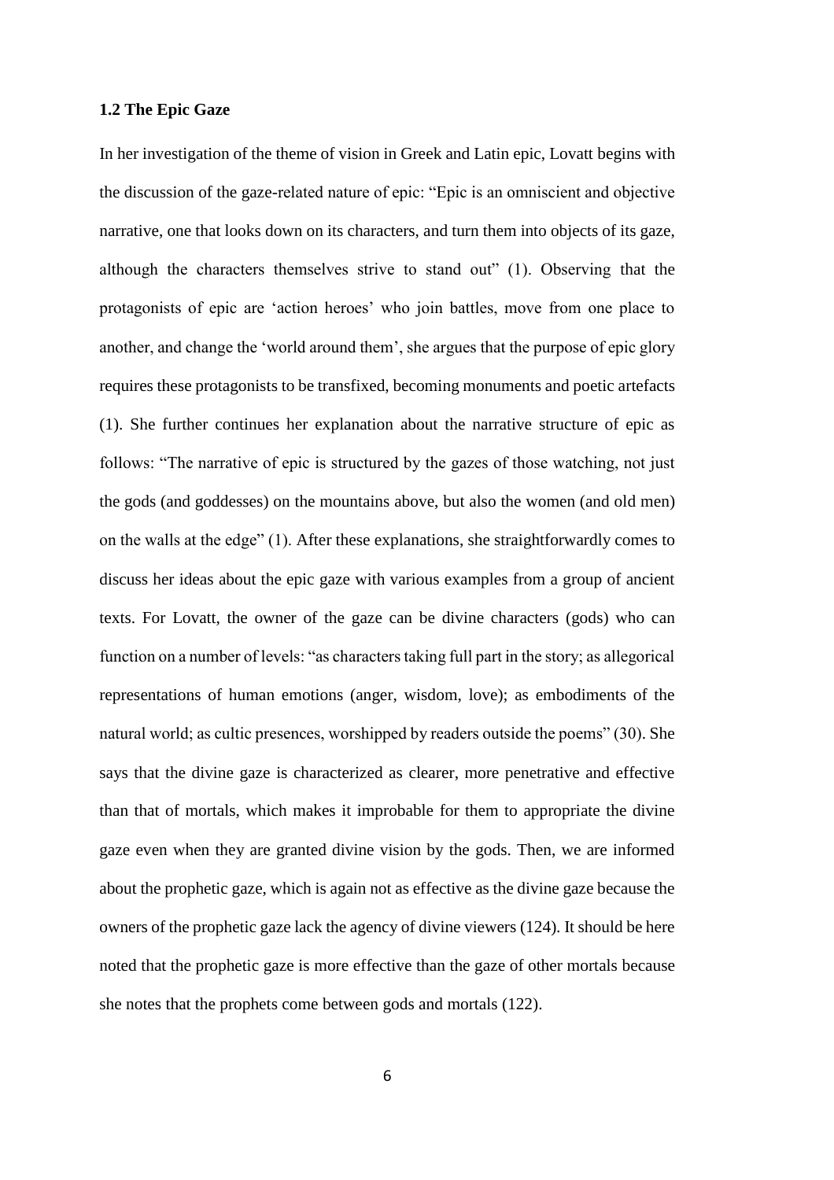### 1.2 The Epic Gaze

In her investigation of the theme of vision in Greek and Latin epic, Lovatt begins with the discussion of the gaze-related nature of epic: "Epic is an omniscient and objective narrative, one that looks down on its characters, and turn them into objects of its gaze, although the characters themselves strive to stand out" (1). Observing that the protagonists of epic are 'action heroes' who join battles, move from one place to another, and change the 'world around them', she argues that the purpose of epic glory requires these protagonists to be transfixed, becoming monuments and poetic artefacts (1). She further continues her explanation about the narrative structure of epic as follows: "The narrative of epic is structured by the gazes of those watching, not just the gods (and goddesses) on the mountains above, but also the women (and old men) on the walls at the edge" (1). After these explanations, she straightforwardly comes to discuss her ideas about the epic gaze with various examples from a group of ancient texts. For Lovatt, the owner of the gaze can be divine characters (gods) who can function on a number of levels: "as characters taking full part in the story; as allegorical representations of human emotions (anger, wisdom, love); as embodiments of the natural world; as cultic presences, worshipped by readers outside the poems" (30). She says that the divine gaze is characterized as clearer, more penetrative and effective than that of mortals, which makes it improbable for them to appropriate the divine gaze even when they are granted divine vision by the gods. Then, we are informed about the prophetic gaze, which is again not as effective as the divine gaze because the owners of the prophetic gaze lack the agency of divine viewers (124). It should be here noted that the prophetic gaze is more effective than the gaze of other mortals because she notes that the prophets come between gods and mortals (122).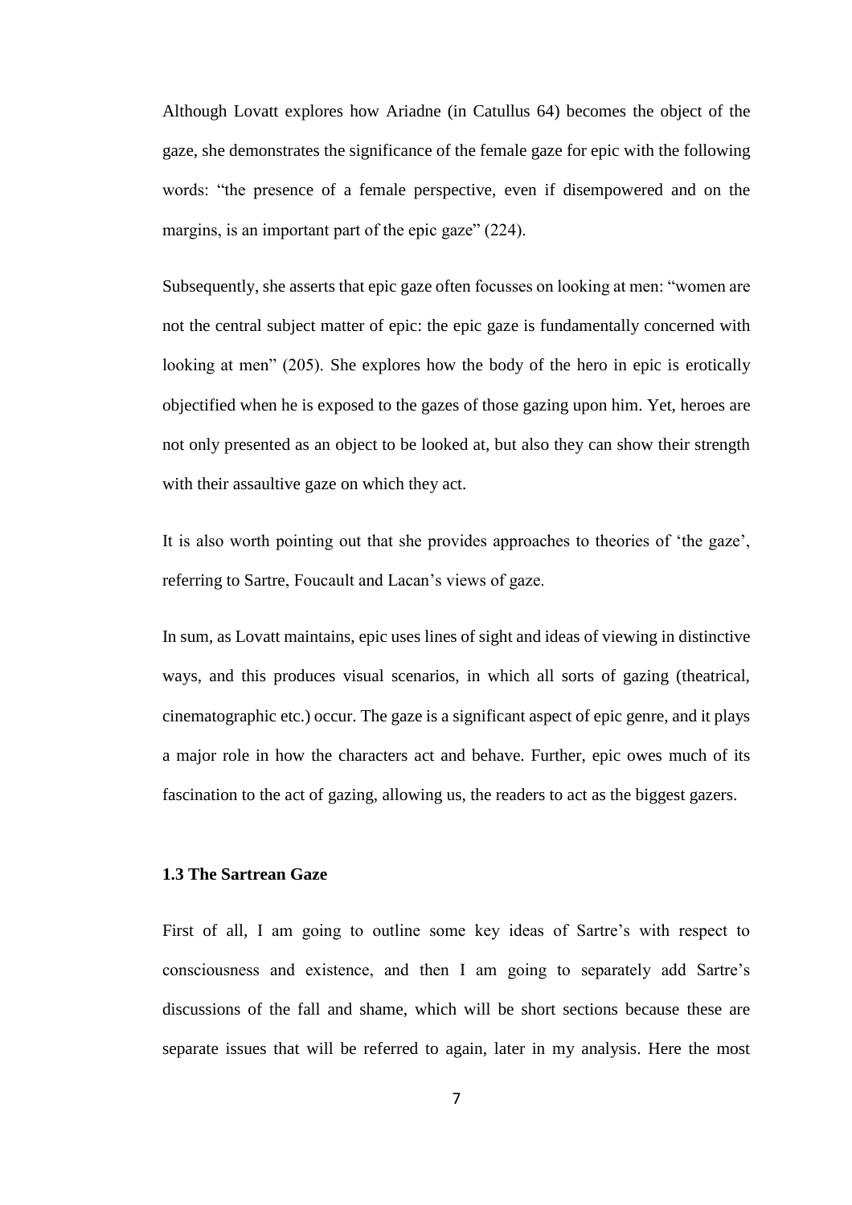Although Lovatt explores how Ariadne (in Catullus 64) becomes the object of the gaze, she demonstrates the significance of the female gaze for epic with the following words: "the presence of a female perspective, even if disempowered and on the margins, is an important part of the epic gaze" (224).

Subsequently, she asserts that epic gaze often focusses on looking at men: "women are not the central subject matter of epic: the epic gaze is fundamentally concerned with looking at men" (205). She explores how the body of the hero in epic is erotically objectified when he is exposed to the gazes of those gazing upon him. Yet, heroes are not only presented as an object to be looked at, but also they can show their strength with their assaultive gaze on which they act.

It is also worth pointing out that she provides approaches to theories of 'the gaze', referring to Sartre, Foucault and Lacan's views of gaze.

In sum, as Lovatt maintains, epic uses lines of sight and ideas of viewing in distinctive ways, and this produces visual scenarios, in which all sorts of gazing (theatrical, cinematographic etc.) occur. The gaze is a significant aspect of epic genre, and it plays a major role in how the characters act and behave. Further, epic owes much of its fascination to the act of gazing, allowing us, the readers to act as the biggest gazers.

### 1.3 The Sartrean Gaze

First of all, I am going to outline some key ideas of Sartre's with respect to consciousness and existence, and then I am going to separately add Sartre's discussions of the fall and shame, which will be short sections because these are separate issues that will be referred to again, later in my analysis. Here the most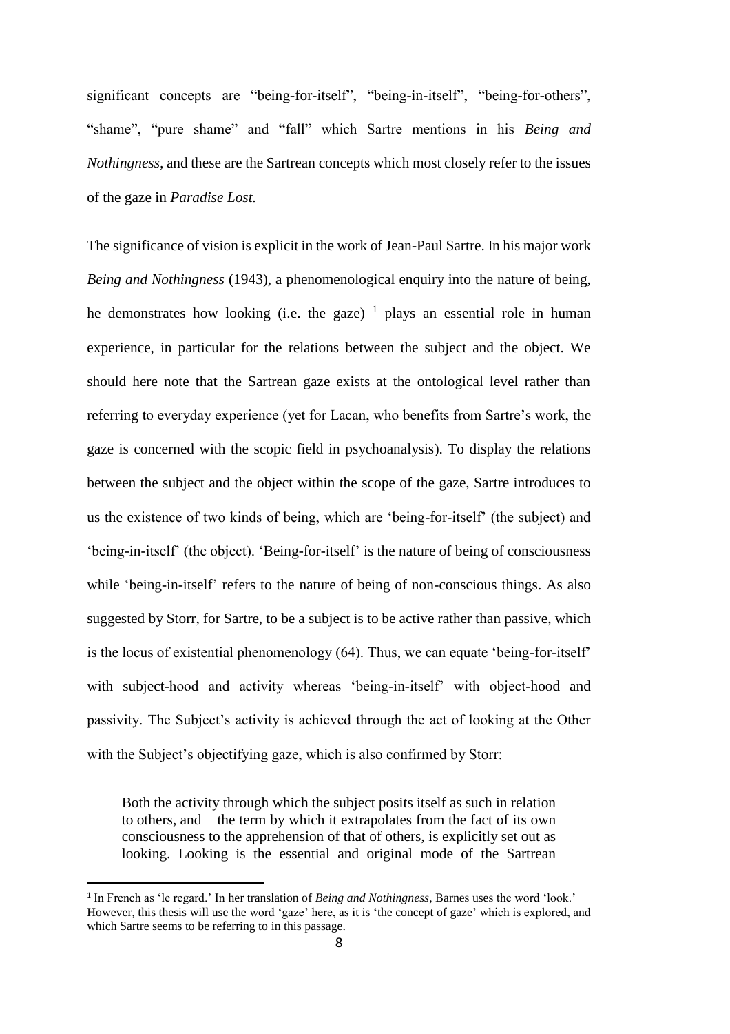significant concepts are "being-for-itself", "being-in-itself", "being-for-others", "shame", "pure shame" and "fall" which Sartre mentions in his *Being and Nothingness,* and these are the Sartrean concepts which most closely refer to the issues of the gaze in *Paradise Lost.*

The significance of vision is explicit in the work of Jean-Paul Sartre. In his major work *Being and Nothingness* (1943), a phenomenological enquiry into the nature of being, he demonstrates how looking (i.e. the gaze) [1] plays an essential role in human experience, in particular for the relations between the subject and the object. We should here note that the Sartrean gaze exists at the ontological level rather than referring to everyday experience (yet for Lacan, who benefits from Sartre's work, the gaze is concerned with the scopic field in psychoanalysis). To display the relations between the subject and the object within the scope of the gaze, Sartre introduces to us the existence of two kinds of being, which are 'being-for-itself' (the subject) and 'being-in-itself' (the object). 'Being-for-itself' is the nature of being of consciousness while 'being-in-itself' refers to the nature of being of non-conscious things. As also suggested by Storr, for Sartre, to be a subject is to be active rather than passive, which is the locus of existential phenomenology (64). Thus, we can equate 'being-for-itself' with subject-hood and activity whereas 'being-in-itself' with object-hood and passivity. The Subject's activity is achieved through the act of looking at the Other with the Subject's objectifying gaze, which is also confirmed by Storr:

> Both the activity through which the subject posits itself as such in relation to others, and the term by which it extrapolates from the fact of its own consciousness to the apprehension of that of others, is explicitly set out as looking. Looking is the essential and original mode of the Sartrean

[1] In French as 'le regard.' In her translation of *Being and Nothingness*, Barnes uses the word 'look.' However, this thesis will use the word 'gaze' here, as it is 'the concept of gaze' which is explored, and which Sartre seems to be referring to in this passage.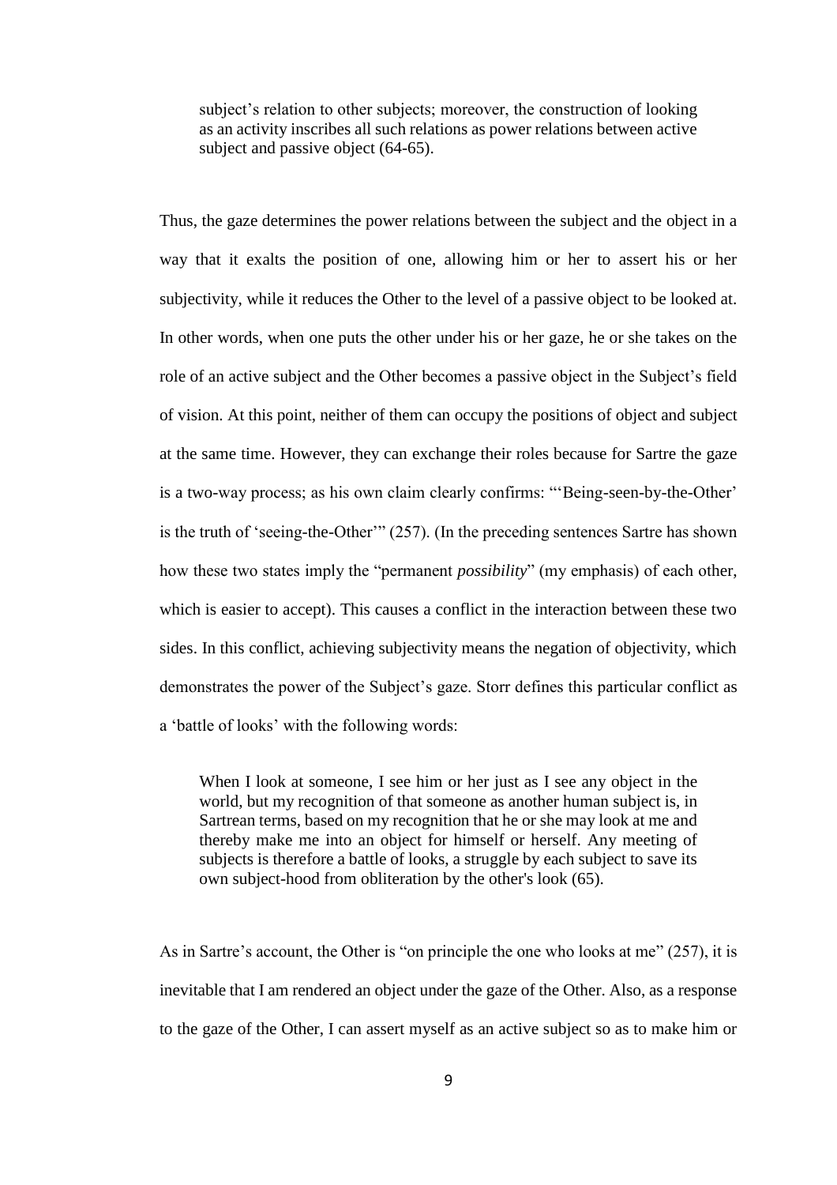> subject's relation to other subjects; moreover, the construction of looking as an activity inscribes all such relations as power relations between active subject and passive object (64-65).

Thus, the gaze determines the power relations between the subject and the object in a way that it exalts the position of one, allowing him or her to assert his or her subjectivity, while it reduces the Other to the level of a passive object to be looked at. In other words, when one puts the other under his or her gaze, he or she takes on the role of an active subject and the Other becomes a passive object in the Subject's field of vision. At this point, neither of them can occupy the positions of object and subject at the same time. However, they can exchange their roles because for Sartre the gaze is a two-way process; as his own claim clearly confirms: "'Being-seen-by-the-Other' is the truth of 'seeing-the-Other'" (257). (In the preceding sentences Sartre has shown how these two states imply the "permanent *possibility*" (my emphasis) of each other, which is easier to accept). This causes a conflict in the interaction between these two sides. In this conflict, achieving subjectivity means the negation of objectivity, which demonstrates the power of the Subject's gaze. Storr defines this particular conflict as a 'battle of looks' with the following words:

> When I look at someone, I see him or her just as I see any object in the world, but my recognition of that someone as another human subject is, in Sartrean terms, based on my recognition that he or she may look at me and thereby make me into an object for himself or herself. Any meeting of subjects is therefore a battle of looks, a struggle by each subject to save its own subject-hood from obliteration by the other's look (65).

As in Sartre's account, the Other is "on principle the one who looks at me" (257), it is inevitable that I am rendered an object under the gaze of the Other. Also, as a response to the gaze of the Other, I can assert myself as an active subject so as to make him or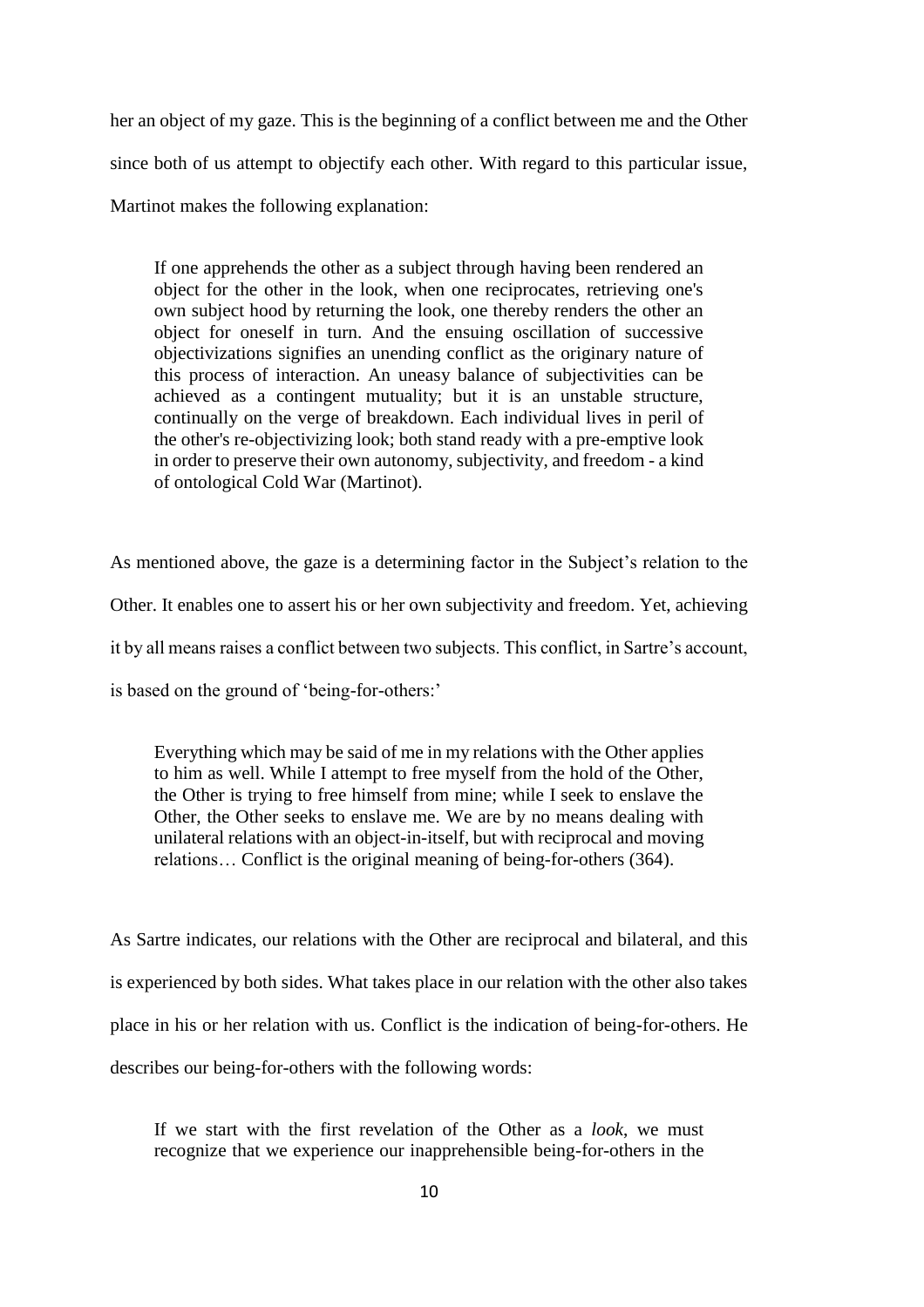her an object of my gaze. This is the beginning of a conflict between me and the Other since both of us attempt to objectify each other. With regard to this particular issue, Martinot makes the following explanation:

> If one apprehends the other as a subject through having been rendered an object for the other in the look, when one reciprocates, retrieving one's own subject hood by returning the look, one thereby renders the other an object for oneself in turn. And the ensuing oscillation of successive objectivizations signifies an unending conflict as the originary nature of this process of interaction. An uneasy balance of subjectivities can be achieved as a contingent mutuality; but it is an unstable structure, continually on the verge of breakdown. Each individual lives in peril of the other's re-objectivizing look; both stand ready with a pre-emptive look in order to preserve their own autonomy, subjectivity, and freedom - a kind of ontological Cold War (Martinot).

As mentioned above, the gaze is a determining factor in the Subject's relation to the Other. It enables one to assert his or her own subjectivity and freedom. Yet, achieving it by all means raises a conflict between two subjects. This conflict, in Sartre's account, is based on the ground of 'being-for-others:'

> Everything which may be said of me in my relations with the Other applies to him as well. While I attempt to free myself from the hold of the Other, the Other is trying to free himself from mine; while I seek to enslave the Other, the Other seeks to enslave me. We are by no means dealing with unilateral relations with an object-in-itself, but with reciprocal and moving relations… Conflict is the original meaning of being-for-others (364).

As Sartre indicates, our relations with the Other are reciprocal and bilateral, and this is experienced by both sides. What takes place in our relation with the other also takes place in his or her relation with us. Conflict is the indication of being-for-others. He describes our being-for-others with the following words:

> If we start with the first revelation of the Other as a *look*, we must recognize that we experience our inapprehensible being-for-others in the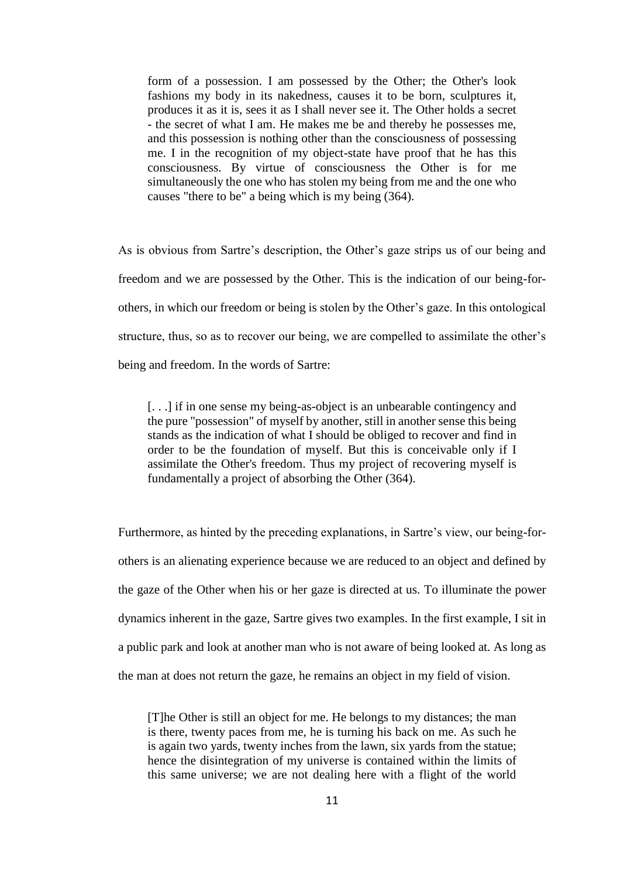> form of a possession. I am possessed by the Other; the Other's look fashions my body in its nakedness, causes it to be born, sculptures it, produces it as it is, sees it as I shall never see it. The Other holds a secret - the secret of what I am. He makes me be and thereby he possesses me, and this possession is nothing other than the consciousness of possessing me. I in the recognition of my object-state have proof that he has this consciousness. By virtue of consciousness the Other is for me simultaneously the one who has stolen my being from me and the one who causes "there to be" a being which is my being (364).

As is obvious from Sartre's description, the Other's gaze strips us of our being and freedom and we are possessed by the Other. This is the indication of our being-for-others, in which our freedom or being is stolen by the Other's gaze. In this ontological structure, thus, so as to recover our being, we are compelled to assimilate the other's being and freedom. In the words of Sartre:

> [. . .] if in one sense my being-as-object is an unbearable contingency and the pure "possession" of myself by another, still in another sense this being stands as the indication of what I should be obliged to recover and find in order to be the foundation of myself. But this is conceivable only if I assimilate the Other's freedom. Thus my project of recovering myself is fundamentally a project of absorbing the Other (364).

Furthermore, as hinted by the preceding explanations, in Sartre's view, our being-for-others is an alienating experience because we are reduced to an object and defined by the gaze of the Other when his or her gaze is directed at us. To illuminate the power dynamics inherent in the gaze, Sartre gives two examples. In the first example, I sit in a public park and look at another man who is not aware of being looked at. As long as the man at does not return the gaze, he remains an object in my field of vision.

> [T]he Other is still an object for me. He belongs to my distances; the man is there, twenty paces from me, he is turning his back on me. As such he is again two yards, twenty inches from the lawn, six yards from the statue; hence the disintegration of my universe is contained within the limits of this same universe; we are not dealing here with a flight of the world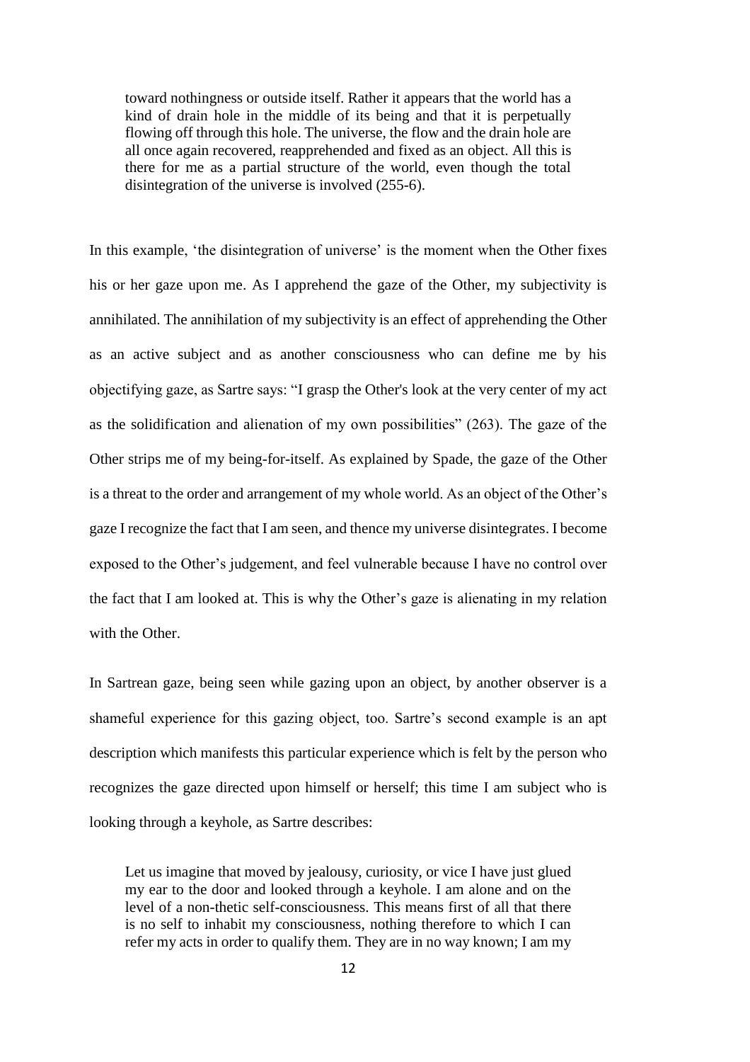> toward nothingness or outside itself. Rather it appears that the world has a kind of drain hole in the middle of its being and that it is perpetually flowing off through this hole. The universe, the flow and the drain hole are all once again recovered, reapprehended and fixed as an object. All this is there for me as a partial structure of the world, even though the total disintegration of the universe is involved (255-6).

In this example, 'the disintegration of universe' is the moment when the Other fixes his or her gaze upon me. As I apprehend the gaze of the Other, my subjectivity is annihilated. The annihilation of my subjectivity is an effect of apprehending the Other as an active subject and as another consciousness who can define me by his objectifying gaze, as Sartre says: "I grasp the Other's look at the very center of my act as the solidification and alienation of my own possibilities" (263). The gaze of the Other strips me of my being-for-itself. As explained by Spade, the gaze of the Other is a threat to the order and arrangement of my whole world. As an object of the Other's gaze I recognize the fact that I am seen, and thence my universe disintegrates. I become exposed to the Other's judgement, and feel vulnerable because I have no control over the fact that I am looked at. This is why the Other's gaze is alienating in my relation with the Other.

In Sartrean gaze, being seen while gazing upon an object, by another observer is a shameful experience for this gazing object, too. Sartre's second example is an apt description which manifests this particular experience which is felt by the person who recognizes the gaze directed upon himself or herself; this time I am subject who is looking through a keyhole, as Sartre describes:

> Let us imagine that moved by jealousy, curiosity, or vice I have just glued my ear to the door and looked through a keyhole. I am alone and on the level of a non-thetic self-consciousness. This means first of all that there is no self to inhabit my consciousness, nothing therefore to which I can refer my acts in order to qualify them. They are in no way known; I am my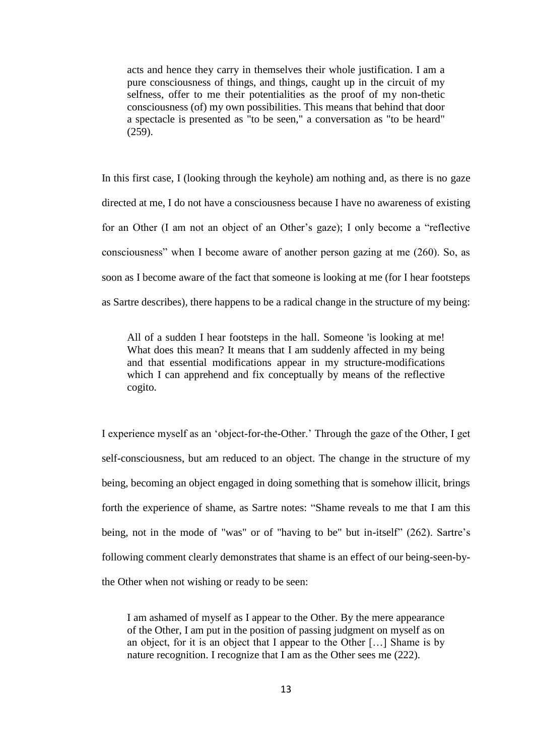> acts and hence they carry in themselves their whole justification. I am a pure consciousness of things, and things, caught up in the circuit of my selfness, offer to me their potentialities as the proof of my non-thetic consciousness (of) my own possibilities. This means that behind that door a spectacle is presented as "to be seen," a conversation as "to be heard" (259).

In this first case, I (looking through the keyhole) am nothing and, as there is no gaze directed at me, I do not have a consciousness because I have no awareness of existing for an Other (I am not an object of an Other's gaze); I only become a "reflective consciousness" when I become aware of another person gazing at me (260). So, as soon as I become aware of the fact that someone is looking at me (for I hear footsteps as Sartre describes), there happens to be a radical change in the structure of my being:

> All of a sudden I hear footsteps in the hall. Someone 'is looking at me! What does this mean? It means that I am suddenly affected in my being and that essential modifications appear in my structure-modifications which I can apprehend and fix conceptually by means of the reflective cogito.

I experience myself as an 'object-for-the-Other.' Through the gaze of the Other, I get self-consciousness, but am reduced to an object. The change in the structure of my being, becoming an object engaged in doing something that is somehow illicit, brings forth the experience of shame, as Sartre notes: "Shame reveals to me that I am this being, not in the mode of "was" or of "having to be" but in-itself" (262). Sartre's following comment clearly demonstrates that shame is an effect of our being-seen-by-the Other when not wishing or ready to be seen:

> I am ashamed of myself as I appear to the Other. By the mere appearance of the Other, I am put in the position of passing judgment on myself as on an object, for it is an object that I appear to the Other […] Shame is by nature recognition. I recognize that I am as the Other sees me (222).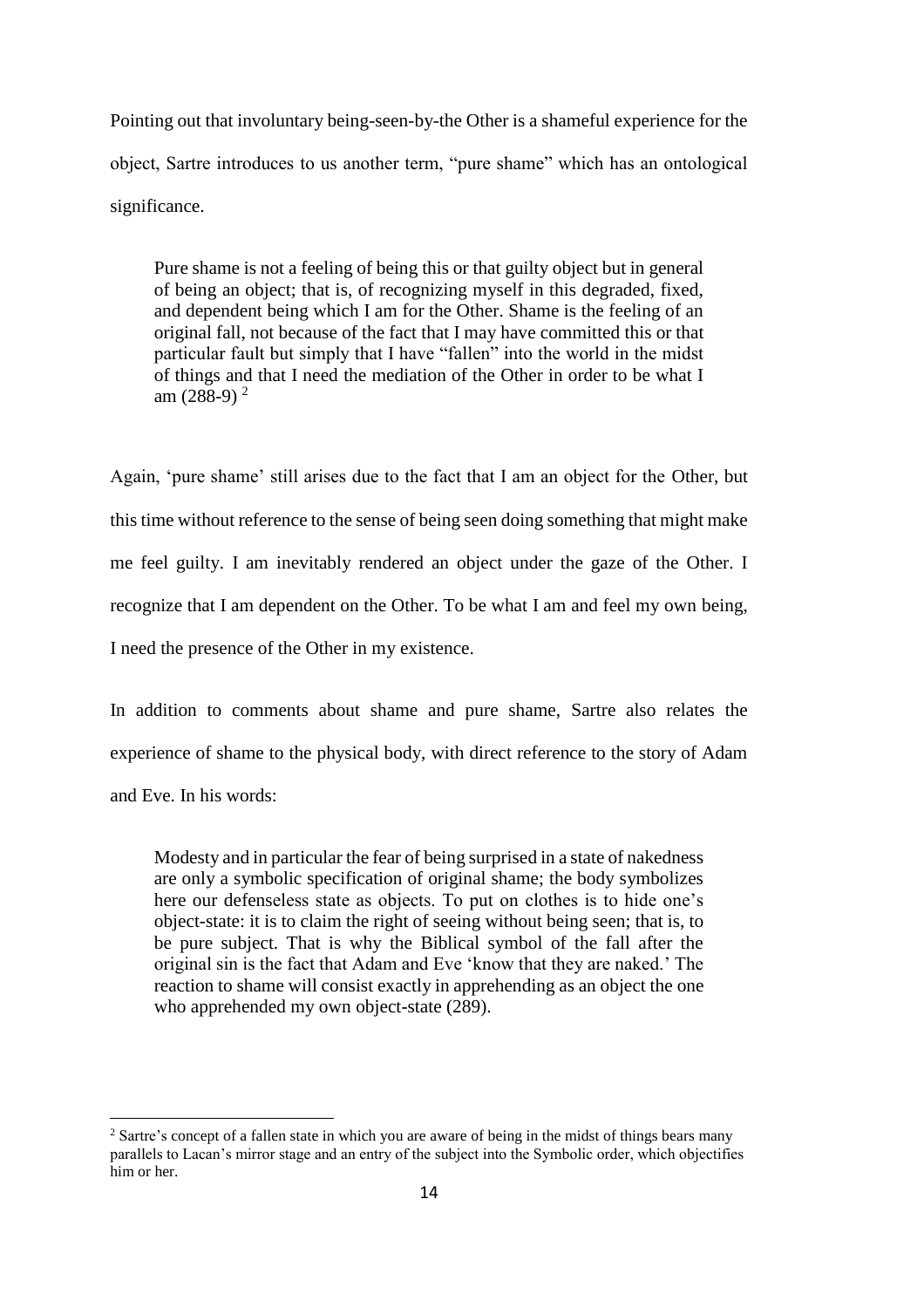Pointing out that involuntary being-seen-by-the Other is a shameful experience for the object, Sartre introduces to us another term, "pure shame" which has an ontological significance.

> Pure shame is not a feeling of being this or that guilty object but in general of being an object; that is, of recognizing myself in this degraded, fixed, and dependent being which I am for the Other. Shame is the feeling of an original fall, not because of the fact that I may have committed this or that particular fault but simply that I have "fallen" into the world in the midst of things and that I need the mediation of the Other in order to be what I am (288-9) [2]

Again, 'pure shame' still arises due to the fact that I am an object for the Other, but this time without reference to the sense of being seen doing something that might make me feel guilty. I am inevitably rendered an object under the gaze of the Other. I recognize that I am dependent on the Other. To be what I am and feel my own being, I need the presence of the Other in my existence.

In addition to comments about shame and pure shame, Sartre also relates the experience of shame to the physical body, with direct reference to the story of Adam and Eve. In his words:

> Modesty and in particular the fear of being surprised in a state of nakedness are only a symbolic specification of original shame; the body symbolizes here our defenseless state as objects. To put on clothes is to hide one's object-state: it is to claim the right of seeing without being seen; that is, to be pure subject. That is why the Biblical symbol of the fall after the original sin is the fact that Adam and Eve 'know that they are naked.' The reaction to shame will consist exactly in apprehending as an object the one who apprehended my own object-state (289).

[2] Sartre's concept of a fallen state in which you are aware of being in the midst of things bears many parallels to Lacan's mirror stage and an entry of the subject into the Symbolic order, which objectifies him or her.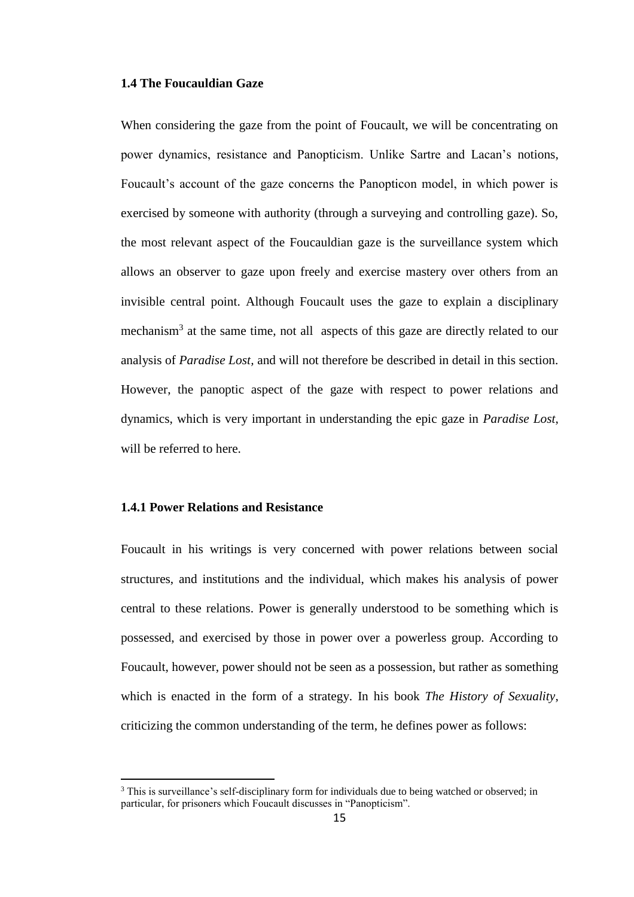### 1.4 The Foucauldian Gaze

When considering the gaze from the point of Foucault, we will be concentrating on power dynamics, resistance and Panopticism. Unlike Sartre and Lacan's notions, Foucault's account of the gaze concerns the Panopticon model, in which power is exercised by someone with authority (through a surveying and controlling gaze). So, the most relevant aspect of the Foucauldian gaze is the surveillance system which allows an observer to gaze upon freely and exercise mastery over others from an invisible central point. Although Foucault uses the gaze to explain a disciplinary mechanism[3] at the same time, not all aspects of this gaze are directly related to our analysis of *Paradise Lost*, and will not therefore be described in detail in this section. However, the panoptic aspect of the gaze with respect to power relations and dynamics, which is very important in understanding the epic gaze in *Paradise Lost*, will be referred to here.

#### 1.4.1 Power Relations and Resistance

Foucault in his writings is very concerned with power relations between social structures, and institutions and the individual, which makes his analysis of power central to these relations. Power is generally understood to be something which is possessed, and exercised by those in power over a powerless group. According to Foucault, however, power should not be seen as a possession, but rather as something which is enacted in the form of a strategy. In his book *The History of Sexuality*, criticizing the common understanding of the term, he defines power as follows:

---

[3] This is surveillance's self-disciplinary form for individuals due to being watched or observed; in particular, for prisoners which Foucault discusses in "Panopticism".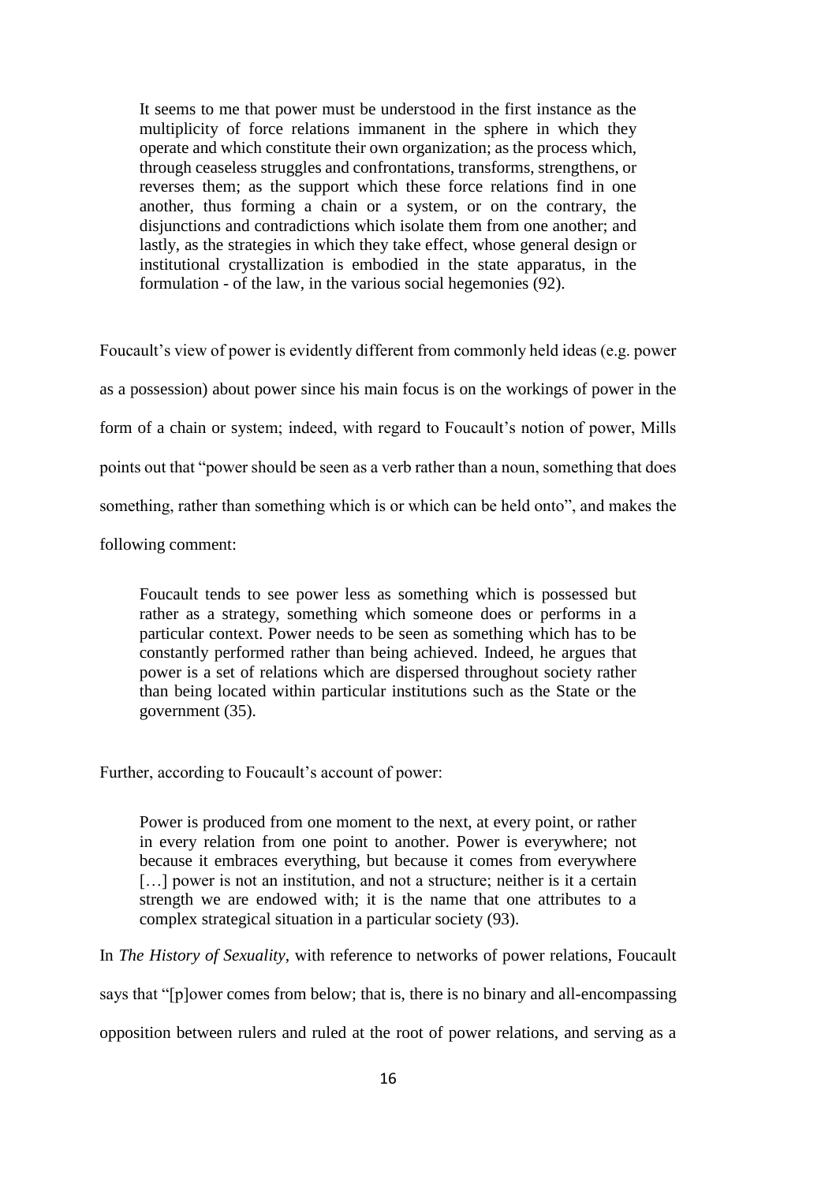> It seems to me that power must be understood in the first instance as the multiplicity of force relations immanent in the sphere in which they operate and which constitute their own organization; as the process which, through ceaseless struggles and confrontations, transforms, strengthens, or reverses them; as the support which these force relations find in one another, thus forming a chain or a system, or on the contrary, the disjunctions and contradictions which isolate them from one another; and lastly, as the strategies in which they take effect, whose general design or institutional crystallization is embodied in the state apparatus, in the formulation - of the law, in the various social hegemonies (92).

Foucault's view of power is evidently different from commonly held ideas (e.g. power as a possession) about power since his main focus is on the workings of power in the form of a chain or system; indeed, with regard to Foucault's notion of power, Mills points out that "power should be seen as a verb rather than a noun, something that does something, rather than something which is or which can be held onto", and makes the following comment:

> Foucault tends to see power less as something which is possessed but rather as a strategy, something which someone does or performs in a particular context. Power needs to be seen as something which has to be constantly performed rather than being achieved. Indeed, he argues that power is a set of relations which are dispersed throughout society rather than being located within particular institutions such as the State or the government (35).

Further, according to Foucault's account of power:

> Power is produced from one moment to the next, at every point, or rather in every relation from one point to another. Power is everywhere; not because it embraces everything, but because it comes from everywhere [...] power is not an institution, and not a structure; neither is it a certain strength we are endowed with; it is the name that one attributes to a complex strategical situation in a particular society (93).

In *The History of Sexuality*, with reference to networks of power relations, Foucault says that "[p]ower comes from below; that is, there is no binary and all-encompassing opposition between rulers and ruled at the root of power relations, and serving as a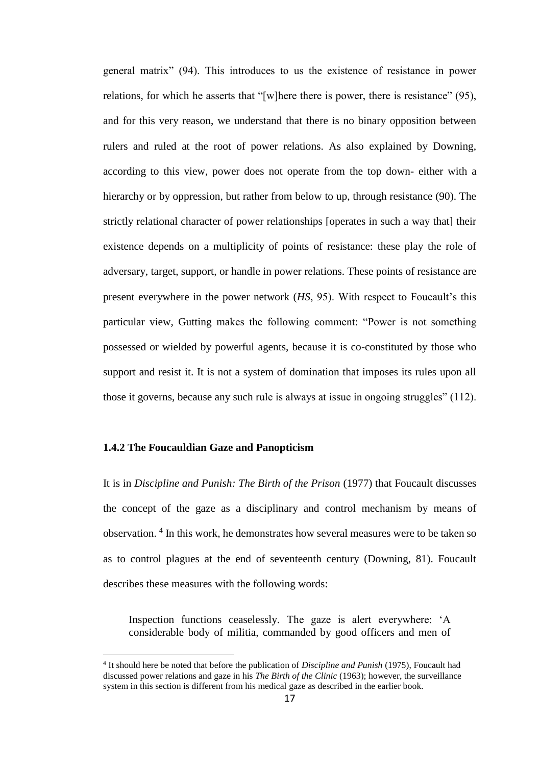general matrix" (94). This introduces to us the existence of resistance in power relations, for which he asserts that "[w]here there is power, there is resistance" (95), and for this very reason, we understand that there is no binary opposition between rulers and ruled at the root of power relations. As also explained by Downing, according to this view, power does not operate from the top down- either with a hierarchy or by oppression, but rather from below to up, through resistance (90). The strictly relational character of power relationships [operates in such a way that] their existence depends on a multiplicity of points of resistance: these play the role of adversary, target, support, or handle in power relations. These points of resistance are present everywhere in the power network (*HS*, 95). With respect to Foucault's this particular view, Gutting makes the following comment: "Power is not something possessed or wielded by powerful agents, because it is co-constituted by those who support and resist it. It is not a system of domination that imposes its rules upon all those it governs, because any such rule is always at issue in ongoing struggles" (112).

### 1.4.2 The Foucauldian Gaze and Panopticism

It is in *Discipline and Punish: The Birth of the Prison* (1977) that Foucault discusses the concept of the gaze as a disciplinary and control mechanism by means of observation. [4] In this work, he demonstrates how several measures were to be taken so as to control plagues at the end of seventeenth century (Downing, 81). Foucault describes these measures with the following words:

> Inspection functions ceaselessly. The gaze is alert everywhere: 'A considerable body of militia, commanded by good officers and men of

[4] It should here be noted that before the publication of *Discipline and Punish* (1975), Foucault had discussed power relations and gaze in his *The Birth of the Clinic* (1963); however, the surveillance system in this section is different from his medical gaze as described in the earlier book.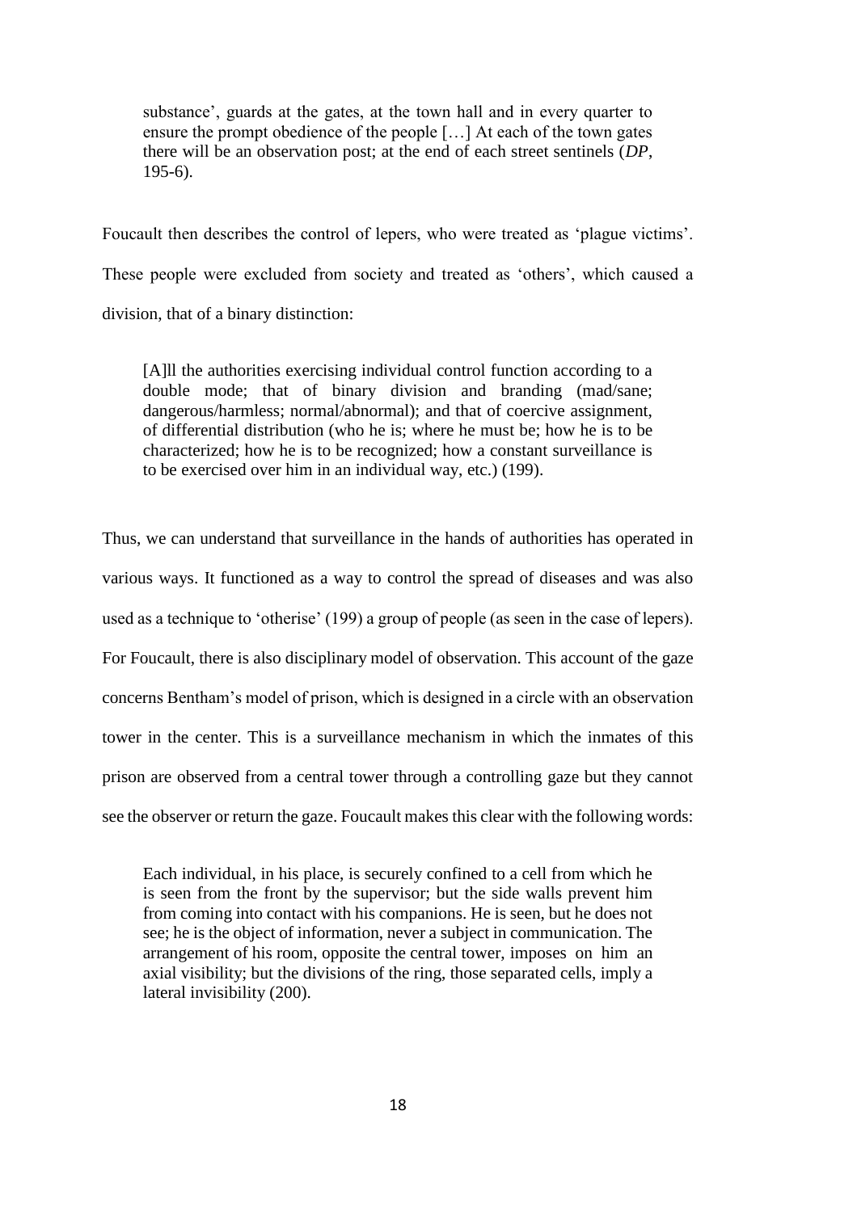> substance', guards at the gates, at the town hall and in every quarter to ensure the prompt obedience of the people […] At each of the town gates there will be an observation post; at the end of each street sentinels (*DP*, 195-6).

Foucault then describes the control of lepers, who were treated as 'plague victims'. These people were excluded from society and treated as 'others', which caused a division, that of a binary distinction:

> [A]ll the authorities exercising individual control function according to a double mode; that of binary division and branding (mad/sane; dangerous/harmless; normal/abnormal); and that of coercive assignment, of differential distribution (who he is; where he must be; how he is to be characterized; how he is to be recognized; how a constant surveillance is to be exercised over him in an individual way, etc.) (199).

Thus, we can understand that surveillance in the hands of authorities has operated in various ways. It functioned as a way to control the spread of diseases and was also used as a technique to 'otherise' (199) a group of people (as seen in the case of lepers). For Foucault, there is also disciplinary model of observation. This account of the gaze concerns Bentham's model of prison, which is designed in a circle with an observation tower in the center. This is a surveillance mechanism in which the inmates of this prison are observed from a central tower through a controlling gaze but they cannot see the observer or return the gaze. Foucault makes this clear with the following words:

> Each individual, in his place, is securely confined to a cell from which he is seen from the front by the supervisor; but the side walls prevent him from coming into contact with his companions. He is seen, but he does not see; he is the object of information, never a subject in communication. The arrangement of his room, opposite the central tower, imposes on him an axial visibility; but the divisions of the ring, those separated cells, imply a lateral invisibility (200).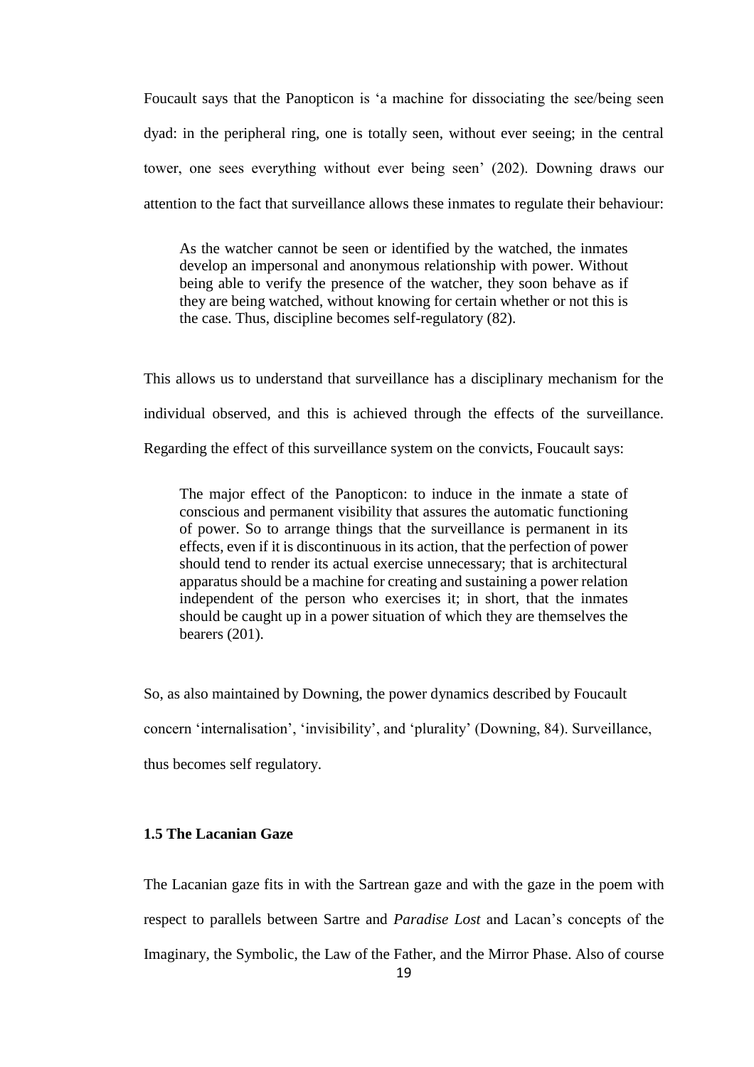Foucault says that the Panopticon is 'a machine for dissociating the see/being seen dyad: in the peripheral ring, one is totally seen, without ever seeing; in the central tower, one sees everything without ever being seen' (202). Downing draws our attention to the fact that surveillance allows these inmates to regulate their behaviour:

> As the watcher cannot be seen or identified by the watched, the inmates develop an impersonal and anonymous relationship with power. Without being able to verify the presence of the watcher, they soon behave as if they are being watched, without knowing for certain whether or not this is the case. Thus, discipline becomes self-regulatory (82).

This allows us to understand that surveillance has a disciplinary mechanism for the individual observed, and this is achieved through the effects of the surveillance. Regarding the effect of this surveillance system on the convicts, Foucault says:

> The major effect of the Panopticon: to induce in the inmate a state of conscious and permanent visibility that assures the automatic functioning of power. So to arrange things that the surveillance is permanent in its effects, even if it is discontinuous in its action, that the perfection of power should tend to render its actual exercise unnecessary; that is architectural apparatus should be a machine for creating and sustaining a power relation independent of the person who exercises it; in short, that the inmates should be caught up in a power situation of which they are themselves the bearers (201).

So, as also maintained by Downing, the power dynamics described by Foucault concern 'internalisation', 'invisibility', and 'plurality' (Downing, 84). Surveillance, thus becomes self regulatory.

### 1.5 The Lacanian Gaze

The Lacanian gaze fits in with the Sartrean gaze and with the gaze in the poem with respect to parallels between Sartre and *Paradise Lost* and Lacan's concepts of the Imaginary, the Symbolic, the Law of the Father, and the Mirror Phase. Also of course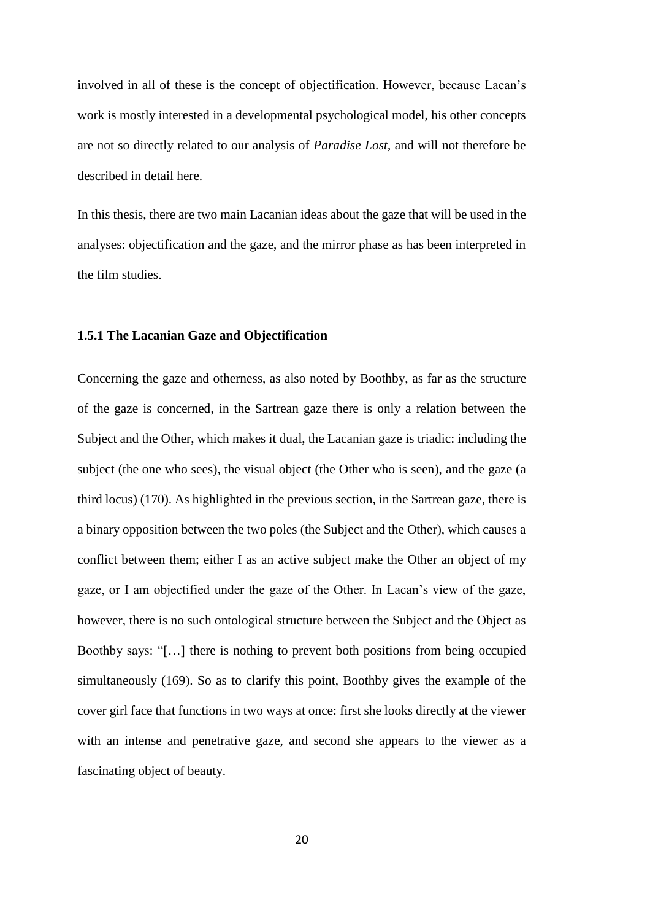involved in all of these is the concept of objectification. However, because Lacan's work is mostly interested in a developmental psychological model, his other concepts are not so directly related to our analysis of *Paradise Lost*, and will not therefore be described in detail here.

In this thesis, there are two main Lacanian ideas about the gaze that will be used in the analyses: objectification and the gaze, and the mirror phase as has been interpreted in the film studies.

### 1.5.1 The Lacanian Gaze and Objectification

Concerning the gaze and otherness, as also noted by Boothby, as far as the structure of the gaze is concerned, in the Sartrean gaze there is only a relation between the Subject and the Other, which makes it dual, the Lacanian gaze is triadic: including the subject (the one who sees), the visual object (the Other who is seen), and the gaze (a third locus) (170). As highlighted in the previous section, in the Sartrean gaze, there is a binary opposition between the two poles (the Subject and the Other), which causes a conflict between them; either I as an active subject make the Other an object of my gaze, or I am objectified under the gaze of the Other. In Lacan's view of the gaze, however, there is no such ontological structure between the Subject and the Object as Boothby says: "[…] there is nothing to prevent both positions from being occupied simultaneously (169). So as to clarify this point, Boothby gives the example of the cover girl face that functions in two ways at once: first she looks directly at the viewer with an intense and penetrative gaze, and second she appears to the viewer as a fascinating object of beauty.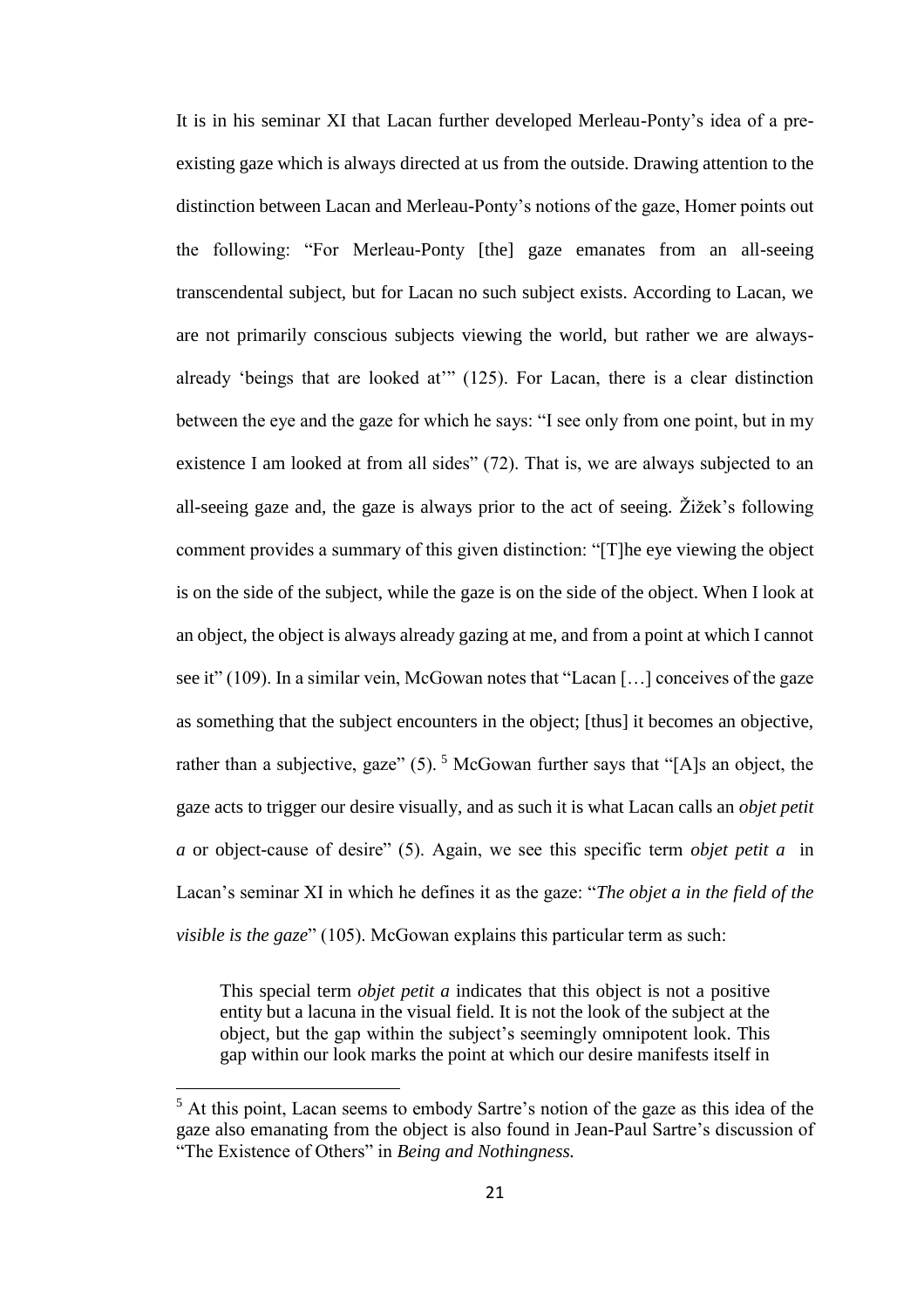It is in his seminar XI that Lacan further developed Merleau-Ponty's idea of a pre-existing gaze which is always directed at us from the outside. Drawing attention to the distinction between Lacan and Merleau-Ponty's notions of the gaze, Homer points out the following: "For Merleau-Ponty [the] gaze emanates from an all-seeing transcendental subject, but for Lacan no such subject exists. According to Lacan, we are not primarily conscious subjects viewing the world, but rather we are always-already 'beings that are looked at'" (125). For Lacan, there is a clear distinction between the eye and the gaze for which he says: "I see only from one point, but in my existence I am looked at from all sides" (72). That is, we are always subjected to an all-seeing gaze and, the gaze is always prior to the act of seeing. Žižek's following comment provides a summary of this given distinction: "[T]he eye viewing the object is on the side of the subject, while the gaze is on the side of the object. When I look at an object, the object is always already gazing at me, and from a point at which I cannot see it" (109). In a similar vein, McGowan notes that "Lacan […] conceives of the gaze as something that the subject encounters in the object; [thus] it becomes an objective, rather than a subjective, gaze" (5). [5] McGowan further says that "[A]s an object, the gaze acts to trigger our desire visually, and as such it is what Lacan calls an *objet petit a* or object-cause of desire" (5). Again, we see this specific term *objet petit a* in Lacan's seminar XI in which he defines it as the gaze: "*The objet a in the field of the visible is the gaze*" (105). McGowan explains this particular term as such:

> This special term *objet petit a* indicates that this object is not a positive entity but a lacuna in the visual field. It is not the look of the subject at the object, but the gap within the subject's seemingly omnipotent look. This gap within our look marks the point at which our desire manifests itself in

[5] At this point, Lacan seems to embody Sartre's notion of the gaze as this idea of the gaze also emanating from the object is also found in Jean-Paul Sartre's discussion of "The Existence of Others" in *Being and Nothingness.*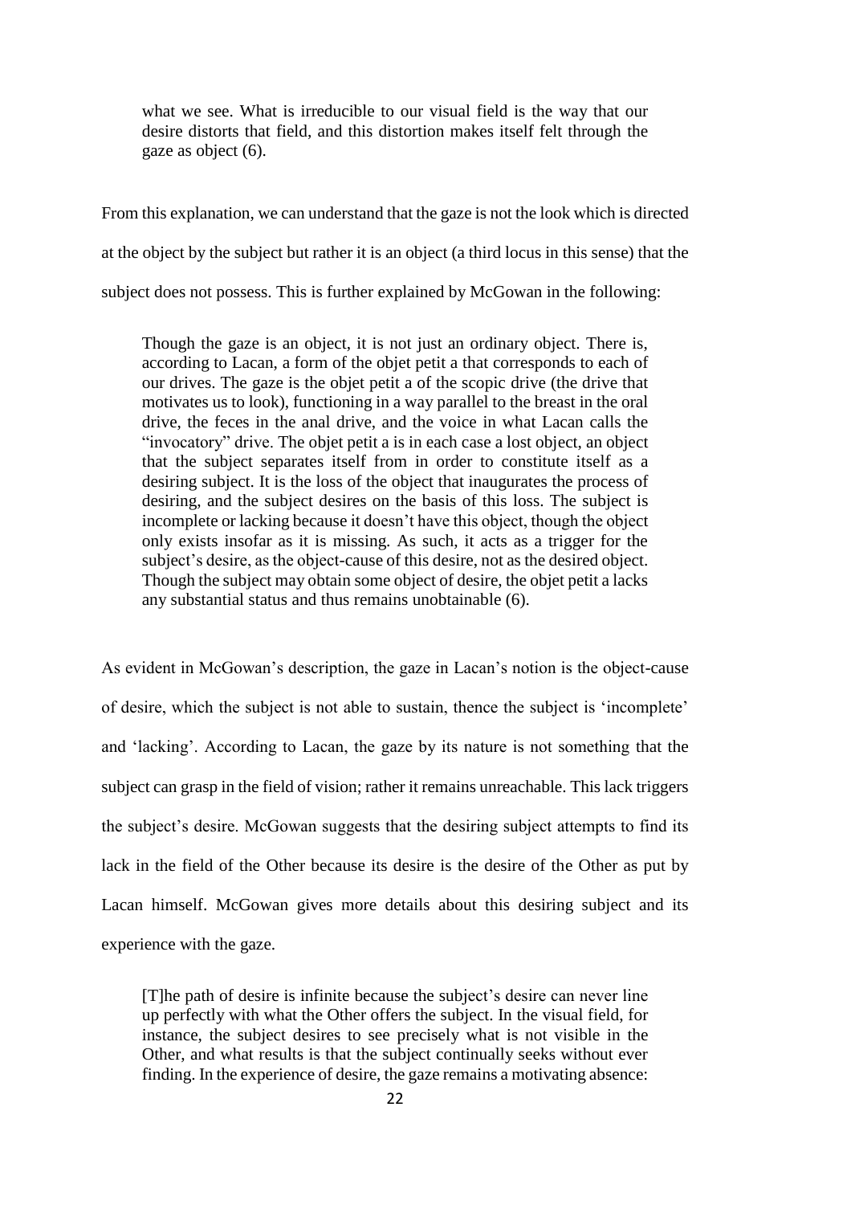> what we see. What is irreducible to our visual field is the way that our desire distorts that field, and this distortion makes itself felt through the gaze as object (6).

From this explanation, we can understand that the gaze is not the look which is directed at the object by the subject but rather it is an object (a third locus in this sense) that the subject does not possess. This is further explained by McGowan in the following:

> Though the gaze is an object, it is not just an ordinary object. There is, according to Lacan, a form of the objet petit a that corresponds to each of our drives. The gaze is the objet petit a of the scopic drive (the drive that motivates us to look), functioning in a way parallel to the breast in the oral drive, the feces in the anal drive, and the voice in what Lacan calls the "invocatory" drive. The objet petit a is in each case a lost object, an object that the subject separates itself from in order to constitute itself as a desiring subject. It is the loss of the object that inaugurates the process of desiring, and the subject desires on the basis of this loss. The subject is incomplete or lacking because it doesn't have this object, though the object only exists insofar as it is missing. As such, it acts as a trigger for the subject's desire, as the object-cause of this desire, not as the desired object. Though the subject may obtain some object of desire, the objet petit a lacks any substantial status and thus remains unobtainable (6).

As evident in McGowan's description, the gaze in Lacan's notion is the object-cause of desire, which the subject is not able to sustain, thence the subject is 'incomplete' and 'lacking'. According to Lacan, the gaze by its nature is not something that the subject can grasp in the field of vision; rather it remains unreachable. This lack triggers the subject's desire. McGowan suggests that the desiring subject attempts to find its lack in the field of the Other because its desire is the desire of the Other as put by Lacan himself. McGowan gives more details about this desiring subject and its experience with the gaze.

> [T]he path of desire is infinite because the subject's desire can never line up perfectly with what the Other offers the subject. In the visual field, for instance, the subject desires to see precisely what is not visible in the Other, and what results is that the subject continually seeks without ever finding. In the experience of desire, the gaze remains a motivating absence: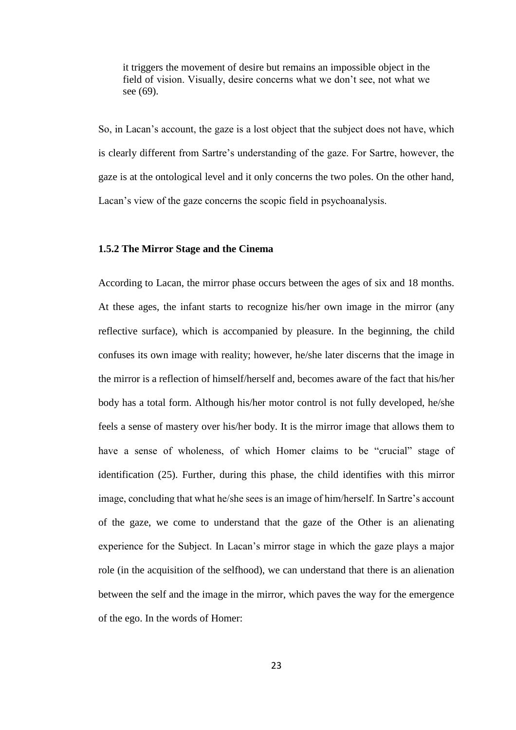> it triggers the movement of desire but remains an impossible object in the field of vision. Visually, desire concerns what we don't see, not what we see (69).

So, in Lacan's account, the gaze is a lost object that the subject does not have, which is clearly different from Sartre's understanding of the gaze. For Sartre, however, the gaze is at the ontological level and it only concerns the two poles. On the other hand, Lacan's view of the gaze concerns the scopic field in psychoanalysis.

### 1.5.2 The Mirror Stage and the Cinema

According to Lacan, the mirror phase occurs between the ages of six and 18 months. At these ages, the infant starts to recognize his/her own image in the mirror (any reflective surface), which is accompanied by pleasure. In the beginning, the child confuses its own image with reality; however, he/she later discerns that the image in the mirror is a reflection of himself/herself and, becomes aware of the fact that his/her body has a total form. Although his/her motor control is not fully developed, he/she feels a sense of mastery over his/her body. It is the mirror image that allows them to have a sense of wholeness, of which Homer claims to be "crucial" stage of identification (25). Further, during this phase, the child identifies with this mirror image, concluding that what he/she sees is an image of him/herself. In Sartre's account of the gaze, we come to understand that the gaze of the Other is an alienating experience for the Subject. In Lacan's mirror stage in which the gaze plays a major role (in the acquisition of the selfhood), we can understand that there is an alienation between the self and the image in the mirror, which paves the way for the emergence of the ego. In the words of Homer: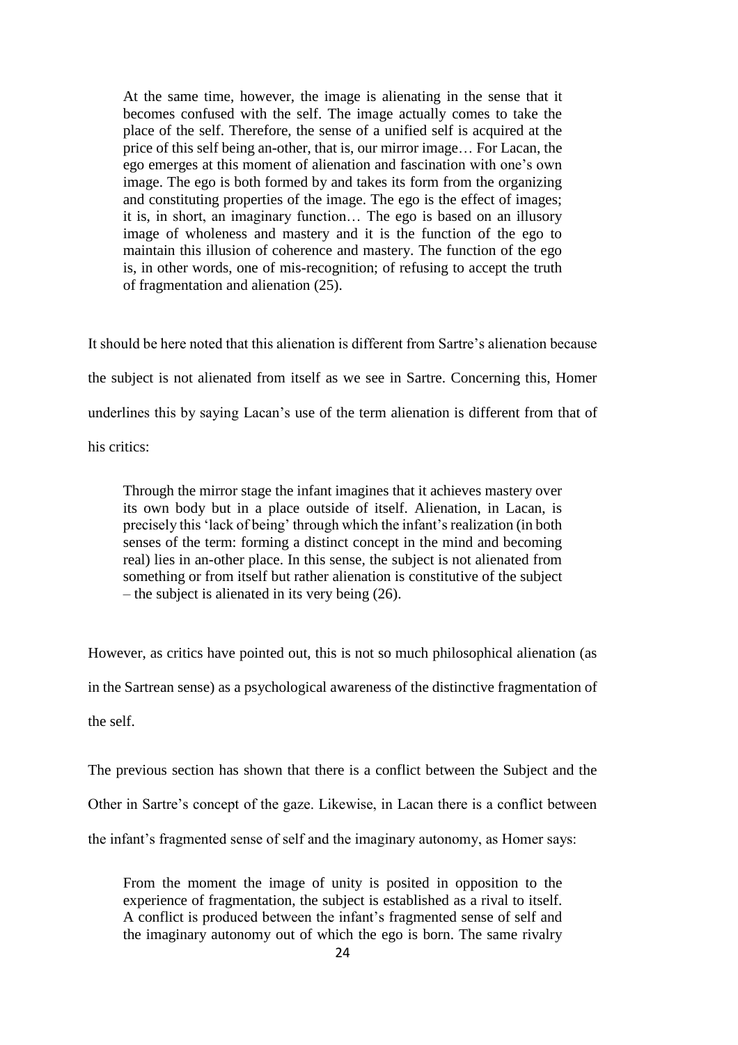> At the same time, however, the image is alienating in the sense that it becomes confused with the self. The image actually comes to take the place of the self. Therefore, the sense of a unified self is acquired at the price of this self being an-other, that is, our mirror image… For Lacan, the ego emerges at this moment of alienation and fascination with one's own image. The ego is both formed by and takes its form from the organizing and constituting properties of the image. The ego is the effect of images; it is, in short, an imaginary function… The ego is based on an illusory image of wholeness and mastery and it is the function of the ego to maintain this illusion of coherence and mastery. The function of the ego is, in other words, one of mis-recognition; of refusing to accept the truth of fragmentation and alienation (25).

It should be here noted that this alienation is different from Sartre's alienation because the subject is not alienated from itself as we see in Sartre. Concerning this, Homer underlines this by saying Lacan's use of the term alienation is different from that of his critics:

> Through the mirror stage the infant imagines that it achieves mastery over its own body but in a place outside of itself. Alienation, in Lacan, is precisely this 'lack of being' through which the infant's realization (in both senses of the term: forming a distinct concept in the mind and becoming real) lies in an-other place. In this sense, the subject is not alienated from something or from itself but rather alienation is constitutive of the subject – the subject is alienated in its very being (26).

However, as critics have pointed out, this is not so much philosophical alienation (as in the Sartrean sense) as a psychological awareness of the distinctive fragmentation of the self.

The previous section has shown that there is a conflict between the Subject and the Other in Sartre's concept of the gaze. Likewise, in Lacan there is a conflict between the infant's fragmented sense of self and the imaginary autonomy, as Homer says:

> From the moment the image of unity is posited in opposition to the experience of fragmentation, the subject is established as a rival to itself. A conflict is produced between the infant's fragmented sense of self and the imaginary autonomy out of which the ego is born. The same rivalry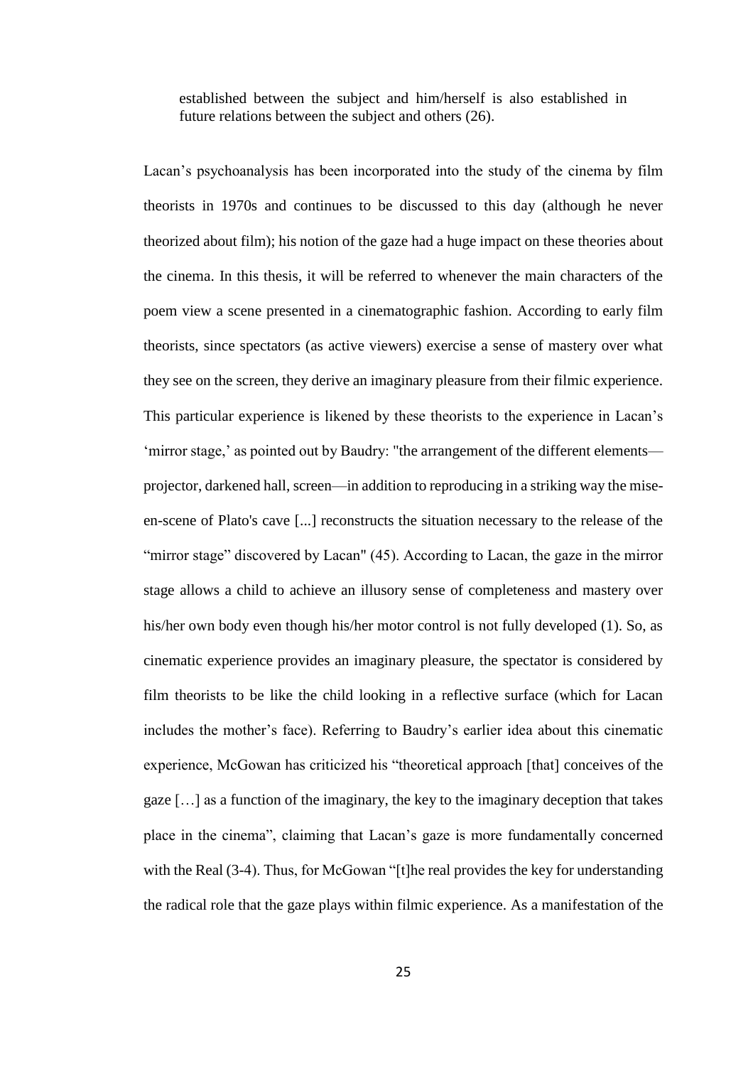> established between the subject and him/herself is also established in future relations between the subject and others (26).

Lacan's psychoanalysis has been incorporated into the study of the cinema by film theorists in 1970s and continues to be discussed to this day (although he never theorized about film); his notion of the gaze had a huge impact on these theories about the cinema. In this thesis, it will be referred to whenever the main characters of the poem view a scene presented in a cinematographic fashion. According to early film theorists, since spectators (as active viewers) exercise a sense of mastery over what they see on the screen, they derive an imaginary pleasure from their filmic experience. This particular experience is likened by these theorists to the experience in Lacan's 'mirror stage,' as pointed out by Baudry: "the arrangement of the different elements—projector, darkened hall, screen—in addition to reproducing in a striking way the mise-en-scene of Plato's cave [...] reconstructs the situation necessary to the release of the "mirror stage" discovered by Lacan" (45). According to Lacan, the gaze in the mirror stage allows a child to achieve an illusory sense of completeness and mastery over his/her own body even though his/her motor control is not fully developed (1). So, as cinematic experience provides an imaginary pleasure, the spectator is considered by film theorists to be like the child looking in a reflective surface (which for Lacan includes the mother's face). Referring to Baudry's earlier idea about this cinematic experience, McGowan has criticized his "theoretical approach [that] conceives of the gaze […] as a function of the imaginary, the key to the imaginary deception that takes place in the cinema", claiming that Lacan's gaze is more fundamentally concerned with the Real (3-4). Thus, for McGowan "[t]he real provides the key for understanding the radical role that the gaze plays within filmic experience. As a manifestation of the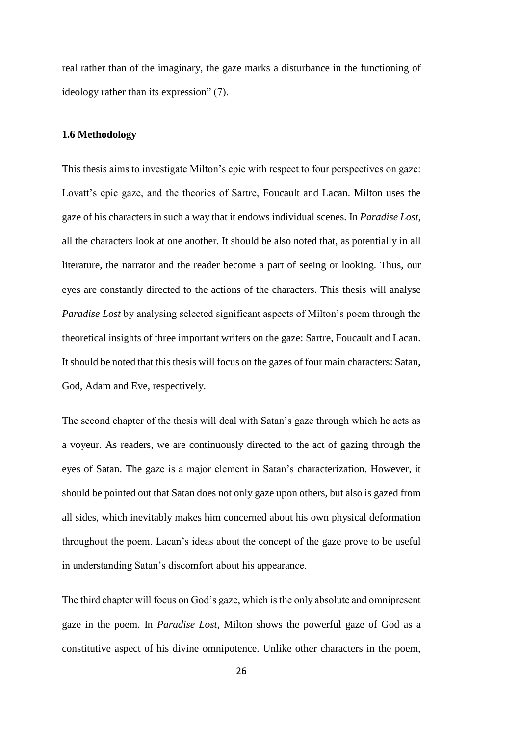real rather than of the imaginary, the gaze marks a disturbance in the functioning of ideology rather than its expression" (7).

### 1.6 Methodology

This thesis aims to investigate Milton's epic with respect to four perspectives on gaze: Lovatt's epic gaze, and the theories of Sartre, Foucault and Lacan. Milton uses the gaze of his characters in such a way that it endows individual scenes. In *Paradise Lost*, all the characters look at one another. It should be also noted that, as potentially in all literature, the narrator and the reader become a part of seeing or looking. Thus, our eyes are constantly directed to the actions of the characters. This thesis will analyse *Paradise Lost* by analysing selected significant aspects of Milton's poem through the theoretical insights of three important writers on the gaze: Sartre, Foucault and Lacan. It should be noted that this thesis will focus on the gazes of four main characters: Satan, God, Adam and Eve, respectively.

The second chapter of the thesis will deal with Satan's gaze through which he acts as a voyeur. As readers, we are continuously directed to the act of gazing through the eyes of Satan. The gaze is a major element in Satan's characterization. However, it should be pointed out that Satan does not only gaze upon others, but also is gazed from all sides, which inevitably makes him concerned about his own physical deformation throughout the poem. Lacan's ideas about the concept of the gaze prove to be useful in understanding Satan's discomfort about his appearance.

The third chapter will focus on God's gaze, which is the only absolute and omnipresent gaze in the poem. In *Paradise Lost*, Milton shows the powerful gaze of God as a constitutive aspect of his divine omnipotence. Unlike other characters in the poem,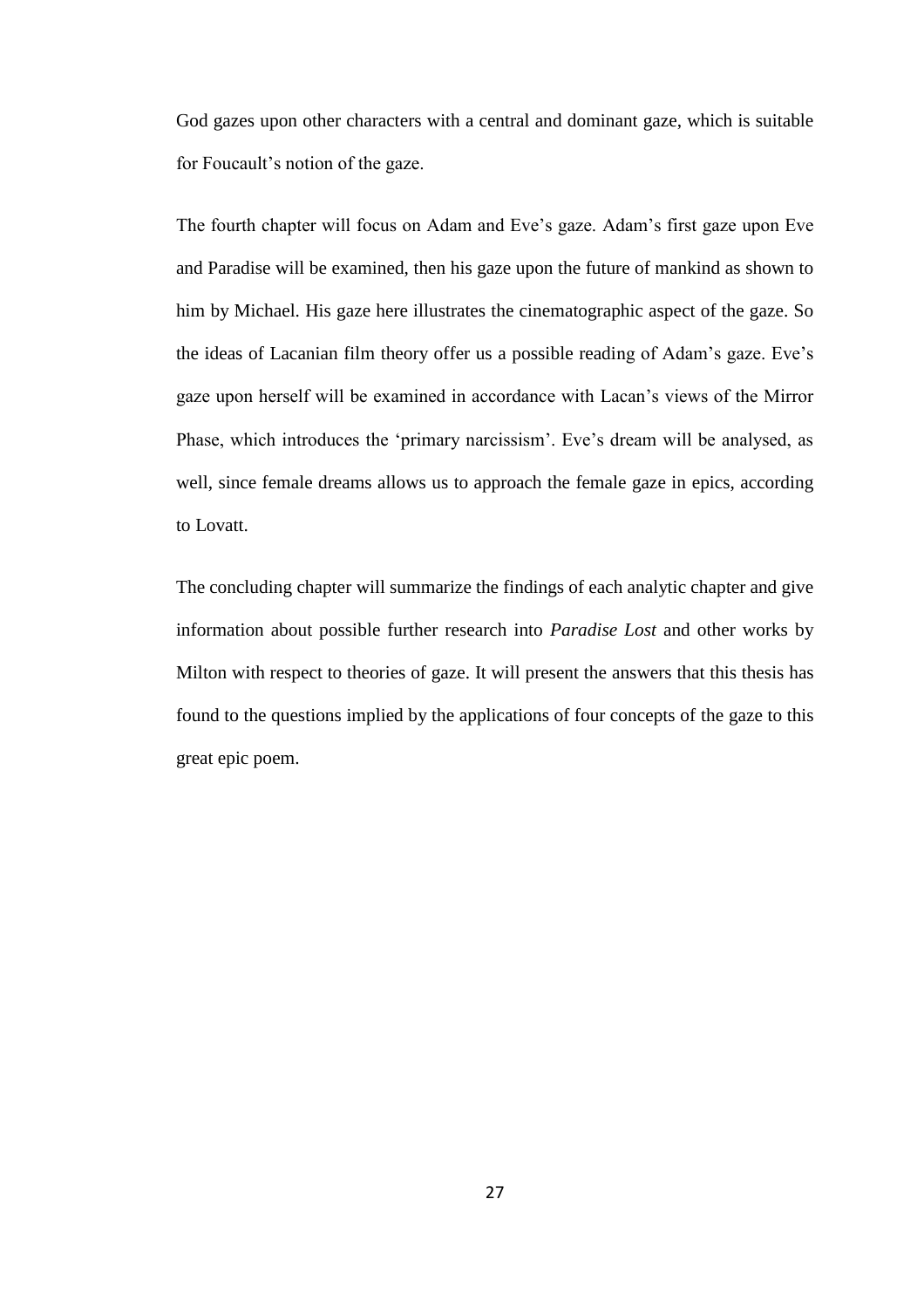God gazes upon other characters with a central and dominant gaze, which is suitable for Foucault's notion of the gaze.

The fourth chapter will focus on Adam and Eve's gaze. Adam's first gaze upon Eve and Paradise will be examined, then his gaze upon the future of mankind as shown to him by Michael. His gaze here illustrates the cinematographic aspect of the gaze. So the ideas of Lacanian film theory offer us a possible reading of Adam's gaze. Eve's gaze upon herself will be examined in accordance with Lacan's views of the Mirror Phase, which introduces the 'primary narcissism'. Eve's dream will be analysed, as well, since female dreams allows us to approach the female gaze in epics, according to Lovatt.

The concluding chapter will summarize the findings of each analytic chapter and give information about possible further research into *Paradise Lost* and other works by Milton with respect to theories of gaze. It will present the answers that this thesis has found to the questions implied by the applications of four concepts of the gaze to this great epic poem.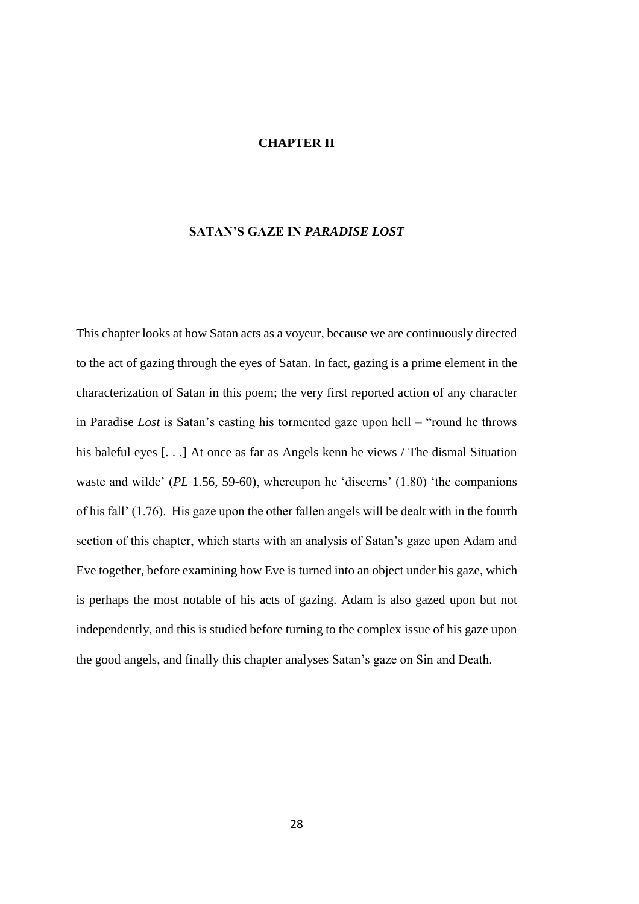# CHAPTER II

## SATAN'S GAZE IN *PARADISE LOST*

This chapter looks at how Satan acts as a voyeur, because we are continuously directed to the act of gazing through the eyes of Satan. In fact, gazing is a prime element in the characterization of Satan in this poem; the very first reported action of any character in Paradise *Lost* is Satan's casting his tormented gaze upon hell – "round he throws his baleful eyes [. . .] At once as far as Angels kenn he views / The dismal Situation waste and wilde' (*PL* 1.56, 59-60), whereupon he 'discerns' (1.80) 'the companions of his fall' (1.76). His gaze upon the other fallen angels will be dealt with in the fourth section of this chapter, which starts with an analysis of Satan's gaze upon Adam and Eve together, before examining how Eve is turned into an object under his gaze, which is perhaps the most notable of his acts of gazing. Adam is also gazed upon but not independently, and this is studied before turning to the complex issue of his gaze upon the good angels, and finally this chapter analyses Satan's gaze on Sin and Death.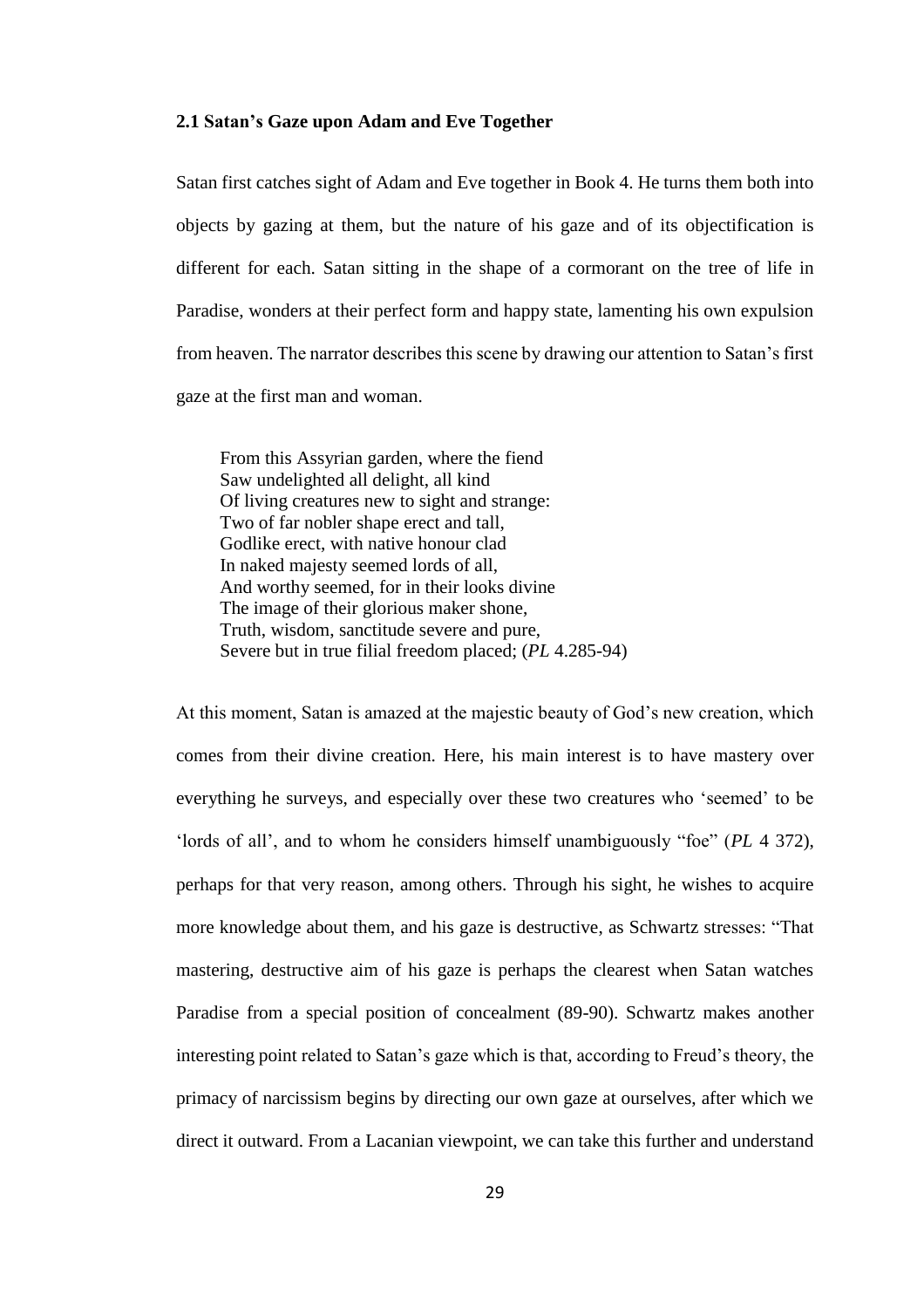### 2.1 Satan's Gaze upon Adam and Eve Together

Satan first catches sight of Adam and Eve together in Book 4. He turns them both into objects by gazing at them, but the nature of his gaze and of its objectification is different for each. Satan sitting in the shape of a cormorant on the tree of life in Paradise, wonders at their perfect form and happy state, lamenting his own expulsion from heaven. The narrator describes this scene by drawing our attention to Satan's first gaze at the first man and woman.

> From this Assyrian garden, where the fiend  
> Saw undelighted all delight, all kind  
> Of living creatures new to sight and strange:  
> Two of far nobler shape erect and tall,  
> Godlike erect, with native honour clad  
> In naked majesty seemed lords of all,  
> And worthy seemed, for in their looks divine  
> The image of their glorious maker shone,  
> Truth, wisdom, sanctitude severe and pure,  
> Severe but in true filial freedom placed; (*PL* 4.285-94)

At this moment, Satan is amazed at the majestic beauty of God's new creation, which comes from their divine creation. Here, his main interest is to have mastery over everything he surveys, and especially over these two creatures who 'seemed' to be 'lords of all', and to whom he considers himself unambiguously "foe" (*PL* 4 372), perhaps for that very reason, among others. Through his sight, he wishes to acquire more knowledge about them, and his gaze is destructive, as Schwartz stresses: "That mastering, destructive aim of his gaze is perhaps the clearest when Satan watches Paradise from a special position of concealment (89-90). Schwartz makes another interesting point related to Satan's gaze which is that, according to Freud's theory, the primacy of narcissism begins by directing our own gaze at ourselves, after which we direct it outward. From a Lacanian viewpoint, we can take this further and understand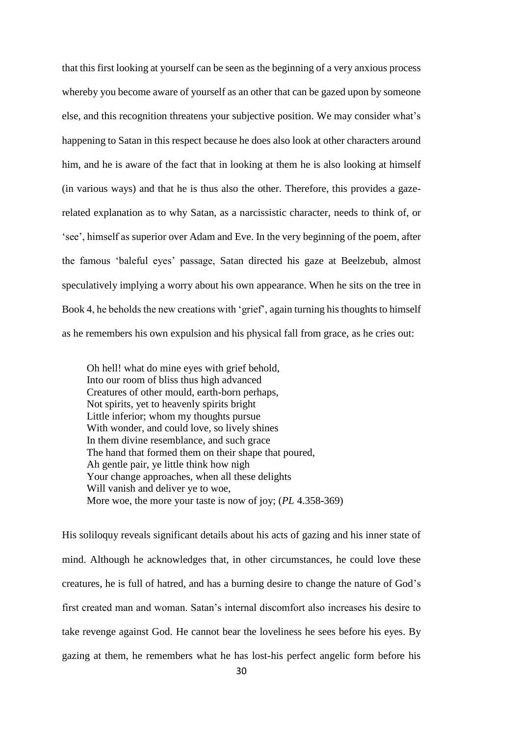that this first looking at yourself can be seen as the beginning of a very anxious process whereby you become aware of yourself as an other that can be gazed upon by someone else, and this recognition threatens your subjective position. We may consider what's happening to Satan in this respect because he does also look at other characters around him, and he is aware of the fact that in looking at them he is also looking at himself (in various ways) and that he is thus also the other. Therefore, this provides a gaze-related explanation as to why Satan, as a narcissistic character, needs to think of, or 'see', himself as superior over Adam and Eve. In the very beginning of the poem, after the famous 'baleful eyes' passage, Satan directed his gaze at Beelzebub, almost speculatively implying a worry about his own appearance. When he sits on the tree in Book 4, he beholds the new creations with 'grief', again turning his thoughts to himself as he remembers his own expulsion and his physical fall from grace, as he cries out:

> Oh hell! what do mine eyes with grief behold,
> Into our room of bliss thus high advanced
> Creatures of other mould, earth-born perhaps,
> Not spirits, yet to heavenly spirits bright
> Little inferior; whom my thoughts pursue
> With wonder, and could love, so lively shines
> In them divine resemblance, and such grace
> The hand that formed them on their shape that poured,
> Ah gentle pair, ye little think how nigh
> Your change approaches, when all these delights
> Will vanish and deliver ye to woe,
> More woe, the more your taste is now of joy; (*PL* 4.358-369)

His soliloquy reveals significant details about his acts of gazing and his inner state of mind. Although he acknowledges that, in other circumstances, he could love these creatures, he is full of hatred, and has a burning desire to change the nature of God's first created man and woman. Satan's internal discomfort also increases his desire to take revenge against God. He cannot bear the loveliness he sees before his eyes. By gazing at them, he remembers what he has lost-his perfect angelic form before his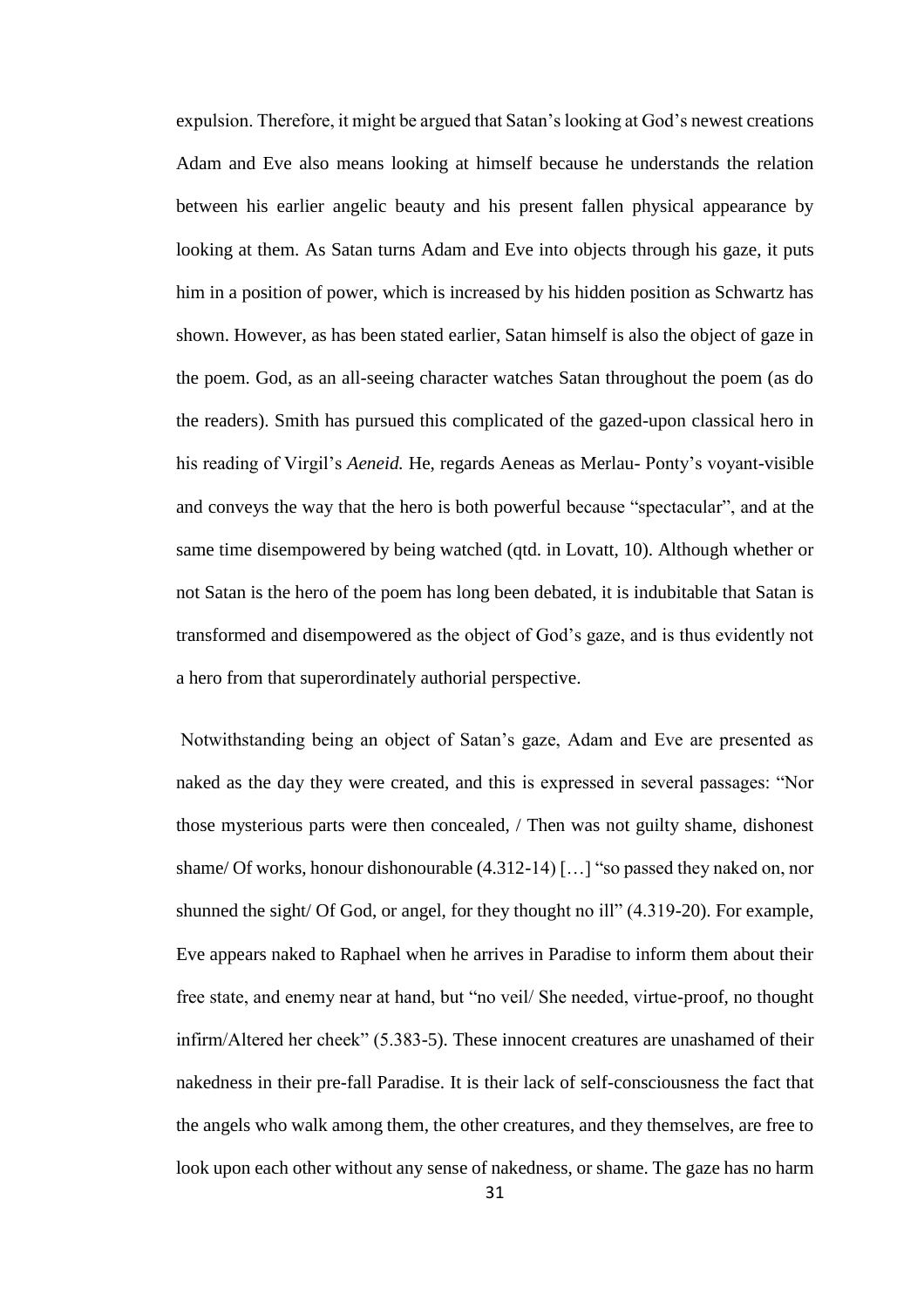expulsion. Therefore, it might be argued that Satan's looking at God's newest creations Adam and Eve also means looking at himself because he understands the relation between his earlier angelic beauty and his present fallen physical appearance by looking at them. As Satan turns Adam and Eve into objects through his gaze, it puts him in a position of power, which is increased by his hidden position as Schwartz has shown. However, as has been stated earlier, Satan himself is also the object of gaze in the poem. God, as an all-seeing character watches Satan throughout the poem (as do the readers). Smith has pursued this complicated of the gazed-upon classical hero in his reading of Virgil's *Aeneid.* He, regards Aeneas as Merlau- Ponty's voyant-visible and conveys the way that the hero is both powerful because "spectacular", and at the same time disempowered by being watched (qtd. in Lovatt, 10). Although whether or not Satan is the hero of the poem has long been debated, it is indubitable that Satan is transformed and disempowered as the object of God's gaze, and is thus evidently not a hero from that superordinately authorial perspective.

Notwithstanding being an object of Satan's gaze, Adam and Eve are presented as naked as the day they were created, and this is expressed in several passages: "Nor those mysterious parts were then concealed, / Then was not guilty shame, dishonest shame/ Of works, honour dishonourable (4.312-14) […] "so passed they naked on, nor shunned the sight/ Of God, or angel, for they thought no ill" (4.319-20). For example, Eve appears naked to Raphael when he arrives in Paradise to inform them about their free state, and enemy near at hand, but "no veil/ She needed, virtue-proof, no thought infirm/Altered her cheek" (5.383-5). These innocent creatures are unashamed of their nakedness in their pre-fall Paradise. It is their lack of self-consciousness the fact that the angels who walk among them, the other creatures, and they themselves, are free to look upon each other without any sense of nakedness, or shame. The gaze has no harm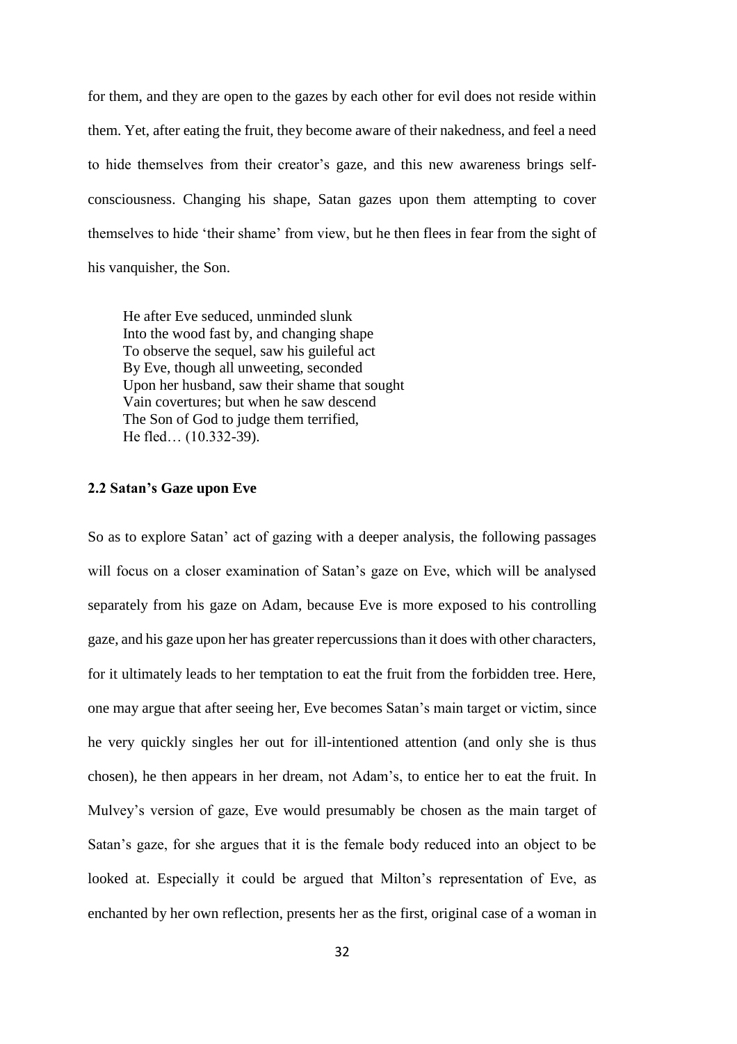for them, and they are open to the gazes by each other for evil does not reside within them. Yet, after eating the fruit, they become aware of their nakedness, and feel a need to hide themselves from their creator's gaze, and this new awareness brings self-consciousness. Changing his shape, Satan gazes upon them attempting to cover themselves to hide 'their shame' from view, but he then flees in fear from the sight of his vanquisher, the Son.

> He after Eve seduced, unminded slunk
> Into the wood fast by, and changing shape
> To observe the sequel, saw his guileful act
> By Eve, though all unweeting, seconded
> Upon her husband, saw their shame that sought
> Vain covertures; but when he saw descend
> The Son of God to judge them terrified,
> He fled… (10.332-39).

### 2.2 Satan's Gaze upon Eve

So as to explore Satan' act of gazing with a deeper analysis, the following passages will focus on a closer examination of Satan's gaze on Eve, which will be analysed separately from his gaze on Adam, because Eve is more exposed to his controlling gaze, and his gaze upon her has greater repercussions than it does with other characters, for it ultimately leads to her temptation to eat the fruit from the forbidden tree. Here, one may argue that after seeing her, Eve becomes Satan's main target or victim, since he very quickly singles her out for ill-intentioned attention (and only she is thus chosen), he then appears in her dream, not Adam's, to entice her to eat the fruit. In Mulvey's version of gaze, Eve would presumably be chosen as the main target of Satan's gaze, for she argues that it is the female body reduced into an object to be looked at. Especially it could be argued that Milton's representation of Eve, as enchanted by her own reflection, presents her as the first, original case of a woman in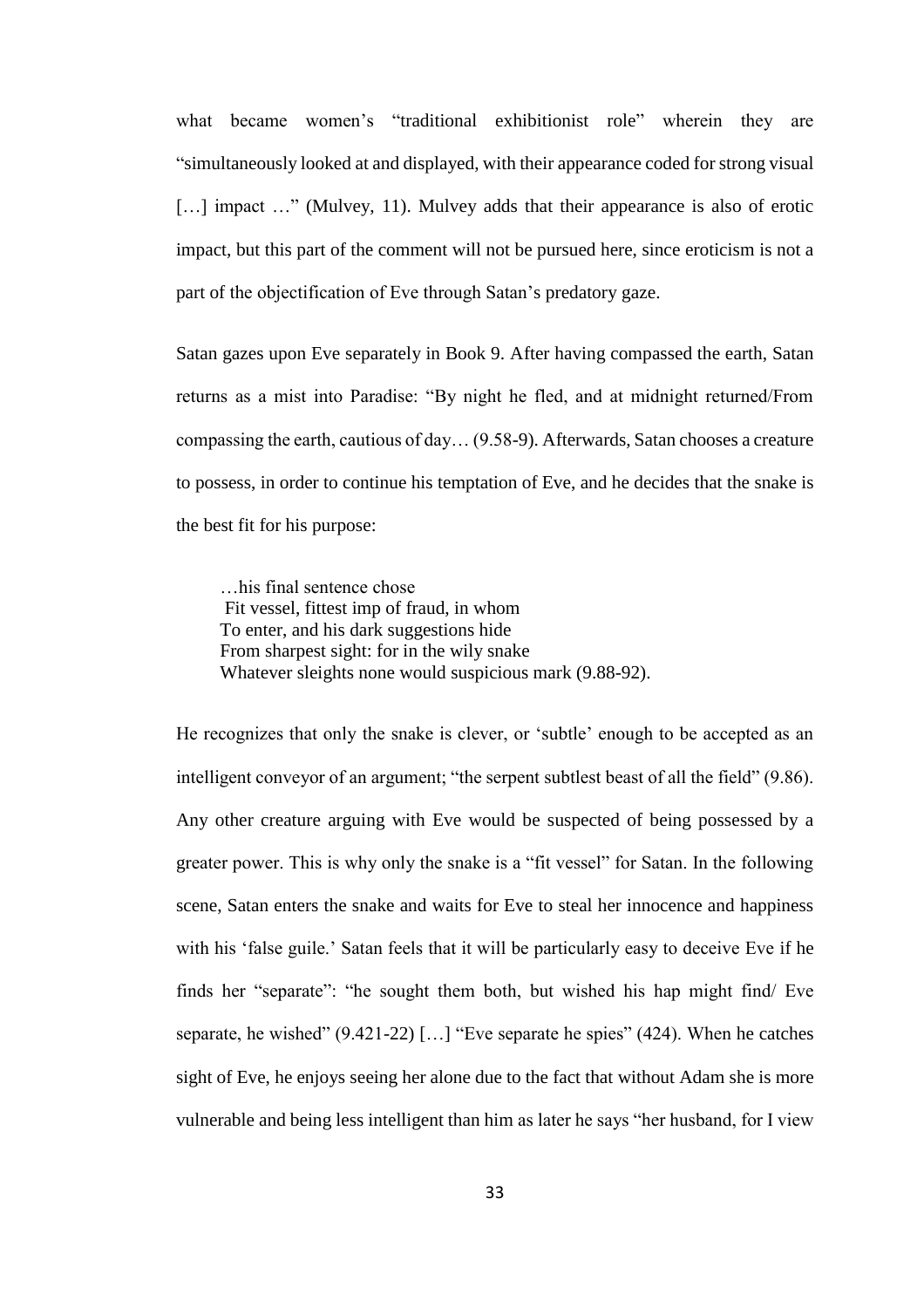what became women's "traditional exhibitionist role" wherein they are "simultaneously looked at and displayed, with their appearance coded for strong visual […] impact …" (Mulvey, 11). Mulvey adds that their appearance is also of erotic impact, but this part of the comment will not be pursued here, since eroticism is not a part of the objectification of Eve through Satan's predatory gaze.

Satan gazes upon Eve separately in Book 9. After having compassed the earth, Satan returns as a mist into Paradise: "By night he fled, and at midnight returned/From compassing the earth, cautious of day… (9.58-9). Afterwards, Satan chooses a creature to possess, in order to continue his temptation of Eve, and he decides that the snake is the best fit for his purpose:

> …his final sentence chose
> Fit vessel, fittest imp of fraud, in whom
> To enter, and his dark suggestions hide
> From sharpest sight: for in the wily snake
> Whatever sleights none would suspicious mark (9.88-92).

He recognizes that only the snake is clever, or 'subtle' enough to be accepted as an intelligent conveyor of an argument; "the serpent subtlest beast of all the field" (9.86). Any other creature arguing with Eve would be suspected of being possessed by a greater power. This is why only the snake is a "fit vessel" for Satan. In the following scene, Satan enters the snake and waits for Eve to steal her innocence and happiness with his 'false guile.' Satan feels that it will be particularly easy to deceive Eve if he finds her "separate": "he sought them both, but wished his hap might find/ Eve separate, he wished" (9.421-22) […] "Eve separate he spies" (424). When he catches sight of Eve, he enjoys seeing her alone due to the fact that without Adam she is more vulnerable and being less intelligent than him as later he says "her husband, for I view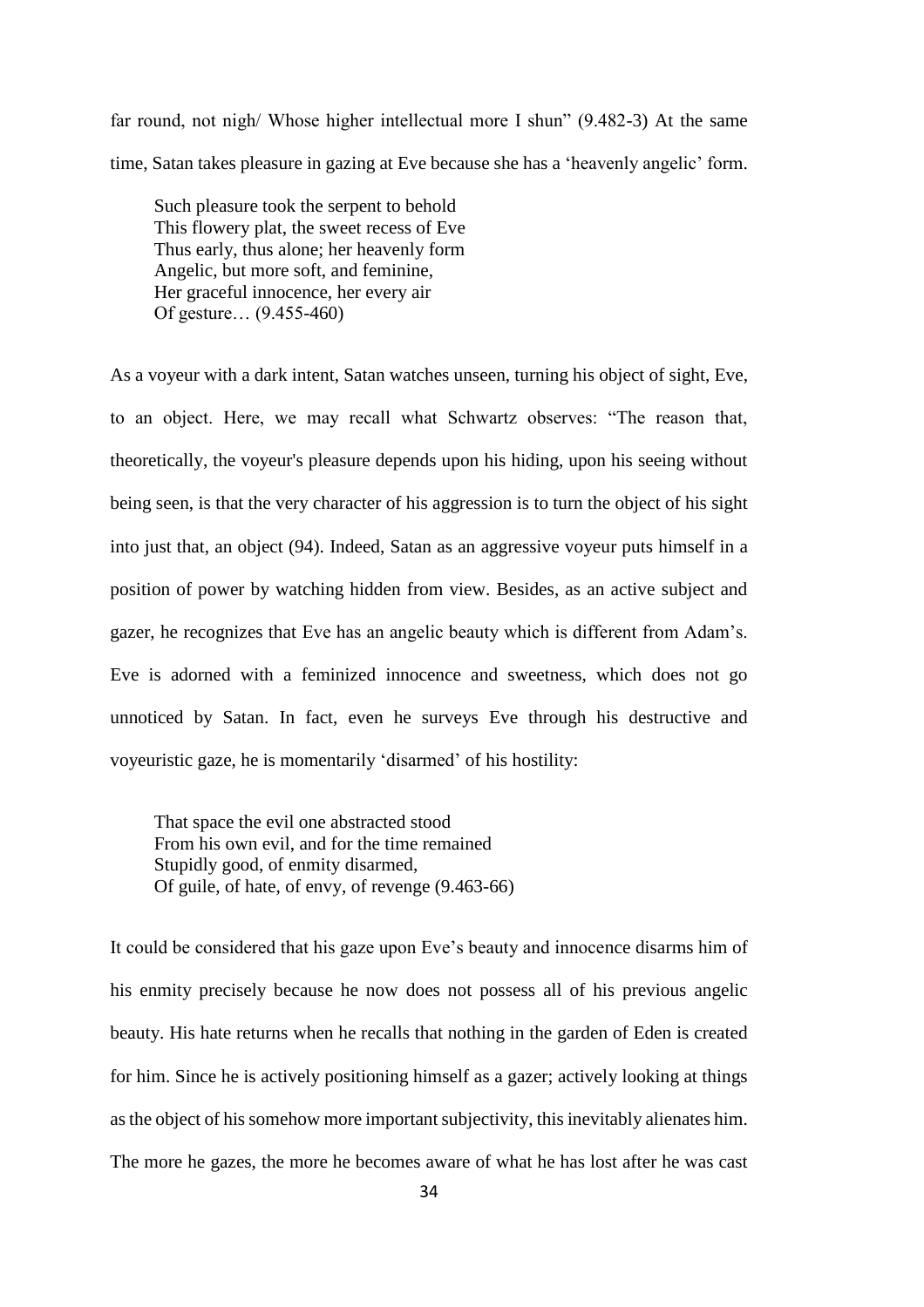far round, not nigh/ Whose higher intellectual more I shun" (9.482-3) At the same time, Satan takes pleasure in gazing at Eve because she has a 'heavenly angelic' form.

> Such pleasure took the serpent to behold
> This flowery plat, the sweet recess of Eve
> Thus early, thus alone; her heavenly form
> Angelic, but more soft, and feminine,
> Her graceful innocence, her every air
> Of gesture… (9.455-460)

As a voyeur with a dark intent, Satan watches unseen, turning his object of sight, Eve, to an object. Here, we may recall what Schwartz observes: "The reason that, theoretically, the voyeur's pleasure depends upon his hiding, upon his seeing without being seen, is that the very character of his aggression is to turn the object of his sight into just that, an object (94). Indeed, Satan as an aggressive voyeur puts himself in a position of power by watching hidden from view. Besides, as an active subject and gazer, he recognizes that Eve has an angelic beauty which is different from Adam's. Eve is adorned with a feminized innocence and sweetness, which does not go unnoticed by Satan. In fact, even he surveys Eve through his destructive and voyeuristic gaze, he is momentarily 'disarmed' of his hostility:

> That space the evil one abstracted stood
> From his own evil, and for the time remained
> Stupidly good, of enmity disarmed,
> Of guile, of hate, of envy, of revenge (9.463-66)

It could be considered that his gaze upon Eve's beauty and innocence disarms him of his enmity precisely because he now does not possess all of his previous angelic beauty. His hate returns when he recalls that nothing in the garden of Eden is created for him. Since he is actively positioning himself as a gazer; actively looking at things as the object of his somehow more important subjectivity, this inevitably alienates him. The more he gazes, the more he becomes aware of what he has lost after he was cast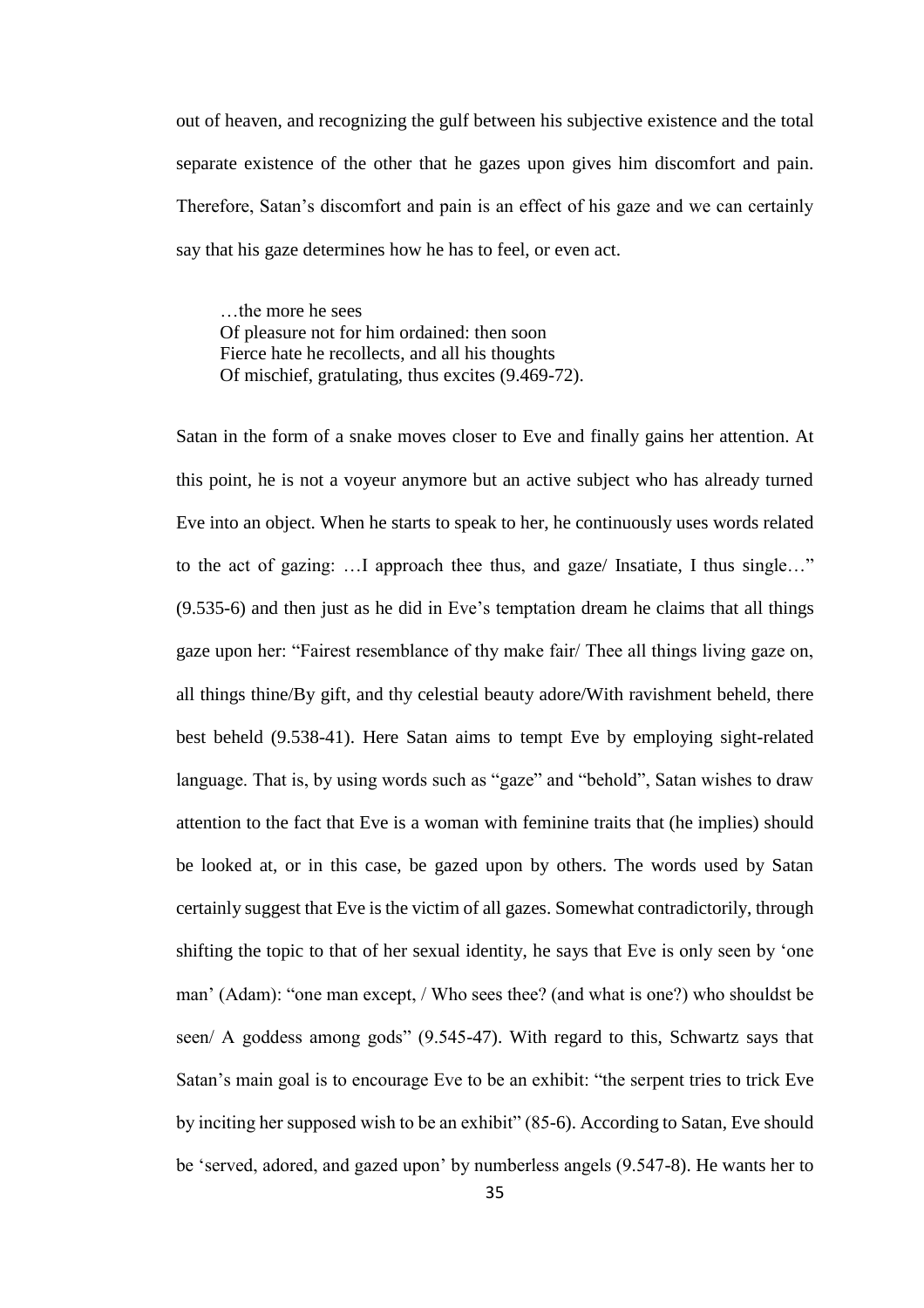out of heaven, and recognizing the gulf between his subjective existence and the total separate existence of the other that he gazes upon gives him discomfort and pain. Therefore, Satan's discomfort and pain is an effect of his gaze and we can certainly say that his gaze determines how he has to feel, or even act.

> …the more he sees
> Of pleasure not for him ordained: then soon
> Fierce hate he recollects, and all his thoughts
> Of mischief, gratulating, thus excites (9.469-72).

Satan in the form of a snake moves closer to Eve and finally gains her attention. At this point, he is not a voyeur anymore but an active subject who has already turned Eve into an object. When he starts to speak to her, he continuously uses words related to the act of gazing: …I approach thee thus, and gaze/ Insatiate, I thus single…" (9.535-6) and then just as he did in Eve's temptation dream he claims that all things gaze upon her: "Fairest resemblance of thy make fair/ Thee all things living gaze on, all things thine/By gift, and thy celestial beauty adore/With ravishment beheld, there best beheld (9.538-41). Here Satan aims to tempt Eve by employing sight-related language. That is, by using words such as "gaze" and "behold", Satan wishes to draw attention to the fact that Eve is a woman with feminine traits that (he implies) should be looked at, or in this case, be gazed upon by others. The words used by Satan certainly suggest that Eve is the victim of all gazes. Somewhat contradictorily, through shifting the topic to that of her sexual identity, he says that Eve is only seen by 'one man' (Adam): "one man except, / Who sees thee? (and what is one?) who shouldst be seen/ A goddess among gods" (9.545-47). With regard to this, Schwartz says that Satan's main goal is to encourage Eve to be an exhibit: "the serpent tries to trick Eve by inciting her supposed wish to be an exhibit" (85-6). According to Satan, Eve should be 'served, adored, and gazed upon' by numberless angels (9.547-8). He wants her to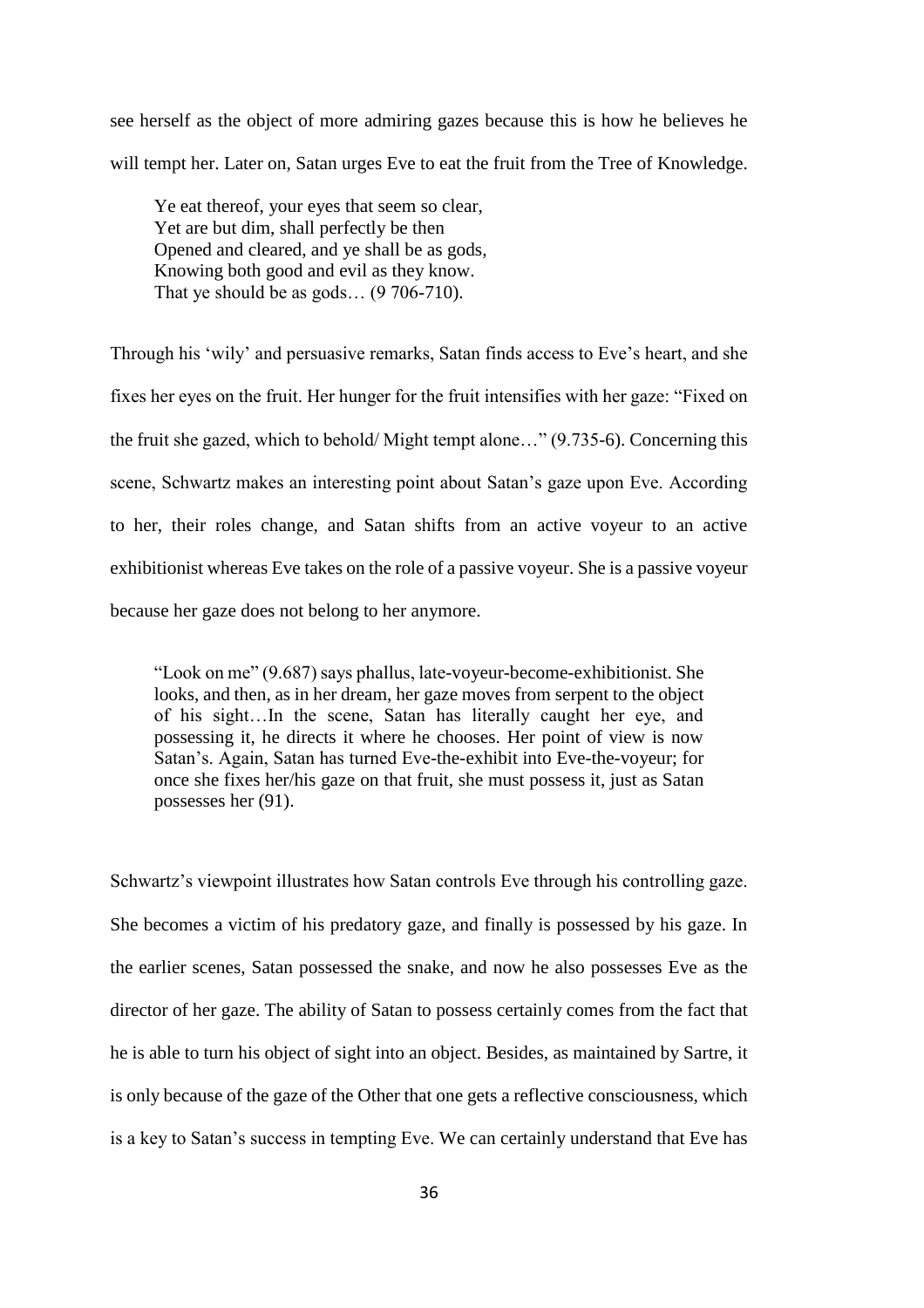see herself as the object of more admiring gazes because this is how he believes he will tempt her. Later on, Satan urges Eve to eat the fruit from the Tree of Knowledge.

> Ye eat thereof, your eyes that seem so clear,
> Yet are but dim, shall perfectly be then
> Opened and cleared, and ye shall be as gods,
> Knowing both good and evil as they know.
> That ye should be as gods… (9 706-710).

Through his 'wily' and persuasive remarks, Satan finds access to Eve's heart, and she fixes her eyes on the fruit. Her hunger for the fruit intensifies with her gaze: "Fixed on the fruit she gazed, which to behold/ Might tempt alone…" (9.735-6). Concerning this scene, Schwartz makes an interesting point about Satan's gaze upon Eve. According to her, their roles change, and Satan shifts from an active voyeur to an active exhibitionist whereas Eve takes on the role of a passive voyeur. She is a passive voyeur because her gaze does not belong to her anymore.

> "Look on me" (9.687) says phallus, late-voyeur-become-exhibitionist. She looks, and then, as in her dream, her gaze moves from serpent to the object of his sight…In the scene, Satan has literally caught her eye, and possessing it, he directs it where he chooses. Her point of view is now Satan's. Again, Satan has turned Eve-the-exhibit into Eve-the-voyeur; for once she fixes her/his gaze on that fruit, she must possess it, just as Satan possesses her (91).

Schwartz's viewpoint illustrates how Satan controls Eve through his controlling gaze. She becomes a victim of his predatory gaze, and finally is possessed by his gaze. In the earlier scenes, Satan possessed the snake, and now he also possesses Eve as the director of her gaze. The ability of Satan to possess certainly comes from the fact that he is able to turn his object of sight into an object. Besides, as maintained by Sartre, it is only because of the gaze of the Other that one gets a reflective consciousness, which is a key to Satan's success in tempting Eve. We can certainly understand that Eve has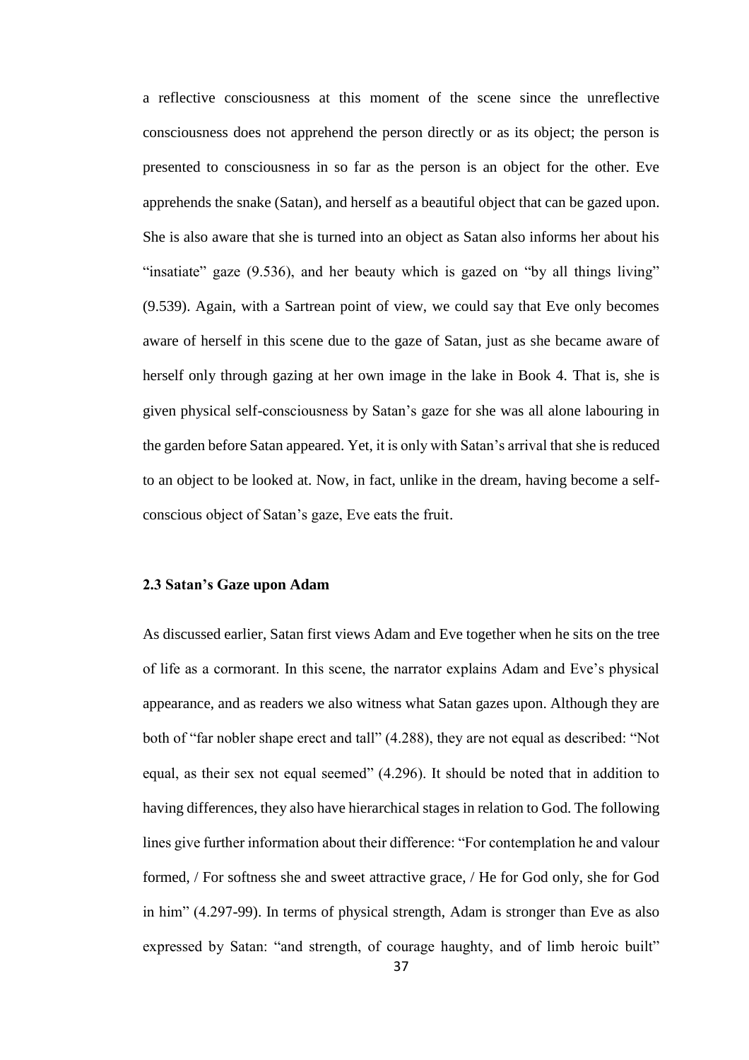a reflective consciousness at this moment of the scene since the unreflective consciousness does not apprehend the person directly or as its object; the person is presented to consciousness in so far as the person is an object for the other. Eve apprehends the snake (Satan), and herself as a beautiful object that can be gazed upon. She is also aware that she is turned into an object as Satan also informs her about his "insatiate" gaze (9.536), and her beauty which is gazed on "by all things living" (9.539). Again, with a Sartrean point of view, we could say that Eve only becomes aware of herself in this scene due to the gaze of Satan, just as she became aware of herself only through gazing at her own image in the lake in Book 4. That is, she is given physical self-consciousness by Satan's gaze for she was all alone labouring in the garden before Satan appeared. Yet, it is only with Satan's arrival that she is reduced to an object to be looked at. Now, in fact, unlike in the dream, having become a self-conscious object of Satan's gaze, Eve eats the fruit.

### 2.3 Satan's Gaze upon Adam

As discussed earlier, Satan first views Adam and Eve together when he sits on the tree of life as a cormorant. In this scene, the narrator explains Adam and Eve's physical appearance, and as readers we also witness what Satan gazes upon. Although they are both of "far nobler shape erect and tall" (4.288), they are not equal as described: "Not equal, as their sex not equal seemed" (4.296). It should be noted that in addition to having differences, they also have hierarchical stages in relation to God. The following lines give further information about their difference: "For contemplation he and valour formed, / For softness she and sweet attractive grace, / He for God only, she for God in him" (4.297-99). In terms of physical strength, Adam is stronger than Eve as also expressed by Satan: "and strength, of courage haughty, and of limb heroic built"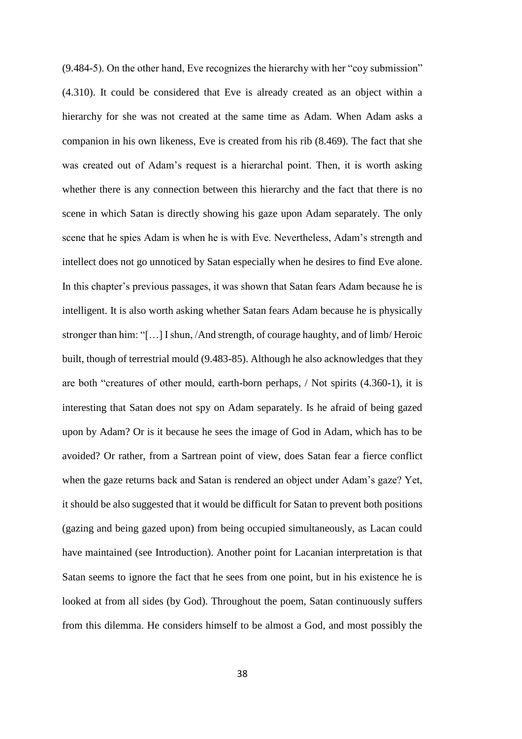(9.484-5). On the other hand, Eve recognizes the hierarchy with her "coy submission" (4.310). It could be considered that Eve is already created as an object within a hierarchy for she was not created at the same time as Adam. When Adam asks a companion in his own likeness, Eve is created from his rib (8.469). The fact that she was created out of Adam's request is a hierarchal point. Then, it is worth asking whether there is any connection between this hierarchy and the fact that there is no scene in which Satan is directly showing his gaze upon Adam separately. The only scene that he spies Adam is when he is with Eve. Nevertheless, Adam's strength and intellect does not go unnoticed by Satan especially when he desires to find Eve alone. In this chapter's previous passages, it was shown that Satan fears Adam because he is intelligent. It is also worth asking whether Satan fears Adam because he is physically stronger than him: "[…] I shun, /And strength, of courage haughty, and of limb/ Heroic built, though of terrestrial mould (9.483-85). Although he also acknowledges that they are both "creatures of other mould, earth-born perhaps, / Not spirits (4.360-1), it is interesting that Satan does not spy on Adam separately. Is he afraid of being gazed upon by Adam? Or is it because he sees the image of God in Adam, which has to be avoided? Or rather, from a Sartrean point of view, does Satan fear a fierce conflict when the gaze returns back and Satan is rendered an object under Adam's gaze? Yet, it should be also suggested that it would be difficult for Satan to prevent both positions (gazing and being gazed upon) from being occupied simultaneously, as Lacan could have maintained (see Introduction). Another point for Lacanian interpretation is that Satan seems to ignore the fact that he sees from one point, but in his existence he is looked at from all sides (by God). Throughout the poem, Satan continuously suffers from this dilemma. He considers himself to be almost a God, and most possibly the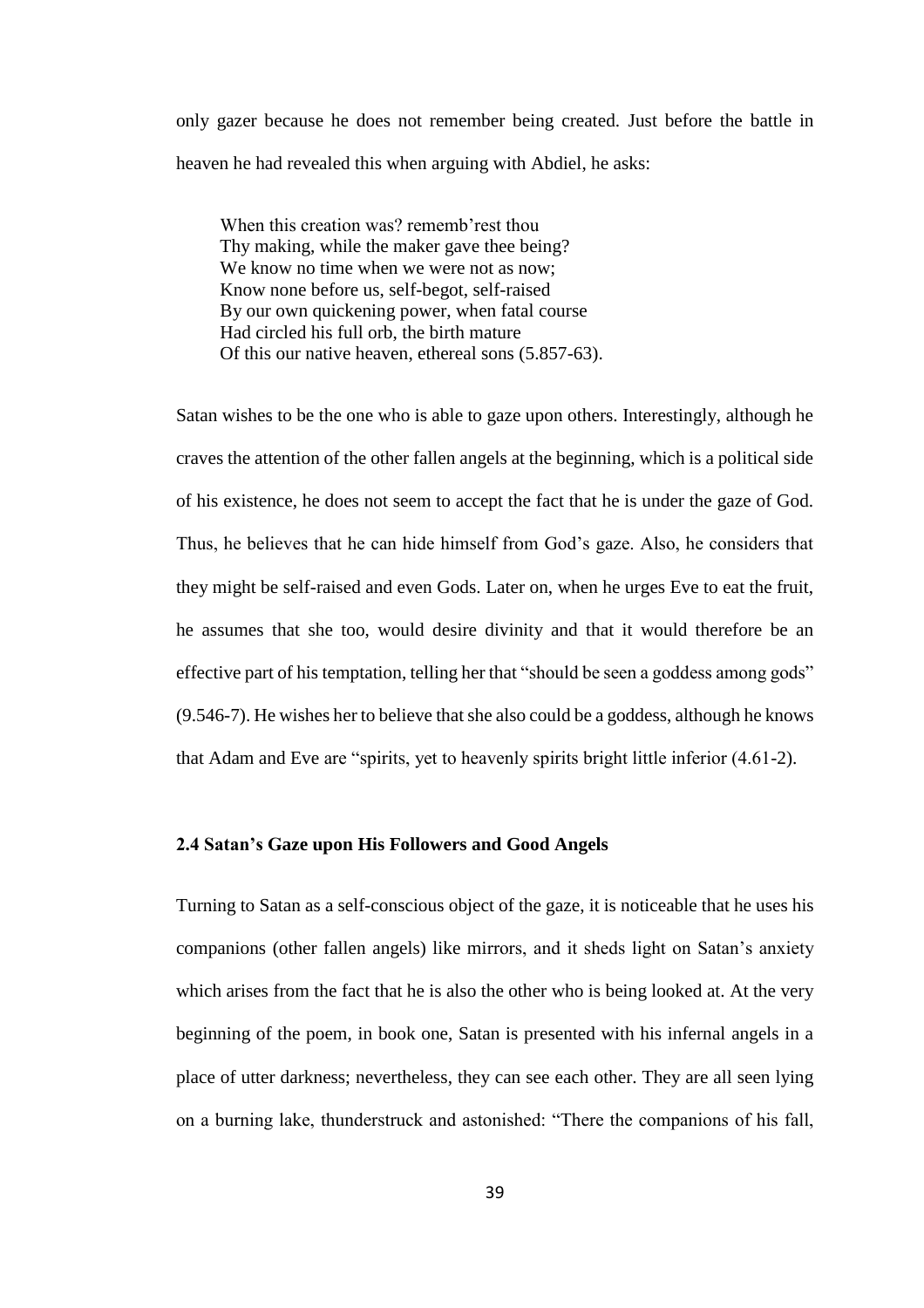only gazer because he does not remember being created. Just before the battle in heaven he had revealed this when arguing with Abdiel, he asks:

> When this creation was? rememb'rest thou
> Thy making, while the maker gave thee being?
> We know no time when we were not as now;
> Know none before us, self-begot, self-raised
> By our own quickening power, when fatal course
> Had circled his full orb, the birth mature
> Of this our native heaven, ethereal sons (5.857-63).

Satan wishes to be the one who is able to gaze upon others. Interestingly, although he craves the attention of the other fallen angels at the beginning, which is a political side of his existence, he does not seem to accept the fact that he is under the gaze of God. Thus, he believes that he can hide himself from God's gaze. Also, he considers that they might be self-raised and even Gods. Later on, when he urges Eve to eat the fruit, he assumes that she too, would desire divinity and that it would therefore be an effective part of his temptation, telling her that "should be seen a goddess among gods" (9.546-7). He wishes her to believe that she also could be a goddess, although he knows that Adam and Eve are "spirits, yet to heavenly spirits bright little inferior (4.61-2).

### 2.4 Satan's Gaze upon His Followers and Good Angels

Turning to Satan as a self-conscious object of the gaze, it is noticeable that he uses his companions (other fallen angels) like mirrors, and it sheds light on Satan's anxiety which arises from the fact that he is also the other who is being looked at. At the very beginning of the poem, in book one, Satan is presented with his infernal angels in a place of utter darkness; nevertheless, they can see each other. They are all seen lying on a burning lake, thunderstruck and astonished: "There the companions of his fall,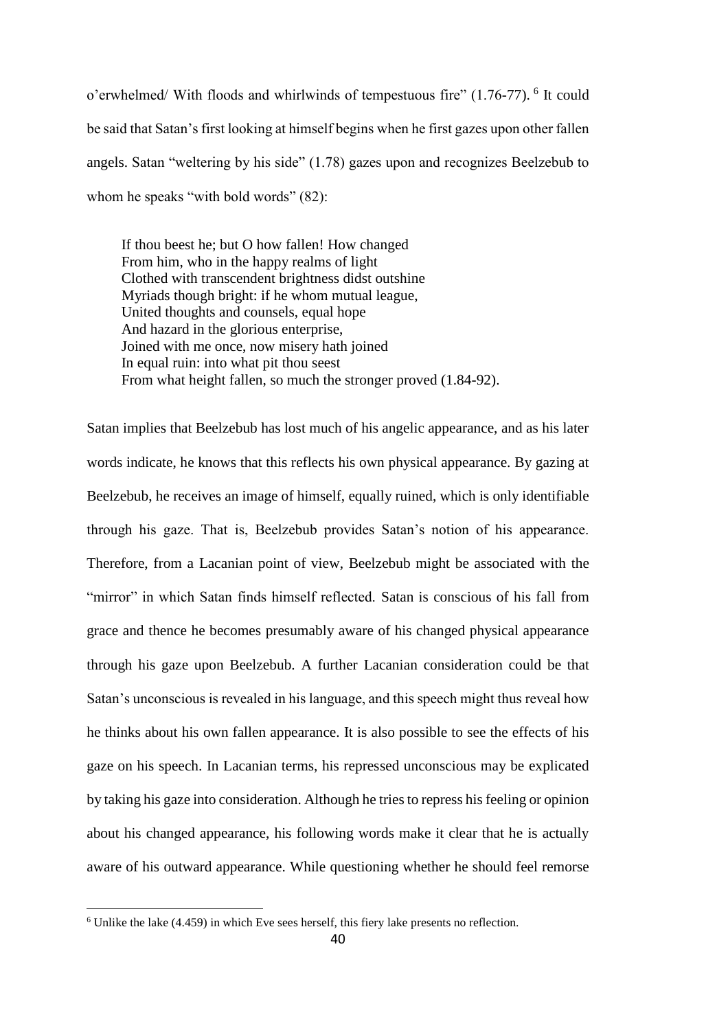o'erwhelmed/ With floods and whirlwinds of tempestuous fire" (1.76-77).[6] It could be said that Satan's first looking at himself begins when he first gazes upon other fallen angels. Satan "weltering by his side" (1.78) gazes upon and recognizes Beelzebub to whom he speaks "with bold words" (82):

> If thou beest he; but O how fallen! How changed
> From him, who in the happy realms of light
> Clothed with transcendent brightness didst outshine
> Myriads though bright: if he whom mutual league,
> United thoughts and counsels, equal hope
> And hazard in the glorious enterprise,
> Joined with me once, now misery hath joined
> In equal ruin: into what pit thou seest
> From what height fallen, so much the stronger proved (1.84-92).

Satan implies that Beelzebub has lost much of his angelic appearance, and as his later words indicate, he knows that this reflects his own physical appearance. By gazing at Beelzebub, he receives an image of himself, equally ruined, which is only identifiable through his gaze. That is, Beelzebub provides Satan's notion of his appearance. Therefore, from a Lacanian point of view, Beelzebub might be associated with the "mirror" in which Satan finds himself reflected. Satan is conscious of his fall from grace and thence he becomes presumably aware of his changed physical appearance through his gaze upon Beelzebub. A further Lacanian consideration could be that Satan's unconscious is revealed in his language, and this speech might thus reveal how he thinks about his own fallen appearance. It is also possible to see the effects of his gaze on his speech. In Lacanian terms, his repressed unconscious may be explicated by taking his gaze into consideration. Although he tries to repress his feeling or opinion about his changed appearance, his following words make it clear that he is actually aware of his outward appearance. While questioning whether he should feel remorse

---

[6] Unlike the lake (4.459) in which Eve sees herself, this fiery lake presents no reflection.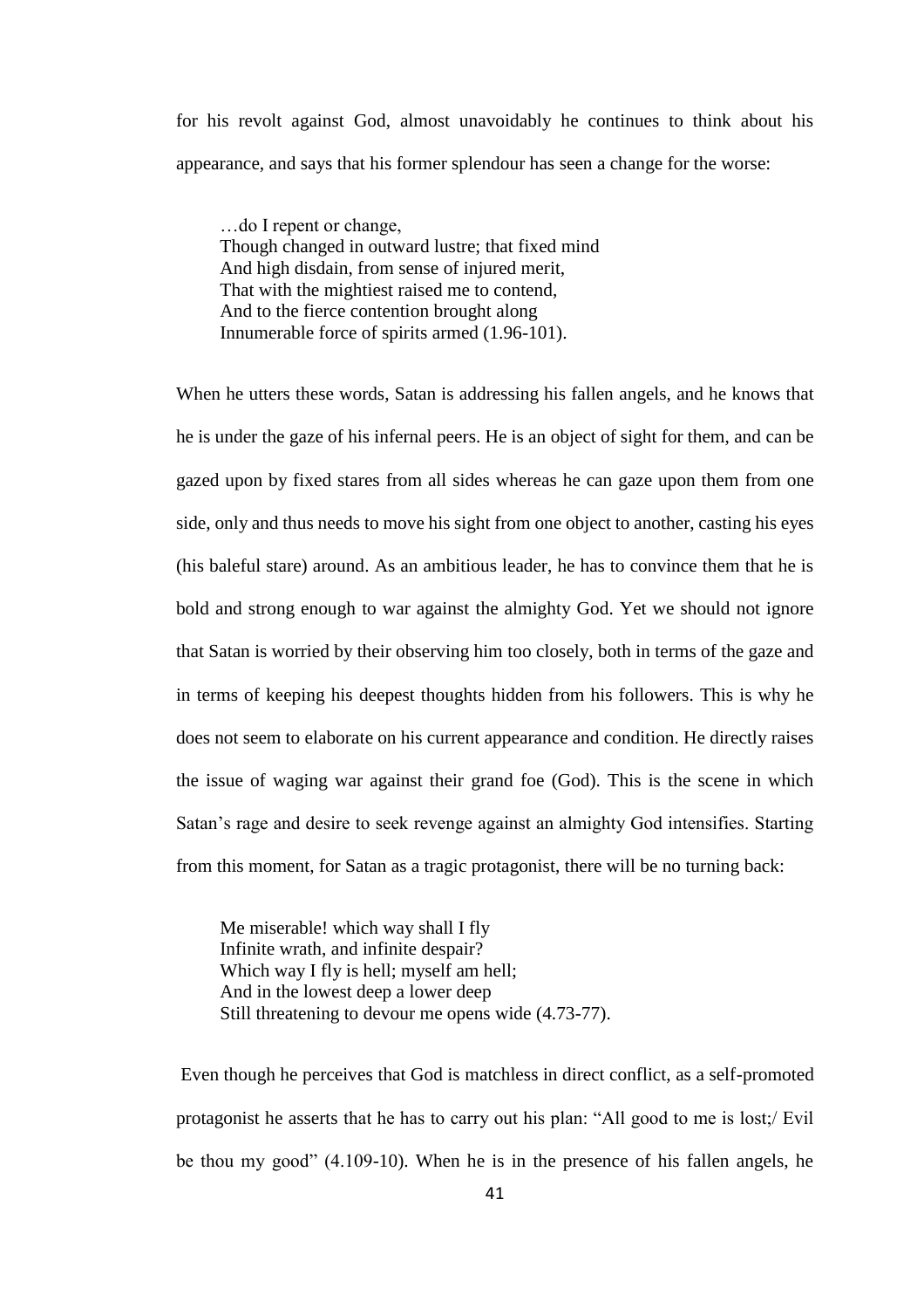for his revolt against God, almost unavoidably he continues to think about his appearance, and says that his former splendour has seen a change for the worse:

> …do I repent or change,
> Though changed in outward lustre; that fixed mind
> And high disdain, from sense of injured merit,
> That with the mightiest raised me to contend,
> And to the fierce contention brought along
> Innumerable force of spirits armed (1.96-101).

When he utters these words, Satan is addressing his fallen angels, and he knows that he is under the gaze of his infernal peers. He is an object of sight for them, and can be gazed upon by fixed stares from all sides whereas he can gaze upon them from one side, only and thus needs to move his sight from one object to another, casting his eyes (his baleful stare) around. As an ambitious leader, he has to convince them that he is bold and strong enough to war against the almighty God. Yet we should not ignore that Satan is worried by their observing him too closely, both in terms of the gaze and in terms of keeping his deepest thoughts hidden from his followers. This is why he does not seem to elaborate on his current appearance and condition. He directly raises the issue of waging war against their grand foe (God). This is the scene in which Satan's rage and desire to seek revenge against an almighty God intensifies. Starting from this moment, for Satan as a tragic protagonist, there will be no turning back:

> Me miserable! which way shall I fly
> Infinite wrath, and infinite despair?
> Which way I fly is hell; myself am hell;
> And in the lowest deep a lower deep
> Still threatening to devour me opens wide (4.73-77).

Even though he perceives that God is matchless in direct conflict, as a self-promoted protagonist he asserts that he has to carry out his plan: "All good to me is lost;/ Evil be thou my good" (4.109-10). When he is in the presence of his fallen angels, he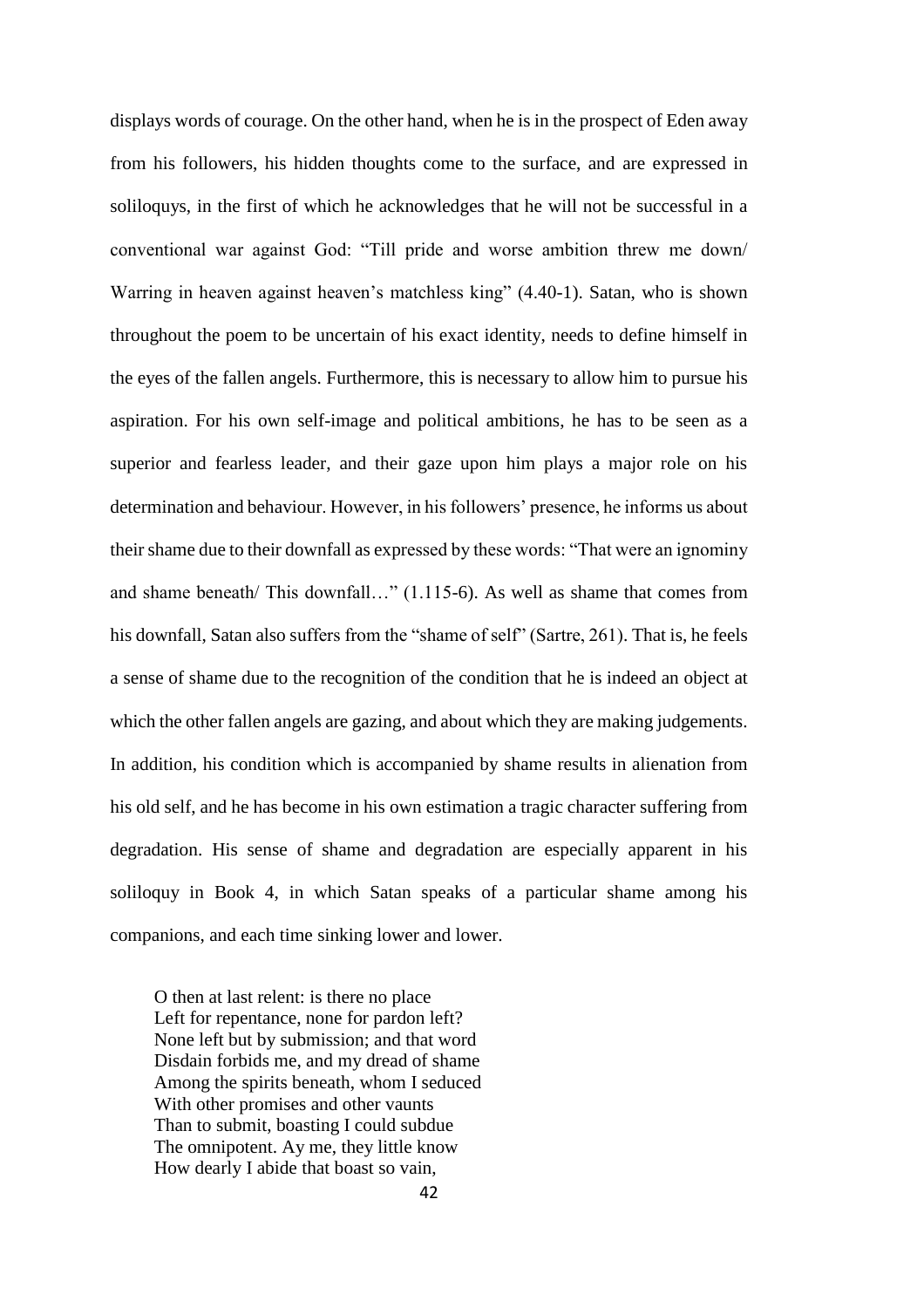displays words of courage. On the other hand, when he is in the prospect of Eden away from his followers, his hidden thoughts come to the surface, and are expressed in soliloquys, in the first of which he acknowledges that he will not be successful in a conventional war against God: "Till pride and worse ambition threw me down/ Warring in heaven against heaven's matchless king" (4.40-1). Satan, who is shown throughout the poem to be uncertain of his exact identity, needs to define himself in the eyes of the fallen angels. Furthermore, this is necessary to allow him to pursue his aspiration. For his own self-image and political ambitions, he has to be seen as a superior and fearless leader, and their gaze upon him plays a major role on his determination and behaviour. However, in his followers' presence, he informs us about their shame due to their downfall as expressed by these words: "That were an ignominy and shame beneath/ This downfall…" (1.115-6). As well as shame that comes from his downfall, Satan also suffers from the "shame of self" (Sartre, 261). That is, he feels a sense of shame due to the recognition of the condition that he is indeed an object at which the other fallen angels are gazing, and about which they are making judgements. In addition, his condition which is accompanied by shame results in alienation from his old self, and he has become in his own estimation a tragic character suffering from degradation. His sense of shame and degradation are especially apparent in his soliloquy in Book 4, in which Satan speaks of a particular shame among his companions, and each time sinking lower and lower.

> O then at last relent: is there no place
> Left for repentance, none for pardon left?
> None left but by submission; and that word
> Disdain forbids me, and my dread of shame
> Among the spirits beneath, whom I seduced
> With other promises and other vaunts
> Than to submit, boasting I could subdue
> The omnipotent. Ay me, they little know
> How dearly I abide that boast so vain,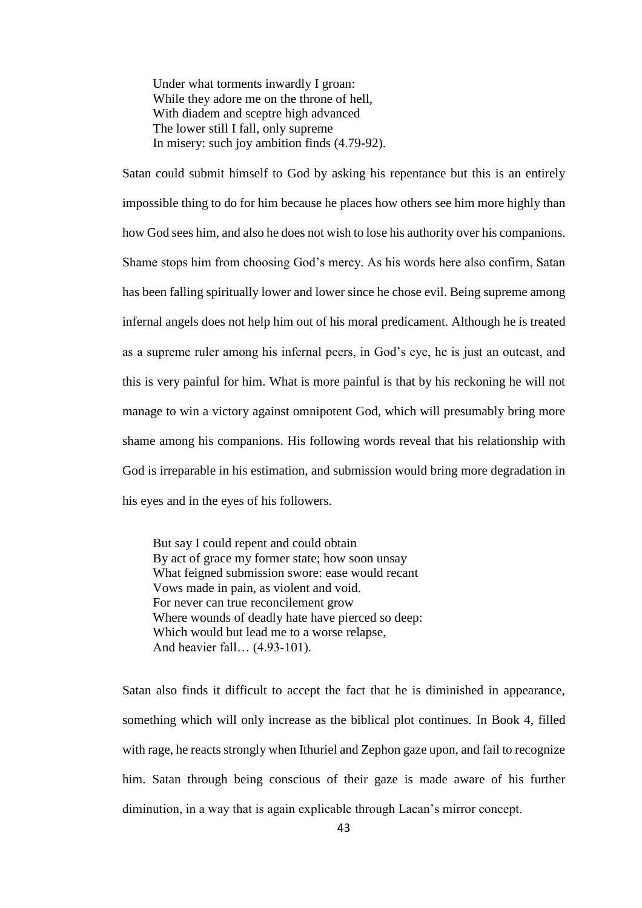> Under what torments inwardly I groan:
> While they adore me on the throne of hell,
> With diadem and sceptre high advanced
> The lower still I fall, only supreme
> In misery: such joy ambition finds (4.79-92).

Satan could submit himself to God by asking his repentance but this is an entirely impossible thing to do for him because he places how others see him more highly than how God sees him, and also he does not wish to lose his authority over his companions. Shame stops him from choosing God's mercy. As his words here also confirm, Satan has been falling spiritually lower and lower since he chose evil. Being supreme among infernal angels does not help him out of his moral predicament. Although he is treated as a supreme ruler among his infernal peers, in God's eye, he is just an outcast, and this is very painful for him. What is more painful is that by his reckoning he will not manage to win a victory against omnipotent God, which will presumably bring more shame among his companions. His following words reveal that his relationship with God is irreparable in his estimation, and submission would bring more degradation in his eyes and in the eyes of his followers.

> But say I could repent and could obtain
> By act of grace my former state; how soon unsay
> What feigned submission swore: ease would recant
> Vows made in pain, as violent and void.
> For never can true reconcilement grow
> Where wounds of deadly hate have pierced so deep:
> Which would but lead me to a worse relapse,
> And heavier fall… (4.93-101).

Satan also finds it difficult to accept the fact that he is diminished in appearance, something which will only increase as the biblical plot continues. In Book 4, filled with rage, he reacts strongly when Ithuriel and Zephon gaze upon, and fail to recognize him. Satan through being conscious of their gaze is made aware of his further diminution, in a way that is again explicable through Lacan's mirror concept.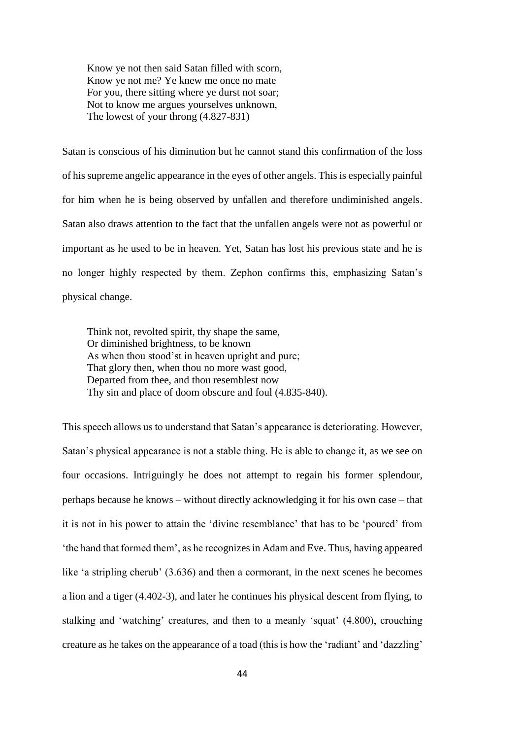> Know ye not then said Satan filled with scorn,
> Know ye not me? Ye knew me once no mate
> For you, there sitting where ye durst not soar;
> Not to know me argues yourselves unknown,
> The lowest of your throng (4.827-831)

Satan is conscious of his diminution but he cannot stand this confirmation of the loss of his supreme angelic appearance in the eyes of other angels. This is especially painful for him when he is being observed by unfallen and therefore undiminished angels. Satan also draws attention to the fact that the unfallen angels were not as powerful or important as he used to be in heaven. Yet, Satan has lost his previous state and he is no longer highly respected by them. Zephon confirms this, emphasizing Satan's physical change.

> Think not, revolted spirit, thy shape the same,
> Or diminished brightness, to be known
> As when thou stood'st in heaven upright and pure;
> That glory then, when thou no more wast good,
> Departed from thee, and thou resemblest now
> Thy sin and place of doom obscure and foul (4.835-840).

This speech allows us to understand that Satan's appearance is deteriorating. However, Satan's physical appearance is not a stable thing. He is able to change it, as we see on four occasions. Intriguingly he does not attempt to regain his former splendour, perhaps because he knows – without directly acknowledging it for his own case – that it is not in his power to attain the 'divine resemblance' that has to be 'poured' from 'the hand that formed them', as he recognizes in Adam and Eve. Thus, having appeared like 'a stripling cherub' (3.636) and then a cormorant, in the next scenes he becomes a lion and a tiger (4.402-3), and later he continues his physical descent from flying, to stalking and 'watching' creatures, and then to a meanly 'squat' (4.800), crouching creature as he takes on the appearance of a toad (this is how the 'radiant' and 'dazzling'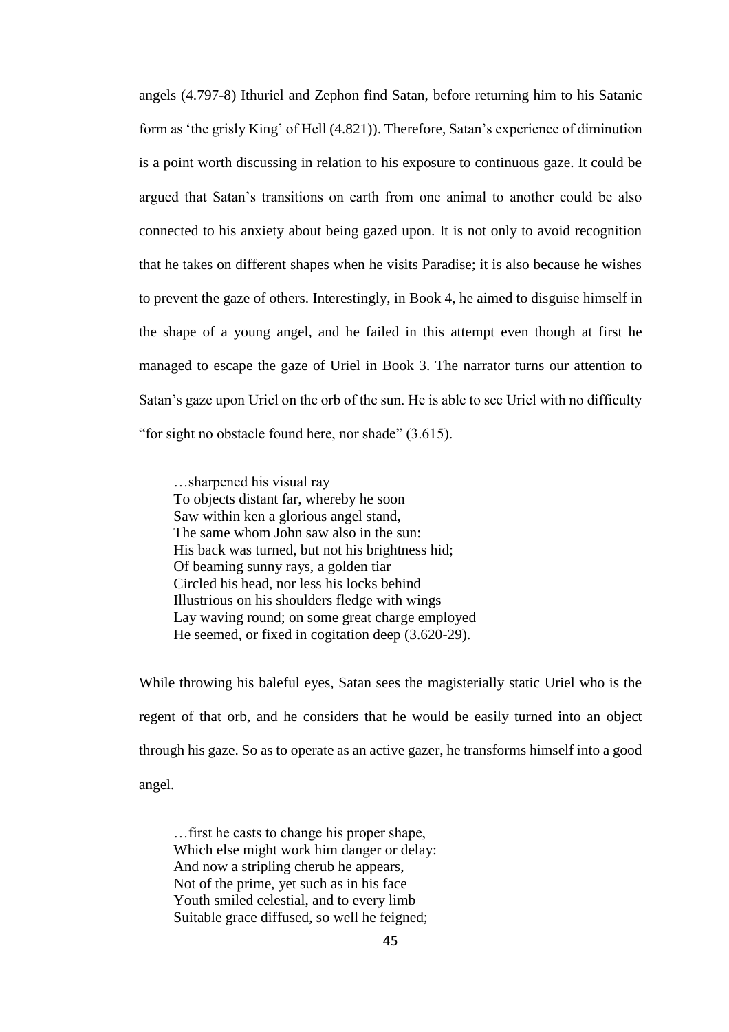angels (4.797-8) Ithuriel and Zephon find Satan, before returning him to his Satanic form as 'the grisly King' of Hell (4.821)). Therefore, Satan's experience of diminution is a point worth discussing in relation to his exposure to continuous gaze. It could be argued that Satan's transitions on earth from one animal to another could be also connected to his anxiety about being gazed upon. It is not only to avoid recognition that he takes on different shapes when he visits Paradise; it is also because he wishes to prevent the gaze of others. Interestingly, in Book 4, he aimed to disguise himself in the shape of a young angel, and he failed in this attempt even though at first he managed to escape the gaze of Uriel in Book 3. The narrator turns our attention to Satan's gaze upon Uriel on the orb of the sun. He is able to see Uriel with no difficulty "for sight no obstacle found here, nor shade" (3.615).

> …sharpened his visual ray  
> To objects distant far, whereby he soon  
> Saw within ken a glorious angel stand,  
> The same whom John saw also in the sun:  
> His back was turned, but not his brightness hid;  
> Of beaming sunny rays, a golden tiar  
> Circled his head, nor less his locks behind  
> Illustrious on his shoulders fledge with wings  
> Lay waving round; on some great charge employed  
> He seemed, or fixed in cogitation deep (3.620-29).

While throwing his baleful eyes, Satan sees the magisterially static Uriel who is the regent of that orb, and he considers that he would be easily turned into an object through his gaze. So as to operate as an active gazer, he transforms himself into a good angel.

> …first he casts to change his proper shape,  
> Which else might work him danger or delay:  
> And now a stripling cherub he appears,  
> Not of the prime, yet such as in his face  
> Youth smiled celestial, and to every limb  
> Suitable grace diffused, so well he feigned;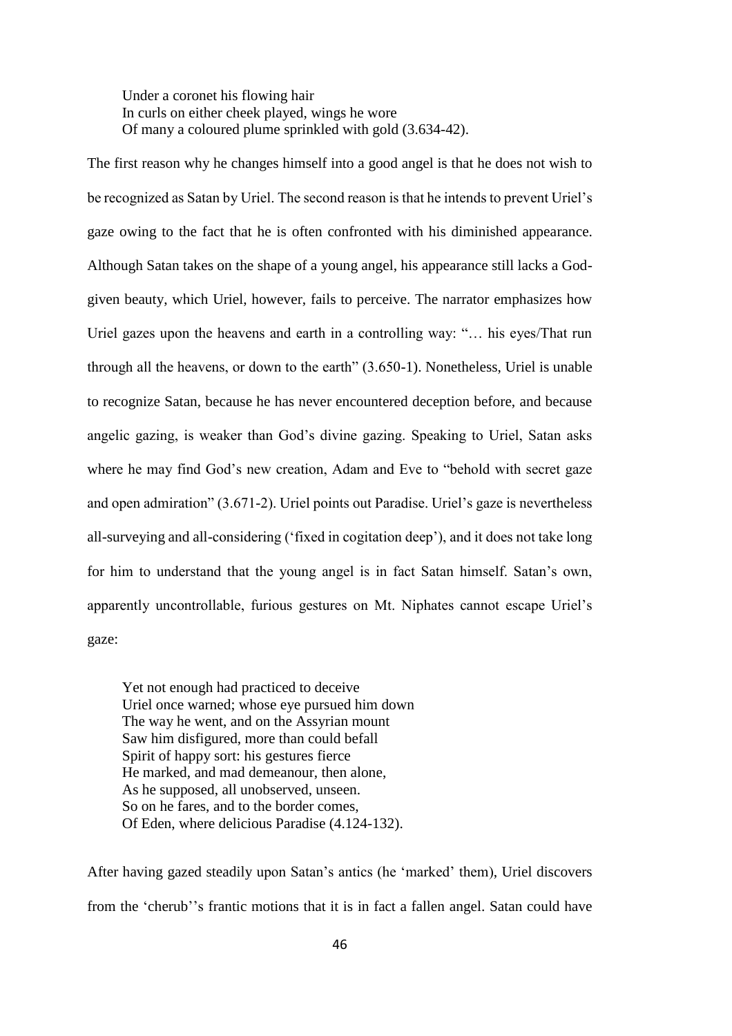> Under a coronet his flowing hair
> In curls on either cheek played, wings he wore
> Of many a coloured plume sprinkled with gold (3.634-42).

The first reason why he changes himself into a good angel is that he does not wish to be recognized as Satan by Uriel. The second reason is that he intends to prevent Uriel's gaze owing to the fact that he is often confronted with his diminished appearance. Although Satan takes on the shape of a young angel, his appearance still lacks a God-given beauty, which Uriel, however, fails to perceive. The narrator emphasizes how Uriel gazes upon the heavens and earth in a controlling way: "… his eyes/That run through all the heavens, or down to the earth" (3.650-1). Nonetheless, Uriel is unable to recognize Satan, because he has never encountered deception before, and because angelic gazing, is weaker than God's divine gazing. Speaking to Uriel, Satan asks where he may find God's new creation, Adam and Eve to "behold with secret gaze and open admiration" (3.671-2). Uriel points out Paradise. Uriel's gaze is nevertheless all-surveying and all-considering ('fixed in cogitation deep'), and it does not take long for him to understand that the young angel is in fact Satan himself. Satan's own, apparently uncontrollable, furious gestures on Mt. Niphates cannot escape Uriel's gaze:

> Yet not enough had practiced to deceive
> Uriel once warned; whose eye pursued him down
> The way he went, and on the Assyrian mount
> Saw him disfigured, more than could befall
> Spirit of happy sort: his gestures fierce
> He marked, and mad demeanour, then alone,
> As he supposed, all unobserved, unseen.
> So on he fares, and to the border comes,
> Of Eden, where delicious Paradise (4.124-132).

After having gazed steadily upon Satan's antics (he 'marked' them), Uriel discovers from the 'cherub''s frantic motions that it is in fact a fallen angel. Satan could have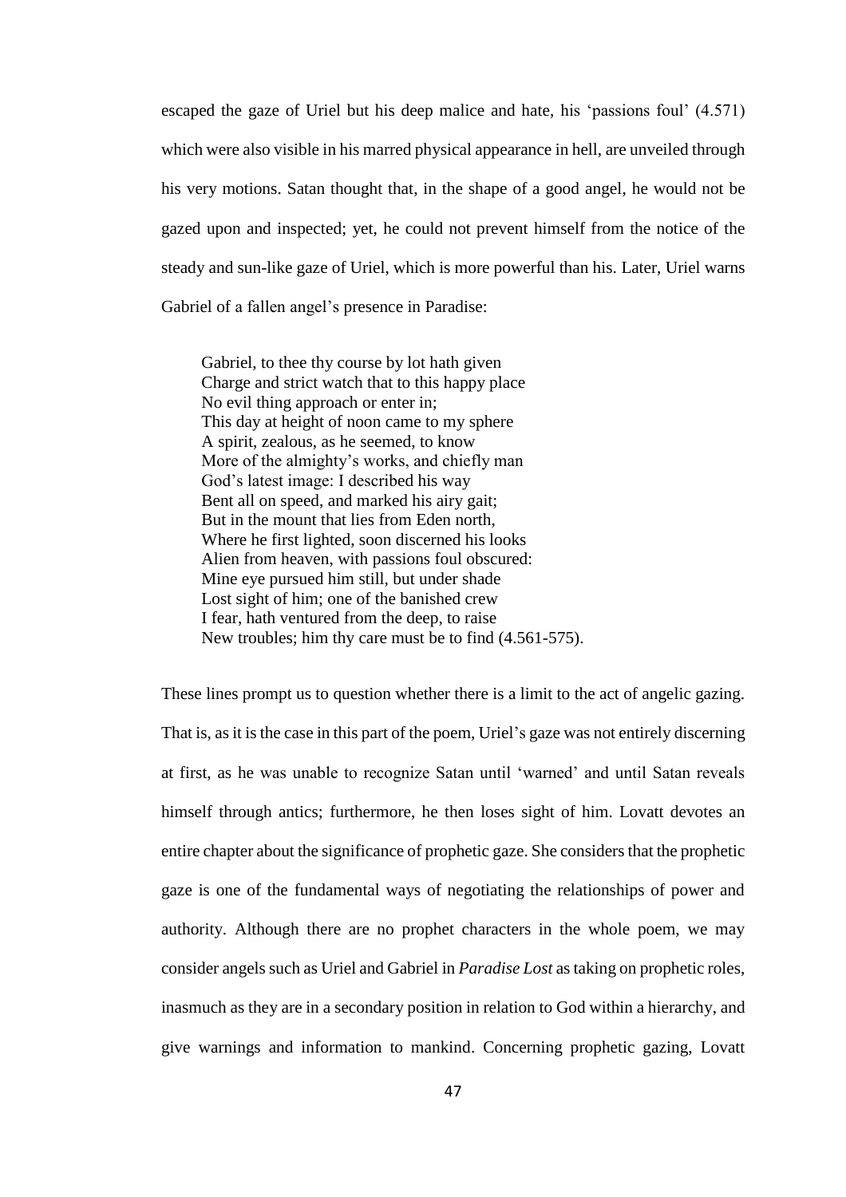escaped the gaze of Uriel but his deep malice and hate, his 'passions foul' (4.571) which were also visible in his marred physical appearance in hell, are unveiled through his very motions. Satan thought that, in the shape of a good angel, he would not be gazed upon and inspected; yet, he could not prevent himself from the notice of the steady and sun-like gaze of Uriel, which is more powerful than his. Later, Uriel warns Gabriel of a fallen angel's presence in Paradise:

> Gabriel, to thee thy course by lot hath given  
> Charge and strict watch that to this happy place  
> No evil thing approach or enter in;  
> This day at height of noon came to my sphere  
> A spirit, zealous, as he seemed, to know  
> More of the almighty's works, and chiefly man  
> God's latest image: I described his way  
> Bent all on speed, and marked his airy gait;  
> But in the mount that lies from Eden north,  
> Where he first lighted, soon discerned his looks  
> Alien from heaven, with passions foul obscured:  
> Mine eye pursued him still, but under shade  
> Lost sight of him; one of the banished crew  
> I fear, hath ventured from the deep, to raise  
> New troubles; him thy care must be to find (4.561-575).

These lines prompt us to question whether there is a limit to the act of angelic gazing. That is, as it is the case in this part of the poem, Uriel's gaze was not entirely discerning at first, as he was unable to recognize Satan until 'warned' and until Satan reveals himself through antics; furthermore, he then loses sight of him. Lovatt devotes an entire chapter about the significance of prophetic gaze. She considers that the prophetic gaze is one of the fundamental ways of negotiating the relationships of power and authority. Although there are no prophet characters in the whole poem, we may consider angels such as Uriel and Gabriel in *Paradise Lost* as taking on prophetic roles, inasmuch as they are in a secondary position in relation to God within a hierarchy, and give warnings and information to mankind. Concerning prophetic gazing, Lovatt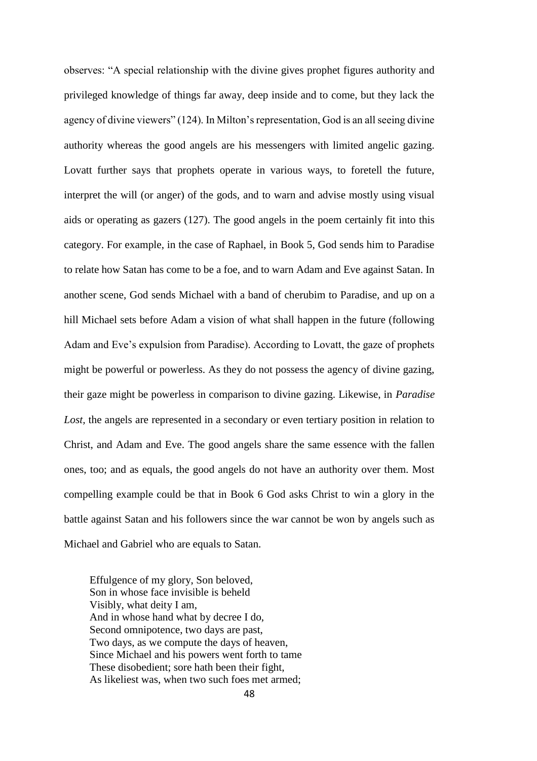observes: "A special relationship with the divine gives prophet figures authority and privileged knowledge of things far away, deep inside and to come, but they lack the agency of divine viewers" (124). In Milton's representation, God is an all seeing divine authority whereas the good angels are his messengers with limited angelic gazing. Lovatt further says that prophets operate in various ways, to foretell the future, interpret the will (or anger) of the gods, and to warn and advise mostly using visual aids or operating as gazers (127). The good angels in the poem certainly fit into this category. For example, in the case of Raphael, in Book 5, God sends him to Paradise to relate how Satan has come to be a foe, and to warn Adam and Eve against Satan. In another scene, God sends Michael with a band of cherubim to Paradise, and up on a hill Michael sets before Adam a vision of what shall happen in the future (following Adam and Eve's expulsion from Paradise). According to Lovatt, the gaze of prophets might be powerful or powerless. As they do not possess the agency of divine gazing, their gaze might be powerless in comparison to divine gazing. Likewise, in *Paradise Lost*, the angels are represented in a secondary or even tertiary position in relation to Christ, and Adam and Eve. The good angels share the same essence with the fallen ones, too; and as equals, the good angels do not have an authority over them. Most compelling example could be that in Book 6 God asks Christ to win a glory in the battle against Satan and his followers since the war cannot be won by angels such as Michael and Gabriel who are equals to Satan.

> Effulgence of my glory, Son beloved,
> Son in whose face invisible is beheld
> Visibly, what deity I am,
> And in whose hand what by decree I do,
> Second omnipotence, two days are past,
> Two days, as we compute the days of heaven,
> Since Michael and his powers went forth to tame
> These disobedient; sore hath been their fight,
> As likeliest was, when two such foes met armed;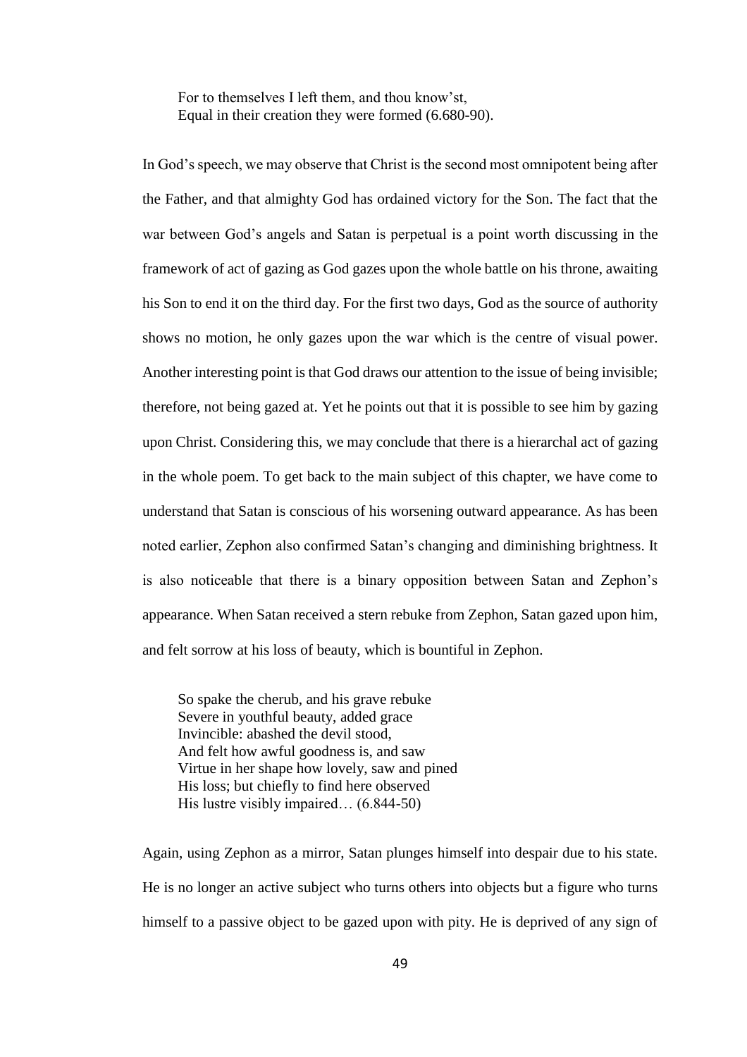> For to themselves I left them, and thou know'st,
> Equal in their creation they were formed (6.680-90).

In God's speech, we may observe that Christ is the second most omnipotent being after the Father, and that almighty God has ordained victory for the Son. The fact that the war between God's angels and Satan is perpetual is a point worth discussing in the framework of act of gazing as God gazes upon the whole battle on his throne, awaiting his Son to end it on the third day. For the first two days, God as the source of authority shows no motion, he only gazes upon the war which is the centre of visual power. Another interesting point is that God draws our attention to the issue of being invisible; therefore, not being gazed at. Yet he points out that it is possible to see him by gazing upon Christ. Considering this, we may conclude that there is a hierarchal act of gazing in the whole poem. To get back to the main subject of this chapter, we have come to understand that Satan is conscious of his worsening outward appearance. As has been noted earlier, Zephon also confirmed Satan's changing and diminishing brightness. It is also noticeable that there is a binary opposition between Satan and Zephon's appearance. When Satan received a stern rebuke from Zephon, Satan gazed upon him, and felt sorrow at his loss of beauty, which is bountiful in Zephon.

> So spake the cherub, and his grave rebuke
> Severe in youthful beauty, added grace
> Invincible: abashed the devil stood,
> And felt how awful goodness is, and saw
> Virtue in her shape how lovely, saw and pined
> His loss; but chiefly to find here observed
> His lustre visibly impaired… (6.844-50)

Again, using Zephon as a mirror, Satan plunges himself into despair due to his state. He is no longer an active subject who turns others into objects but a figure who turns himself to a passive object to be gazed upon with pity. He is deprived of any sign of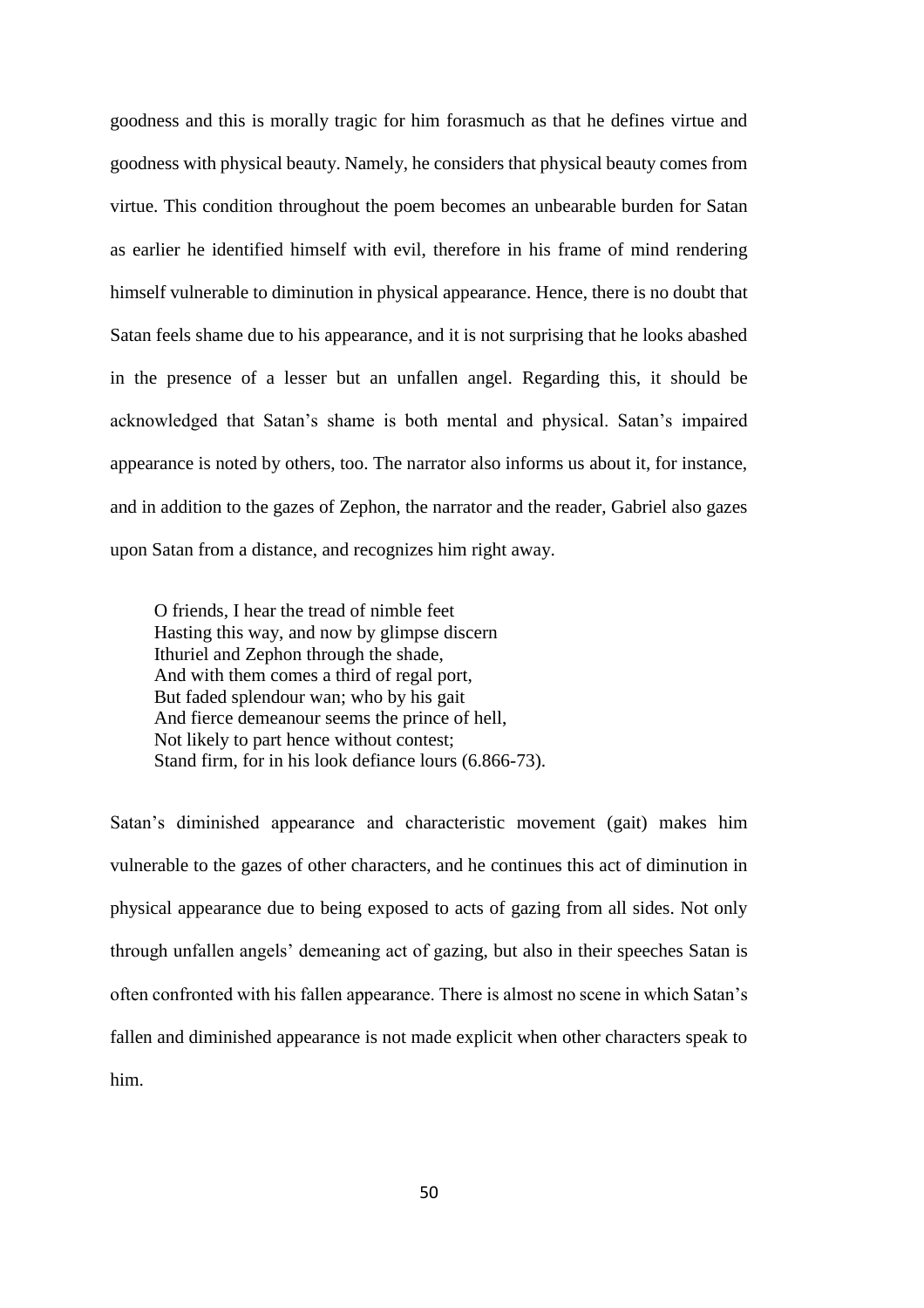goodness and this is morally tragic for him forasmuch as that he defines virtue and goodness with physical beauty. Namely, he considers that physical beauty comes from virtue. This condition throughout the poem becomes an unbearable burden for Satan as earlier he identified himself with evil, therefore in his frame of mind rendering himself vulnerable to diminution in physical appearance. Hence, there is no doubt that Satan feels shame due to his appearance, and it is not surprising that he looks abashed in the presence of a lesser but an unfallen angel. Regarding this, it should be acknowledged that Satan's shame is both mental and physical. Satan's impaired appearance is noted by others, too. The narrator also informs us about it, for instance, and in addition to the gazes of Zephon, the narrator and the reader, Gabriel also gazes upon Satan from a distance, and recognizes him right away.

> O friends, I hear the tread of nimble feet
> Hasting this way, and now by glimpse discern
> Ithuriel and Zephon through the shade,
> And with them comes a third of regal port,
> But faded splendour wan; who by his gait
> And fierce demeanour seems the prince of hell,
> Not likely to part hence without contest;
> Stand firm, for in his look defiance lours (6.866-73).

Satan's diminished appearance and characteristic movement (gait) makes him vulnerable to the gazes of other characters, and he continues this act of diminution in physical appearance due to being exposed to acts of gazing from all sides. Not only through unfallen angels' demeaning act of gazing, but also in their speeches Satan is often confronted with his fallen appearance. There is almost no scene in which Satan's fallen and diminished appearance is not made explicit when other characters speak to him.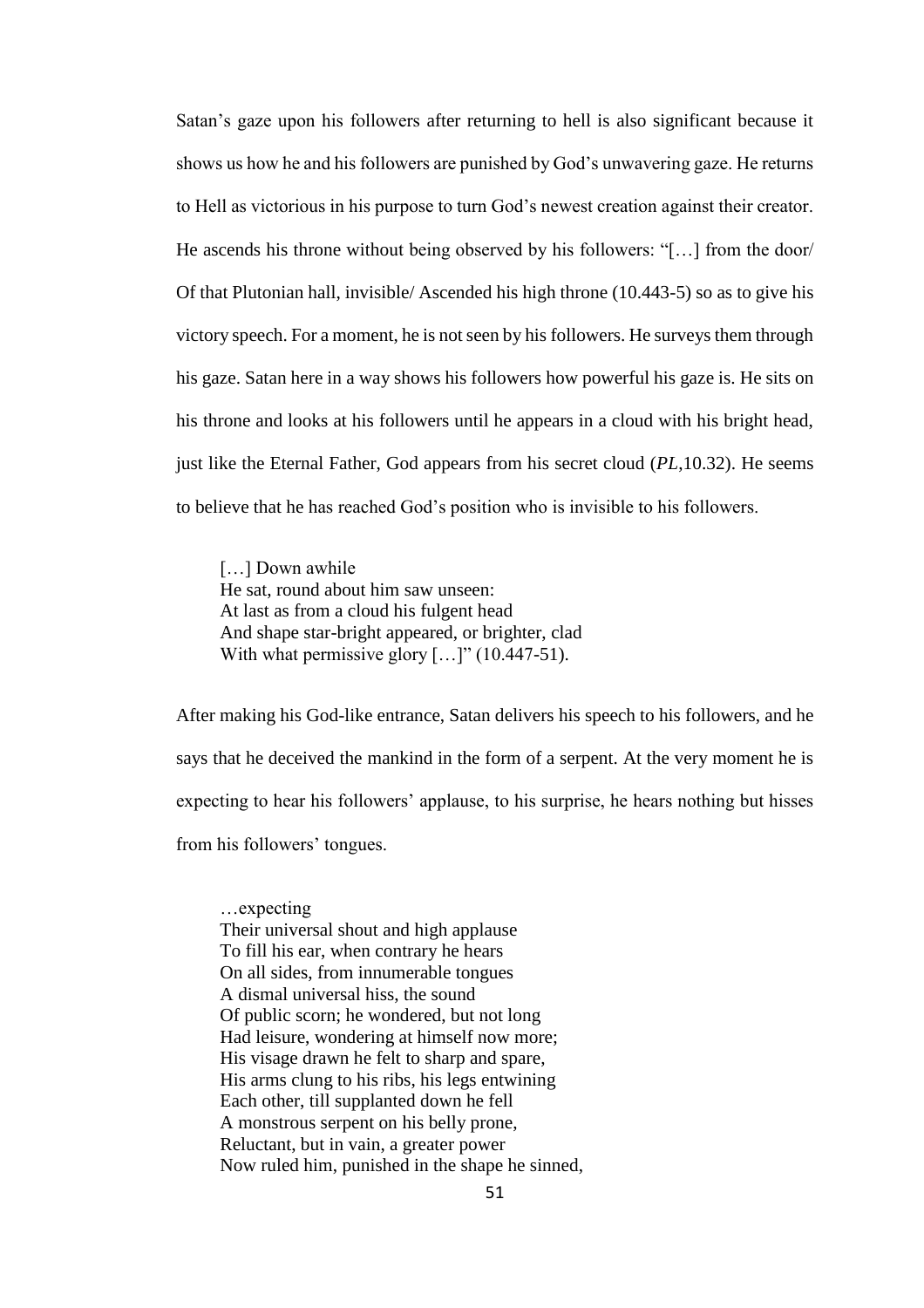Satan's gaze upon his followers after returning to hell is also significant because it shows us how he and his followers are punished by God's unwavering gaze. He returns to Hell as victorious in his purpose to turn God's newest creation against their creator. He ascends his throne without being observed by his followers: "[…] from the door/ Of that Plutonian hall, invisible/ Ascended his high throne (10.443-5) so as to give his victory speech. For a moment, he is not seen by his followers. He surveys them through his gaze. Satan here in a way shows his followers how powerful his gaze is. He sits on his throne and looks at his followers until he appears in a cloud with his bright head, just like the Eternal Father, God appears from his secret cloud (*PL*,10.32). He seems to believe that he has reached God's position who is invisible to his followers.

> […] Down awhile
> He sat, round about him saw unseen:
> At last as from a cloud his fulgent head
> And shape star-bright appeared, or brighter, clad
> With what permissive glory […]" (10.447-51).

After making his God-like entrance, Satan delivers his speech to his followers, and he says that he deceived the mankind in the form of a serpent. At the very moment he is expecting to hear his followers' applause, to his surprise, he hears nothing but hisses from his followers' tongues.

> …expecting
> Their universal shout and high applause
> To fill his ear, when contrary he hears
> On all sides, from innumerable tongues
> A dismal universal hiss, the sound
> Of public scorn; he wondered, but not long
> Had leisure, wondering at himself now more;
> His visage drawn he felt to sharp and spare,
> His arms clung to his ribs, his legs entwining
> Each other, till supplanted down he fell
> A monstrous serpent on his belly prone,
> Reluctant, but in vain, a greater power
> Now ruled him, punished in the shape he sinned,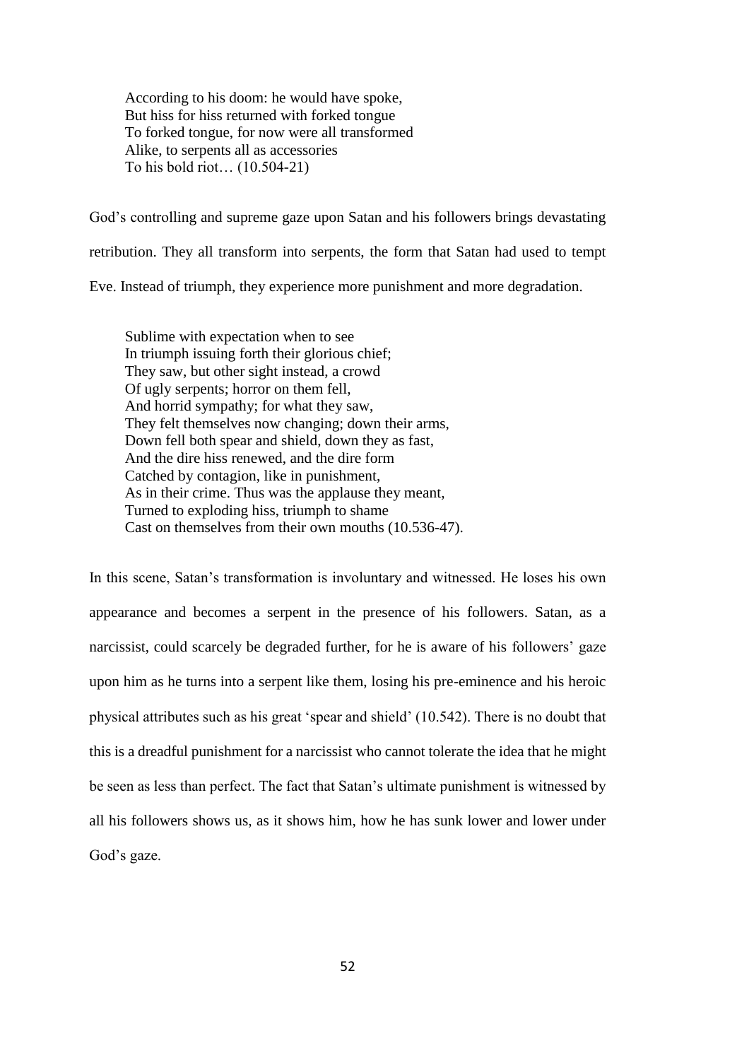> According to his doom: he would have spoke,
> But hiss for hiss returned with forked tongue
> To forked tongue, for now were all transformed
> Alike, to serpents all as accessories
> To his bold riot… (10.504-21)

God's controlling and supreme gaze upon Satan and his followers brings devastating retribution. They all transform into serpents, the form that Satan had used to tempt Eve. Instead of triumph, they experience more punishment and more degradation.

> Sublime with expectation when to see
> In triumph issuing forth their glorious chief;
> They saw, but other sight instead, a crowd
> Of ugly serpents; horror on them fell,
> And horrid sympathy; for what they saw,
> They felt themselves now changing; down their arms,
> Down fell both spear and shield, down they as fast,
> And the dire hiss renewed, and the dire form
> Catched by contagion, like in punishment,
> As in their crime. Thus was the applause they meant,
> Turned to exploding hiss, triumph to shame
> Cast on themselves from their own mouths (10.536-47).

In this scene, Satan's transformation is involuntary and witnessed. He loses his own appearance and becomes a serpent in the presence of his followers. Satan, as a narcissist, could scarcely be degraded further, for he is aware of his followers' gaze upon him as he turns into a serpent like them, losing his pre-eminence and his heroic physical attributes such as his great 'spear and shield' (10.542). There is no doubt that this is a dreadful punishment for a narcissist who cannot tolerate the idea that he might be seen as less than perfect. The fact that Satan's ultimate punishment is witnessed by all his followers shows us, as it shows him, how he has sunk lower and lower under God's gaze.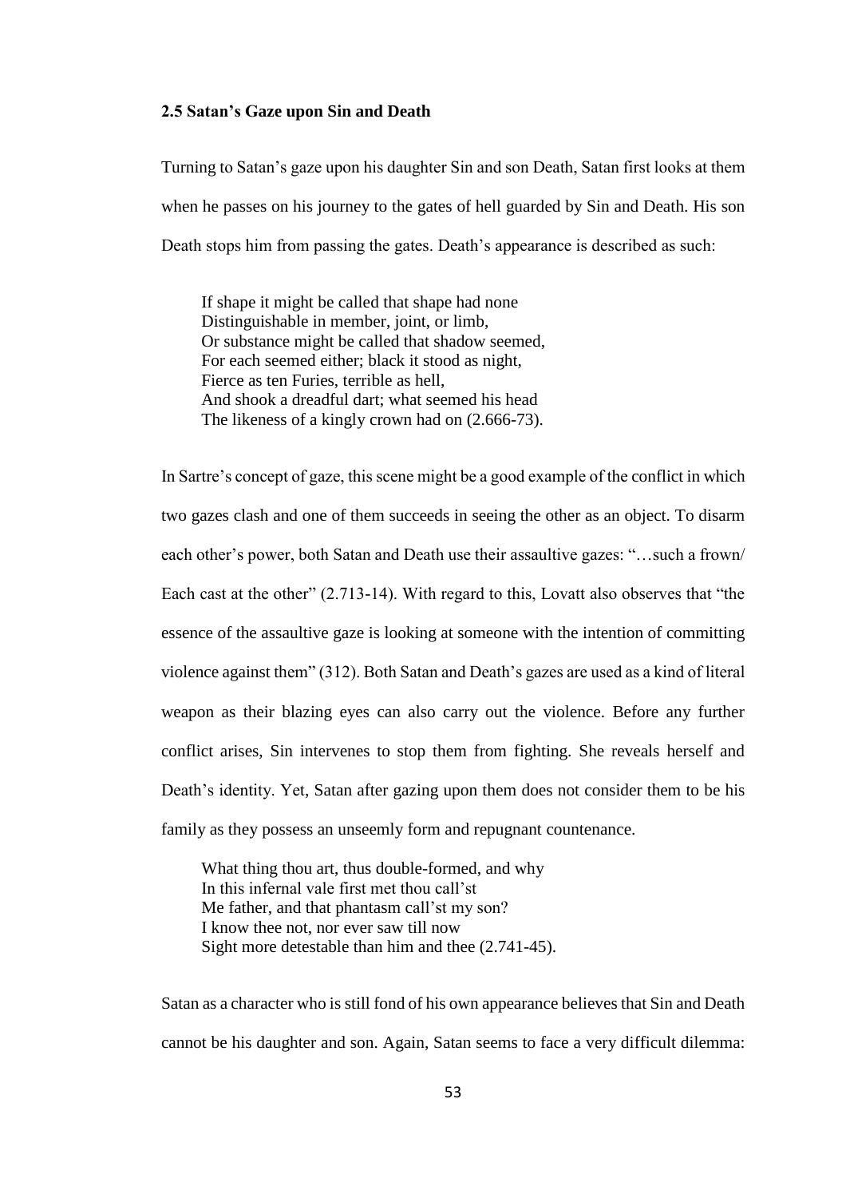### 2.5 Satan's Gaze upon Sin and Death

Turning to Satan's gaze upon his daughter Sin and son Death, Satan first looks at them when he passes on his journey to the gates of hell guarded by Sin and Death. His son Death stops him from passing the gates. Death's appearance is described as such:

> If shape it might be called that shape had none
> Distinguishable in member, joint, or limb,
> Or substance might be called that shadow seemed,
> For each seemed either; black it stood as night,
> Fierce as ten Furies, terrible as hell,
> And shook a dreadful dart; what seemed his head
> The likeness of a kingly crown had on (2.666-73).

In Sartre's concept of gaze, this scene might be a good example of the conflict in which two gazes clash and one of them succeeds in seeing the other as an object. To disarm each other's power, both Satan and Death use their assaultive gazes: "…such a frown/ Each cast at the other" (2.713-14). With regard to this, Lovatt also observes that "the essence of the assaultive gaze is looking at someone with the intention of committing violence against them" (312). Both Satan and Death's gazes are used as a kind of literal weapon as their blazing eyes can also carry out the violence. Before any further conflict arises, Sin intervenes to stop them from fighting. She reveals herself and Death's identity. Yet, Satan after gazing upon them does not consider them to be his family as they possess an unseemly form and repugnant countenance.

> What thing thou art, thus double-formed, and why
> In this infernal vale first met thou call'st
> Me father, and that phantasm call'st my son?
> I know thee not, nor ever saw till now
> Sight more detestable than him and thee (2.741-45).

Satan as a character who is still fond of his own appearance believes that Sin and Death cannot be his daughter and son. Again, Satan seems to face a very difficult dilemma: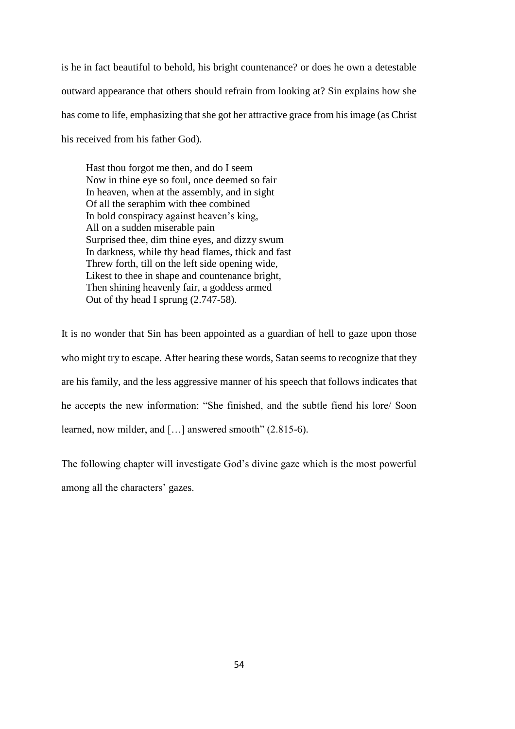is he in fact beautiful to behold, his bright countenance? or does he own a detestable outward appearance that others should refrain from looking at? Sin explains how she has come to life, emphasizing that she got her attractive grace from his image (as Christ his received from his father God).

> Hast thou forgot me then, and do I seem  
> Now in thine eye so foul, once deemed so fair  
> In heaven, when at the assembly, and in sight  
> Of all the seraphim with thee combined  
> In bold conspiracy against heaven's king,  
> All on a sudden miserable pain  
> Surprised thee, dim thine eyes, and dizzy swum  
> In darkness, while thy head flames, thick and fast  
> Threw forth, till on the left side opening wide,  
> Likest to thee in shape and countenance bright,  
> Then shining heavenly fair, a goddess armed  
> Out of thy head I sprung (2.747-58).

It is no wonder that Sin has been appointed as a guardian of hell to gaze upon those who might try to escape. After hearing these words, Satan seems to recognize that they are his family, and the less aggressive manner of his speech that follows indicates that he accepts the new information: "She finished, and the subtle fiend his lore/ Soon learned, now milder, and […] answered smooth" (2.815-6).

The following chapter will investigate God's divine gaze which is the most powerful among all the characters' gazes.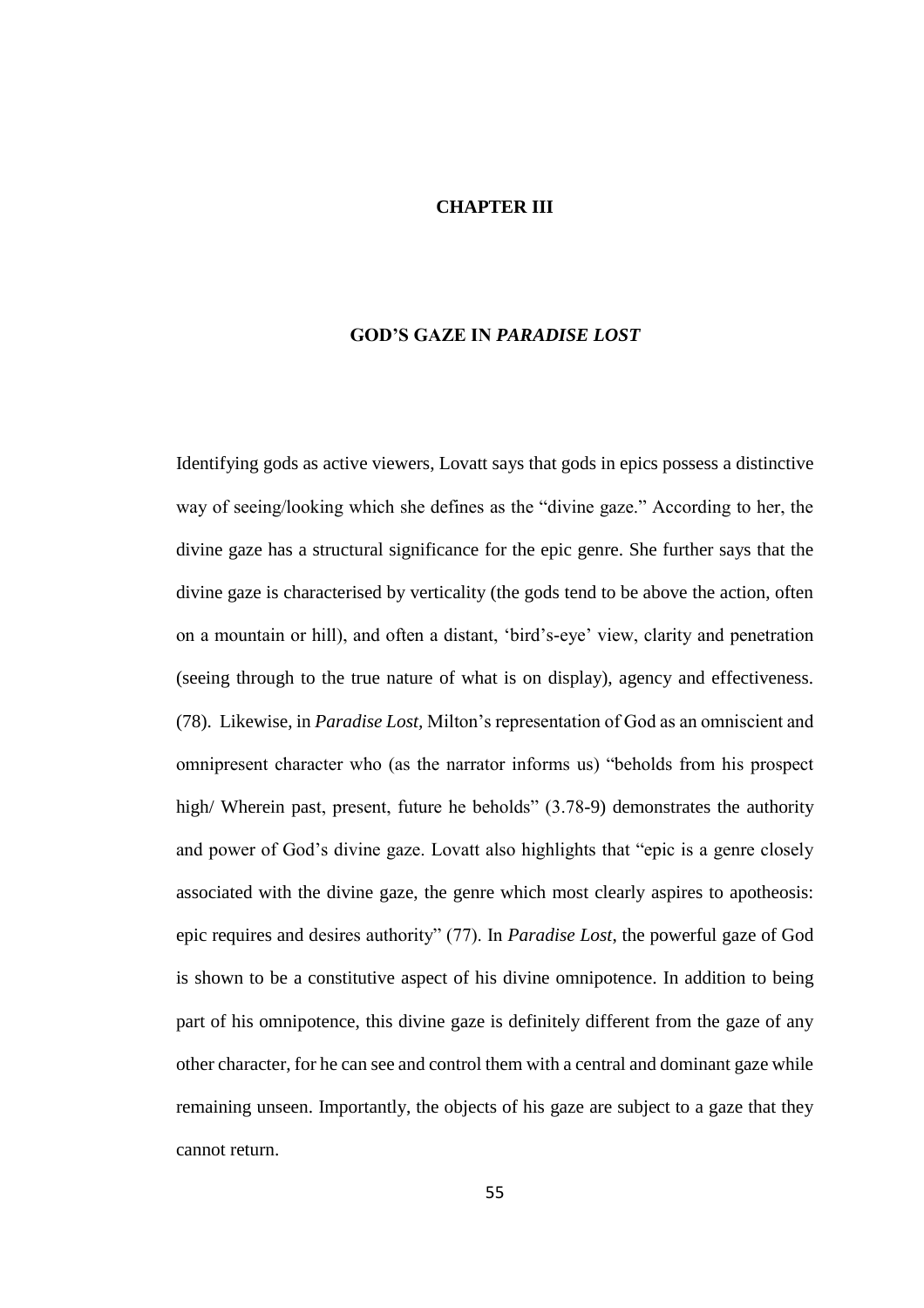# CHAPTER III

## GOD'S GAZE IN *PARADISE LOST*

Identifying gods as active viewers, Lovatt says that gods in epics possess a distinctive way of seeing/looking which she defines as the "divine gaze." According to her, the divine gaze has a structural significance for the epic genre. She further says that the divine gaze is characterised by verticality (the gods tend to be above the action, often on a mountain or hill), and often a distant, 'bird's-eye' view, clarity and penetration (seeing through to the true nature of what is on display), agency and effectiveness. (78). Likewise, in *Paradise Lost,* Milton's representation of God as an omniscient and omnipresent character who (as the narrator informs us) "beholds from his prospect high/ Wherein past, present, future he beholds" (3.78-9) demonstrates the authority and power of God's divine gaze. Lovatt also highlights that "epic is a genre closely associated with the divine gaze, the genre which most clearly aspires to apotheosis: epic requires and desires authority" (77). In *Paradise Lost*, the powerful gaze of God is shown to be a constitutive aspect of his divine omnipotence. In addition to being part of his omnipotence, this divine gaze is definitely different from the gaze of any other character, for he can see and control them with a central and dominant gaze while remaining unseen. Importantly, the objects of his gaze are subject to a gaze that they cannot return.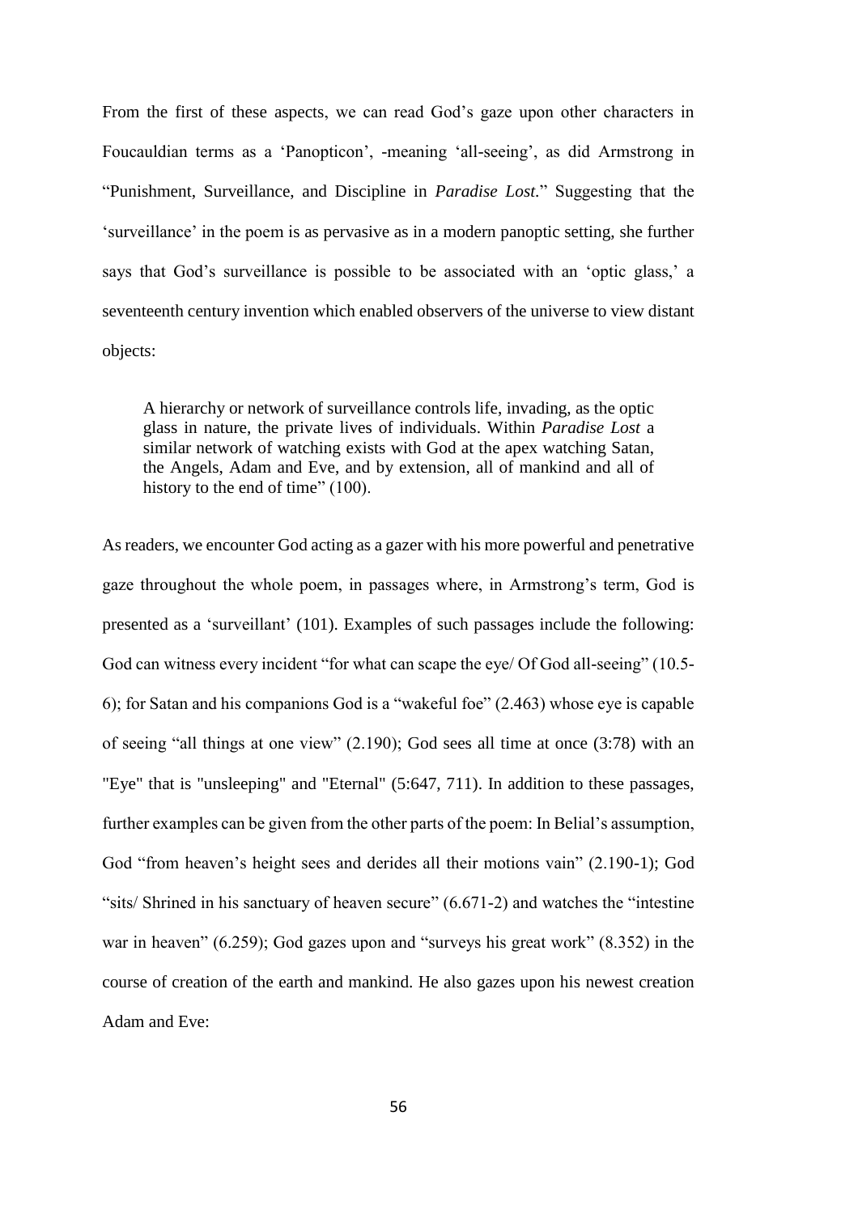From the first of these aspects, we can read God's gaze upon other characters in Foucauldian terms as a 'Panopticon', -meaning 'all-seeing', as did Armstrong in "Punishment, Surveillance, and Discipline in *Paradise Lost.*" Suggesting that the 'surveillance' in the poem is as pervasive as in a modern panoptic setting, she further says that God's surveillance is possible to be associated with an 'optic glass,' a seventeenth century invention which enabled observers of the universe to view distant objects:

> A hierarchy or network of surveillance controls life, invading, as the optic glass in nature, the private lives of individuals. Within *Paradise Lost* a similar network of watching exists with God at the apex watching Satan, the Angels, Adam and Eve, and by extension, all of mankind and all of history to the end of time" (100).

As readers, we encounter God acting as a gazer with his more powerful and penetrative gaze throughout the whole poem, in passages where, in Armstrong's term, God is presented as a 'surveillant' (101). Examples of such passages include the following: God can witness every incident "for what can scape the eye/ Of God all-seeing" (10.5-6); for Satan and his companions God is a "wakeful foe" (2.463) whose eye is capable of seeing "all things at one view" (2.190); God sees all time at once (3:78) with an "Eye" that is "unsleeping" and "Eternal" (5:647, 711). In addition to these passages, further examples can be given from the other parts of the poem: In Belial's assumption, God "from heaven's height sees and derides all their motions vain" (2.190-1); God "sits/ Shrined in his sanctuary of heaven secure" (6.671-2) and watches the "intestine war in heaven" (6.259); God gazes upon and "surveys his great work" (8.352) in the course of creation of the earth and mankind. He also gazes upon his newest creation Adam and Eve: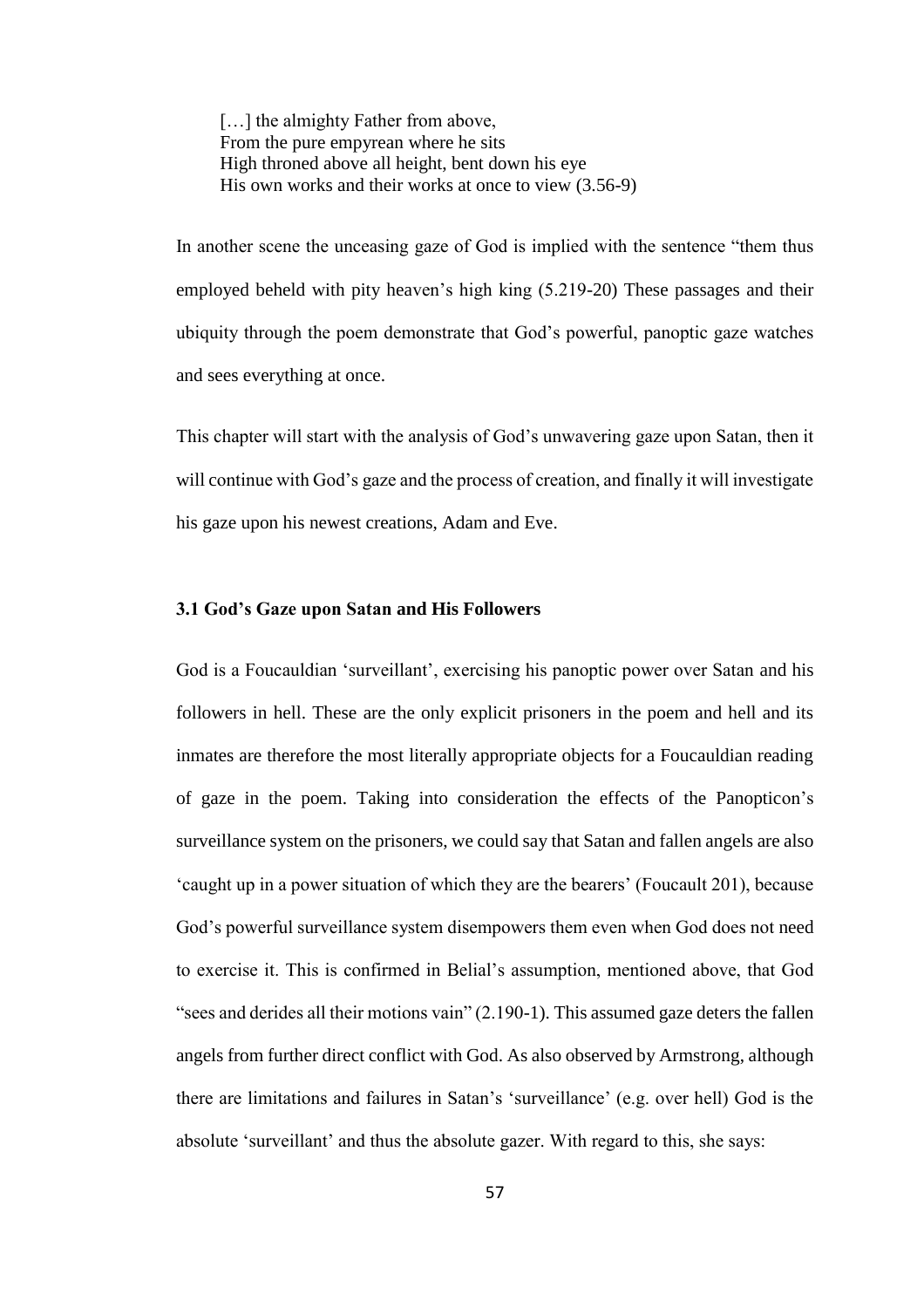> […] the almighty Father from above,
> From the pure empyrean where he sits
> High throned above all height, bent down his eye
> His own works and their works at once to view (3.56-9)

In another scene the unceasing gaze of God is implied with the sentence "them thus employed beheld with pity heaven's high king (5.219-20) These passages and their ubiquity through the poem demonstrate that God's powerful, panoptic gaze watches and sees everything at once.

This chapter will start with the analysis of God's unwavering gaze upon Satan, then it will continue with God's gaze and the process of creation, and finally it will investigate his gaze upon his newest creations, Adam and Eve.

### 3.1 God's Gaze upon Satan and His Followers

God is a Foucauldian 'surveillant', exercising his panoptic power over Satan and his followers in hell. These are the only explicit prisoners in the poem and hell and its inmates are therefore the most literally appropriate objects for a Foucauldian reading of gaze in the poem. Taking into consideration the effects of the Panopticon's surveillance system on the prisoners, we could say that Satan and fallen angels are also 'caught up in a power situation of which they are the bearers' (Foucault 201), because God's powerful surveillance system disempowers them even when God does not need to exercise it. This is confirmed in Belial's assumption, mentioned above, that God "sees and derides all their motions vain" (2.190-1). This assumed gaze deters the fallen angels from further direct conflict with God. As also observed by Armstrong, although there are limitations and failures in Satan's 'surveillance' (e.g. over hell) God is the absolute 'surveillant' and thus the absolute gazer. With regard to this, she says: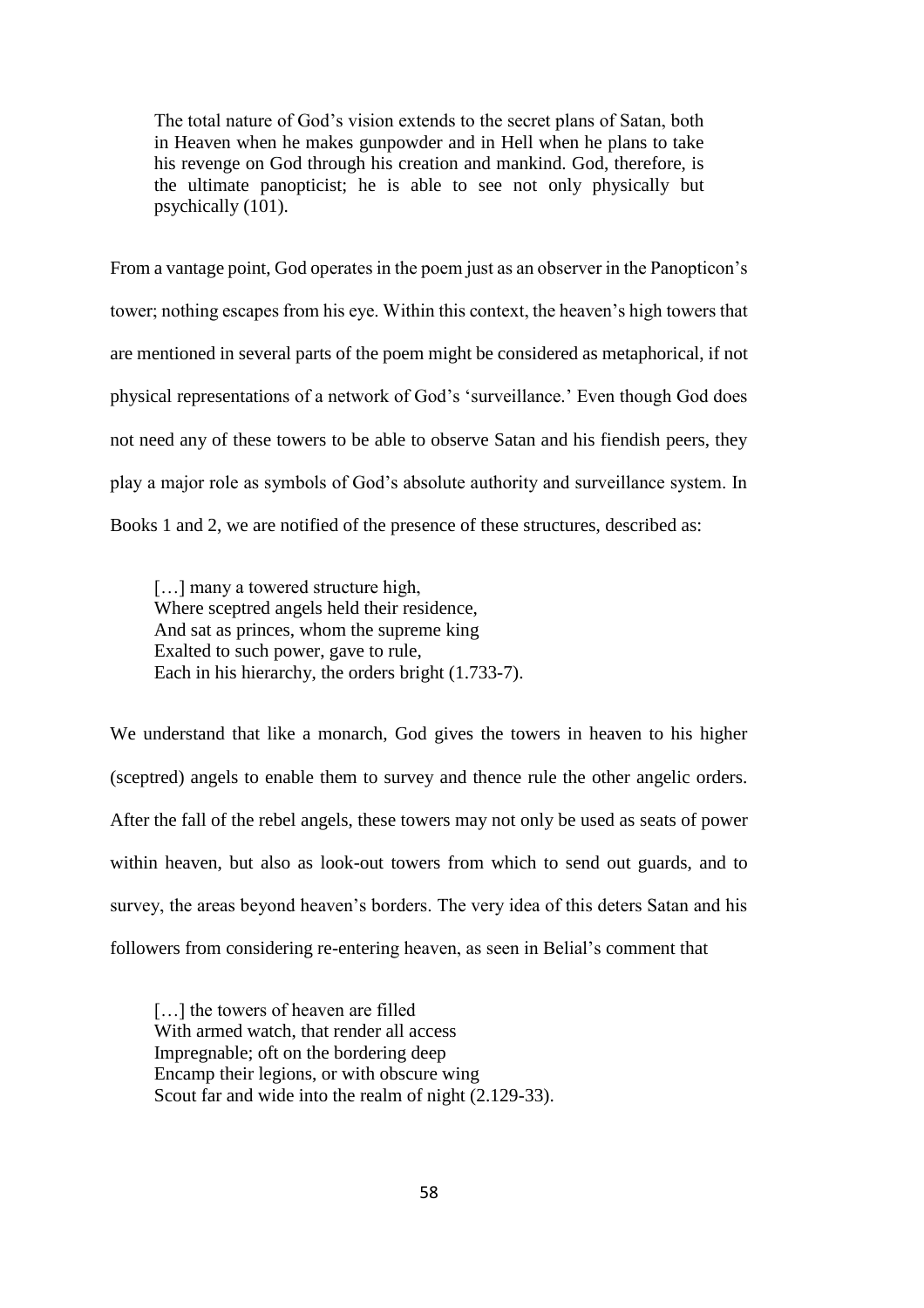> The total nature of God's vision extends to the secret plans of Satan, both in Heaven when he makes gunpowder and in Hell when he plans to take his revenge on God through his creation and mankind. God, therefore, is the ultimate panopticist; he is able to see not only physically but psychically (101).

From a vantage point, God operates in the poem just as an observer in the Panopticon's tower; nothing escapes from his eye. Within this context, the heaven's high towers that are mentioned in several parts of the poem might be considered as metaphorical, if not physical representations of a network of God's 'surveillance.' Even though God does not need any of these towers to be able to observe Satan and his fiendish peers, they play a major role as symbols of God's absolute authority and surveillance system. In Books 1 and 2, we are notified of the presence of these structures, described as:

> […] many a towered structure high,  
> Where sceptred angels held their residence,  
> And sat as princes, whom the supreme king  
> Exalted to such power, gave to rule,  
> Each in his hierarchy, the orders bright (1.733-7).

We understand that like a monarch, God gives the towers in heaven to his higher (sceptred) angels to enable them to survey and thence rule the other angelic orders. After the fall of the rebel angels, these towers may not only be used as seats of power within heaven, but also as look-out towers from which to send out guards, and to survey, the areas beyond heaven's borders. The very idea of this deters Satan and his followers from considering re-entering heaven, as seen in Belial's comment that

> […] the towers of heaven are filled  
> With armed watch, that render all access  
> Impregnable; oft on the bordering deep  
> Encamp their legions, or with obscure wing  
> Scout far and wide into the realm of night (2.129-33).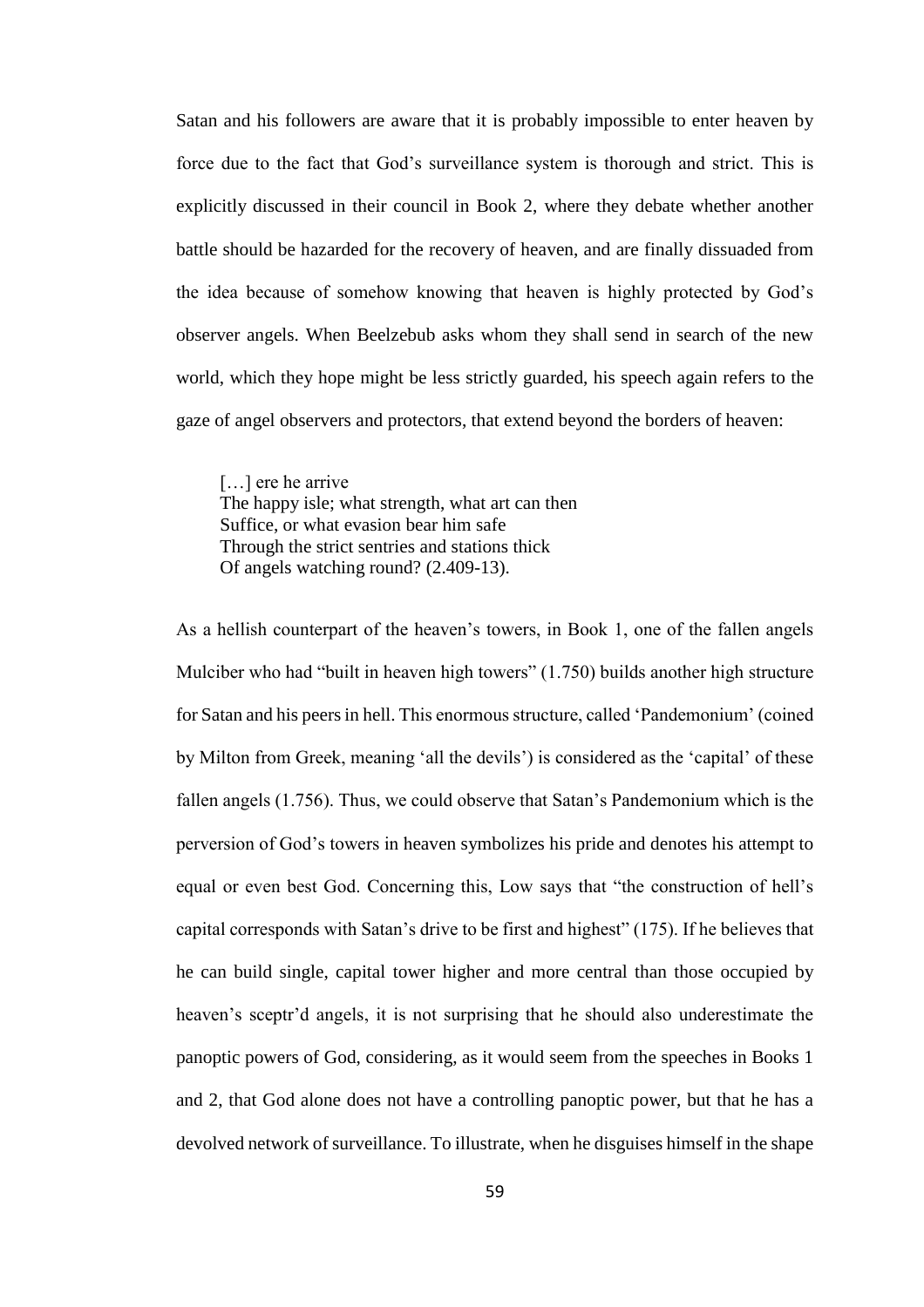Satan and his followers are aware that it is probably impossible to enter heaven by force due to the fact that God's surveillance system is thorough and strict. This is explicitly discussed in their council in Book 2, where they debate whether another battle should be hazarded for the recovery of heaven, and are finally dissuaded from the idea because of somehow knowing that heaven is highly protected by God's observer angels. When Beelzebub asks whom they shall send in search of the new world, which they hope might be less strictly guarded, his speech again refers to the gaze of angel observers and protectors, that extend beyond the borders of heaven:

> […] ere he arrive
> The happy isle; what strength, what art can then
> Suffice, or what evasion bear him safe
> Through the strict sentries and stations thick
> Of angels watching round? (2.409-13).

As a hellish counterpart of the heaven's towers, in Book 1, one of the fallen angels Mulciber who had "built in heaven high towers" (1.750) builds another high structure for Satan and his peers in hell. This enormous structure, called 'Pandemonium' (coined by Milton from Greek, meaning 'all the devils') is considered as the 'capital' of these fallen angels (1.756). Thus, we could observe that Satan's Pandemonium which is the perversion of God's towers in heaven symbolizes his pride and denotes his attempt to equal or even best God. Concerning this, Low says that "the construction of hell's capital corresponds with Satan's drive to be first and highest" (175). If he believes that he can build single, capital tower higher and more central than those occupied by heaven's sceptr'd angels, it is not surprising that he should also underestimate the panoptic powers of God, considering, as it would seem from the speeches in Books 1 and 2, that God alone does not have a controlling panoptic power, but that he has a devolved network of surveillance. To illustrate, when he disguises himself in the shape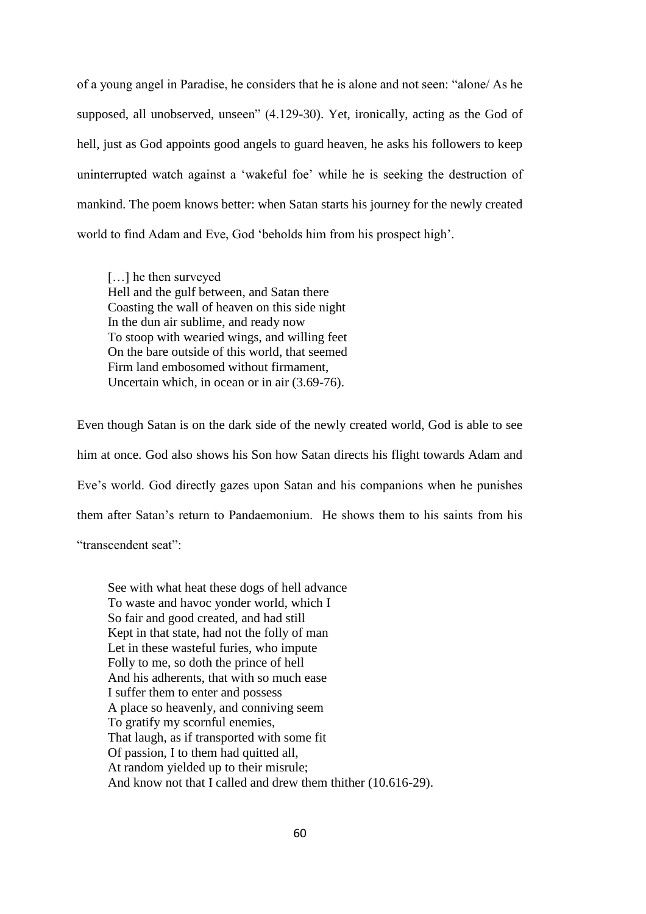of a young angel in Paradise, he considers that he is alone and not seen: “alone/ As he supposed, all unobserved, unseen” (4.129-30). Yet, ironically, acting as the God of hell, just as God appoints good angels to guard heaven, he asks his followers to keep uninterrupted watch against a ‘wakeful foe’ while he is seeking the destruction of mankind. The poem knows better: when Satan starts his journey for the newly created world to find Adam and Eve, God ‘beholds him from his prospect high’.

> […] he then surveyed  
> Hell and the gulf between, and Satan there  
> Coasting the wall of heaven on this side night  
> In the dun air sublime, and ready now  
> To stoop with wearied wings, and willing feet  
> On the bare outside of this world, that seemed  
> Firm land embosomed without firmament,  
> Uncertain which, in ocean or in air (3.69-76).

Even though Satan is on the dark side of the newly created world, God is able to see him at once. God also shows his Son how Satan directs his flight towards Adam and Eve’s world. God directly gazes upon Satan and his companions when he punishes them after Satan’s return to Pandaemonium. He shows them to his saints from his “transcendent seat”:

> See with what heat these dogs of hell advance  
> To waste and havoc yonder world, which I  
> So fair and good created, and had still  
> Kept in that state, had not the folly of man  
> Let in these wasteful furies, who impute  
> Folly to me, so doth the prince of hell  
> And his adherents, that with so much ease  
> I suffer them to enter and possess  
> A place so heavenly, and conniving seem  
> To gratify my scornful enemies,  
> That laugh, as if transported with some fit  
> Of passion, I to them had quitted all,  
> At random yielded up to their misrule;  
> And know not that I called and drew them thither (10.616-29).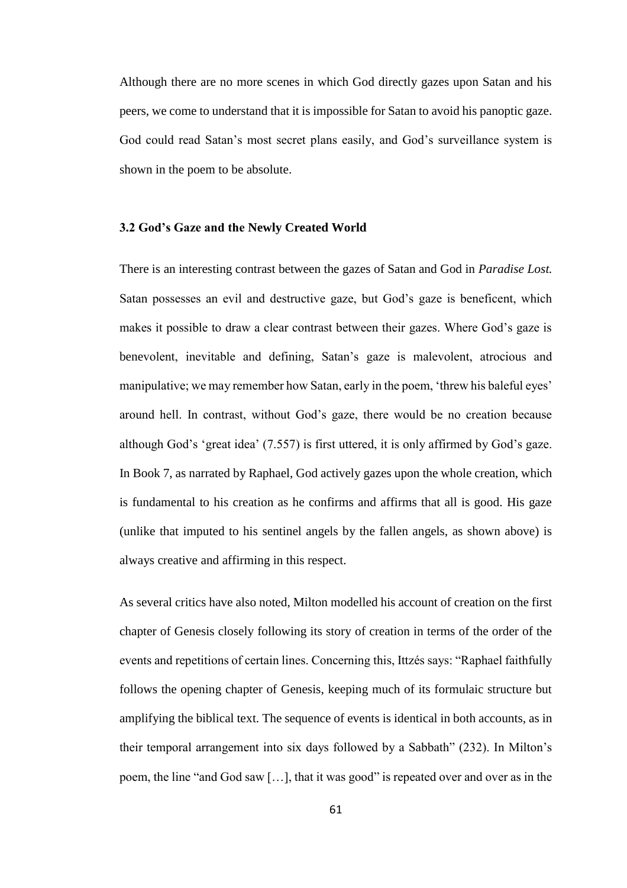Although there are no more scenes in which God directly gazes upon Satan and his peers, we come to understand that it is impossible for Satan to avoid his panoptic gaze. God could read Satan's most secret plans easily, and God's surveillance system is shown in the poem to be absolute.

### 3.2 God's Gaze and the Newly Created World

There is an interesting contrast between the gazes of Satan and God in *Paradise Lost.* Satan possesses an evil and destructive gaze, but God's gaze is beneficent, which makes it possible to draw a clear contrast between their gazes. Where God's gaze is benevolent, inevitable and defining, Satan's gaze is malevolent, atrocious and manipulative; we may remember how Satan, early in the poem, 'threw his baleful eyes' around hell. In contrast, without God's gaze, there would be no creation because although God's 'great idea' (7.557) is first uttered, it is only affirmed by God's gaze. In Book 7, as narrated by Raphael, God actively gazes upon the whole creation, which is fundamental to his creation as he confirms and affirms that all is good. His gaze (unlike that imputed to his sentinel angels by the fallen angels, as shown above) is always creative and affirming in this respect.

As several critics have also noted, Milton modelled his account of creation on the first chapter of Genesis closely following its story of creation in terms of the order of the events and repetitions of certain lines. Concerning this, Ittzés says: "Raphael faithfully follows the opening chapter of Genesis, keeping much of its formulaic structure but amplifying the biblical text. The sequence of events is identical in both accounts, as in their temporal arrangement into six days followed by a Sabbath" (232). In Milton's poem, the line "and God saw […], that it was good" is repeated over and over as in the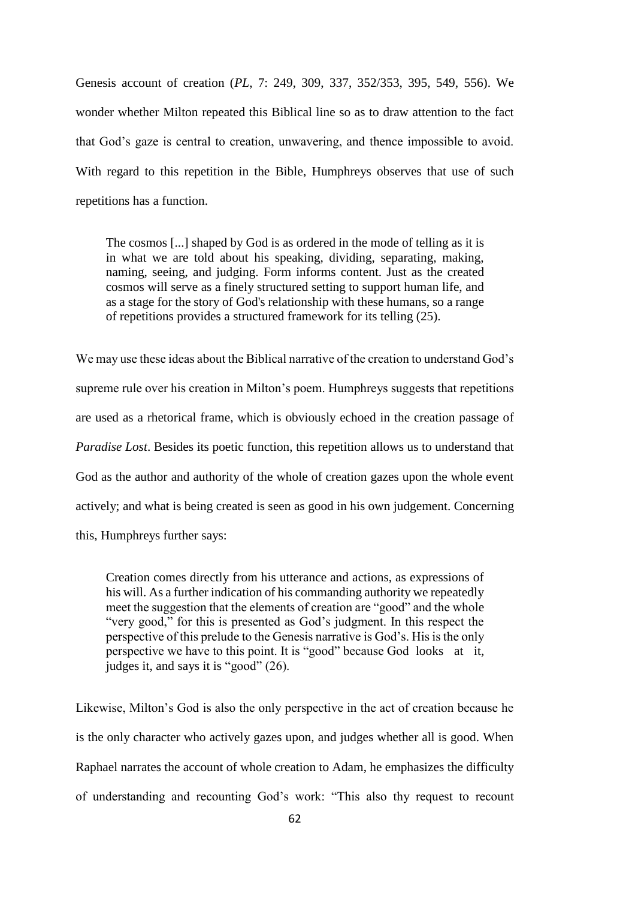Genesis account of creation (*PL*, 7: 249, 309, 337, 352/353, 395, 549, 556). We wonder whether Milton repeated this Biblical line so as to draw attention to the fact that God's gaze is central to creation, unwavering, and thence impossible to avoid. With regard to this repetition in the Bible, Humphreys observes that use of such repetitions has a function.

> The cosmos [...] shaped by God is as ordered in the mode of telling as it is in what we are told about his speaking, dividing, separating, making, naming, seeing, and judging. Form informs content. Just as the created cosmos will serve as a finely structured setting to support human life, and as a stage for the story of God's relationship with these humans, so a range of repetitions provides a structured framework for its telling (25).

We may use these ideas about the Biblical narrative of the creation to understand God's supreme rule over his creation in Milton's poem. Humphreys suggests that repetitions are used as a rhetorical frame, which is obviously echoed in the creation passage of *Paradise Lost*. Besides its poetic function, this repetition allows us to understand that God as the author and authority of the whole of creation gazes upon the whole event actively; and what is being created is seen as good in his own judgement. Concerning this, Humphreys further says:

> Creation comes directly from his utterance and actions, as expressions of his will. As a further indication of his commanding authority we repeatedly meet the suggestion that the elements of creation are "good" and the whole "very good," for this is presented as God's judgment. In this respect the perspective of this prelude to the Genesis narrative is God's. His is the only perspective we have to this point. It is "good" because God looks at it, judges it, and says it is "good" (26).

Likewise, Milton's God is also the only perspective in the act of creation because he is the only character who actively gazes upon, and judges whether all is good. When Raphael narrates the account of whole creation to Adam, he emphasizes the difficulty of understanding and recounting God's work: "This also thy request to recount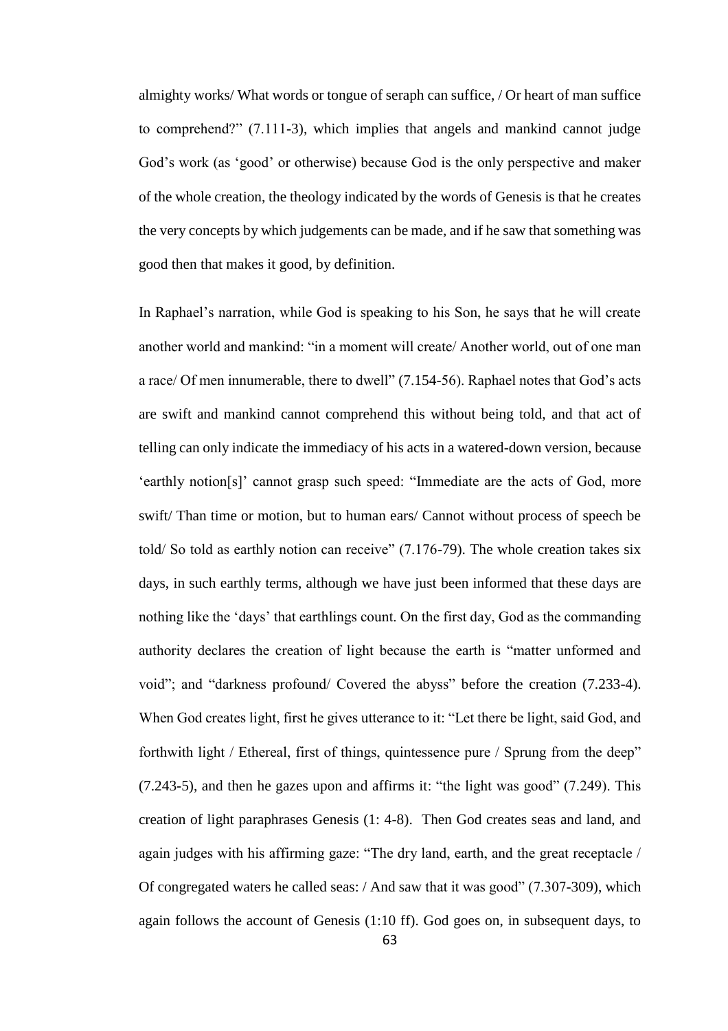almighty works/ What words or tongue of seraph can suffice, / Or heart of man suffice to comprehend?" (7.111-3), which implies that angels and mankind cannot judge God's work (as 'good' or otherwise) because God is the only perspective and maker of the whole creation, the theology indicated by the words of Genesis is that he creates the very concepts by which judgements can be made, and if he saw that something was good then that makes it good, by definition.

In Raphael's narration, while God is speaking to his Son, he says that he will create another world and mankind: "in a moment will create/ Another world, out of one man a race/ Of men innumerable, there to dwell" (7.154-56). Raphael notes that God's acts are swift and mankind cannot comprehend this without being told, and that act of telling can only indicate the immediacy of his acts in a watered-down version, because 'earthly notion[s]' cannot grasp such speed: "Immediate are the acts of God, more swift/ Than time or motion, but to human ears/ Cannot without process of speech be told/ So told as earthly notion can receive" (7.176-79). The whole creation takes six days, in such earthly terms, although we have just been informed that these days are nothing like the 'days' that earthlings count. On the first day, God as the commanding authority declares the creation of light because the earth is "matter unformed and void"; and "darkness profound/ Covered the abyss" before the creation (7.233-4). When God creates light, first he gives utterance to it: "Let there be light, said God, and forthwith light / Ethereal, first of things, quintessence pure / Sprung from the deep" (7.243-5), and then he gazes upon and affirms it: "the light was good" (7.249). This creation of light paraphrases Genesis (1: 4-8). Then God creates seas and land, and again judges with his affirming gaze: "The dry land, earth, and the great receptacle / Of congregated waters he called seas: / And saw that it was good" (7.307-309), which again follows the account of Genesis (1:10 ff). God goes on, in subsequent days, to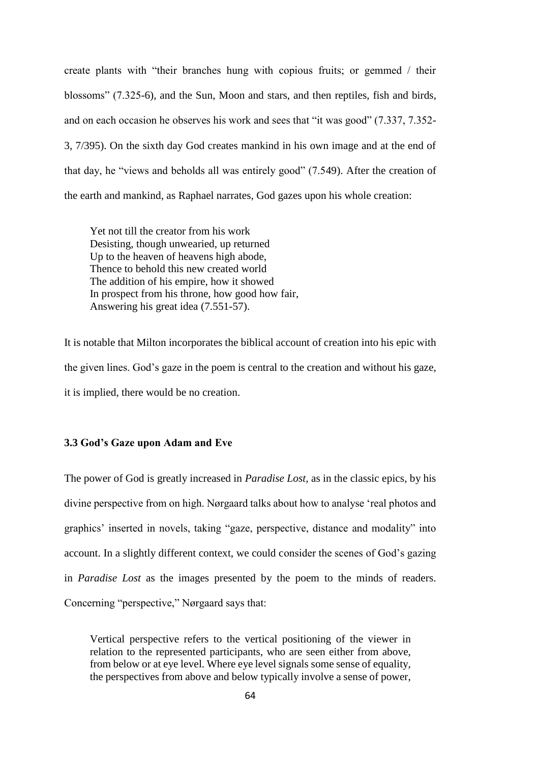create plants with "their branches hung with copious fruits; or gemmed / their blossoms" (7.325-6), and the Sun, Moon and stars, and then reptiles, fish and birds, and on each occasion he observes his work and sees that "it was good" (7.337, 7.352-3, 7/395). On the sixth day God creates mankind in his own image and at the end of that day, he "views and beholds all was entirely good" (7.549). After the creation of the earth and mankind, as Raphael narrates, God gazes upon his whole creation:

> Yet not till the creator from his work  
> Desisting, though unwearied, up returned  
> Up to the heaven of heavens high abode,  
> Thence to behold this new created world  
> The addition of his empire, how it showed  
> In prospect from his throne, how good how fair,  
> Answering his great idea (7.551-57).

It is notable that Milton incorporates the biblical account of creation into his epic with the given lines. God's gaze in the poem is central to the creation and without his gaze, it is implied, there would be no creation.

### 3.3 God's Gaze upon Adam and Eve

The power of God is greatly increased in *Paradise Lost,* as in the classic epics, by his divine perspective from on high. Nørgaard talks about how to analyse 'real photos and graphics' inserted in novels, taking "gaze, perspective, distance and modality" into account. In a slightly different context, we could consider the scenes of God's gazing in *Paradise Lost* as the images presented by the poem to the minds of readers. Concerning "perspective," Nørgaard says that:

> Vertical perspective refers to the vertical positioning of the viewer in relation to the represented participants, who are seen either from above, from below or at eye level. Where eye level signals some sense of equality, the perspectives from above and below typically involve a sense of power,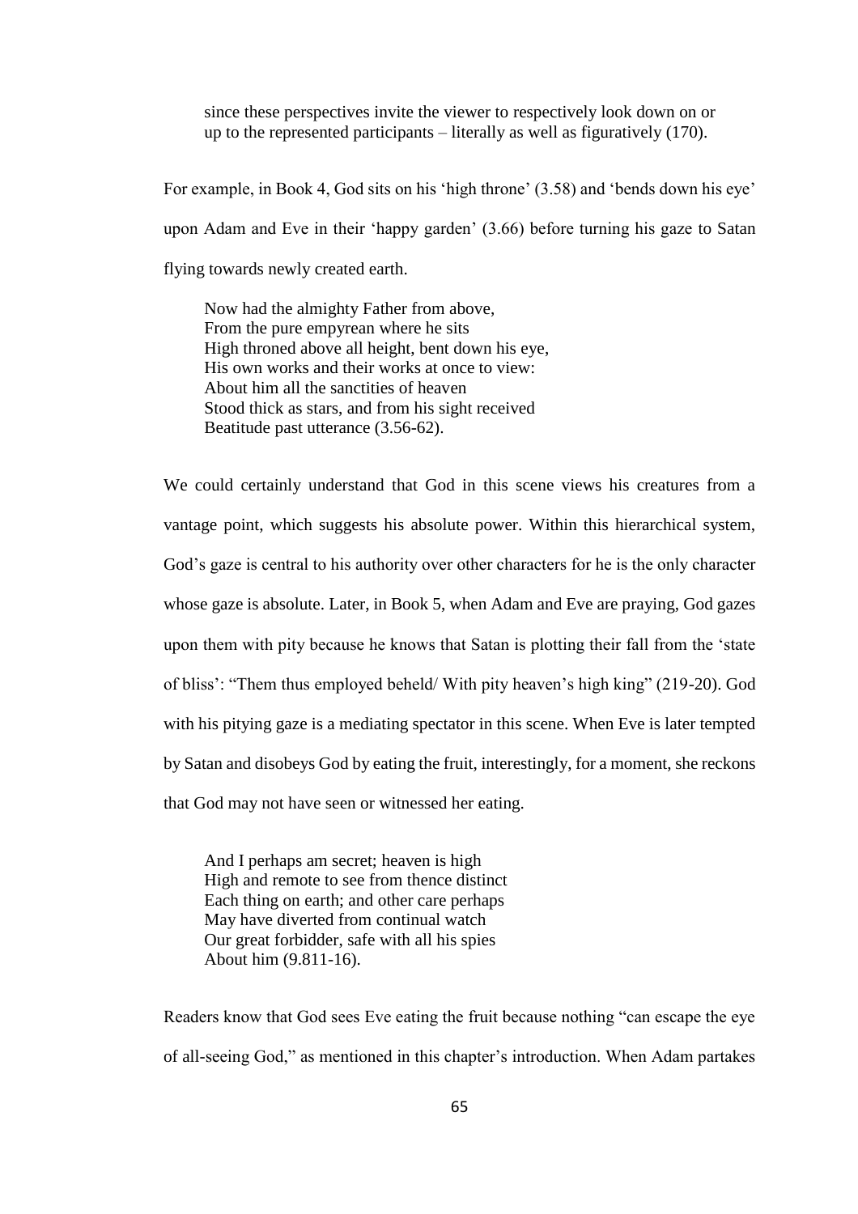since these perspectives invite the viewer to respectively look down on or up to the represented participants – literally as well as figuratively (170).

For example, in Book 4, God sits on his 'high throne' (3.58) and 'bends down his eye' upon Adam and Eve in their 'happy garden' (3.66) before turning his gaze to Satan flying towards newly created earth.

> Now had the almighty Father from above,  
> From the pure empyrean where he sits  
> High throned above all height, bent down his eye,  
> His own works and their works at once to view:  
> About him all the sanctities of heaven  
> Stood thick as stars, and from his sight received  
> Beatitude past utterance (3.56-62).

We could certainly understand that God in this scene views his creatures from a vantage point, which suggests his absolute power. Within this hierarchical system, God's gaze is central to his authority over other characters for he is the only character whose gaze is absolute. Later, in Book 5, when Adam and Eve are praying, God gazes upon them with pity because he knows that Satan is plotting their fall from the 'state of bliss': "Them thus employed beheld/ With pity heaven's high king" (219-20). God with his pitying gaze is a mediating spectator in this scene. When Eve is later tempted by Satan and disobeys God by eating the fruit, interestingly, for a moment, she reckons that God may not have seen or witnessed her eating.

> And I perhaps am secret; heaven is high  
> High and remote to see from thence distinct  
> Each thing on earth; and other care perhaps  
> May have diverted from continual watch  
> Our great forbidder, safe with all his spies  
> About him (9.811-16).

Readers know that God sees Eve eating the fruit because nothing "can escape the eye of all-seeing God," as mentioned in this chapter's introduction. When Adam partakes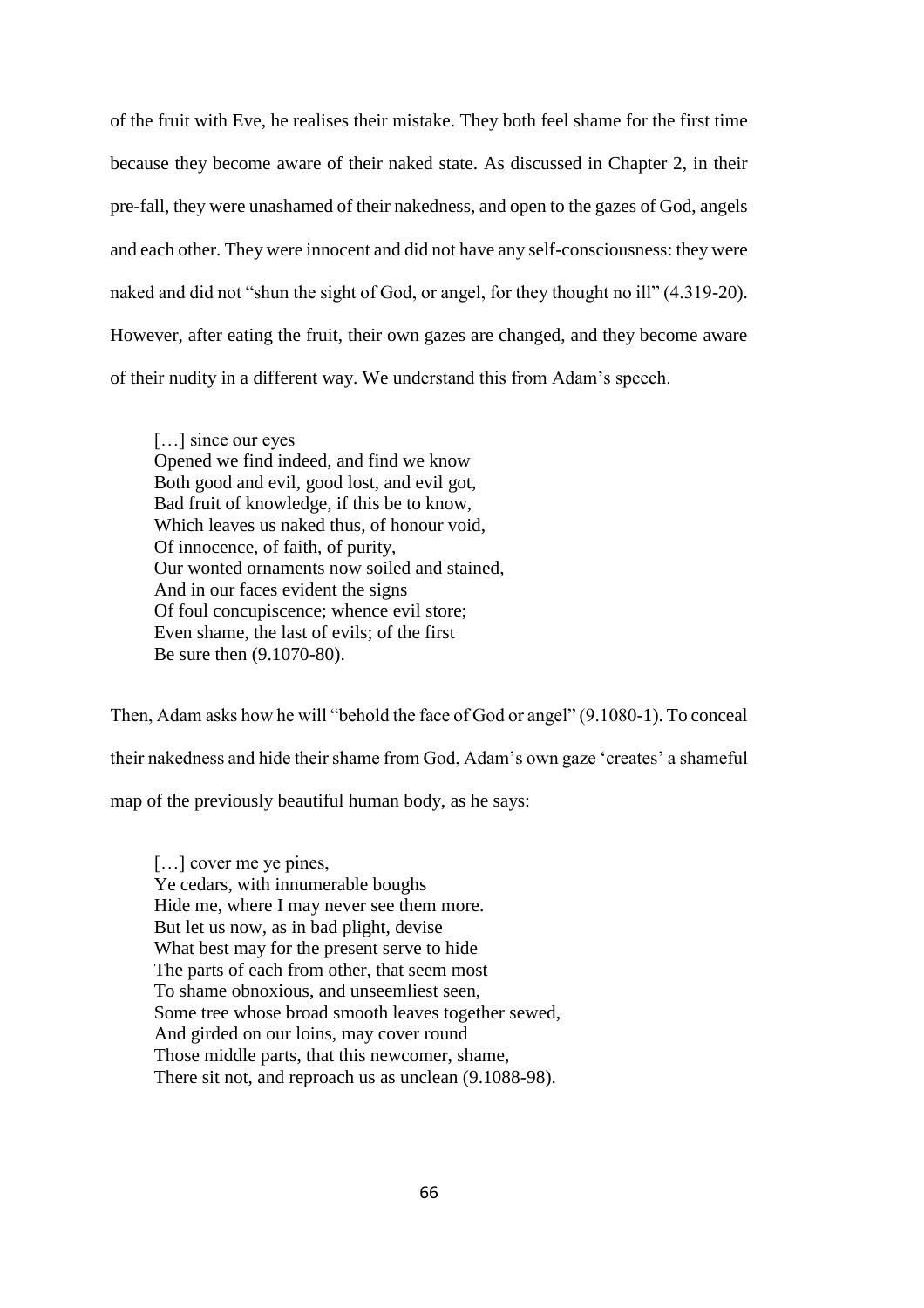of the fruit with Eve, he realises their mistake. They both feel shame for the first time because they become aware of their naked state. As discussed in Chapter 2, in their pre-fall, they were unashamed of their nakedness, and open to the gazes of God, angels and each other. They were innocent and did not have any self-consciousness: they were naked and did not "shun the sight of God, or angel, for they thought no ill" (4.319-20). However, after eating the fruit, their own gazes are changed, and they become aware of their nudity in a different way. We understand this from Adam's speech.

> […] since our eyes
> Opened we find indeed, and find we know
> Both good and evil, good lost, and evil got,
> Bad fruit of knowledge, if this be to know,
> Which leaves us naked thus, of honour void,
> Of innocence, of faith, of purity,
> Our wonted ornaments now soiled and stained,
> And in our faces evident the signs
> Of foul concupiscence; whence evil store;
> Even shame, the last of evils; of the first
> Be sure then (9.1070-80).

Then, Adam asks how he will "behold the face of God or angel" (9.1080-1). To conceal their nakedness and hide their shame from God, Adam's own gaze 'creates' a shameful map of the previously beautiful human body, as he says:

> […] cover me ye pines,
> Ye cedars, with innumerable boughs
> Hide me, where I may never see them more.
> But let us now, as in bad plight, devise
> What best may for the present serve to hide
> The parts of each from other, that seem most
> To shame obnoxious, and unseemliest seen,
> Some tree whose broad smooth leaves together sewed,
> And girded on our loins, may cover round
> Those middle parts, that this newcomer, shame,
> There sit not, and reproach us as unclean (9.1088-98).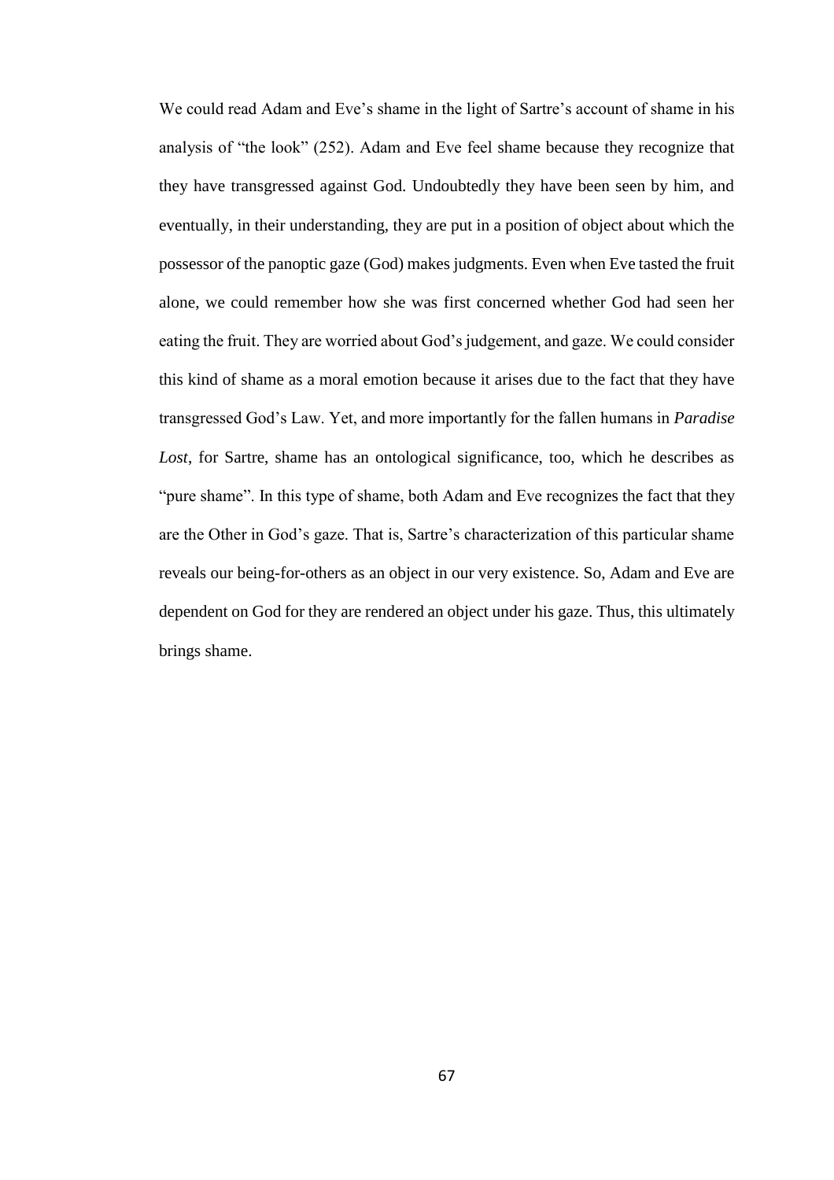We could read Adam and Eve's shame in the light of Sartre's account of shame in his analysis of "the look" (252). Adam and Eve feel shame because they recognize that they have transgressed against God. Undoubtedly they have been seen by him, and eventually, in their understanding, they are put in a position of object about which the possessor of the panoptic gaze (God) makes judgments. Even when Eve tasted the fruit alone, we could remember how she was first concerned whether God had seen her eating the fruit. They are worried about God's judgement, and gaze. We could consider this kind of shame as a moral emotion because it arises due to the fact that they have transgressed God's Law. Yet, and more importantly for the fallen humans in *Paradise Lost*, for Sartre, shame has an ontological significance, too, which he describes as "pure shame". In this type of shame, both Adam and Eve recognizes the fact that they are the Other in God's gaze. That is, Sartre's characterization of this particular shame reveals our being-for-others as an object in our very existence. So, Adam and Eve are dependent on God for they are rendered an object under his gaze. Thus, this ultimately brings shame.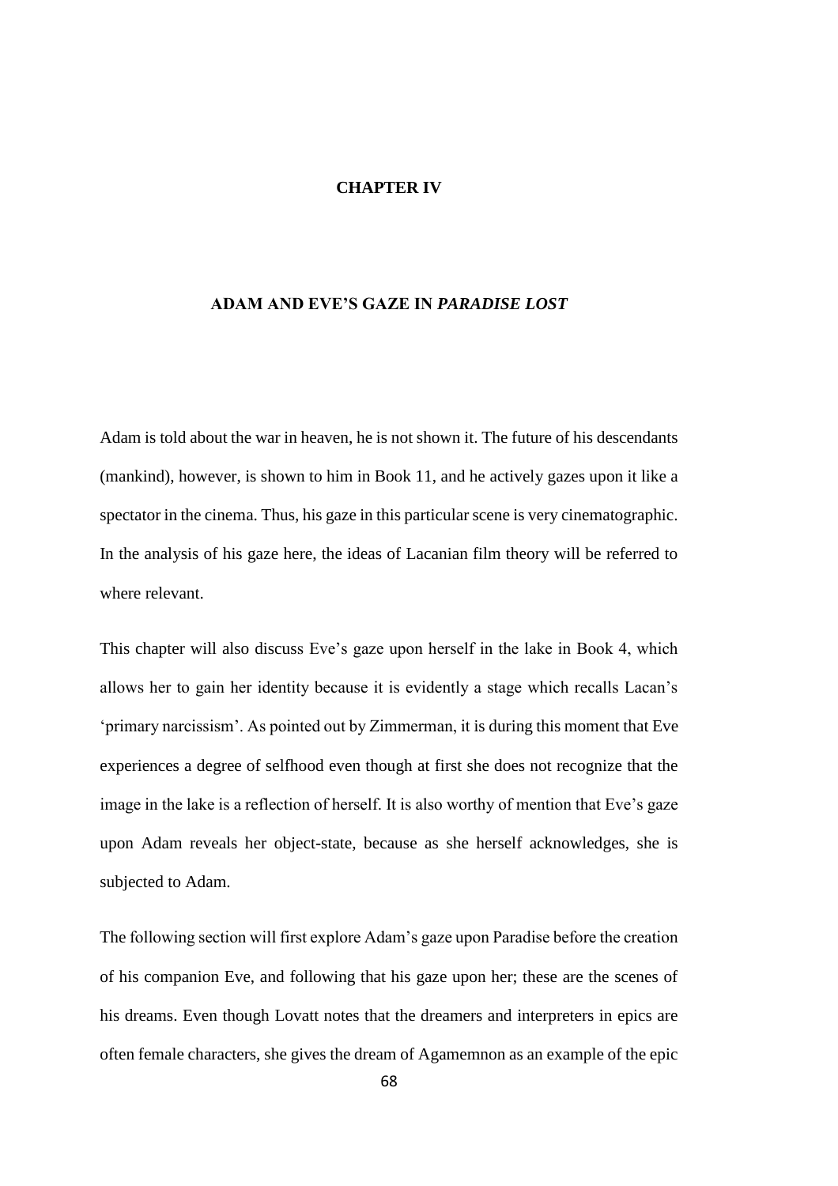# CHAPTER IV

## ADAM AND EVE'S GAZE IN *PARADISE LOST*

Adam is told about the war in heaven, he is not shown it. The future of his descendants (mankind), however, is shown to him in Book 11, and he actively gazes upon it like a spectator in the cinema. Thus, his gaze in this particular scene is very cinematographic. In the analysis of his gaze here, the ideas of Lacanian film theory will be referred to where relevant.

This chapter will also discuss Eve's gaze upon herself in the lake in Book 4, which allows her to gain her identity because it is evidently a stage which recalls Lacan's 'primary narcissism'. As pointed out by Zimmerman, it is during this moment that Eve experiences a degree of selfhood even though at first she does not recognize that the image in the lake is a reflection of herself. It is also worthy of mention that Eve's gaze upon Adam reveals her object-state, because as she herself acknowledges, she is subjected to Adam.

The following section will first explore Adam's gaze upon Paradise before the creation of his companion Eve, and following that his gaze upon her; these are the scenes of his dreams. Even though Lovatt notes that the dreamers and interpreters in epics are often female characters, she gives the dream of Agamemnon as an example of the epic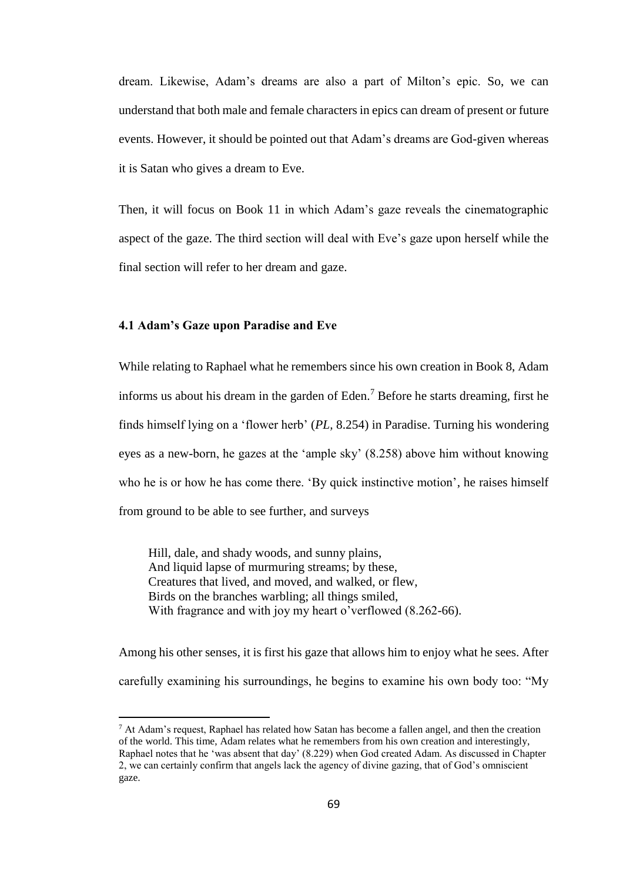dream. Likewise, Adam's dreams are also a part of Milton's epic. So, we can understand that both male and female characters in epics can dream of present or future events. However, it should be pointed out that Adam's dreams are God-given whereas it is Satan who gives a dream to Eve.

Then, it will focus on Book 11 in which Adam's gaze reveals the cinematographic aspect of the gaze. The third section will deal with Eve's gaze upon herself while the final section will refer to her dream and gaze.

### 4.1 Adam's Gaze upon Paradise and Eve

While relating to Raphael what he remembers since his own creation in Book 8, Adam informs us about his dream in the garden of Eden.[7] Before he starts dreaming, first he finds himself lying on a 'flower herb' (*PL,* 8.254) in Paradise. Turning his wondering eyes as a new-born, he gazes at the 'ample sky' (8.258) above him without knowing who he is or how he has come there. 'By quick instinctive motion', he raises himself from ground to be able to see further, and surveys

> Hill, dale, and shady woods, and sunny plains,
> And liquid lapse of murmuring streams; by these,
> Creatures that lived, and moved, and walked, or flew,
> Birds on the branches warbling; all things smiled,
> With fragrance and with joy my heart o'erflowed (8.262-66).

Among his other senses, it is first his gaze that allows him to enjoy what he sees. After carefully examining his surroundings, he begins to examine his own body too: "My

[7] At Adam's request, Raphael has related how Satan has become a fallen angel, and then the creation of the world. This time, Adam relates what he remembers from his own creation and interestingly, Raphael notes that he 'was absent that day' (8.229) when God created Adam. As discussed in Chapter 2, we can certainly confirm that angels lack the agency of divine gazing, that of God's omniscient gaze.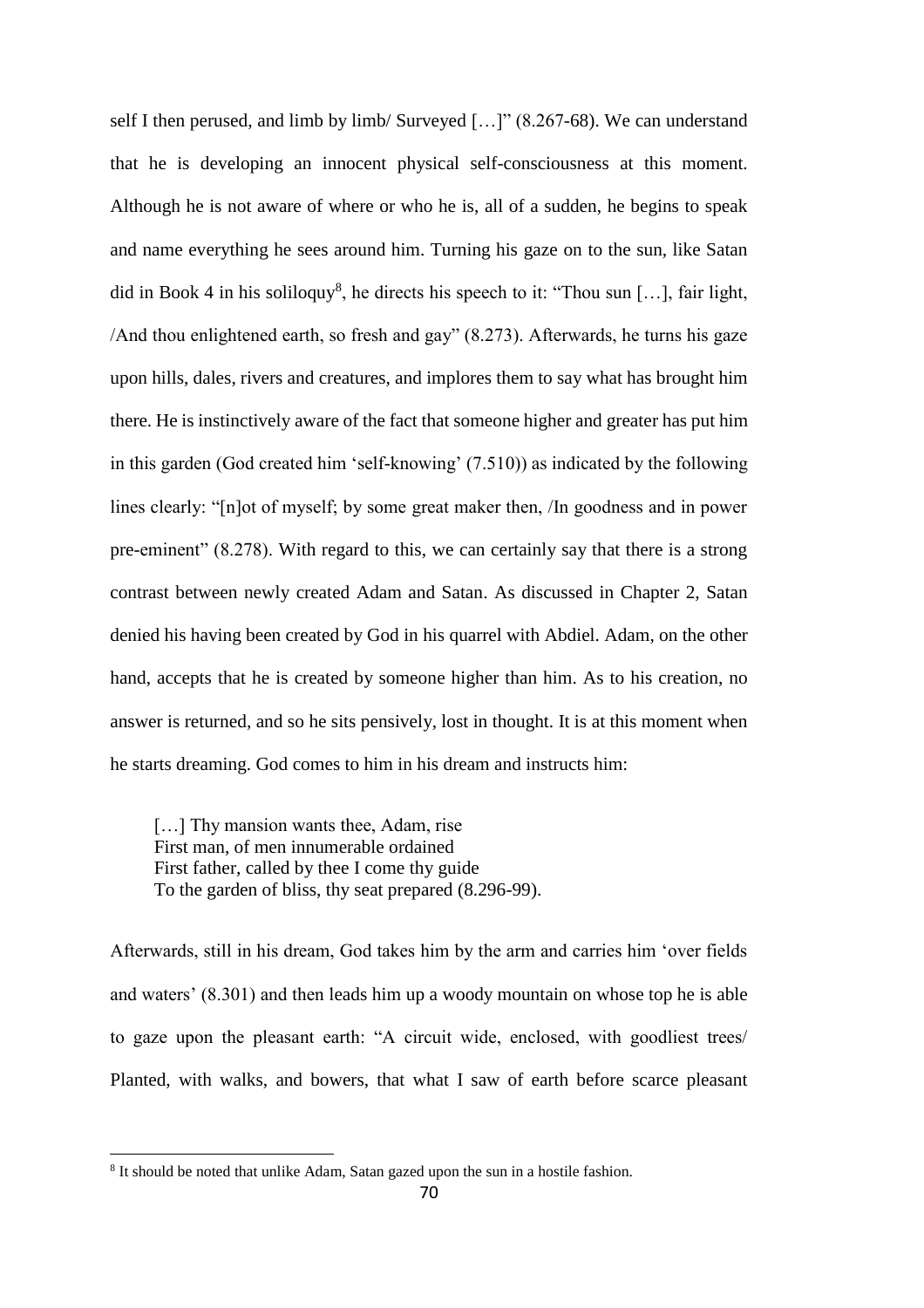self I then perused, and limb by limb/ Surveyed […]" (8.267-68). We can understand that he is developing an innocent physical self-consciousness at this moment. Although he is not aware of where or who he is, all of a sudden, he begins to speak and name everything he sees around him. Turning his gaze on to the sun, like Satan did in Book 4 in his soliloquy[8], he directs his speech to it: "Thou sun […], fair light, /And thou enlightened earth, so fresh and gay" (8.273). Afterwards, he turns his gaze upon hills, dales, rivers and creatures, and implores them to say what has brought him there. He is instinctively aware of the fact that someone higher and greater has put him in this garden (God created him 'self-knowing' (7.510)) as indicated by the following lines clearly: "[n]ot of myself; by some great maker then, /In goodness and in power pre-eminent" (8.278). With regard to this, we can certainly say that there is a strong contrast between newly created Adam and Satan. As discussed in Chapter 2, Satan denied his having been created by God in his quarrel with Abdiel. Adam, on the other hand, accepts that he is created by someone higher than him. As to his creation, no answer is returned, and so he sits pensively, lost in thought. It is at this moment when he starts dreaming. God comes to him in his dream and instructs him:

> […] Thy mansion wants thee, Adam, rise  
> First man, of men innumerable ordained  
> First father, called by thee I come thy guide  
> To the garden of bliss, thy seat prepared (8.296-99).

Afterwards, still in his dream, God takes him by the arm and carries him 'over fields and waters' (8.301) and then leads him up a woody mountain on whose top he is able to gaze upon the pleasant earth: "A circuit wide, enclosed, with goodliest trees/ Planted, with walks, and bowers, that what I saw of earth before scarce pleasant

---

[8] It should be noted that unlike Adam, Satan gazed upon the sun in a hostile fashion.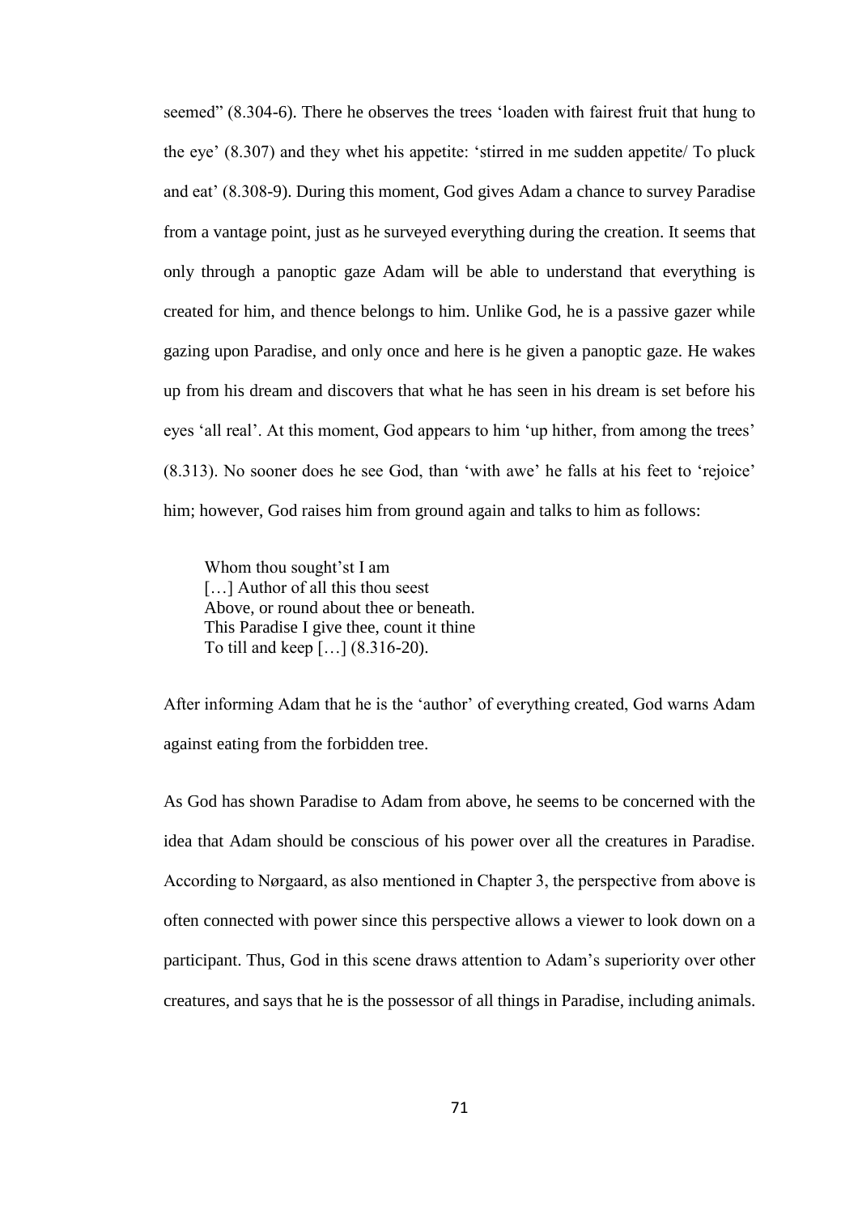seemed" (8.304-6). There he observes the trees 'loaden with fairest fruit that hung to the eye' (8.307) and they whet his appetite: 'stirred in me sudden appetite/ To pluck and eat' (8.308-9). During this moment, God gives Adam a chance to survey Paradise from a vantage point, just as he surveyed everything during the creation. It seems that only through a panoptic gaze Adam will be able to understand that everything is created for him, and thence belongs to him. Unlike God, he is a passive gazer while gazing upon Paradise, and only once and here is he given a panoptic gaze. He wakes up from his dream and discovers that what he has seen in his dream is set before his eyes 'all real'. At this moment, God appears to him 'up hither, from among the trees' (8.313). No sooner does he see God, than 'with awe' he falls at his feet to 'rejoice' him; however, God raises him from ground again and talks to him as follows:

> Whom thou sought'st I am
> […] Author of all this thou seest
> Above, or round about thee or beneath.
> This Paradise I give thee, count it thine
> To till and keep […] (8.316-20).

After informing Adam that he is the 'author' of everything created, God warns Adam against eating from the forbidden tree.

As God has shown Paradise to Adam from above, he seems to be concerned with the idea that Adam should be conscious of his power over all the creatures in Paradise. According to Nørgaard, as also mentioned in Chapter 3, the perspective from above is often connected with power since this perspective allows a viewer to look down on a participant. Thus, God in this scene draws attention to Adam's superiority over other creatures, and says that he is the possessor of all things in Paradise, including animals.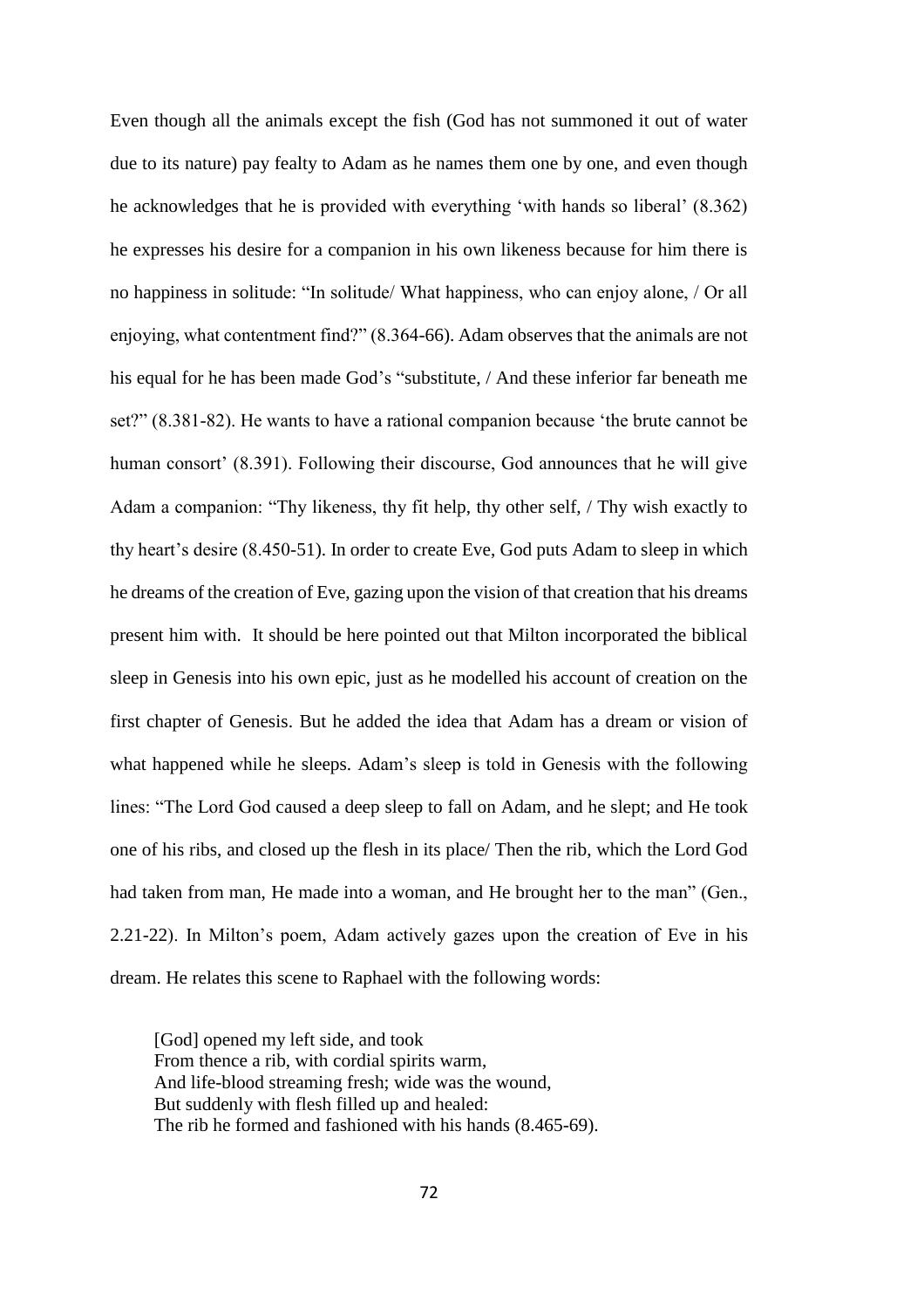Even though all the animals except the fish (God has not summoned it out of water due to its nature) pay fealty to Adam as he names them one by one, and even though he acknowledges that he is provided with everything 'with hands so liberal' (8.362) he expresses his desire for a companion in his own likeness because for him there is no happiness in solitude: "In solitude/ What happiness, who can enjoy alone, / Or all enjoying, what contentment find?" (8.364-66). Adam observes that the animals are not his equal for he has been made God's "substitute, / And these inferior far beneath me set?" (8.381-82). He wants to have a rational companion because 'the brute cannot be human consort' (8.391). Following their discourse, God announces that he will give Adam a companion: "Thy likeness, thy fit help, thy other self, / Thy wish exactly to thy heart's desire (8.450-51). In order to create Eve, God puts Adam to sleep in which he dreams of the creation of Eve, gazing upon the vision of that creation that his dreams present him with. It should be here pointed out that Milton incorporated the biblical sleep in Genesis into his own epic, just as he modelled his account of creation on the first chapter of Genesis. But he added the idea that Adam has a dream or vision of what happened while he sleeps. Adam's sleep is told in Genesis with the following lines: "The Lord God caused a deep sleep to fall on Adam, and he slept; and He took one of his ribs, and closed up the flesh in its place/ Then the rib, which the Lord God had taken from man, He made into a woman, and He brought her to the man" (Gen., 2.21-22). In Milton's poem, Adam actively gazes upon the creation of Eve in his dream. He relates this scene to Raphael with the following words:

> [God] opened my left side, and took
> From thence a rib, with cordial spirits warm,
> And life-blood streaming fresh; wide was the wound,
> But suddenly with flesh filled up and healed:
> The rib he formed and fashioned with his hands (8.465-69).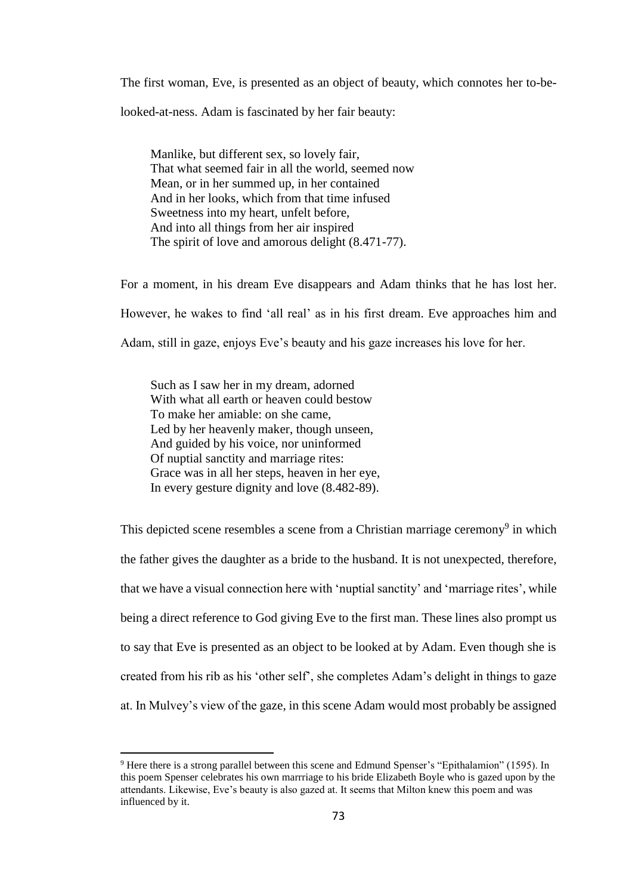The first woman, Eve, is presented as an object of beauty, which connotes her to-be-looked-at-ness. Adam is fascinated by her fair beauty:

> Manlike, but different sex, so lovely fair,
> That what seemed fair in all the world, seemed now
> Mean, or in her summed up, in her contained
> And in her looks, which from that time infused
> Sweetness into my heart, unfelt before,
> And into all things from her air inspired
> The spirit of love and amorous delight (8.471-77).

For a moment, in his dream Eve disappears and Adam thinks that he has lost her. However, he wakes to find 'all real' as in his first dream. Eve approaches him and Adam, still in gaze, enjoys Eve's beauty and his gaze increases his love for her.

> Such as I saw her in my dream, adorned
> With what all earth or heaven could bestow
> To make her amiable: on she came,
> Led by her heavenly maker, though unseen,
> And guided by his voice, nor uninformed
> Of nuptial sanctity and marriage rites:
> Grace was in all her steps, heaven in her eye,
> In every gesture dignity and love (8.482-89).

This depicted scene resembles a scene from a Christian marriage ceremony[9] in which the father gives the daughter as a bride to the husband. It is not unexpected, therefore, that we have a visual connection here with 'nuptial sanctity' and 'marriage rites', while being a direct reference to God giving Eve to the first man. These lines also prompt us to say that Eve is presented as an object to be looked at by Adam. Even though she is created from his rib as his 'other self', she completes Adam's delight in things to gaze at. In Mulvey's view of the gaze, in this scene Adam would most probably be assigned

---

[9] Here there is a strong parallel between this scene and Edmund Spenser's "Epithalamion" (1595). In this poem Spenser celebrates his own marrriage to his bride Elizabeth Boyle who is gazed upon by the attendants. Likewise, Eve's beauty is also gazed at. It seems that Milton knew this poem and was influenced by it.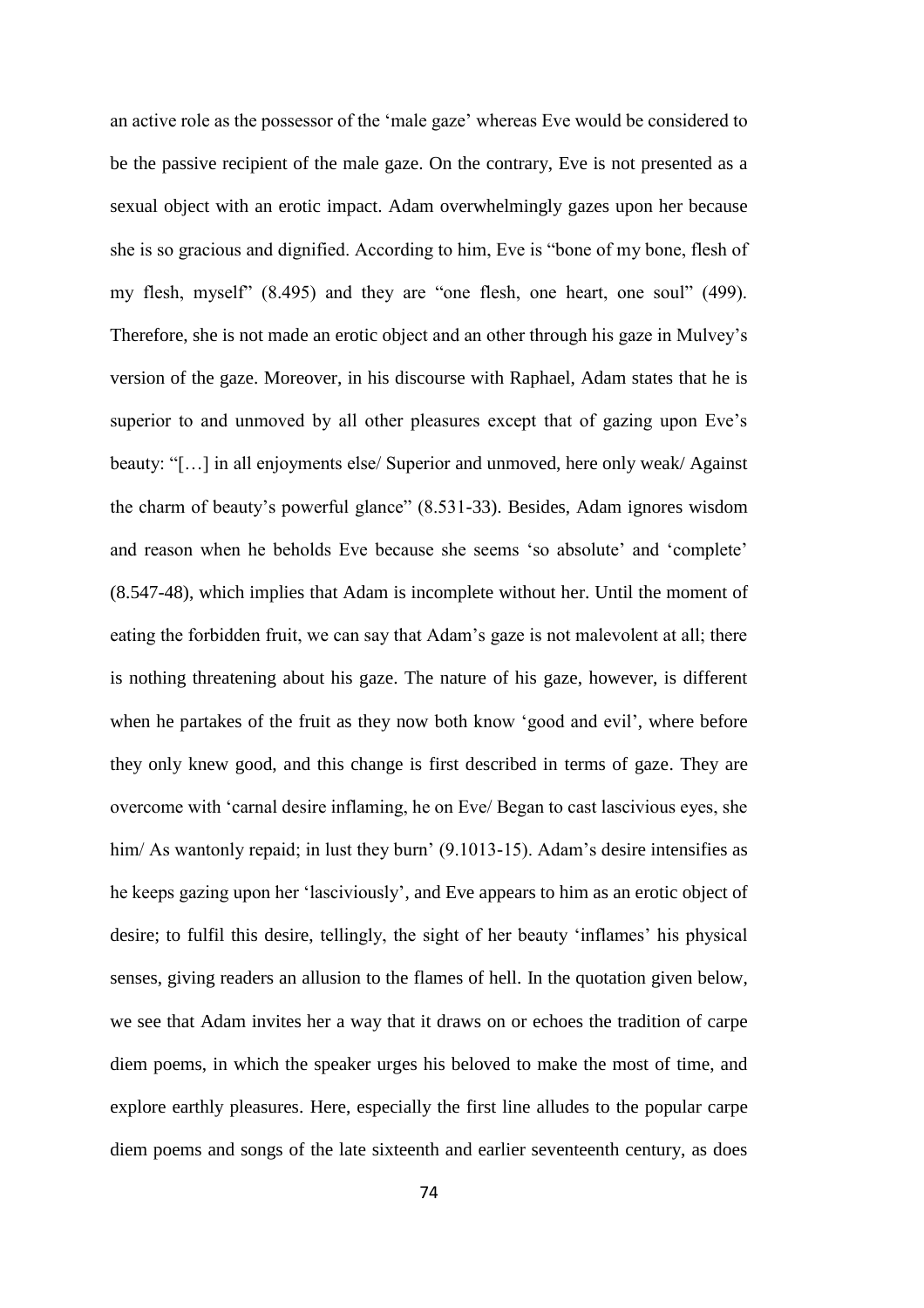an active role as the possessor of the 'male gaze' whereas Eve would be considered to be the passive recipient of the male gaze. On the contrary, Eve is not presented as a sexual object with an erotic impact. Adam overwhelmingly gazes upon her because she is so gracious and dignified. According to him, Eve is "bone of my bone, flesh of my flesh, myself" (8.495) and they are "one flesh, one heart, one soul" (499). Therefore, she is not made an erotic object and an other through his gaze in Mulvey's version of the gaze. Moreover, in his discourse with Raphael, Adam states that he is superior to and unmoved by all other pleasures except that of gazing upon Eve's beauty: "[…] in all enjoyments else/ Superior and unmoved, here only weak/ Against the charm of beauty's powerful glance" (8.531-33). Besides, Adam ignores wisdom and reason when he beholds Eve because she seems 'so absolute' and 'complete' (8.547-48), which implies that Adam is incomplete without her. Until the moment of eating the forbidden fruit, we can say that Adam's gaze is not malevolent at all; there is nothing threatening about his gaze. The nature of his gaze, however, is different when he partakes of the fruit as they now both know 'good and evil', where before they only knew good, and this change is first described in terms of gaze. They are overcome with 'carnal desire inflaming, he on Eve/ Began to cast lascivious eyes, she him/ As wantonly repaid; in lust they burn' (9.1013-15). Adam's desire intensifies as he keeps gazing upon her 'lasciviously', and Eve appears to him as an erotic object of desire; to fulfil this desire, tellingly, the sight of her beauty 'inflames' his physical senses, giving readers an allusion to the flames of hell. In the quotation given below, we see that Adam invites her a way that it draws on or echoes the tradition of carpe diem poems, in which the speaker urges his beloved to make the most of time, and explore earthly pleasures. Here, especially the first line alludes to the popular carpe diem poems and songs of the late sixteenth and earlier seventeenth century, as does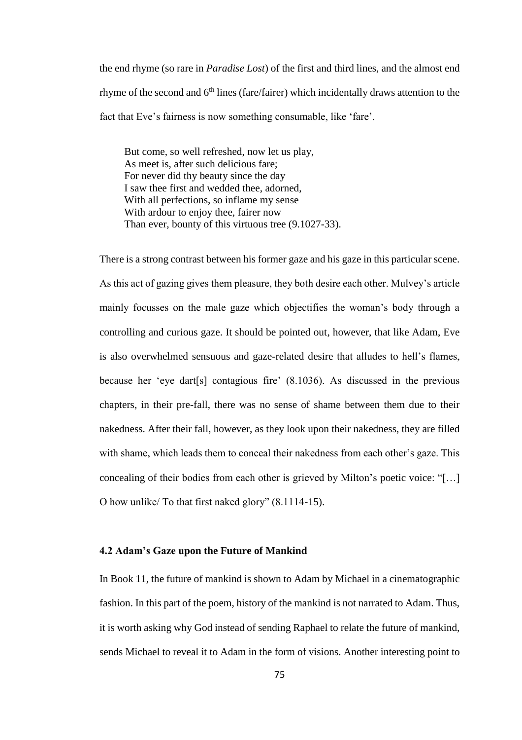the end rhyme (so rare in *Paradise Lost*) of the first and third lines, and the almost end rhyme of the second and 6th lines (fare/fairer) which incidentally draws attention to the fact that Eve's fairness is now something consumable, like 'fare'.

> But come, so well refreshed, now let us play,
> As meet is, after such delicious fare;
> For never did thy beauty since the day
> I saw thee first and wedded thee, adorned,
> With all perfections, so inflame my sense
> With ardour to enjoy thee, fairer now
> Than ever, bounty of this virtuous tree (9.1027-33).

There is a strong contrast between his former gaze and his gaze in this particular scene. As this act of gazing gives them pleasure, they both desire each other. Mulvey's article mainly focusses on the male gaze which objectifies the woman's body through a controlling and curious gaze. It should be pointed out, however, that like Adam, Eve is also overwhelmed sensuous and gaze-related desire that alludes to hell's flames, because her 'eye dart[s] contagious fire' (8.1036). As discussed in the previous chapters, in their pre-fall, there was no sense of shame between them due to their nakedness. After their fall, however, as they look upon their nakedness, they are filled with shame, which leads them to conceal their nakedness from each other's gaze. This concealing of their bodies from each other is grieved by Milton's poetic voice: "[…] O how unlike/ To that first naked glory" (8.1114-15).

### 4.2 Adam's Gaze upon the Future of Mankind

In Book 11, the future of mankind is shown to Adam by Michael in a cinematographic fashion. In this part of the poem, history of the mankind is not narrated to Adam. Thus, it is worth asking why God instead of sending Raphael to relate the future of mankind, sends Michael to reveal it to Adam in the form of visions. Another interesting point to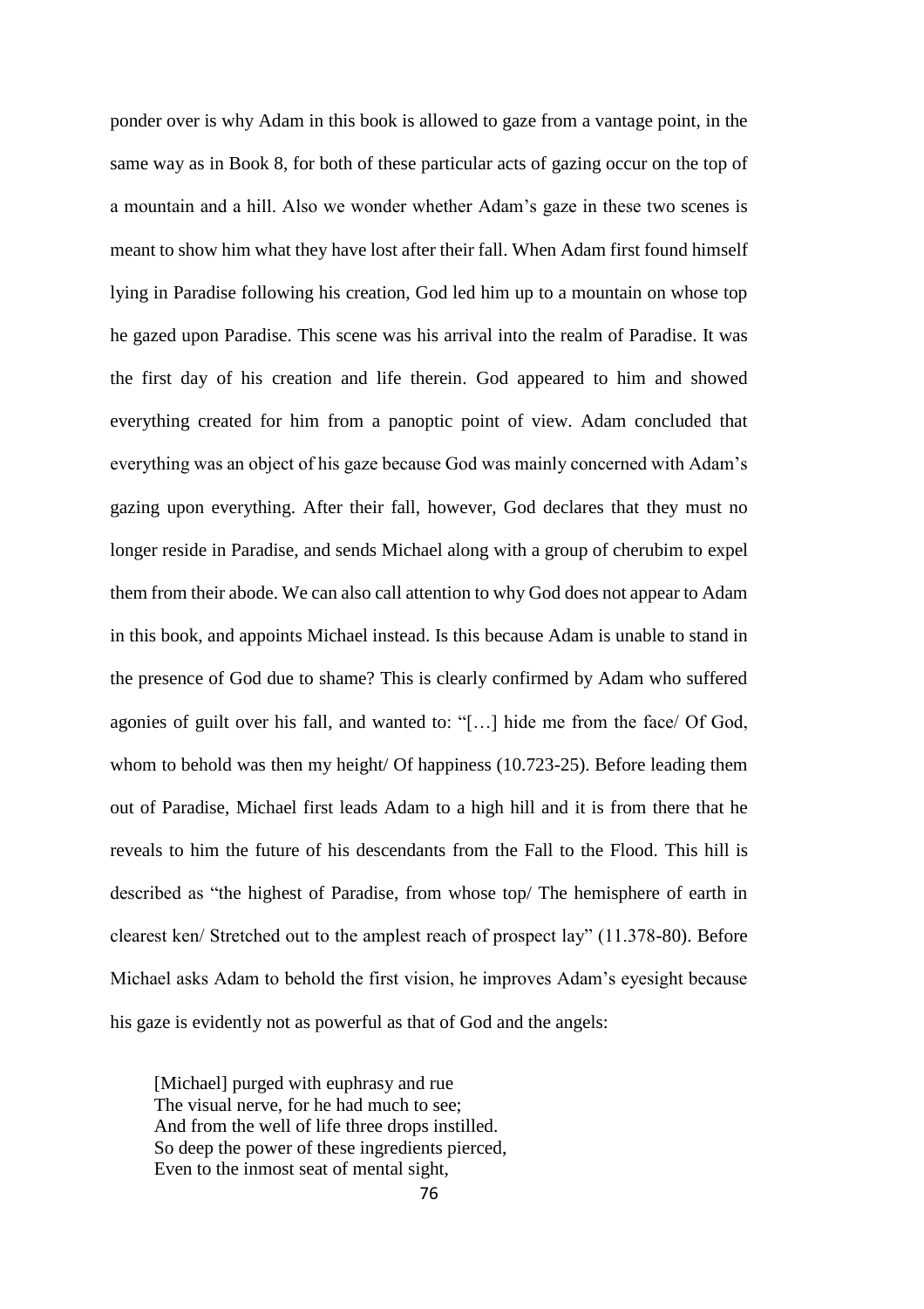ponder over is why Adam in this book is allowed to gaze from a vantage point, in the same way as in Book 8, for both of these particular acts of gazing occur on the top of a mountain and a hill. Also we wonder whether Adam's gaze in these two scenes is meant to show him what they have lost after their fall. When Adam first found himself lying in Paradise following his creation, God led him up to a mountain on whose top he gazed upon Paradise. This scene was his arrival into the realm of Paradise. It was the first day of his creation and life therein. God appeared to him and showed everything created for him from a panoptic point of view. Adam concluded that everything was an object of his gaze because God was mainly concerned with Adam's gazing upon everything. After their fall, however, God declares that they must no longer reside in Paradise, and sends Michael along with a group of cherubim to expel them from their abode. We can also call attention to why God does not appear to Adam in this book, and appoints Michael instead. Is this because Adam is unable to stand in the presence of God due to shame? This is clearly confirmed by Adam who suffered agonies of guilt over his fall, and wanted to: "[…] hide me from the face/ Of God, whom to behold was then my height/ Of happiness (10.723-25). Before leading them out of Paradise, Michael first leads Adam to a high hill and it is from there that he reveals to him the future of his descendants from the Fall to the Flood. This hill is described as "the highest of Paradise, from whose top/ The hemisphere of earth in clearest ken/ Stretched out to the amplest reach of prospect lay" (11.378-80). Before Michael asks Adam to behold the first vision, he improves Adam's eyesight because his gaze is evidently not as powerful as that of God and the angels:

> [Michael] purged with euphrasy and rue
> The visual nerve, for he had much to see;
> And from the well of life three drops instilled.
> So deep the power of these ingredients pierced,
> Even to the inmost seat of mental sight,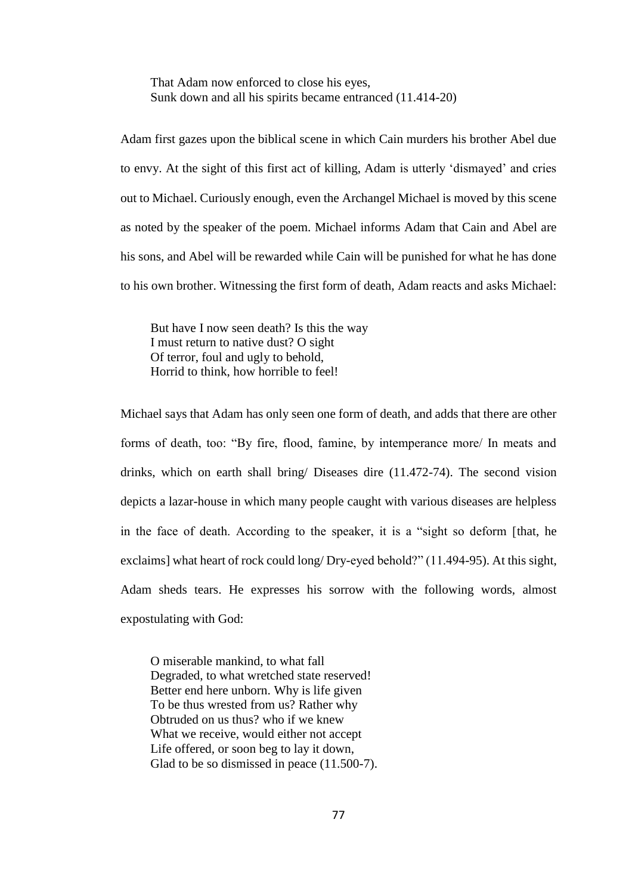> That Adam now enforced to close his eyes,
> Sunk down and all his spirits became entranced (11.414-20)

Adam first gazes upon the biblical scene in which Cain murders his brother Abel due to envy. At the sight of this first act of killing, Adam is utterly 'dismayed' and cries out to Michael. Curiously enough, even the Archangel Michael is moved by this scene as noted by the speaker of the poem. Michael informs Adam that Cain and Abel are his sons, and Abel will be rewarded while Cain will be punished for what he has done to his own brother. Witnessing the first form of death, Adam reacts and asks Michael:

> But have I now seen death? Is this the way
> I must return to native dust? O sight
> Of terror, foul and ugly to behold,
> Horrid to think, how horrible to feel!

Michael says that Adam has only seen one form of death, and adds that there are other forms of death, too: "By fire, flood, famine, by intemperance more/ In meats and drinks, which on earth shall bring/ Diseases dire (11.472-74). The second vision depicts a lazar-house in which many people caught with various diseases are helpless in the face of death. According to the speaker, it is a "sight so deform [that, he exclaims] what heart of rock could long/ Dry-eyed behold?" (11.494-95). At this sight, Adam sheds tears. He expresses his sorrow with the following words, almost expostulating with God:

> O miserable mankind, to what fall
> Degraded, to what wretched state reserved!
> Better end here unborn. Why is life given
> To be thus wrested from us? Rather why
> Obtruded on us thus? who if we knew
> What we receive, would either not accept
> Life offered, or soon beg to lay it down,
> Glad to be so dismissed in peace (11.500-7).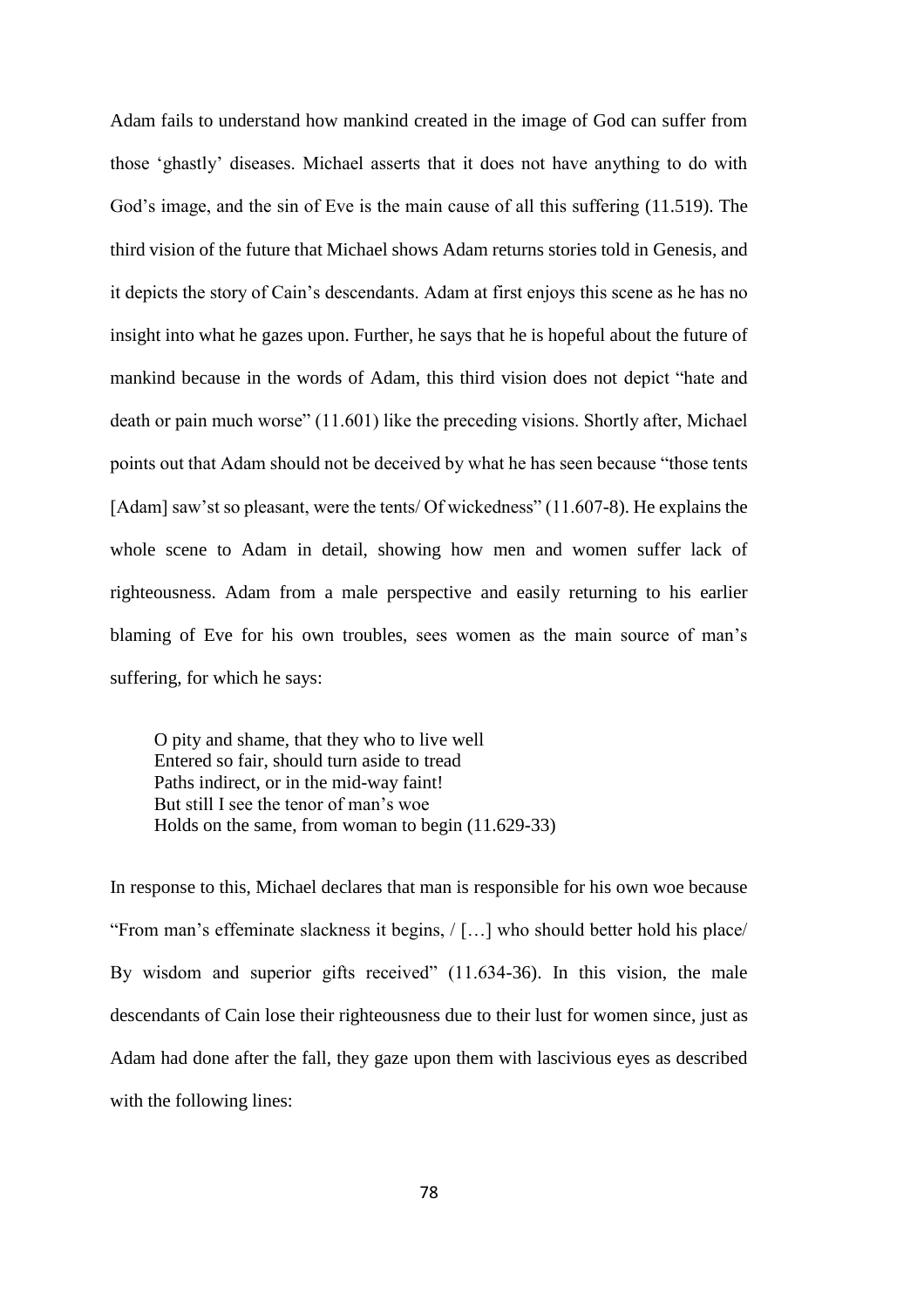Adam fails to understand how mankind created in the image of God can suffer from those 'ghastly' diseases. Michael asserts that it does not have anything to do with God's image, and the sin of Eve is the main cause of all this suffering (11.519). The third vision of the future that Michael shows Adam returns stories told in Genesis, and it depicts the story of Cain's descendants. Adam at first enjoys this scene as he has no insight into what he gazes upon. Further, he says that he is hopeful about the future of mankind because in the words of Adam, this third vision does not depict "hate and death or pain much worse" (11.601) like the preceding visions. Shortly after, Michael points out that Adam should not be deceived by what he has seen because "those tents [Adam] saw'st so pleasant, were the tents/ Of wickedness" (11.607-8). He explains the whole scene to Adam in detail, showing how men and women suffer lack of righteousness. Adam from a male perspective and easily returning to his earlier blaming of Eve for his own troubles, sees women as the main source of man's suffering, for which he says:

> O pity and shame, that they who to live well
> Entered so fair, should turn aside to tread
> Paths indirect, or in the mid-way faint!
> But still I see the tenor of man's woe
> Holds on the same, from woman to begin (11.629-33)

In response to this, Michael declares that man is responsible for his own woe because "From man's effeminate slackness it begins, / […] who should better hold his place/ By wisdom and superior gifts received" (11.634-36). In this vision, the male descendants of Cain lose their righteousness due to their lust for women since, just as Adam had done after the fall, they gaze upon them with lascivious eyes as described with the following lines: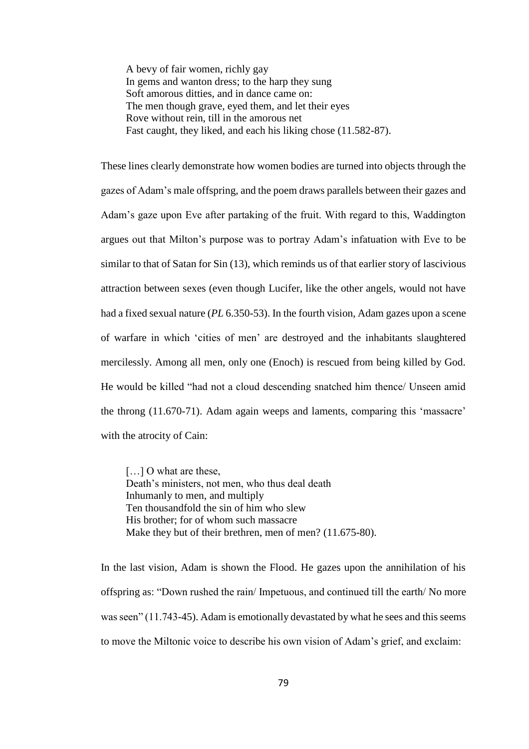> A bevy of fair women, richly gay
> In gems and wanton dress; to the harp they sung
> Soft amorous ditties, and in dance came on:
> The men though grave, eyed them, and let their eyes
> Rove without rein, till in the amorous net
> Fast caught, they liked, and each his liking chose (11.582-87).

These lines clearly demonstrate how women bodies are turned into objects through the gazes of Adam's male offspring, and the poem draws parallels between their gazes and Adam's gaze upon Eve after partaking of the fruit. With regard to this, Waddington argues out that Milton's purpose was to portray Adam's infatuation with Eve to be similar to that of Satan for Sin (13), which reminds us of that earlier story of lascivious attraction between sexes (even though Lucifer, like the other angels, would not have had a fixed sexual nature (*PL* 6.350-53). In the fourth vision, Adam gazes upon a scene of warfare in which 'cities of men' are destroyed and the inhabitants slaughtered mercilessly. Among all men, only one (Enoch) is rescued from being killed by God. He would be killed "had not a cloud descending snatched him thence/ Unseen amid the throng (11.670-71). Adam again weeps and laments, comparing this 'massacre' with the atrocity of Cain:

> […] O what are these,
> Death's ministers, not men, who thus deal death
> Inhumanly to men, and multiply
> Ten thousandfold the sin of him who slew
> His brother; for of whom such massacre
> Make they but of their brethren, men of men? (11.675-80).

In the last vision, Adam is shown the Flood. He gazes upon the annihilation of his offspring as: "Down rushed the rain/ Impetuous, and continued till the earth/ No more was seen" (11.743-45). Adam is emotionally devastated by what he sees and this seems to move the Miltonic voice to describe his own vision of Adam's grief, and exclaim: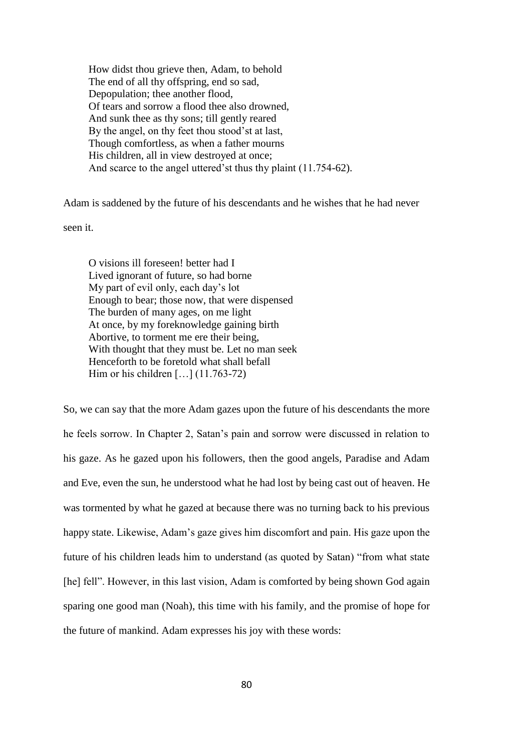> How didst thou grieve then, Adam, to behold
> The end of all thy offspring, end so sad,
> Depopulation; thee another flood,
> Of tears and sorrow a flood thee also drowned,
> And sunk thee as thy sons; till gently reared
> By the angel, on thy feet thou stood'st at last,
> Though comfortless, as when a father mourns
> His children, all in view destroyed at once;
> And scarce to the angel uttered'st thus thy plaint (11.754-62).

Adam is saddened by the future of his descendants and he wishes that he had never seen it.

> O visions ill foreseen! better had I
> Lived ignorant of future, so had borne
> My part of evil only, each day's lot
> Enough to bear; those now, that were dispensed
> The burden of many ages, on me light
> At once, by my foreknowledge gaining birth
> Abortive, to torment me ere their being,
> With thought that they must be. Let no man seek
> Henceforth to be foretold what shall befall
> Him or his children […] (11.763-72)

So, we can say that the more Adam gazes upon the future of his descendants the more he feels sorrow. In Chapter 2, Satan's pain and sorrow were discussed in relation to his gaze. As he gazed upon his followers, then the good angels, Paradise and Adam and Eve, even the sun, he understood what he had lost by being cast out of heaven. He was tormented by what he gazed at because there was no turning back to his previous happy state. Likewise, Adam's gaze gives him discomfort and pain. His gaze upon the future of his children leads him to understand (as quoted by Satan) "from what state [he] fell". However, in this last vision, Adam is comforted by being shown God again sparing one good man (Noah), this time with his family, and the promise of hope for the future of mankind. Adam expresses his joy with these words: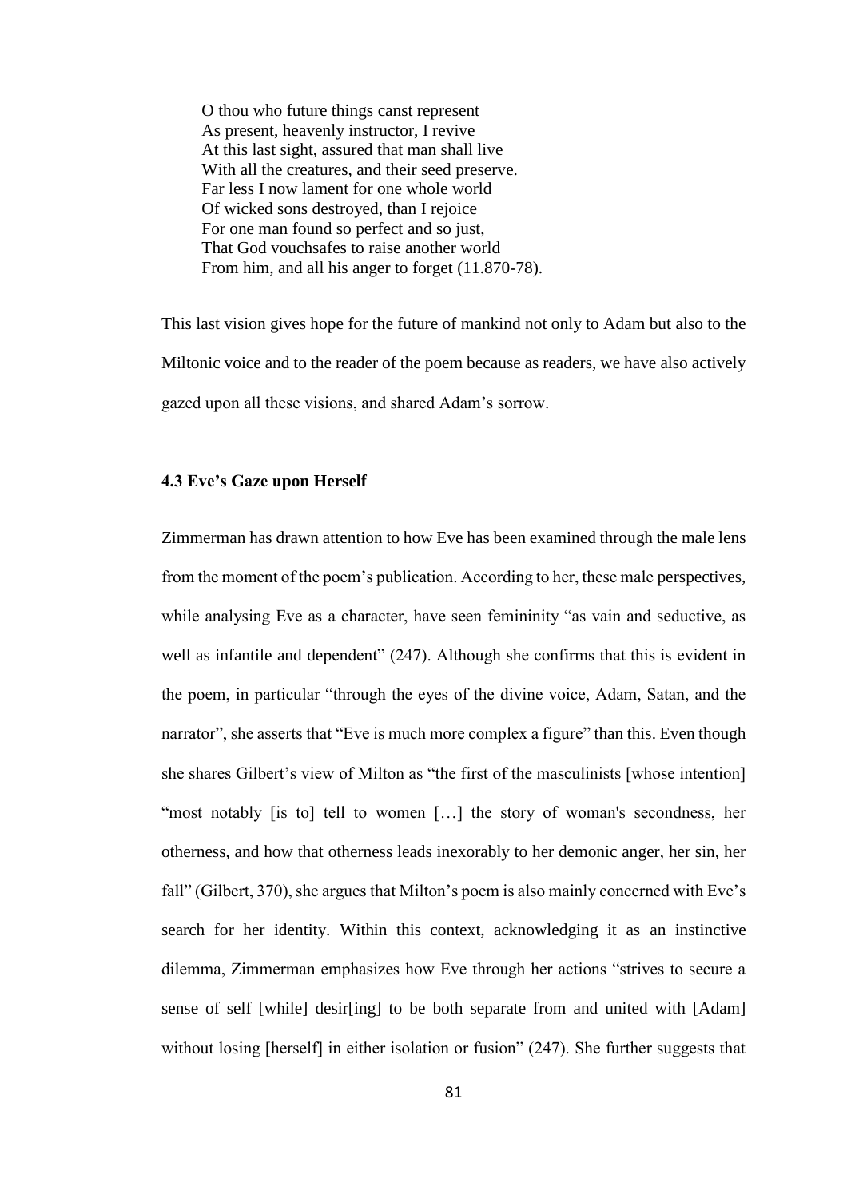O thou who future things canst represent  
As present, heavenly instructor, I revive  
At this last sight, assured that man shall live  
With all the creatures, and their seed preserve.  
Far less I now lament for one whole world  
Of wicked sons destroyed, than I rejoice  
For one man found so perfect and so just,  
That God vouchsafes to raise another world  
From him, and all his anger to forget (11.870-78).

This last vision gives hope for the future of mankind not only to Adam but also to the Miltonic voice and to the reader of the poem because as readers, we have also actively gazed upon all these visions, and shared Adam's sorrow.

### 4.3 Eve's Gaze upon Herself

Zimmerman has drawn attention to how Eve has been examined through the male lens from the moment of the poem's publication. According to her, these male perspectives, while analysing Eve as a character, have seen femininity "as vain and seductive, as well as infantile and dependent" (247). Although she confirms that this is evident in the poem, in particular "through the eyes of the divine voice, Adam, Satan, and the narrator", she asserts that "Eve is much more complex a figure" than this. Even though she shares Gilbert's view of Milton as "the first of the masculinists [whose intention] "most notably [is to] tell to women […] the story of woman's secondness, her otherness, and how that otherness leads inexorably to her demonic anger, her sin, her fall" (Gilbert, 370), she argues that Milton's poem is also mainly concerned with Eve's search for her identity. Within this context, acknowledging it as an instinctive dilemma, Zimmerman emphasizes how Eve through her actions "strives to secure a sense of self [while] desir[ing] to be both separate from and united with [Adam] without losing [herself] in either isolation or fusion" (247). She further suggests that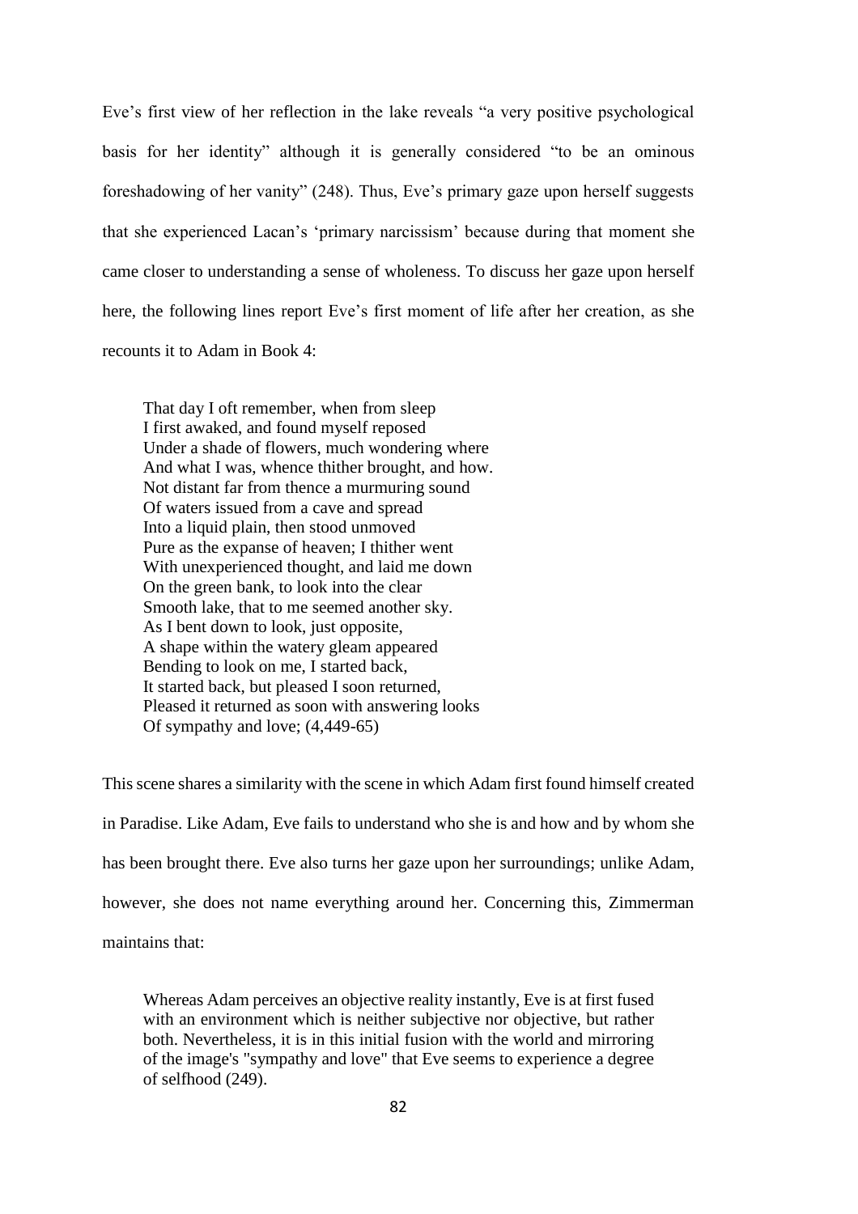Eve's first view of her reflection in the lake reveals "a very positive psychological basis for her identity" although it is generally considered "to be an ominous foreshadowing of her vanity" (248). Thus, Eve's primary gaze upon herself suggests that she experienced Lacan's 'primary narcissism' because during that moment she came closer to understanding a sense of wholeness. To discuss her gaze upon herself here, the following lines report Eve's first moment of life after her creation, as she recounts it to Adam in Book 4:

> That day I oft remember, when from sleep  
> I first awaked, and found myself reposed  
> Under a shade of flowers, much wondering where  
> And what I was, whence thither brought, and how.  
> Not distant far from thence a murmuring sound  
> Of waters issued from a cave and spread  
> Into a liquid plain, then stood unmoved  
> Pure as the expanse of heaven; I thither went  
> With unexperienced thought, and laid me down  
> On the green bank, to look into the clear  
> Smooth lake, that to me seemed another sky.  
> As I bent down to look, just opposite,  
> A shape within the watery gleam appeared  
> Bending to look on me, I started back,  
> It started back, but pleased I soon returned,  
> Pleased it returned as soon with answering looks  
> Of sympathy and love; (4,449-65)

This scene shares a similarity with the scene in which Adam first found himself created in Paradise. Like Adam, Eve fails to understand who she is and how and by whom she has been brought there. Eve also turns her gaze upon her surroundings; unlike Adam, however, she does not name everything around her. Concerning this, Zimmerman maintains that:

> Whereas Adam perceives an objective reality instantly, Eve is at first fused with an environment which is neither subjective nor objective, but rather both. Nevertheless, it is in this initial fusion with the world and mirroring of the image's "sympathy and love" that Eve seems to experience a degree of selfhood (249).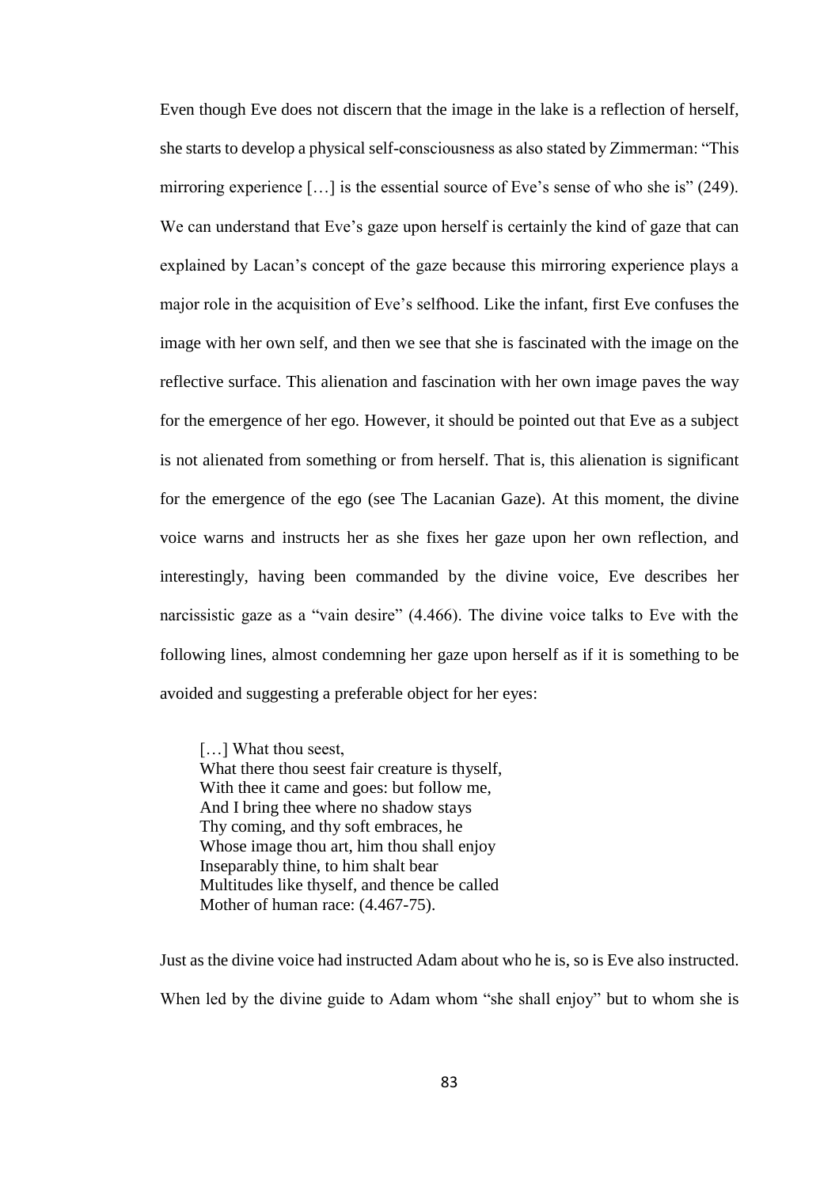Even though Eve does not discern that the image in the lake is a reflection of herself, she starts to develop a physical self-consciousness as also stated by Zimmerman: "This mirroring experience […] is the essential source of Eve's sense of who she is" (249). We can understand that Eve's gaze upon herself is certainly the kind of gaze that can explained by Lacan's concept of the gaze because this mirroring experience plays a major role in the acquisition of Eve's selfhood. Like the infant, first Eve confuses the image with her own self, and then we see that she is fascinated with the image on the reflective surface. This alienation and fascination with her own image paves the way for the emergence of her ego. However, it should be pointed out that Eve as a subject is not alienated from something or from herself. That is, this alienation is significant for the emergence of the ego (see The Lacanian Gaze). At this moment, the divine voice warns and instructs her as she fixes her gaze upon her own reflection, and interestingly, having been commanded by the divine voice, Eve describes her narcissistic gaze as a "vain desire" (4.466). The divine voice talks to Eve with the following lines, almost condemning her gaze upon herself as if it is something to be avoided and suggesting a preferable object for her eyes:

> […] What thou seest,
> What there thou seest fair creature is thyself,
> With thee it came and goes: but follow me,
> And I bring thee where no shadow stays
> Thy coming, and thy soft embraces, he
> Whose image thou art, him thou shall enjoy
> Inseparably thine, to him shalt bear
> Multitudes like thyself, and thence be called
> Mother of human race: (4.467-75).

Just as the divine voice had instructed Adam about who he is, so is Eve also instructed. When led by the divine guide to Adam whom "she shall enjoy" but to whom she is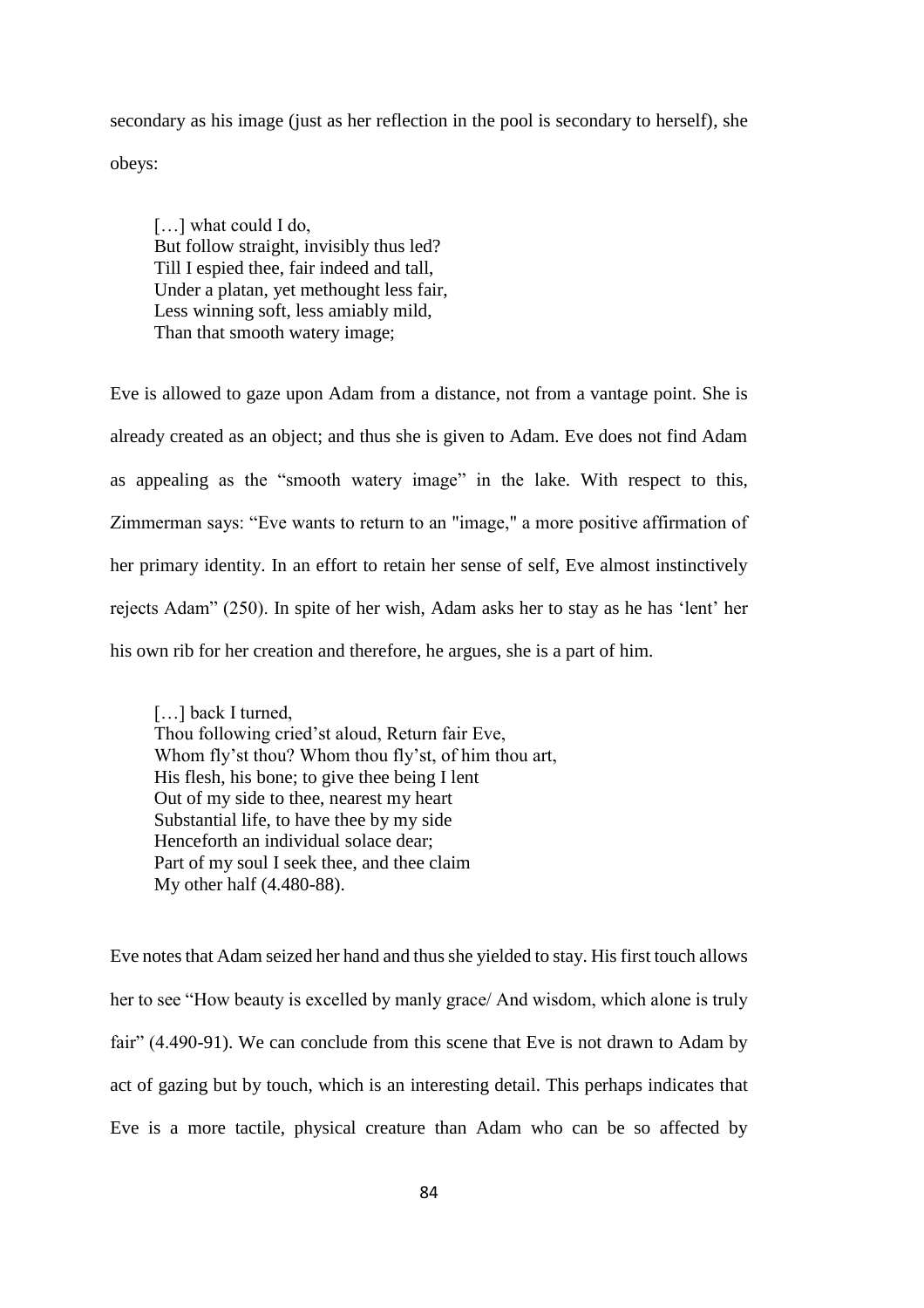secondary as his image (just as her reflection in the pool is secondary to herself), she obeys:

> […] what could I do,  
> But follow straight, invisibly thus led?  
> Till I espied thee, fair indeed and tall,  
> Under a platan, yet methought less fair,  
> Less winning soft, less amiably mild,  
> Than that smooth watery image;

Eve is allowed to gaze upon Adam from a distance, not from a vantage point. She is already created as an object; and thus she is given to Adam. Eve does not find Adam as appealing as the "smooth watery image" in the lake. With respect to this, Zimmerman says: "Eve wants to return to an "image," a more positive affirmation of her primary identity. In an effort to retain her sense of self, Eve almost instinctively rejects Adam" (250). In spite of her wish, Adam asks her to stay as he has 'lent' her his own rib for her creation and therefore, he argues, she is a part of him.

> […] back I turned,  
> Thou following cried'st aloud, Return fair Eve,  
> Whom fly'st thou? Whom thou fly'st, of him thou art,  
> His flesh, his bone; to give thee being I lent  
> Out of my side to thee, nearest my heart  
> Substantial life, to have thee by my side  
> Henceforth an individual solace dear;  
> Part of my soul I seek thee, and thee claim  
> My other half (4.480-88).

Eve notes that Adam seized her hand and thus she yielded to stay. His first touch allows her to see "How beauty is excelled by manly grace/ And wisdom, which alone is truly fair" (4.490-91). We can conclude from this scene that Eve is not drawn to Adam by act of gazing but by touch, which is an interesting detail. This perhaps indicates that Eve is a more tactile, physical creature than Adam who can be so affected by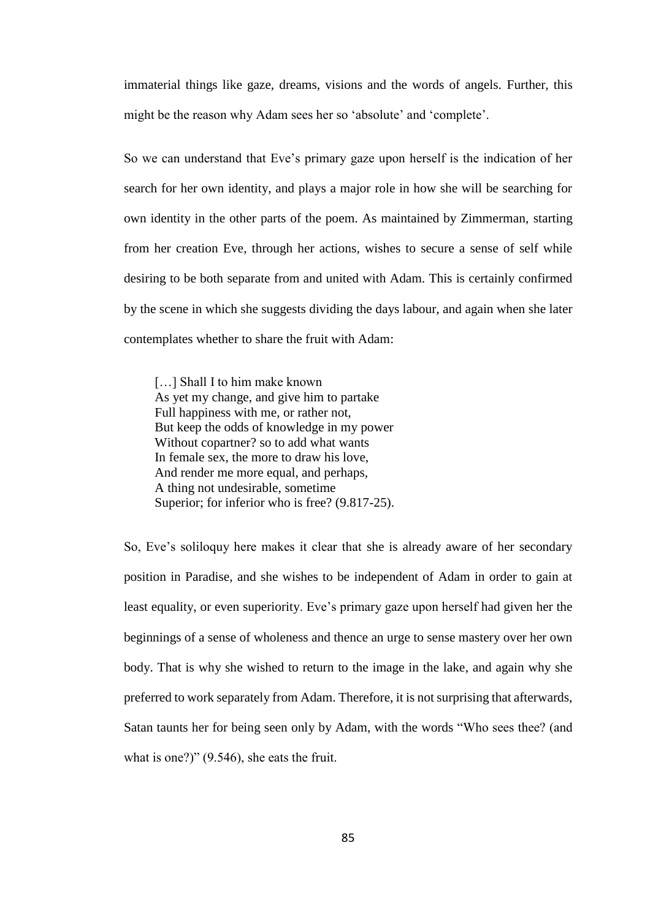immaterial things like gaze, dreams, visions and the words of angels. Further, this might be the reason why Adam sees her so 'absolute' and 'complete'.

So we can understand that Eve's primary gaze upon herself is the indication of her search for her own identity, and plays a major role in how she will be searching for own identity in the other parts of the poem. As maintained by Zimmerman, starting from her creation Eve, through her actions, wishes to secure a sense of self while desiring to be both separate from and united with Adam. This is certainly confirmed by the scene in which she suggests dividing the days labour, and again when she later contemplates whether to share the fruit with Adam:

> […] Shall I to him make known  
> As yet my change, and give him to partake  
> Full happiness with me, or rather not,  
> But keep the odds of knowledge in my power  
> Without copartner? so to add what wants  
> In female sex, the more to draw his love,  
> And render me more equal, and perhaps,  
> A thing not undesirable, sometime  
> Superior; for inferior who is free? (9.817-25).

So, Eve's soliloquy here makes it clear that she is already aware of her secondary position in Paradise, and she wishes to be independent of Adam in order to gain at least equality, or even superiority. Eve's primary gaze upon herself had given her the beginnings of a sense of wholeness and thence an urge to sense mastery over her own body. That is why she wished to return to the image in the lake, and again why she preferred to work separately from Adam. Therefore, it is not surprising that afterwards, Satan taunts her for being seen only by Adam, with the words "Who sees thee? (and what is one?)" (9.546), she eats the fruit.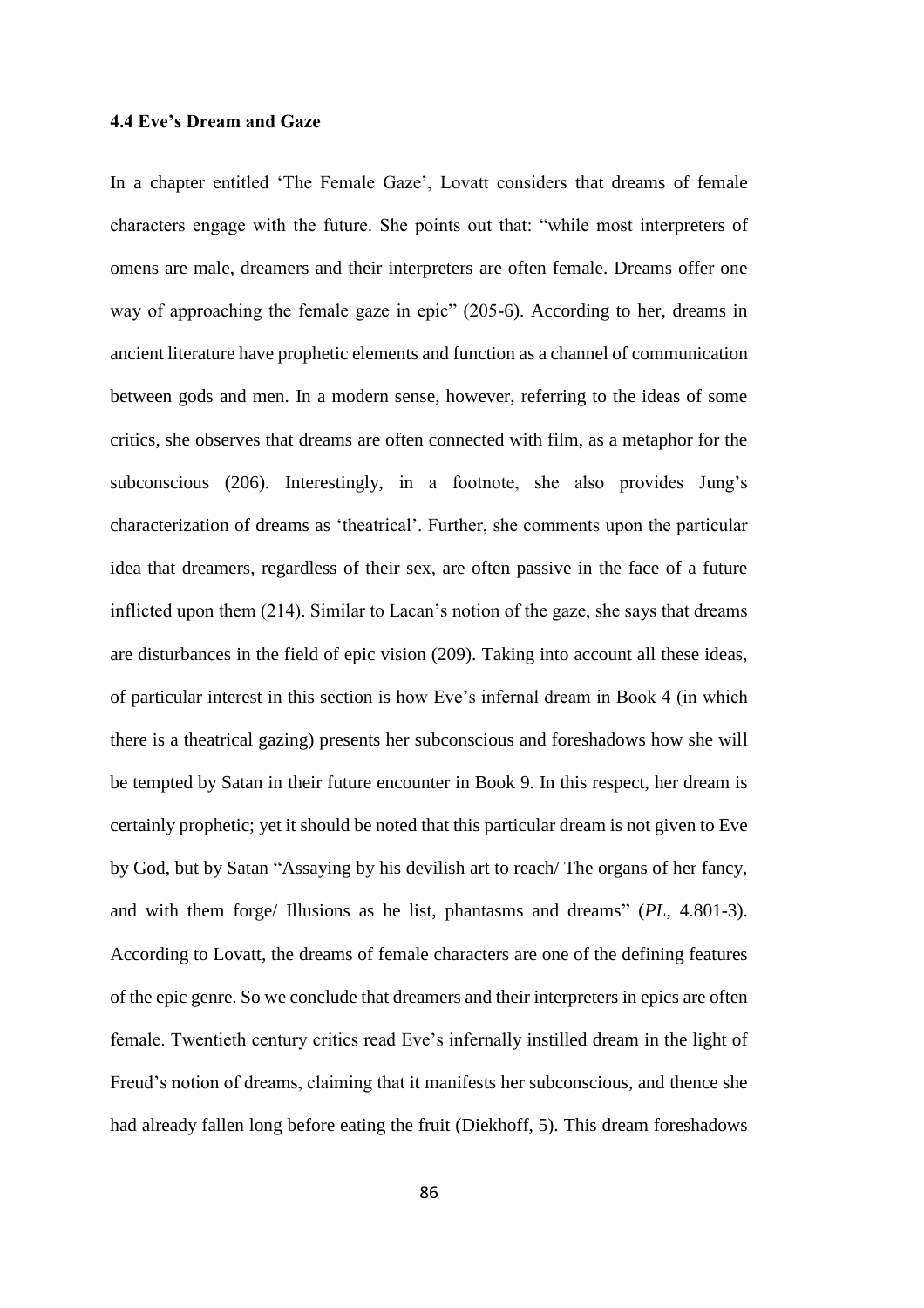### 4.4 Eve's Dream and Gaze

In a chapter entitled 'The Female Gaze', Lovatt considers that dreams of female characters engage with the future. She points out that: "while most interpreters of omens are male, dreamers and their interpreters are often female. Dreams offer one way of approaching the female gaze in epic" (205-6). According to her, dreams in ancient literature have prophetic elements and function as a channel of communication between gods and men. In a modern sense, however, referring to the ideas of some critics, she observes that dreams are often connected with film, as a metaphor for the subconscious (206). Interestingly, in a footnote, she also provides Jung's characterization of dreams as 'theatrical'. Further, she comments upon the particular idea that dreamers, regardless of their sex, are often passive in the face of a future inflicted upon them (214). Similar to Lacan's notion of the gaze, she says that dreams are disturbances in the field of epic vision (209). Taking into account all these ideas, of particular interest in this section is how Eve's infernal dream in Book 4 (in which there is a theatrical gazing) presents her subconscious and foreshadows how she will be tempted by Satan in their future encounter in Book 9. In this respect, her dream is certainly prophetic; yet it should be noted that this particular dream is not given to Eve by God, but by Satan "Assaying by his devilish art to reach/ The organs of her fancy, and with them forge/ Illusions as he list, phantasms and dreams" (*PL*, 4.801-3). According to Lovatt, the dreams of female characters are one of the defining features of the epic genre. So we conclude that dreamers and their interpreters in epics are often female. Twentieth century critics read Eve's infernally instilled dream in the light of Freud's notion of dreams, claiming that it manifests her subconscious, and thence she had already fallen long before eating the fruit (Diekhoff, 5). This dream foreshadows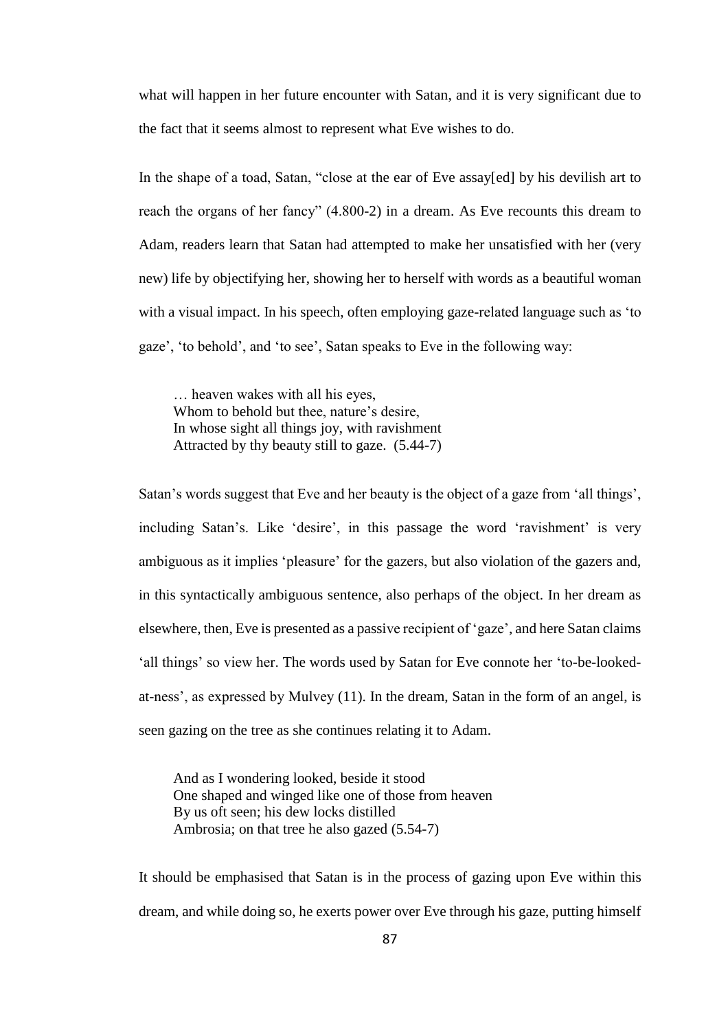what will happen in her future encounter with Satan, and it is very significant due to the fact that it seems almost to represent what Eve wishes to do.

In the shape of a toad, Satan, "close at the ear of Eve assay[ed] by his devilish art to reach the organs of her fancy" (4.800-2) in a dream. As Eve recounts this dream to Adam, readers learn that Satan had attempted to make her unsatisfied with her (very new) life by objectifying her, showing her to herself with words as a beautiful woman with a visual impact. In his speech, often employing gaze-related language such as 'to gaze', 'to behold', and 'to see', Satan speaks to Eve in the following way:

> … heaven wakes with all his eyes,
> Whom to behold but thee, nature's desire,
> In whose sight all things joy, with ravishment
> Attracted by thy beauty still to gaze. (5.44-7)

Satan's words suggest that Eve and her beauty is the object of a gaze from 'all things', including Satan's. Like 'desire', in this passage the word 'ravishment' is very ambiguous as it implies 'pleasure' for the gazers, but also violation of the gazers and, in this syntactically ambiguous sentence, also perhaps of the object. In her dream as elsewhere, then, Eve is presented as a passive recipient of 'gaze', and here Satan claims 'all things' so view her. The words used by Satan for Eve connote her 'to-be-looked-at-ness', as expressed by Mulvey (11). In the dream, Satan in the form of an angel, is seen gazing on the tree as she continues relating it to Adam.

> And as I wondering looked, beside it stood
> One shaped and winged like one of those from heaven
> By us oft seen; his dew locks distilled
> Ambrosia; on that tree he also gazed (5.54-7)

It should be emphasised that Satan is in the process of gazing upon Eve within this dream, and while doing so, he exerts power over Eve through his gaze, putting himself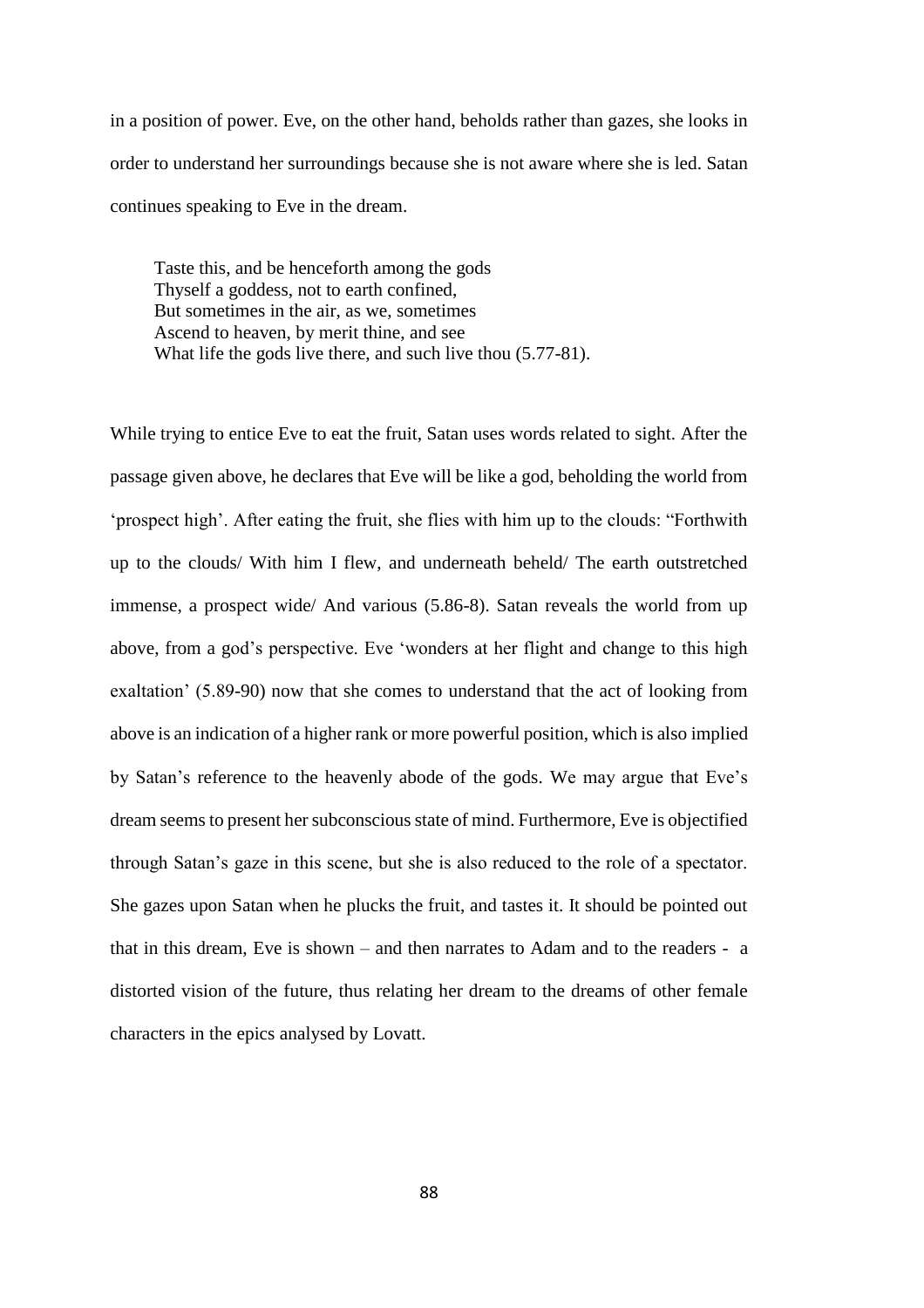in a position of power. Eve, on the other hand, beholds rather than gazes, she looks in order to understand her surroundings because she is not aware where she is led. Satan continues speaking to Eve in the dream.

> Taste this, and be henceforth among the gods
> Thyself a goddess, not to earth confined,
> But sometimes in the air, as we, sometimes
> Ascend to heaven, by merit thine, and see
> What life the gods live there, and such live thou (5.77-81).

While trying to entice Eve to eat the fruit, Satan uses words related to sight. After the passage given above, he declares that Eve will be like a god, beholding the world from 'prospect high'. After eating the fruit, she flies with him up to the clouds: "Forthwith up to the clouds/ With him I flew, and underneath beheld/ The earth outstretched immense, a prospect wide/ And various (5.86-8). Satan reveals the world from up above, from a god's perspective. Eve 'wonders at her flight and change to this high exaltation' (5.89-90) now that she comes to understand that the act of looking from above is an indication of a higher rank or more powerful position, which is also implied by Satan's reference to the heavenly abode of the gods. We may argue that Eve's dream seems to present her subconscious state of mind. Furthermore, Eve is objectified through Satan's gaze in this scene, but she is also reduced to the role of a spectator. She gazes upon Satan when he plucks the fruit, and tastes it. It should be pointed out that in this dream, Eve is shown – and then narrates to Adam and to the readers - a distorted vision of the future, thus relating her dream to the dreams of other female characters in the epics analysed by Lovatt.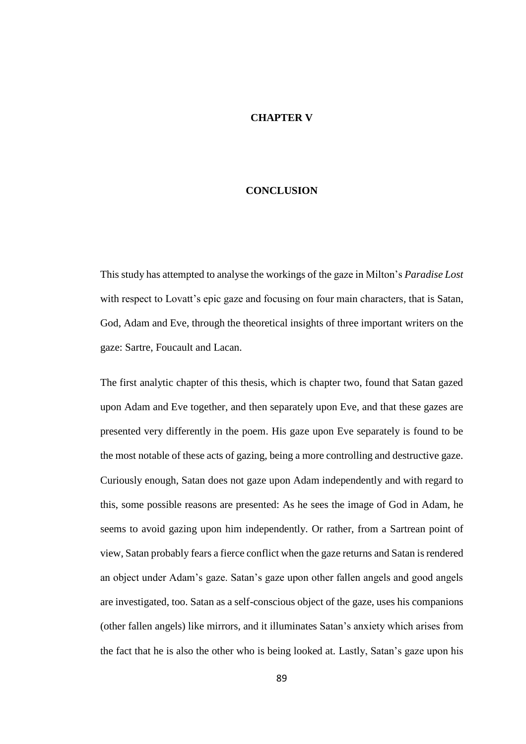# CHAPTER V

# CONCLUSION

This study has attempted to analyse the workings of the gaze in Milton's *Paradise Lost* with respect to Lovatt's epic gaze and focusing on four main characters, that is Satan, God, Adam and Eve, through the theoretical insights of three important writers on the gaze: Sartre, Foucault and Lacan.

The first analytic chapter of this thesis, which is chapter two, found that Satan gazed upon Adam and Eve together, and then separately upon Eve, and that these gazes are presented very differently in the poem. His gaze upon Eve separately is found to be the most notable of these acts of gazing, being a more controlling and destructive gaze. Curiously enough, Satan does not gaze upon Adam independently and with regard to this, some possible reasons are presented: As he sees the image of God in Adam, he seems to avoid gazing upon him independently. Or rather, from a Sartrean point of view, Satan probably fears a fierce conflict when the gaze returns and Satan is rendered an object under Adam's gaze. Satan's gaze upon other fallen angels and good angels are investigated, too. Satan as a self-conscious object of the gaze, uses his companions (other fallen angels) like mirrors, and it illuminates Satan's anxiety which arises from the fact that he is also the other who is being looked at. Lastly, Satan's gaze upon his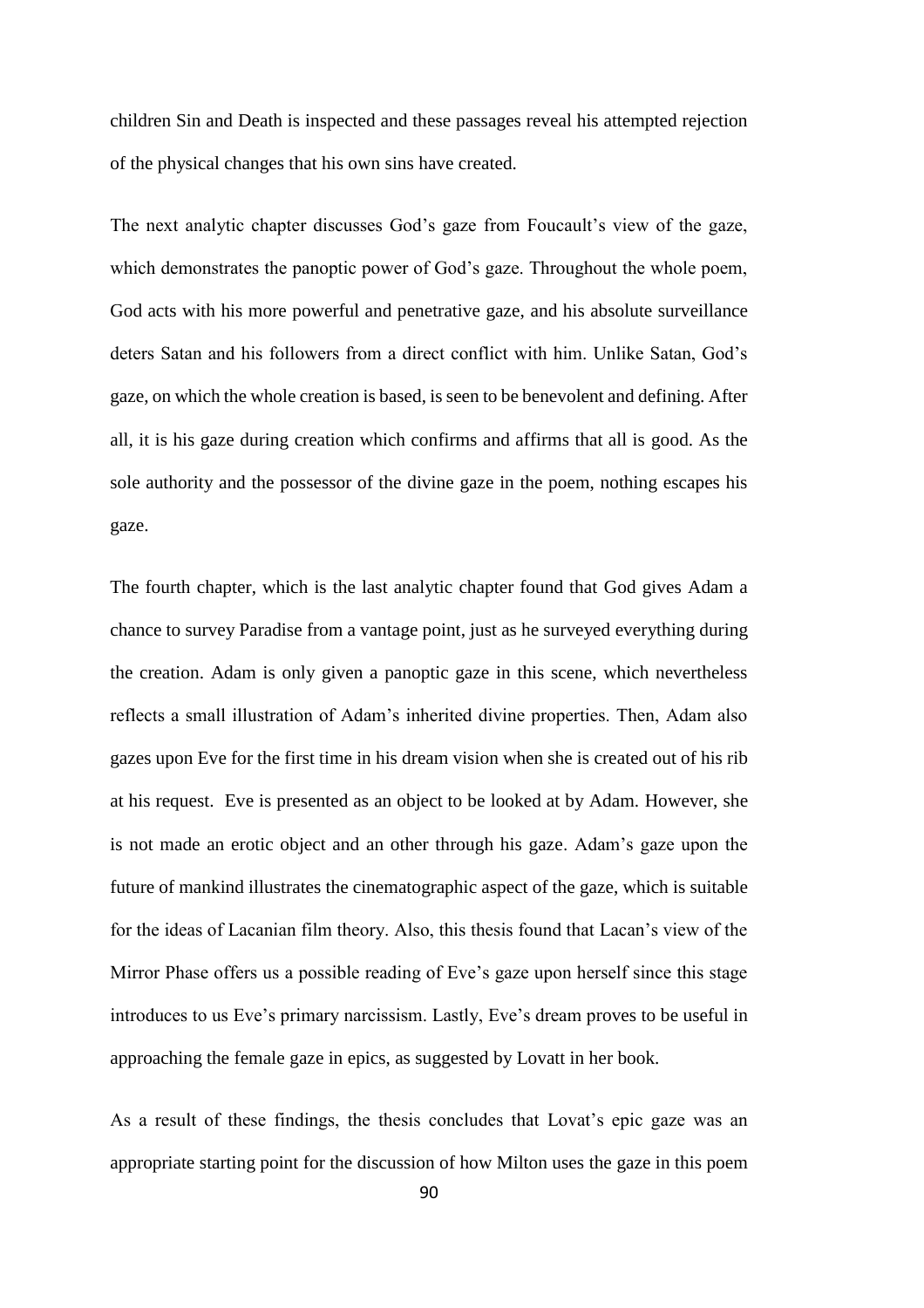children Sin and Death is inspected and these passages reveal his attempted rejection of the physical changes that his own sins have created.

The next analytic chapter discusses God's gaze from Foucault's view of the gaze, which demonstrates the panoptic power of God's gaze. Throughout the whole poem, God acts with his more powerful and penetrative gaze, and his absolute surveillance deters Satan and his followers from a direct conflict with him. Unlike Satan, God's gaze, on which the whole creation is based, is seen to be benevolent and defining. After all, it is his gaze during creation which confirms and affirms that all is good. As the sole authority and the possessor of the divine gaze in the poem, nothing escapes his gaze.

The fourth chapter, which is the last analytic chapter found that God gives Adam a chance to survey Paradise from a vantage point, just as he surveyed everything during the creation. Adam is only given a panoptic gaze in this scene, which nevertheless reflects a small illustration of Adam's inherited divine properties. Then, Adam also gazes upon Eve for the first time in his dream vision when she is created out of his rib at his request. Eve is presented as an object to be looked at by Adam. However, she is not made an erotic object and an other through his gaze. Adam's gaze upon the future of mankind illustrates the cinematographic aspect of the gaze, which is suitable for the ideas of Lacanian film theory. Also, this thesis found that Lacan's view of the Mirror Phase offers us a possible reading of Eve's gaze upon herself since this stage introduces to us Eve's primary narcissism. Lastly, Eve's dream proves to be useful in approaching the female gaze in epics, as suggested by Lovatt in her book.

As a result of these findings, the thesis concludes that Lovat's epic gaze was an appropriate starting point for the discussion of how Milton uses the gaze in this poem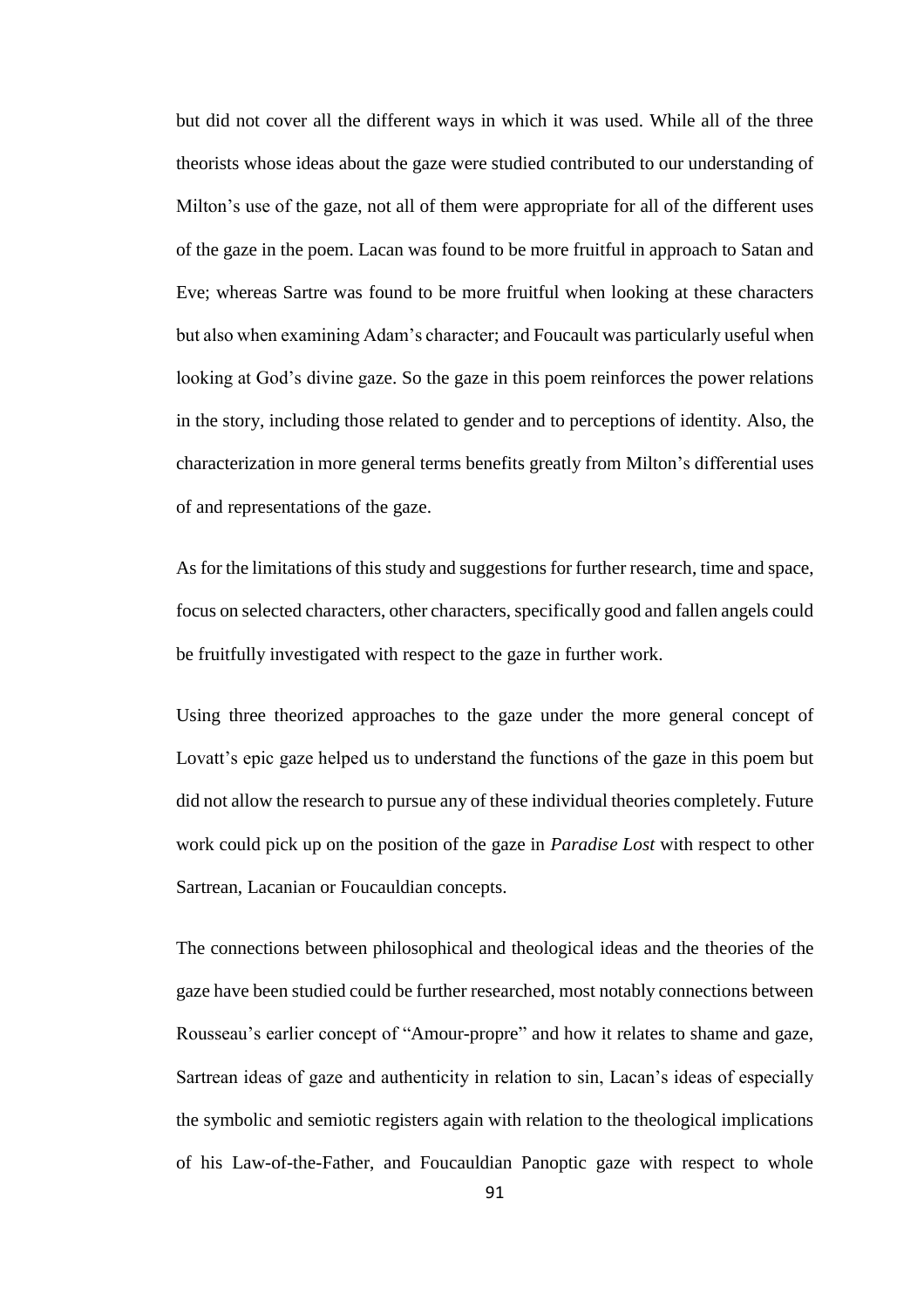but did not cover all the different ways in which it was used. While all of the three theorists whose ideas about the gaze were studied contributed to our understanding of Milton's use of the gaze, not all of them were appropriate for all of the different uses of the gaze in the poem. Lacan was found to be more fruitful in approach to Satan and Eve; whereas Sartre was found to be more fruitful when looking at these characters but also when examining Adam's character; and Foucault was particularly useful when looking at God's divine gaze. So the gaze in this poem reinforces the power relations in the story, including those related to gender and to perceptions of identity. Also, the characterization in more general terms benefits greatly from Milton's differential uses of and representations of the gaze.

As for the limitations of this study and suggestions for further research, time and space, focus on selected characters, other characters, specifically good and fallen angels could be fruitfully investigated with respect to the gaze in further work.

Using three theorized approaches to the gaze under the more general concept of Lovatt's epic gaze helped us to understand the functions of the gaze in this poem but did not allow the research to pursue any of these individual theories completely. Future work could pick up on the position of the gaze in *Paradise Lost* with respect to other Sartrean, Lacanian or Foucauldian concepts.

The connections between philosophical and theological ideas and the theories of the gaze have been studied could be further researched, most notably connections between Rousseau's earlier concept of "Amour-propre" and how it relates to shame and gaze, Sartrean ideas of gaze and authenticity in relation to sin, Lacan's ideas of especially the symbolic and semiotic registers again with relation to the theological implications of his Law-of-the-Father, and Foucauldian Panoptic gaze with respect to whole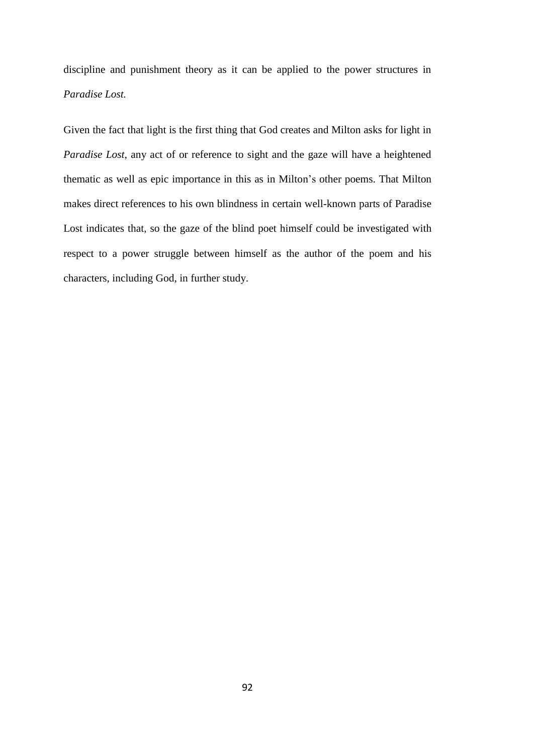discipline and punishment theory as it can be applied to the power structures in *Paradise Lost.*

Given the fact that light is the first thing that God creates and Milton asks for light in *Paradise Lost,* any act of or reference to sight and the gaze will have a heightened thematic as well as epic importance in this as in Milton's other poems. That Milton makes direct references to his own blindness in certain well-known parts of Paradise Lost indicates that, so the gaze of the blind poet himself could be investigated with respect to a power struggle between himself as the author of the poem and his characters, including God, in further study.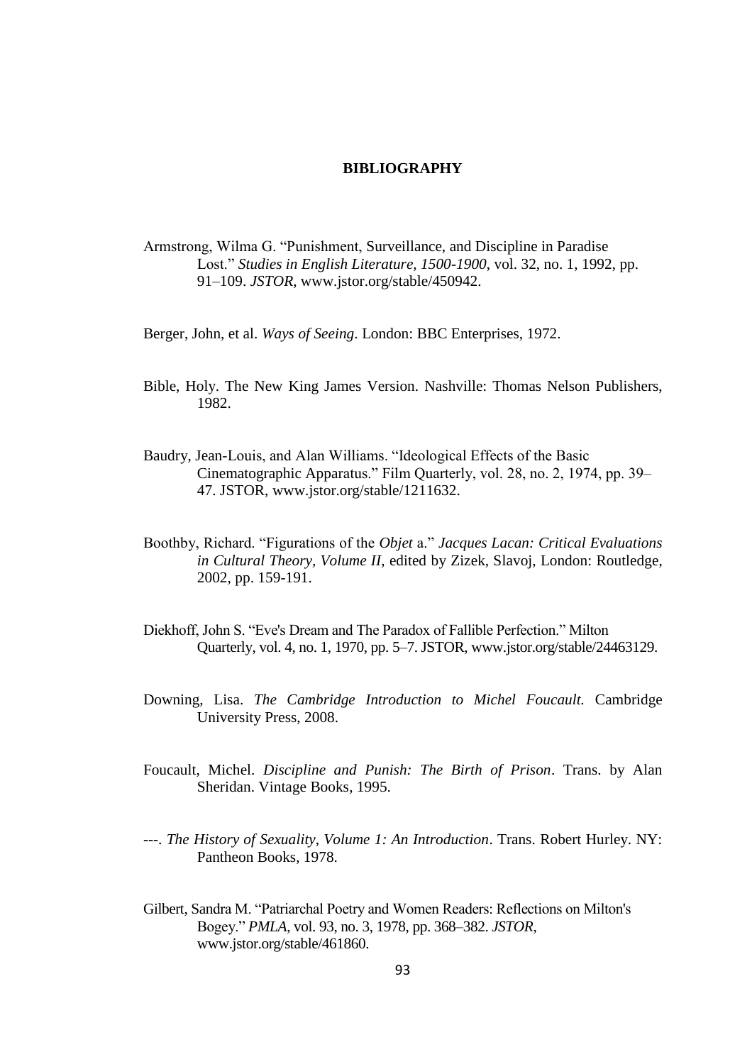# BIBLIOGRAPHY

Armstrong, Wilma G. "Punishment, Surveillance, and Discipline in Paradise Lost." *Studies in English Literature, 1500-1900*, vol. 32, no. 1, 1992, pp. 91–109. *JSTOR*, www.jstor.org/stable/450942.

Berger, John, et al. *Ways of Seeing*. London: BBC Enterprises, 1972.

Bible, Holy. The New King James Version. Nashville: Thomas Nelson Publishers, 1982.

Baudry, Jean-Louis, and Alan Williams. "Ideological Effects of the Basic Cinematographic Apparatus." Film Quarterly, vol. 28, no. 2, 1974, pp. 39–47. JSTOR, www.jstor.org/stable/1211632.

Boothby, Richard. "Figurations of the *Objet* a." *Jacques Lacan: Critical Evaluations in Cultural Theory, Volume II*, edited by Zizek, Slavoj, London: Routledge, 2002, pp. 159-191.

Diekhoff, John S. "Eve's Dream and The Paradox of Fallible Perfection." Milton Quarterly, vol. 4, no. 1, 1970, pp. 5–7. JSTOR, www.jstor.org/stable/24463129.

Downing, Lisa. *The Cambridge Introduction to Michel Foucault*. Cambridge University Press, 2008.

Foucault, Michel. *Discipline and Punish: The Birth of Prison*. Trans. by Alan Sheridan. Vintage Books, 1995.

---. *The History of Sexuality, Volume 1: An Introduction*. Trans. Robert Hurley. NY: Pantheon Books, 1978.

Gilbert, Sandra M. "Patriarchal Poetry and Women Readers: Reflections on Milton's Bogey." *PMLA*, vol. 93, no. 3, 1978, pp. 368–382. *JSTOR*, www.jstor.org/stable/461860.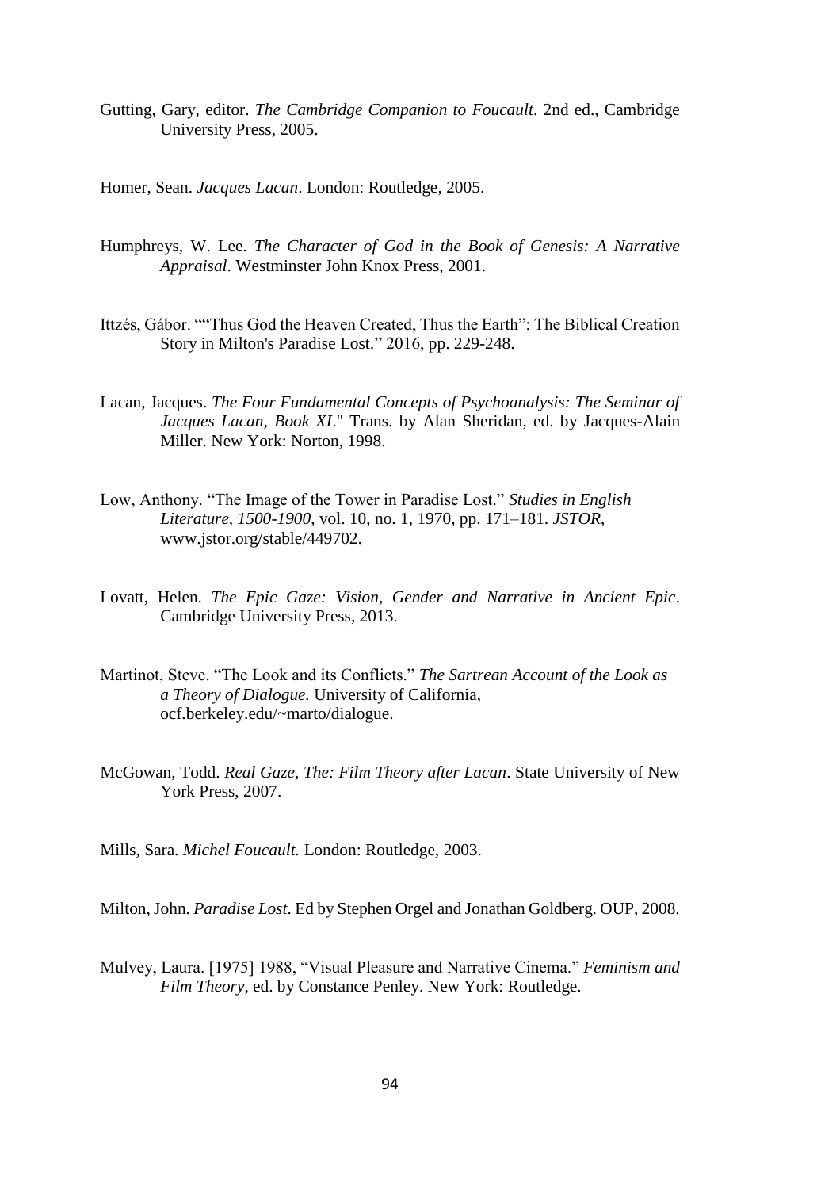Gutting, Gary, editor. *The Cambridge Companion to Foucault*. 2nd ed., Cambridge University Press, 2005.

Homer, Sean. *Jacques Lacan*. London: Routledge, 2005.

Humphreys, W. Lee. *The Character of God in the Book of Genesis: A Narrative Appraisal*. Westminster John Knox Press, 2001.

Ittzés, Gábor. ""Thus God the Heaven Created, Thus the Earth": The Biblical Creation Story in Milton's Paradise Lost." 2016, pp. 229-248.

Lacan, Jacques. *The Four Fundamental Concepts of Psychoanalysis: The Seminar of Jacques Lacan, Book XI*." Trans. by Alan Sheridan, ed. by Jacques-Alain Miller. New York: Norton, 1998.

Low, Anthony. "The Image of the Tower in Paradise Lost." *Studies in English Literature, 1500-1900*, vol. 10, no. 1, 1970, pp. 171–181. *JSTOR*, www.jstor.org/stable/449702.

Lovatt, Helen. *The Epic Gaze: Vision, Gender and Narrative in Ancient Epic*. Cambridge University Press, 2013.

Martinot, Steve. "The Look and its Conflicts." *The Sartrean Account of the Look as a Theory of Dialogue.* University of California, ocf.berkeley.edu/~marto/dialogue.

McGowan, Todd. *Real Gaze, The: Film Theory after Lacan*. State University of New York Press, 2007.

Mills, Sara. *Michel Foucault.* London: Routledge, 2003.

Milton, John. *Paradise Lost*. Ed by Stephen Orgel and Jonathan Goldberg. OUP, 2008.

Mulvey, Laura. [1975] 1988, "Visual Pleasure and Narrative Cinema." *Feminism and Film Theory*, ed. by Constance Penley. New York: Routledge.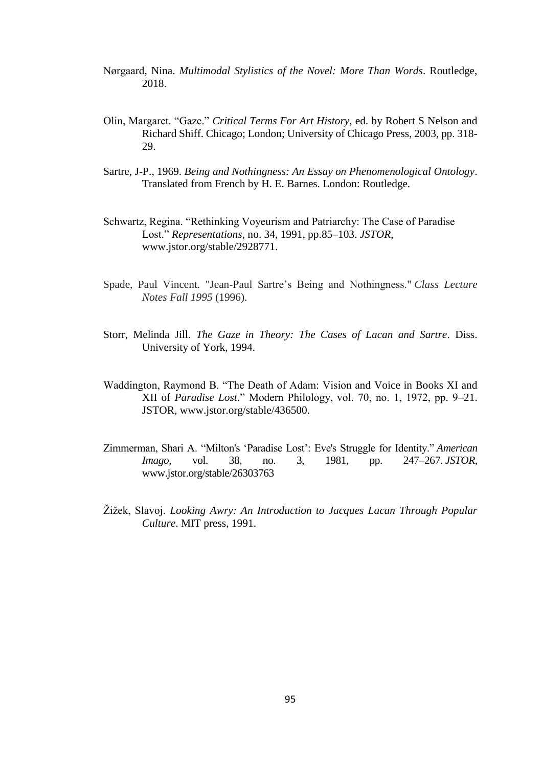Nørgaard, Nina. *Multimodal Stylistics of the Novel: More Than Words*. Routledge, 2018.

Olin, Margaret. "Gaze." *Critical Terms For Art History*, ed. by Robert S Nelson and Richard Shiff. Chicago; London; University of Chicago Press, 2003, pp. 318-29.

Sartre, J-P., 1969. *Being and Nothingness: An Essay on Phenomenological Ontology*. Translated from French by H. E. Barnes. London: Routledge.

Schwartz, Regina. "Rethinking Voyeurism and Patriarchy: The Case of Paradise Lost." *Representations*, no. 34, 1991, pp.85–103. *JSTOR*, www.jstor.org/stable/2928771.

Spade, Paul Vincent. "Jean-Paul Sartre's Being and Nothingness." *Class Lecture Notes Fall 1995* (1996).

Storr, Melinda Jill. *The Gaze in Theory: The Cases of Lacan and Sartre*. Diss. University of York, 1994.

Waddington, Raymond B. "The Death of Adam: Vision and Voice in Books XI and XII of *Paradise Lost*." Modern Philology, vol. 70, no. 1, 1972, pp. 9–21. JSTOR, www.jstor.org/stable/436500.

Zimmerman, Shari A. "Milton's 'Paradise Lost': Eve's Struggle for Identity." *American Imago*, vol. 38, no. 3, 1981, pp. 247–267. *JSTOR*, www.jstor.org/stable/26303763

Žižek, Slavoj. *Looking Awry: An Introduction to Jacques Lacan Through Popular Culture*. MIT press, 1991.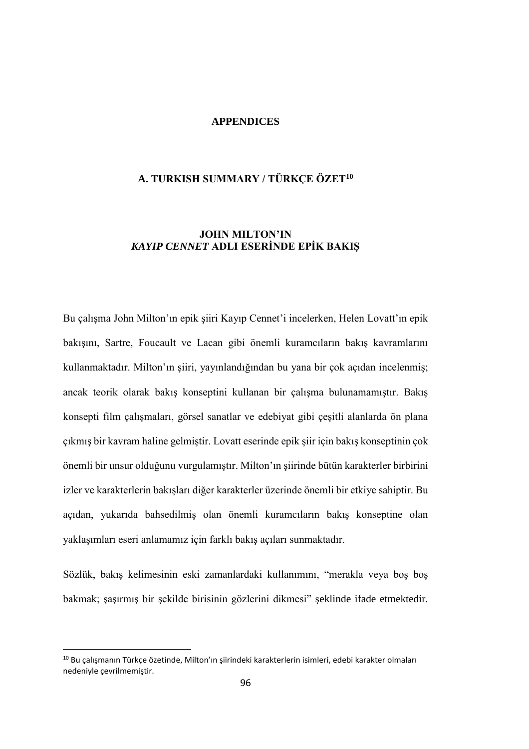# APPENDICES

## A. TURKISH SUMMARY / TÜRKÇE ÖZET[10]

### JOHN MILTON'IN *KAYIP CENNET* ADLI ESERİNDE EPİK BAKIŞ

Bu çalışma John Milton'ın epik şiiri Kayıp Cennet'i incelerken, Helen Lovatt'ın epik bakışını, Sartre, Foucault ve Lacan gibi önemli kuramcıların bakış kavramlarını kullanmaktadır. Milton'ın şiiri, yayınlandığından bu yana bir çok açıdan incelenmiş; ancak teorik olarak bakış konseptini kullanan bir çalışma bulunamamıştır. Bakış konsepti film çalışmaları, görsel sanatlar ve edebiyat gibi çeşitli alanlarda ön plana çıkmış bir kavram haline gelmiştir. Lovatt eserinde epik şiir için bakış konseptinin çok önemli bir unsur olduğunu vurgulamıştır. Milton'ın şiirinde bütün karakterler birbirini izler ve karakterlerin bakışları diğer karakterler üzerinde önemli bir etkiye sahiptir. Bu açıdan, yukarıda bahsedilmiş olan önemli kuramcıların bakış konseptine olan yaklaşımları eseri anlamamız için farklı bakış açıları sunmaktadır.

Sözlük, bakış kelimesinin eski zamanlardaki kullanımını, "merakla veya boş boş bakmak; şaşırmış bir şekilde birisinin gözlerini dikmesi" şeklinde ifade etmektedir.

---

[10] Bu çalışmanın Türkçe özetinde, Milton'ın şiirindeki karakterlerin isimleri, edebi karakter olmaları nedeniyle çevrilmemiştir.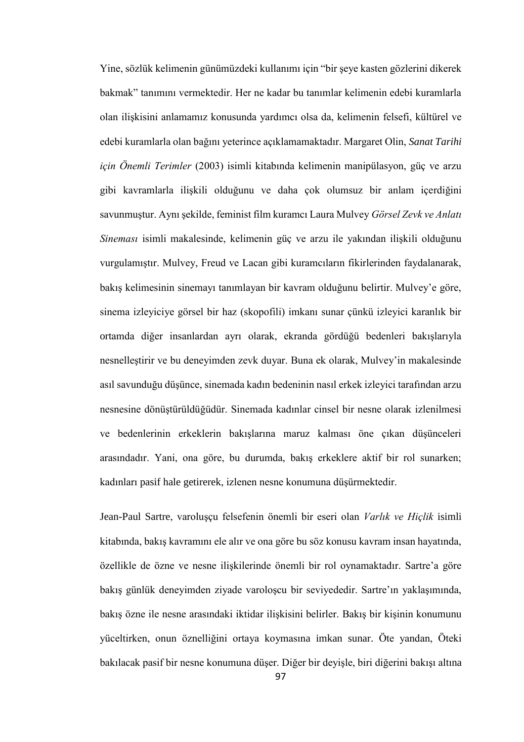Yine, sözlük kelimenin günümüzdeki kullanımı için "bir şeye kasten gözlerini dikerek bakmak" tanımını vermektedir. Her ne kadar bu tanımlar kelimenin edebi kuramlarla olan ilişkisini anlamamız konusunda yardımcı olsa da, kelimenin felsefi, kültürel ve edebi kuramlarla olan bağını yeterince açıklamamaktadır. Margaret Olin, *Sanat Tarihi için Önemli Terimler* (2003) isimli kitabında kelimenin manipülasyon, güç ve arzu gibi kavramlarla ilişkili olduğunu ve daha çok olumsuz bir anlam içerdiğini savunmuştur. Aynı şekilde, feminist film kuramcı Laura Mulvey *Görsel Zevk ve Anlatı Sineması* isimli makalesinde, kelimenin güç ve arzu ile yakından ilişkili olduğunu vurgulamıştır. Mulvey, Freud ve Lacan gibi kuramcıların fikirlerinden faydalanarak, bakış kelimesinin sinemayı tanımlayan bir kavram olduğunu belirtir. Mulvey'e göre, sinema izleyiciye görsel bir haz (skopofili) imkanı sunar çünkü izleyici karanlık bir ortamda diğer insanlardan ayrı olarak, ekranda gördüğü bedenleri bakışlarıyla nesnelleştirir ve bu deneyimden zevk duyar. Buna ek olarak, Mulvey'in makalesinde asıl savunduğu düşünce, sinemada kadın bedeninin nasıl erkek izleyici tarafından arzu nesnesine dönüştürüldüğüdür. Sinemada kadınlar cinsel bir nesne olarak izlenilmesi ve bedenlerinin erkeklerin bakışlarına maruz kalması öne çıkan düşünceleri arasındadır. Yani, ona göre, bu durumda, bakış erkeklere aktif bir rol sunarken; kadınları pasif hale getirerek, izlenen nesne konumuna düşürmektedir.

Jean-Paul Sartre, varoluşçu felsefenin önemli bir eseri olan *Varlık ve Hiçlik* isimli kitabında, bakış kavramını ele alır ve ona göre bu söz konusu kavram insan hayatında, özellikle de özne ve nesne ilişkilerinde önemli bir rol oynamaktadır. Sartre'a göre bakış günlük deneyimden ziyade varoloşcu bir seviyededir. Sartre'ın yaklaşımında, bakış özne ile nesne arasındaki iktidar ilişkisini belirler. Bakış bir kişinin konumunu yüceltirken, onun öznelliğini ortaya koymasına imkan sunar. Öte yandan, Öteki bakılacak pasif bir nesne konumuna düşer. Diğer bir deyişle, biri diğerini bakışı altına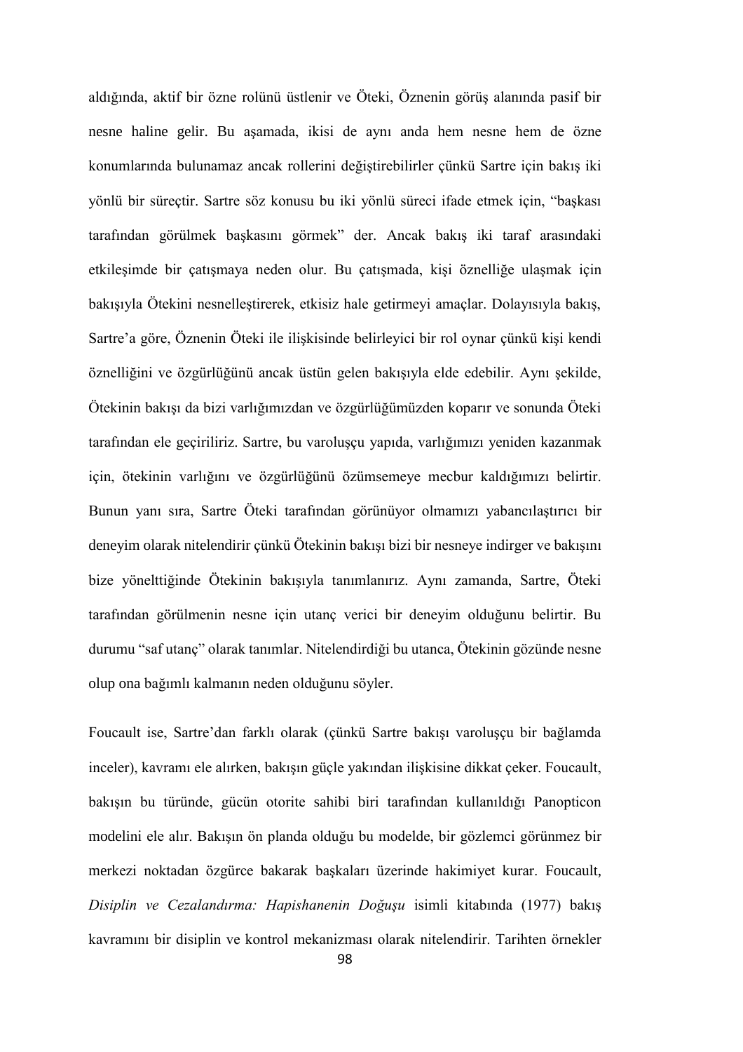aldığında, aktif bir özne rolünü üstlenir ve Öteki, Öznenin görüş alanında pasif bir nesne haline gelir. Bu aşamada, ikisi de aynı anda hem nesne hem de özne konumlarında bulunamaz ancak rollerini değiştirebilirler çünkü Sartre için bakış iki yönlü bir süreçtir. Sartre söz konusu bu iki yönlü süreci ifade etmek için, "başkası tarafından görülmek başkasını görmek" der. Ancak bakış iki taraf arasındaki etkileşimde bir çatışmaya neden olur. Bu çatışmada, kişi öznelliğe ulaşmak için bakışıyla Ötekini nesnelleştirerek, etkisiz hale getirmeyi amaçlar. Dolayısıyla bakış, Sartre'a göre, Öznenin Öteki ile ilişkisinde belirleyici bir rol oynar çünkü kişi kendi öznelliğini ve özgürlüğünü ancak üstün gelen bakışıyla elde edebilir. Aynı şekilde, Ötekinin bakışı da bizi varlığımızdan ve özgürlüğümüzden koparır ve sonunda Öteki tarafından ele geçiriliriz. Sartre, bu varoluşçu yapıda, varlığımızı yeniden kazanmak için, ötekinin varlığını ve özgürlüğünü özümsemeye mecbur kaldığımızı belirtir. Bunun yanı sıra, Sartre Öteki tarafından görünüyor olmamızı yabancılaştırıcı bir deneyim olarak nitelendirir çünkü Ötekinin bakışı bizi bir nesneye indirger ve bakışını bize yönelttiğinde Ötekinin bakışıyla tanımlanırız. Aynı zamanda, Sartre, Öteki tarafından görülmenin nesne için utanç verici bir deneyim olduğunu belirtir. Bu durumu "saf utanç" olarak tanımlar. Nitelendirdiği bu utanca, Ötekinin gözünde nesne olup ona bağımlı kalmanın neden olduğunu söyler.

Foucault ise, Sartre'dan farklı olarak (çünkü Sartre bakışı varoluşçu bir bağlamda inceler), kavramı ele alırken, bakışın güçle yakından ilişkisine dikkat çeker. Foucault, bakışın bu türünde, gücün otorite sahibi biri tarafından kullanıldığı Panopticon modelini ele alır. Bakışın ön planda olduğu bu modelde, bir gözlemci görünmez bir merkezi noktadan özgürce bakarak başkaları üzerinde hakimiyet kurar. Foucault, *Disiplin ve Cezalandırma: Hapishanenin Doğuşu* isimli kitabında (1977) bakış kavramını bir disiplin ve kontrol mekanizması olarak nitelendirir. Tarihten örnekler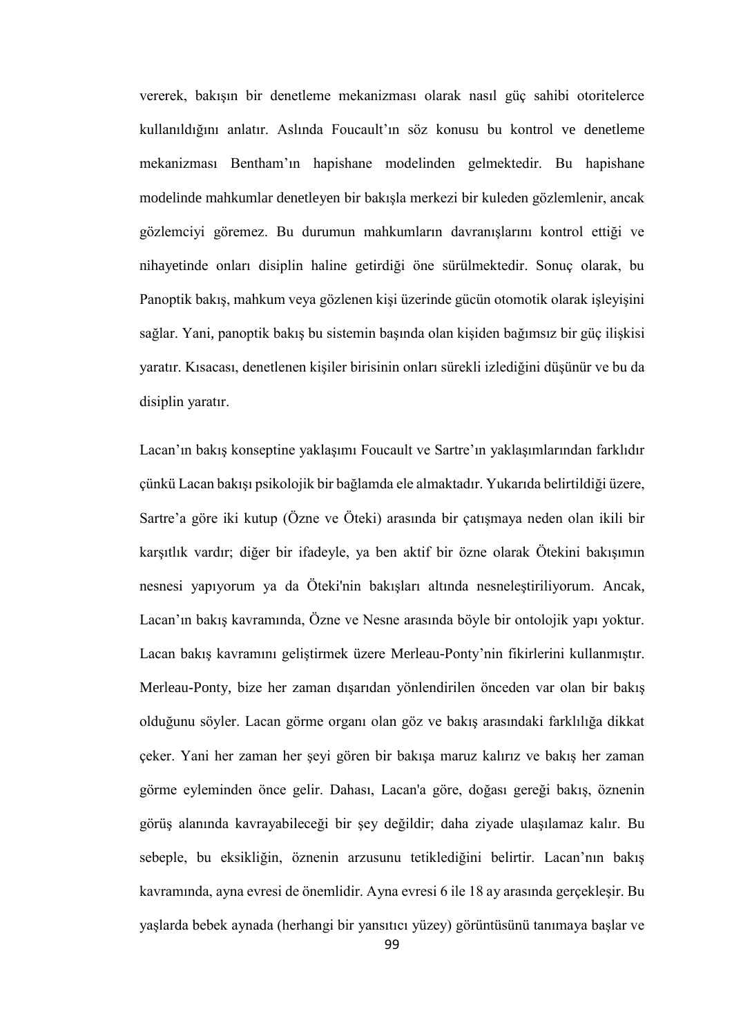vererek, bakışın bir denetleme mekanizması olarak nasıl güç sahibi otoritelerce kullanıldığını anlatır. Aslında Foucault'ın söz konusu bu kontrol ve denetleme mekanizması Bentham'ın hapishane modelinden gelmektedir. Bu hapishane modelinde mahkumlar denetleyen bir bakışla merkezi bir kuleden gözlemlenir, ancak gözlemciyi göremez. Bu durumun mahkumların davranışlarını kontrol ettiği ve nihayetinde onları disiplin haline getirdiği öne sürülmektedir. Sonuç olarak, bu Panoptik bakış, mahkum veya gözlenen kişi üzerinde gücün otomotik olarak işleyişini sağlar. Yani, panoptik bakış bu sistemin başında olan kişiden bağımsız bir güç ilişkisi yaratır. Kısacası, denetlenen kişiler birisinin onları sürekli izlediğini düşünür ve bu da disiplin yaratır.

Lacan'ın bakış konseptine yaklaşımı Foucault ve Sartre'ın yaklaşımlarından farklıdır çünkü Lacan bakışı psikolojik bir bağlamda ele almaktadır. Yukarıda belirtildiği üzere, Sartre'a göre iki kutup (Özne ve Öteki) arasında bir çatışmaya neden olan ikili bir karşıtlık vardır; diğer bir ifadeyle, ya ben aktif bir özne olarak Ötekini bakışımın nesnesi yapıyorum ya da Öteki'nin bakışları altında nesneleştiriliyorum. Ancak, Lacan'ın bakış kavramında, Özne ve Nesne arasında böyle bir ontolojik yapı yoktur. Lacan bakış kavramını geliştirmek üzere Merleau-Ponty'nin fikirlerini kullanmıştır. Merleau-Ponty, bize her zaman dışarıdan yönlendirilen önceden var olan bir bakış olduğunu söyler. Lacan görme organı olan göz ve bakış arasındaki farklılığa dikkat çeker. Yani her zaman her şeyi gören bir bakışa maruz kalırız ve bakış her zaman görme eyleminden önce gelir. Dahası, Lacan'a göre, doğası gereği bakış, öznenin görüş alanında kavrayabileceği bir şey değildir; daha ziyade ulaşılamaz kalır. Bu sebeple, bu eksikliğin, öznenin arzusunu tetiklediğini belirtir. Lacan'nın bakış kavramında, ayna evresi de önemlidir. Ayna evresi 6 ile 18 ay arasında gerçekleşir. Bu yaşlarda bebek aynada (herhangi bir yansıtıcı yüzey) görüntüsünü tanımaya başlar ve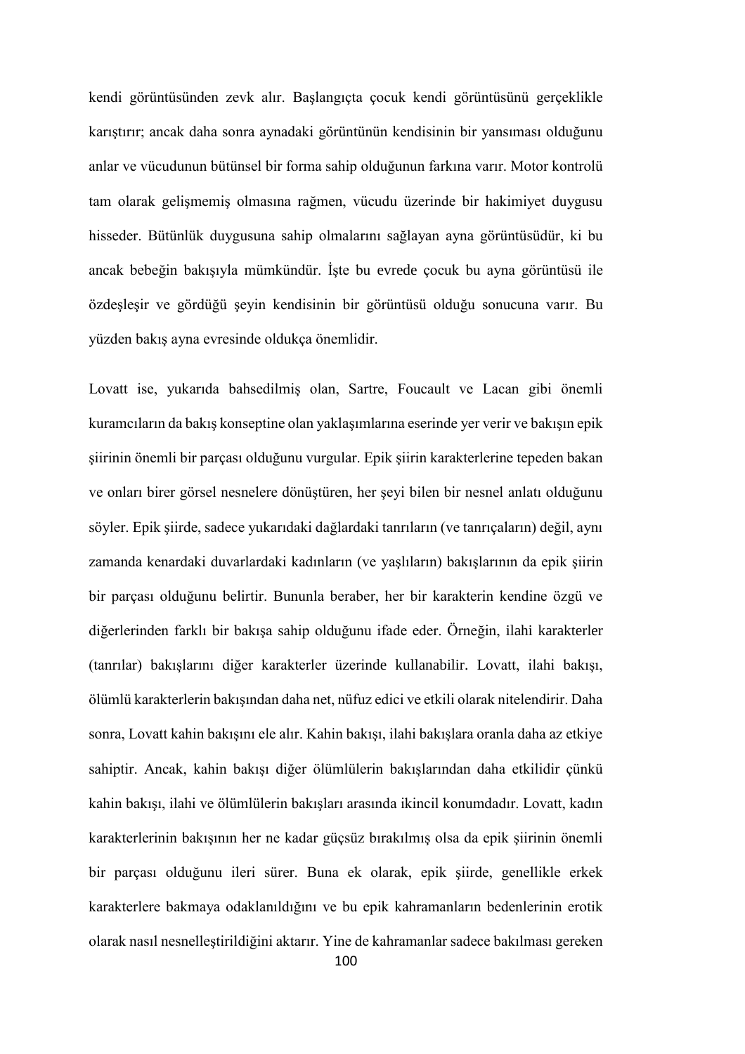kendi görüntüsünden zevk alır. Başlangıçta çocuk kendi görüntüsünü gerçeklikle karıştırır; ancak daha sonra aynadaki görüntünün kendisinin bir yansıması olduğunu anlar ve vücudunun bütünsel bir forma sahip olduğunun farkına varır. Motor kontrolü tam olarak gelişmemiş olmasına rağmen, vücudu üzerinde bir hakimiyet duygusu hisseder. Bütünlük duygusuna sahip olmalarını sağlayan ayna görüntüsüdür, ki bu ancak bebeğin bakışıyla mümkündür. İşte bu evrede çocuk bu ayna görüntüsü ile özdeşleşir ve gördüğü şeyin kendisinin bir görüntüsü olduğu sonucuna varır. Bu yüzden bakış ayna evresinde oldukça önemlidir.

Lovatt ise, yukarıda bahsedilmiş olan, Sartre, Foucault ve Lacan gibi önemli kuramcıların da bakış konseptine olan yaklaşımlarına eserinde yer verir ve bakışın epik şiirinin önemli bir parçası olduğunu vurgular. Epik şiirin karakterlerine tepeden bakan ve onları birer görsel nesnelere dönüştüren, her şeyi bilen bir nesnel anlatı olduğunu söyler. Epik şiirde, sadece yukarıdaki dağlardaki tanrıların (ve tanrıçaların) değil, aynı zamanda kenardaki duvarlardaki kadınların (ve yaşlıların) bakışlarının da epik şiirin bir parçası olduğunu belirtir. Bununla beraber, her bir karakterin kendine özgü ve diğerlerinden farklı bir bakışa sahip olduğunu ifade eder. Örneğin, ilahi karakterler (tanrılar) bakışlarını diğer karakterler üzerinde kullanabilir. Lovatt, ilahi bakışı, ölümlü karakterlerin bakışından daha net, nüfuz edici ve etkili olarak nitelendirir. Daha sonra, Lovatt kahin bakışını ele alır. Kahin bakışı, ilahi bakışlara oranla daha az etkiye sahiptir. Ancak, kahin bakışı diğer ölümlülerin bakışlarından daha etkilidir çünkü kahin bakışı, ilahi ve ölümlülerin bakışları arasında ikincil konumdadır. Lovatt, kadın karakterlerinin bakışının her ne kadar güçsüz bırakılmış olsa da epik şiirinin önemli bir parçası olduğunu ileri sürer. Buna ek olarak, epik şiirde, genellikle erkek karakterlere bakmaya odaklanıldığını ve bu epik kahramanların bedenlerinin erotik olarak nasıl nesnelleştirildiğini aktarır. Yine de kahramanlar sadece bakılması gereken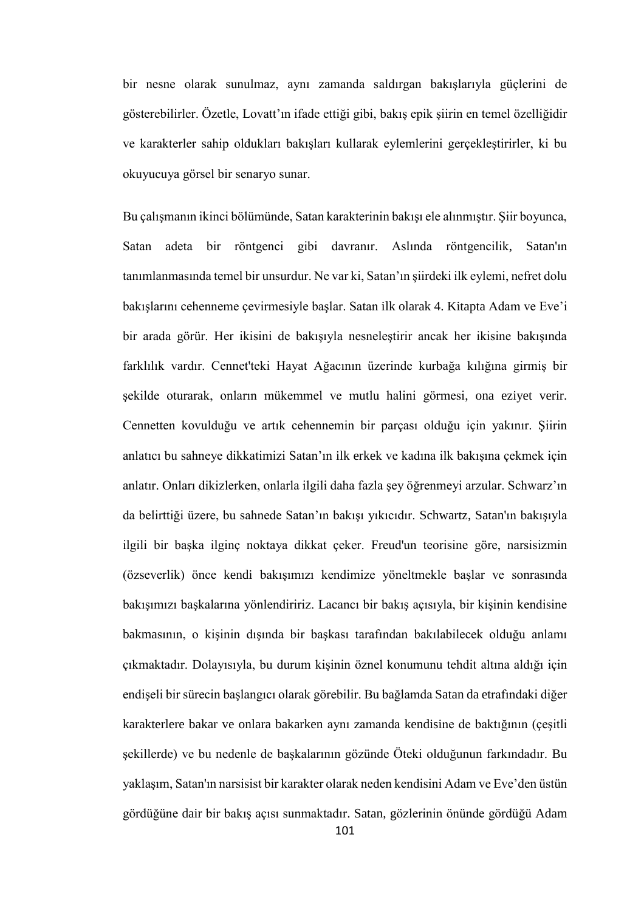bir nesne olarak sunulmaz, aynı zamanda saldırgan bakışlarıyla güçlerini de gösterebilirler. Özetle, Lovatt'ın ifade ettiği gibi, bakış epik şiirin en temel özelliğidir ve karakterler sahip oldukları bakışları kullarak eylemlerini gerçekleştirirler, ki bu okuyucuya görsel bir senaryo sunar.

Bu çalışmanın ikinci bölümünde, Satan karakterinin bakışı ele alınmıştır. Şiir boyunca, Satan adeta bir röntgenci gibi davranır. Aslında röntgencilik, Satan'ın tanımlanmasında temel bir unsurdur. Ne var ki, Satan'ın şiirdeki ilk eylemi, nefret dolu bakışlarını cehenneme çevirmesiyle başlar. Satan ilk olarak 4. Kitapta Adam ve Eve'i bir arada görür. Her ikisini de bakışıyla nesneleştirir ancak her ikisine bakışında farklılık vardır. Cennet'teki Hayat Ağacının üzerinde kurbağa kılığına girmiş bir şekilde oturarak, onların mükemmel ve mutlu halini görmesi, ona eziyet verir. Cennetten kovulduğu ve artık cehennemin bir parçası olduğu için yakınır. Şiirin anlatıcı bu sahneye dikkatimizi Satan'ın ilk erkek ve kadına ilk bakışına çekmek için anlatır. Onları dikizlerken, onlarla ilgili daha fazla şey öğrenmeyi arzular. Schwarz'ın da belirttiği üzere, bu sahnede Satan'ın bakışı yıkıcıdır. Schwartz, Satan'ın bakışıyla ilgili bir başka ilginç noktaya dikkat çeker. Freud'un teorisine göre, narsisizmin (özseverlik) önce kendi bakışımızı kendimize yöneltmekle başlar ve sonrasında bakışımızı başkalarına yönlendiririz. Lacancı bir bakış açısıyla, bir kişinin kendisine bakmasının, o kişinin dışında bir başkası tarafından bakılabilecek olduğu anlamı çıkmaktadır. Dolayısıyla, bu durum kişinin öznel konumunu tehdit altına aldığı için endişeli bir sürecin başlangıcı olarak görebilir. Bu bağlamda Satan da etrafındaki diğer karakterlere bakar ve onlara bakarken aynı zamanda kendisine de baktığının (çeşitli şekillerde) ve bu nedenle de başkalarının gözünde Öteki olduğunun farkındadır. Bu yaklaşım, Satan'ın narsisist bir karakter olarak neden kendisini Adam ve Eve'den üstün gördüğüne dair bir bakış açısı sunmaktadır. Satan, gözlerinin önünde gördüğü Adam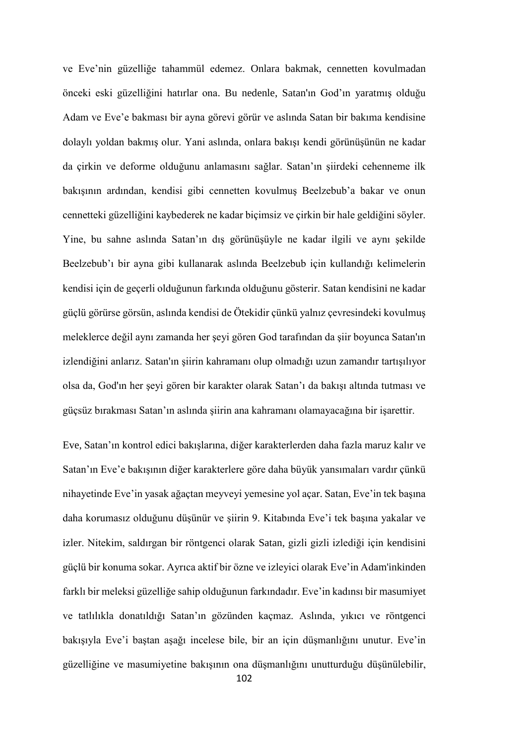ve Eve'nin güzelliğe tahammül edemez. Onlara bakmak, cennetten kovulmadan önceki eski güzelliğini hatırlar ona. Bu nedenle, Satan'ın God'ın yaratmış olduğu Adam ve Eve'e bakması bir ayna görevi görür ve aslında Satan bir bakıma kendisine dolaylı yoldan bakmış olur. Yani aslında, onlara bakışı kendi görünüşünün ne kadar da çirkin ve deforme olduğunu anlamasını sağlar. Satan'ın şiirdeki cehenneme ilk bakışının ardından, kendisi gibi cennetten kovulmuş Beelzebub'a bakar ve onun cennetteki güzelliğini kaybederek ne kadar biçimsiz ve çirkin bir hale geldiğini söyler. Yine, bu sahne aslında Satan'ın dış görünüşüyle ne kadar ilgili ve aynı şekilde Beelzebub'ı bir ayna gibi kullanarak aslında Beelzebub için kullandığı kelimelerin kendisi için de geçerli olduğunun farkında olduğunu gösterir. Satan kendisini ne kadar güçlü görürse görsün, aslında kendisi de Ötekidir çünkü yalnız çevresindeki kovulmuş meleklerce değil aynı zamanda her şeyi gören God tarafından da şiir boyunca Satan'ın izlendiğini anlarız. Satan'ın şiirin kahramanı olup olmadığı uzun zamandır tartışılıyor olsa da, God'ın her şeyi gören bir karakter olarak Satan'ı da bakışı altında tutması ve güçsüz bırakması Satan'ın aslında şiirin ana kahramanı olamayacağına bir işarettir.

Eve, Satan'ın kontrol edici bakışlarına, diğer karakterlerden daha fazla maruz kalır ve Satan'ın Eve'e bakışının diğer karakterlere göre daha büyük yansımaları vardır çünkü nihayetinde Eve'in yasak ağaçtan meyveyi yemesine yol açar. Satan, Eve'in tek başına daha korumasız olduğunu düşünür ve şiirin 9. Kitabında Eve'i tek başına yakalar ve izler. Nitekim, saldırgan bir röntgenci olarak Satan, gizli gizli izlediği için kendisini güçlü bir konuma sokar. Ayrıca aktif bir özne ve izleyici olarak Eve'in Adam'inkinden farklı bir meleksi güzelliğe sahip olduğunun farkındadır. Eve'in kadınsı bir masumiyet ve tatlılıkla donatıldığı Satan'ın gözünden kaçmaz. Aslında, yıkıcı ve röntgenci bakışıyla Eve'i baştan aşağı incelese bile, bir an için düşmanlığını unutur. Eve'in güzelliğine ve masumiyetine bakışının ona düşmanlığını unutturduğu düşünülebilir,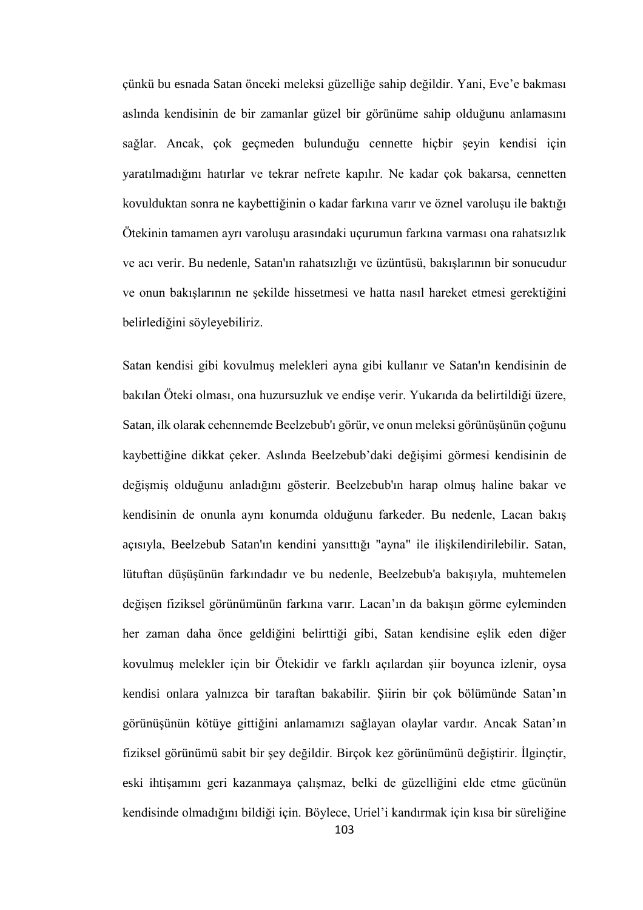çünkü bu esnada Satan önceki meleksi güzelliğe sahip değildir. Yani, Eve'e bakması aslında kendisinin de bir zamanlar güzel bir görünüme sahip olduğunu anlamasını sağlar. Ancak, çok geçmeden bulunduğu cennette hiçbir şeyin kendisi için yaratılmadığını hatırlar ve tekrar nefrete kapılır. Ne kadar çok bakarsa, cennetten kovulduktan sonra ne kaybettiğinin o kadar farkına varır ve öznel varoluşu ile baktığı Ötekinin tamamen ayrı varoluşu arasındaki uçurumun farkına varması ona rahatsızlık ve acı verir. Bu nedenle, Satan'ın rahatsızlığı ve üzüntüsü, bakışlarının bir sonucudur ve onun bakışlarının ne şekilde hissetmesi ve hatta nasıl hareket etmesi gerektiğini belirlediğini söyleyebiliriz.

Satan kendisi gibi kovulmuş melekleri ayna gibi kullanır ve Satan'ın kendisinin de bakılan Öteki olması, ona huzursuzluk ve endişe verir. Yukarıda da belirtildiği üzere, Satan, ilk olarak cehennemde Beelzebub'ı görür, ve onun meleksi görünüşünün çoğunu kaybettiğine dikkat çeker. Aslında Beelzebub'daki değişimi görmesi kendisinin de değişmiş olduğunu anladığını gösterir. Beelzebub'ın harap olmuş haline bakar ve kendisinin de onunla aynı konumda olduğunu farkeder. Bu nedenle, Lacan bakış açısıyla, Beelzebub Satan'ın kendini yansıttığı "ayna" ile ilişkilendirilebilir. Satan, lütuftan düşüşünün farkındadır ve bu nedenle, Beelzebub'a bakışıyla, muhtemelen değişen fiziksel görünümünün farkına varır. Lacan'ın da bakışın görme eyleminden her zaman daha önce geldiğini belirttiği gibi, Satan kendisine eşlik eden diğer kovulmuş melekler için bir Ötekidir ve farklı açılardan şiir boyunca izlenir, oysa kendisi onlara yalnızca bir taraftan bakabilir. Şiirin bir çok bölümünde Satan'ın görünüşünün kötüye gittiğini anlamamızı sağlayan olaylar vardır. Ancak Satan'ın fiziksel görünümü sabit bir şey değildir. Birçok kez görünümünü değiştirir. İlginçtir, eski ihtişamını geri kazanmaya çalışmaz, belki de güzelliğini elde etme gücünün kendisinde olmadığını bildiği için. Böylece, Uriel'i kandırmak için kısa bir süreliğine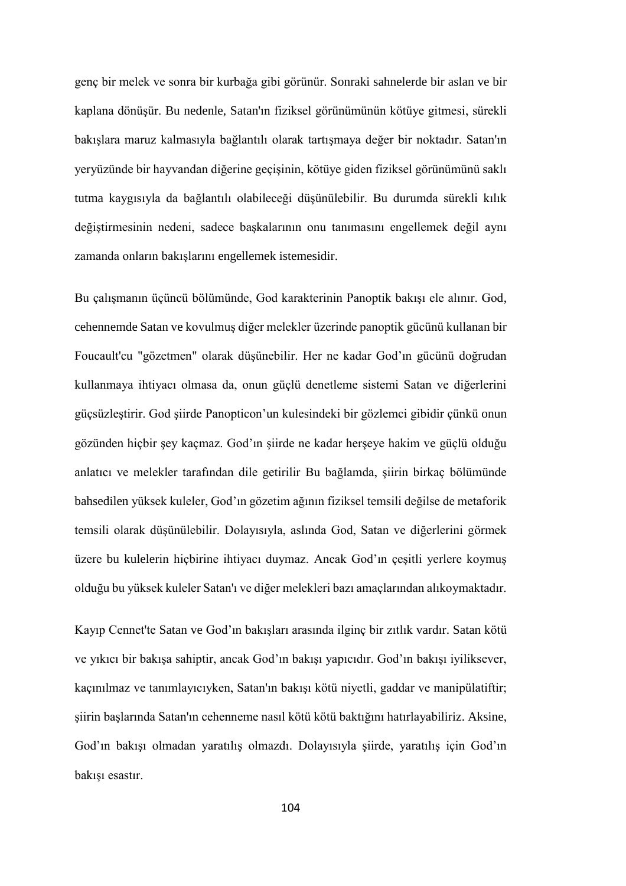genç bir melek ve sonra bir kurbağa gibi görünür. Sonraki sahnelerde bir aslan ve bir kaplana dönüşür. Bu nedenle, Satan'ın fiziksel görünümünün kötüye gitmesi, sürekli bakışlara maruz kalmasıyla bağlantılı olarak tartışmaya değer bir noktadır. Satan'ın yeryüzünde bir hayvandan diğerine geçişinin, kötüye giden fiziksel görünümünü saklı tutma kaygısıyla da bağlantılı olabileceği düşünülebilir. Bu durumda sürekli kılık değiştirmesinin nedeni, sadece başkalarının onu tanımasını engellemek değil aynı zamanda onların bakışlarını engellemek istemesidir.

Bu çalışmanın üçüncü bölümünde, God karakterinin Panoptik bakışı ele alınır. God, cehennemde Satan ve kovulmuş diğer melekler üzerinde panoptik gücünü kullanan bir Foucault'cu "gözetmen" olarak düşünebilir. Her ne kadar God'ın gücünü doğrudan kullanmaya ihtiyacı olmasa da, onun güçlü denetleme sistemi Satan ve diğerlerini güçsüzleştirir. God şiirde Panopticon'un kulesindeki bir gözlemci gibidir çünkü onun gözünden hiçbir şey kaçmaz. God'ın şiirde ne kadar herşeye hakim ve güçlü olduğu anlatıcı ve melekler tarafından dile getirilir Bu bağlamda, şiirin birkaç bölümünde bahsedilen yüksek kuleler, God'ın gözetim ağının fiziksel temsili değilse de metaforik temsili olarak düşünülebilir. Dolayısıyla, aslında God, Satan ve diğerlerini görmek üzere bu kulelerin hiçbirine ihtiyacı duymaz. Ancak God'ın çeşitli yerlere koymuş olduğu bu yüksek kuleler Satan'ı ve diğer melekleri bazı amaçlarından alıkoymaktadır.

Kayıp Cennet'te Satan ve God'ın bakışları arasında ilginç bir zıtlık vardır. Satan kötü ve yıkıcı bir bakışa sahiptir, ancak God'ın bakışı yapıcıdır. God'ın bakışı iyiliksever, kaçınılmaz ve tanımlayıcıyken, Satan'ın bakışı kötü niyetli, gaddar ve manipülatiftir; şiirin başlarında Satan'ın cehenneme nasıl kötü kötü baktığını hatırlayabiliriz. Aksine, God'ın bakışı olmadan yaratılış olmazdı. Dolayısıyla şiirde, yaratılış için God'ın bakışı esastır.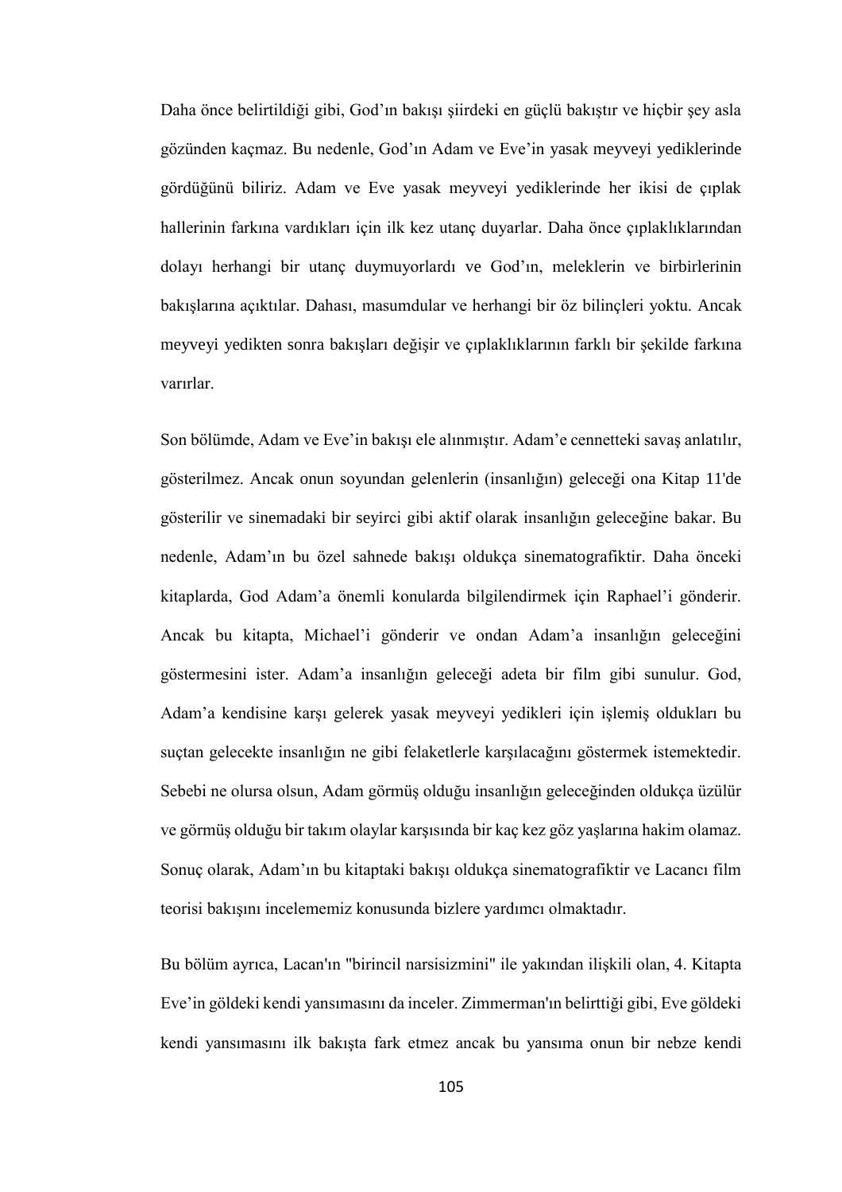Daha önce belirtildiği gibi, God'ın bakışı şiirdeki en güçlü bakıştır ve hiçbir şey asla gözünden kaçmaz. Bu nedenle, God'ın Adam ve Eve'in yasak meyveyi yediklerinde gördüğünü biliriz. Adam ve Eve yasak meyveyi yediklerinde her ikisi de çıplak hallerinin farkına vardıkları için ilk kez utanç duyarlar. Daha önce çıplaklıklarından dolayı herhangi bir utanç duymuyorlardı ve God'ın, meleklerin ve birbirlerinin bakışlarına açıktılar. Dahası, masumdular ve herhangi bir öz bilinçleri yoktu. Ancak meyveyi yedikten sonra bakışları değişir ve çıplaklıklarının farklı bir şekilde farkına varırlar.

Son bölümde, Adam ve Eve'in bakışı ele alınmıştır. Adam'e cennetteki savaş anlatılır, gösterilmez. Ancak onun soyundan gelenlerin (insanlığın) geleceği ona Kitap 11'de gösterilir ve sinemadaki bir seyirci gibi aktif olarak insanlığın geleceğine bakar. Bu nedenle, Adam'ın bu özel sahnede bakışı oldukça sinematografiktir. Daha önceki kitaplarda, God Adam'a önemli konularda bilgilendirmek için Raphael'i gönderir. Ancak bu kitapta, Michael'i gönderir ve ondan Adam'a insanlığın geleceğini göstermesini ister. Adam'a insanlığın geleceği adeta bir film gibi sunulur. God, Adam'a kendisine karşı gelerek yasak meyveyi yedikleri için işlemiş oldukları bu suçtan gelecekte insanlığın ne gibi felaketlerle karşılacağını göstermek istemektedir. Sebebi ne olursa olsun, Adam görmüş olduğu insanlığın geleceğinden oldukça üzülür ve görmüş olduğu bir takım olaylar karşısında bir kaç kez göz yaşlarına hakim olamaz. Sonuç olarak, Adam'ın bu kitaptaki bakışı oldukça sinematografiktir ve Lacancı film teorisi bakışını incelememiz konusunda bizlere yardımcı olmaktadır.

Bu bölüm ayrıca, Lacan'ın "birincil narsisizmini" ile yakından ilişkili olan, 4. Kitapta Eve'in göldeki kendi yansımasını da inceler. Zimmerman'ın belirttiği gibi, Eve göldeki kendi yansımasını ilk bakışta fark etmez ancak bu yansıma onun bir nebze kendi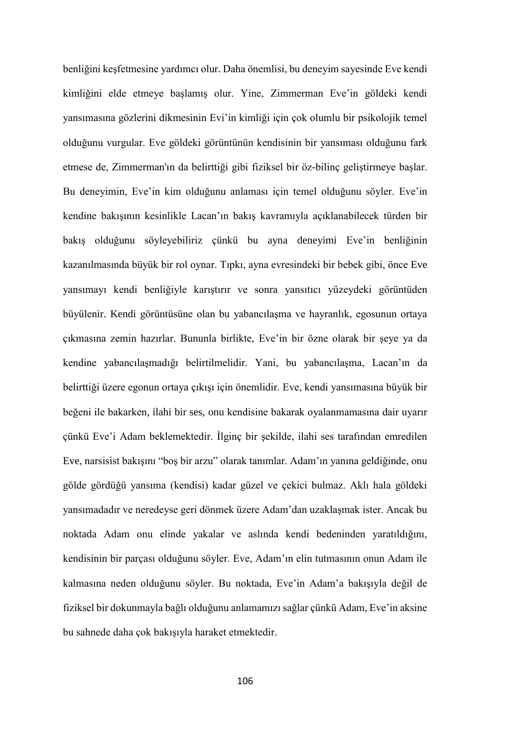benliğini keşfetmesine yardımcı olur. Daha önemlisi, bu deneyim sayesinde Eve kendi kimliğini elde etmeye başlamış olur. Yine, Zimmerman Eve'in göldeki kendi yansımasına gözlerini dikmesinin Evi'in kimliği için çok olumlu bir psikolojik temel olduğunu vurgular. Eve göldeki görüntünün kendisinin bir yansıması olduğunu fark etmese de, Zimmerman'ın da belirttiği gibi fiziksel bir öz-bilinç geliştirmeye başlar. Bu deneyimin, Eve'in kim olduğunu anlaması için temel olduğunu söyler. Eve'in kendine bakışının kesinlikle Lacan'ın bakış kavramıyla açıklanabilecek türden bir bakış olduğunu söyleyebiliriz çünkü bu ayna deneyimi Eve'in benliğinin kazanılmasında büyük bir rol oynar. Tıpkı, ayna evresindeki bir bebek gibi, önce Eve yansımayı kendi benliğiyle karıştırır ve sonra yansıtıcı yüzeydeki görüntüden büyülenir. Kendi görüntüsüne olan bu yabancılaşma ve hayranlık, egosunun ortaya çıkmasına zemin hazırlar. Bununla birlikte, Eve'in bir özne olarak bir şeye ya da kendine yabancılaşmadığı belirtilmelidir. Yani, bu yabancılaşma, Lacan'ın da belirttiği üzere egonun ortaya çıkışı için önemlidir. Eve, kendi yansımasına büyük bir beğeni ile bakarken, ilahi bir ses, onu kendisine bakarak oyalanmamasına dair uyarır çünkü Eve'i Adam beklemektedir. İlginç bir şekilde, ilahi ses tarafından emredilen Eve, narsisist bakışını "boş bir arzu" olarak tanımlar. Adam'ın yanına geldiğinde, onu gölde gördüğü yansıma (kendisi) kadar güzel ve çekici bulmaz. Aklı hala göldeki yansımadadır ve neredeyse geri dönmek üzere Adam'dan uzaklaşmak ister. Ancak bu noktada Adam onu elinde yakalar ve aslında kendi bedeninden yaratıldığını, kendisinin bir parçası olduğunu söyler. Eve, Adam'ın elin tutmasının onun Adam ile kalmasına neden olduğunu söyler. Bu noktada, Eve'in Adam'a bakışıyla değil de fiziksel bir dokunmayla bağlı olduğunu anlamamızı sağlar çünkü Adam, Eve'in aksine bu sahnede daha çok bakışıyla haraket etmektedir.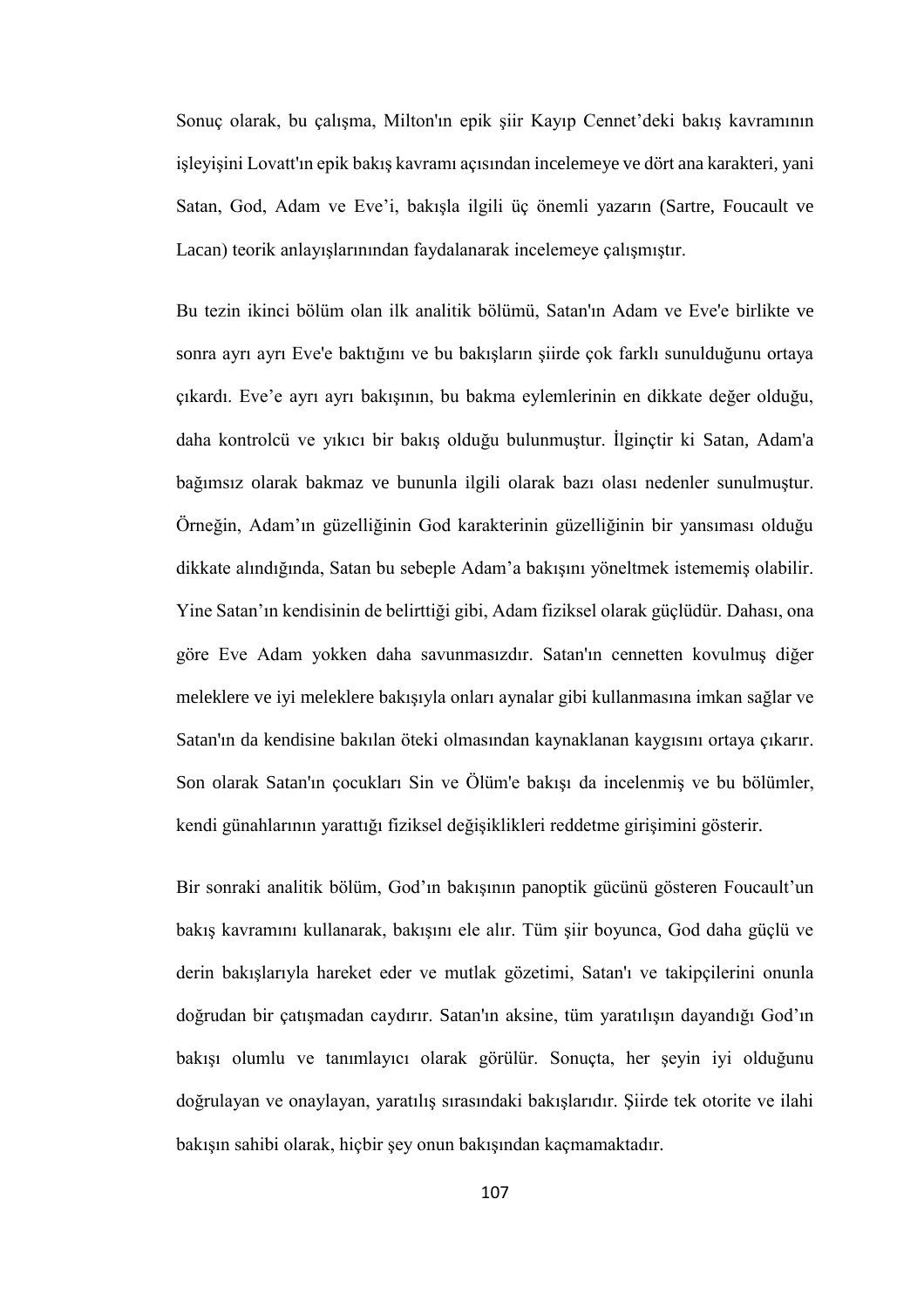Sonuç olarak, bu çalışma, Milton'ın epik şiir Kayıp Cennet'deki bakış kavramının işleyişini Lovatt'ın epik bakış kavramı açısından incelemeye ve dört ana karakteri, yani Satan, God, Adam ve Eve'i, bakışla ilgili üç önemli yazarın (Sartre, Foucault ve Lacan) teorik anlayışlarınından faydalanarak incelemeye çalışmıştır.

Bu tezin ikinci bölüm olan ilk analitik bölümü, Satan'ın Adam ve Eve'e birlikte ve sonra ayrı ayrı Eve'e baktığını ve bu bakışların şiirde çok farklı sunulduğunu ortaya çıkardı. Eve'e ayrı ayrı bakışının, bu bakma eylemlerinin en dikkate değer olduğu, daha kontrolcü ve yıkıcı bir bakış olduğu bulunmuştur. İlginçtir ki Satan, Adam'a bağımsız olarak bakmaz ve bununla ilgili olarak bazı olası nedenler sunulmuştur. Örneğin, Adam'ın güzelliğinin God karakterinin güzelliğinin bir yansıması olduğu dikkate alındığında, Satan bu sebeple Adam'a bakışını yöneltmek istememiş olabilir. Yine Satan'ın kendisinin de belirttiği gibi, Adam fiziksel olarak güçlüdür. Dahası, ona göre Eve Adam yokken daha savunmasızdır. Satan'ın cennetten kovulmuş diğer meleklere ve iyi meleklere bakışıyla onları aynalar gibi kullanmasına imkan sağlar ve Satan'ın da kendisine bakılan öteki olmasından kaynaklanan kaygısını ortaya çıkarır. Son olarak Satan'ın çocukları Sin ve Ölüm'e bakışı da incelenmiş ve bu bölümler, kendi günahlarının yarattığı fiziksel değişiklikleri reddetme girişimini gösterir.

Bir sonraki analitik bölüm, God'ın bakışının panoptik gücünü gösteren Foucault'un bakış kavramını kullanarak, bakışını ele alır. Tüm şiir boyunca, God daha güçlü ve derin bakışlarıyla hareket eder ve mutlak gözetimi, Satan'ı ve takipçilerini onunla doğrudan bir çatışmadan caydırır. Satan'ın aksine, tüm yaratılışın dayandığı God'ın bakışı olumlu ve tanımlayıcı olarak görülür. Sonuçta, her şeyin iyi olduğunu doğrulayan ve onaylayan, yaratılış sırasındaki bakışlarıdır. Şiirde tek otorite ve ilahi bakışın sahibi olarak, hiçbir şey onun bakışından kaçmamaktadır.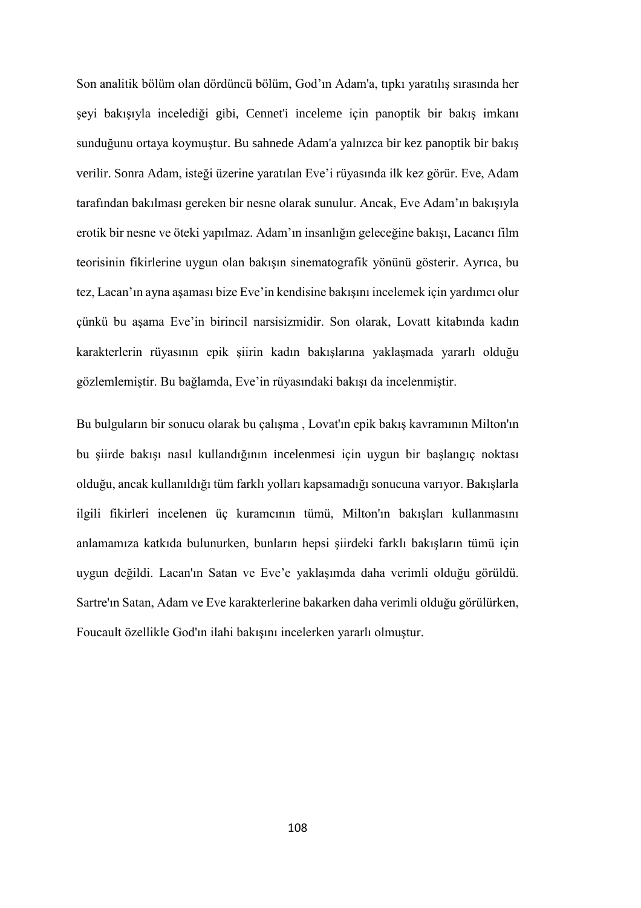Son analitik bölüm olan dördüncü bölüm, God'ın Adam'a, tıpkı yaratılış sırasında her şeyi bakışıyla incelediği gibi, Cennet'i inceleme için panoptik bir bakış imkanı sunduğunu ortaya koymuştur. Bu sahnede Adam'a yalnızca bir kez panoptik bir bakış verilir. Sonra Adam, isteği üzerine yaratılan Eve'i rüyasında ilk kez görür. Eve, Adam tarafından bakılması gereken bir nesne olarak sunulur. Ancak, Eve Adam'ın bakışıyla erotik bir nesne ve öteki yapılmaz. Adam'ın insanlığın geleceğine bakışı, Lacancı film teorisinin fikirlerine uygun olan bakışın sinematografik yönünü gösterir. Ayrıca, bu tez, Lacan'ın ayna aşaması bize Eve'in kendisine bakışını incelemek için yardımcı olur çünkü bu aşama Eve'in birincil narsisizmidir. Son olarak, Lovatt kitabında kadın karakterlerin rüyasının epik şiirin kadın bakışlarına yaklaşmada yararlı olduğu gözlemlemiştir. Bu bağlamda, Eve'in rüyasındaki bakışı da incelenmiştir.

Bu bulguların bir sonucu olarak bu çalışma , Lovat'ın epik bakış kavramının Milton'ın bu şiirde bakışı nasıl kullandığının incelenmesi için uygun bir başlangıç noktası olduğu, ancak kullanıldığı tüm farklı yolları kapsamadığı sonucuna varıyor. Bakışlarla ilgili fikirleri incelenen üç kuramcının tümü, Milton'ın bakışları kullanmasını anlamamıza katkıda bulunurken, bunların hepsi şiirdeki farklı bakışların tümü için uygun değildi. Lacan'ın Satan ve Eve'e yaklaşımda daha verimli olduğu görüldü. Sartre'ın Satan, Adam ve Eve karakterlerine bakarken daha verimli olduğu görülürken, Foucault özellikle God'ın ilahi bakışını incelerken yararlı olmuştur.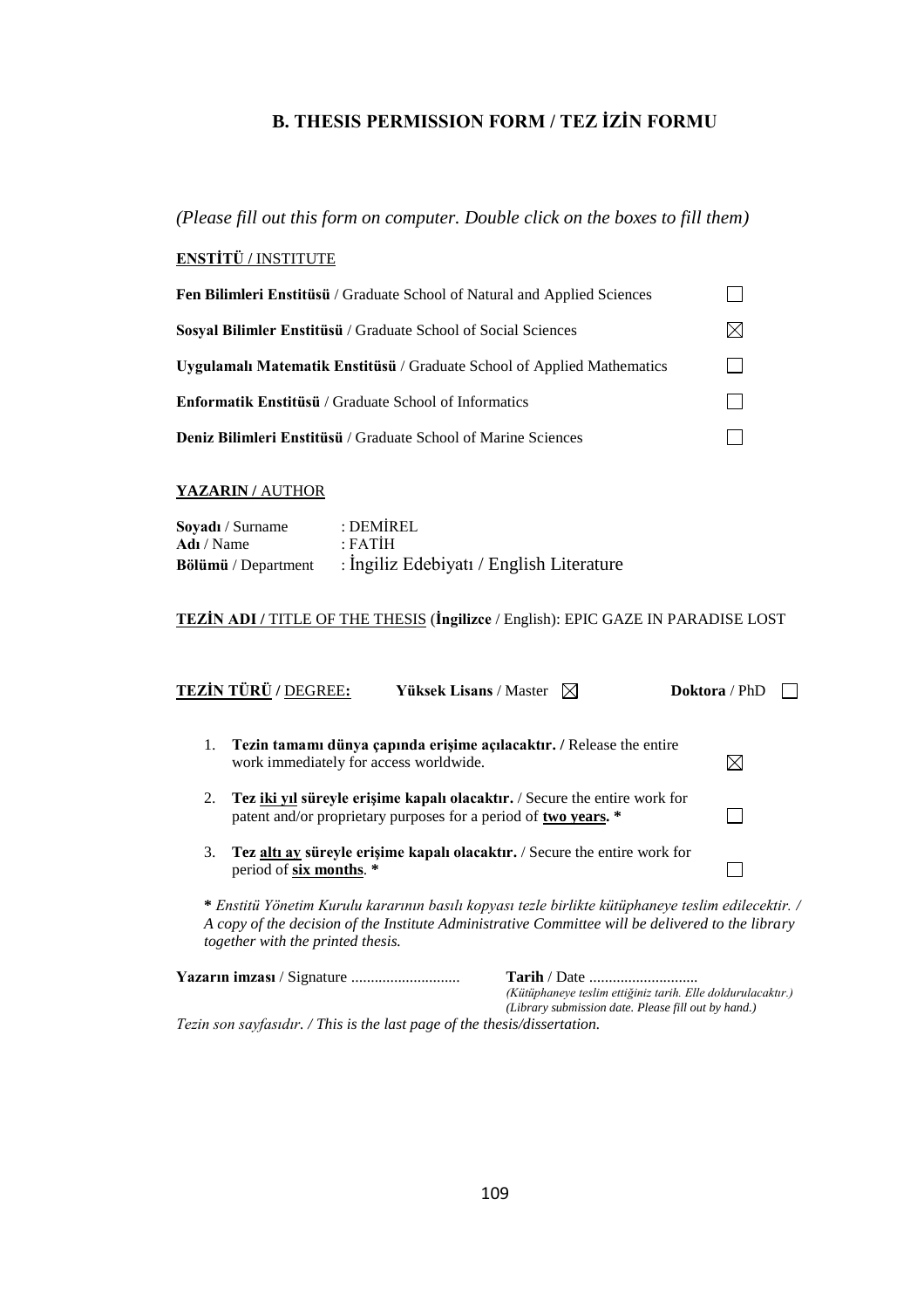## B. THESIS PERMISSION FORM / TEZ İZİN FORMU

*(Please fill out this form on computer. Double click on the boxes to fill them)*

**ENSTİTÜ / INSTITUTE**

| | |
|---|---|
| **Fen Bilimleri Enstitüsü** / Graduate School of Natural and Applied Sciences | ☐ |
| **Sosyal Bilimler Enstitüsü** / Graduate School of Social Sciences | ☒ |
| **Uygulamalı Matematik Enstitüsü** / Graduate School of Applied Mathematics | ☐ |
| **Enformatik Enstitüsü** / Graduate School of Informatics | ☐ |
| **Deniz Bilimleri Enstitüsü** / Graduate School of Marine Sciences | ☐ |

**YAZARIN / AUTHOR**

**Soyadı** / Surname : DEMİREL
**Adı** / Name : FATİH
**Bölümü** / Department : İngiliz Edebiyatı / English Literature

**TEZİN ADI / TITLE OF THE THESIS** (**İngilizce** / English): EPIC GAZE IN PARADISE LOST

**TEZİN TÜRÜ / DEGREE:** **Yüksek Lisans** / Master ☒ **Doktora** / PhD ☐

1. **Tezin tamamı dünya çapında erişime açılacaktır. /** Release the entire work immediately for access worldwide. ☒
2. **Tez iki yıl süreyle erişime kapalı olacaktır.** / Secure the entire work for patent and/or proprietary purposes for a period of **two years. \*** ☐
3. **Tez altı ay süreyle erişime kapalı olacaktır.** / Secure the entire work for period of **six months**. **\*** ☐

**\*** *Enstitü Yönetim Kurulu kararının basılı kopyası tezle birlikte kütüphaneye teslim edilecektir. / A copy of the decision of the Institute Administrative Committee will be delivered to the library together with the printed thesis.*

**Yazarın imzası** / Signature ............................ **Tarih** / Date ............................
*(Kütüphaneye teslim ettiğiniz tarih. Elle doldurulacaktır.)*
*(Library submission date. Please fill out by hand.)*

*Tezin son sayfasıdır. / This is the last page of the thesis/dissertation.*